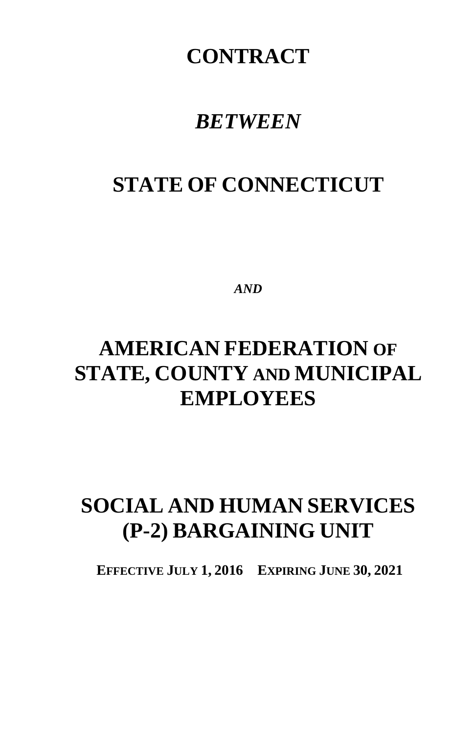# CONTRACT

## *BETWEEN*

# STATE OF CONNECTICUT

***AND***

# AMERICAN FEDERATION OF STATE, COUNTY AND MUNICIPAL EMPLOYEES

# SOCIAL AND HUMAN SERVICES (P-2) BARGAINING UNIT

**EFFECTIVE JULY 1, 2016 EXPIRING JUNE 30, 2021**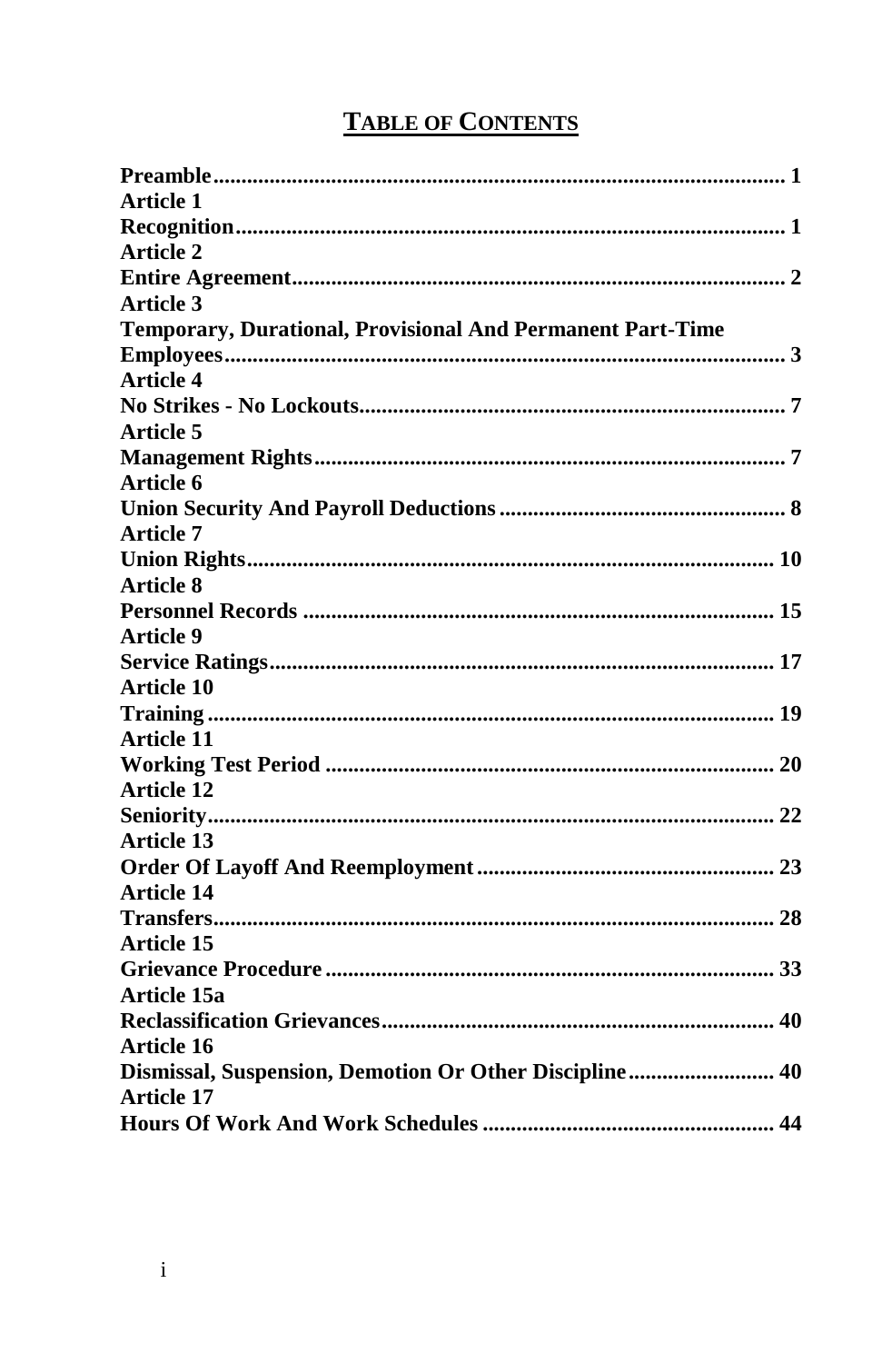# TABLE OF CONTENTS

**Preamble** .......... 1

**Article 1**
**Recognition** .......... 1

**Article 2**
**Entire Agreement** .......... 2

**Article 3**
**Temporary, Durational, Provisional And Permanent Part-Time Employees** .......... 3

**Article 4**
**No Strikes - No Lockouts** .......... 7

**Article 5**
**Management Rights** .......... 7

**Article 6**
**Union Security And Payroll Deductions** .......... 8

**Article 7**
**Union Rights** .......... 10

**Article 8**
**Personnel Records** .......... 15

**Article 9**
**Service Ratings** .......... 17

**Article 10**
**Training** .......... 19

**Article 11**
**Working Test Period** .......... 20

**Article 12**
**Seniority** .......... 22

**Article 13**
**Order Of Layoff And Reemployment** .......... 23

**Article 14**
**Transfers** .......... 28

**Article 15**
**Grievance Procedure** .......... 33

**Article 15a**
**Reclassification Grievances** .......... 40

**Article 16**
**Dismissal, Suspension, Demotion Or Other Discipline** .......... 40

**Article 17**
**Hours Of Work And Work Schedules** .......... 44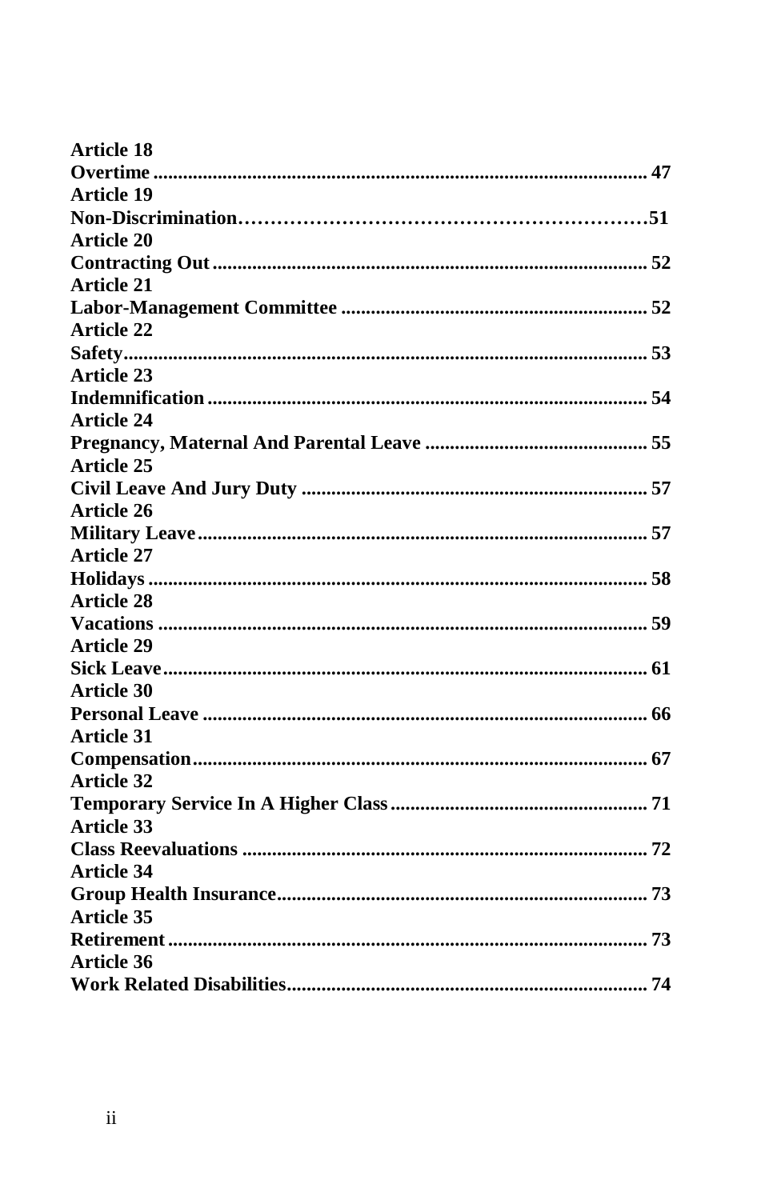**Article 18**
**Overtime .................................................................................................... 47**
**Article 19**
**Non-Discrimination……………………………………………………51**
**Article 20**
**Contracting Out ....................................................................................... 52**
**Article 21**
**Labor-Management Committee ............................................................. 52**
**Article 22**
**Safety......................................................................................................... 53**
**Article 23**
**Indemnification ........................................................................................ 54**
**Article 24**
**Pregnancy, Maternal And Parental Leave ............................................. 55**
**Article 25**
**Civil Leave And Jury Duty ..................................................................... 57**
**Article 26**
**Military Leave .......................................................................................... 57**
**Article 27**
**Holidays .................................................................................................... 58**
**Article 28**
**Vacations .................................................................................................. 59**
**Article 29**
**Sick Leave................................................................................................. 61**
**Article 30**
**Personal Leave ......................................................................................... 66**
**Article 31**
**Compensation ........................................................................................... 67**
**Article 32**
**Temporary Service In A Higher Class .................................................... 71**
**Article 33**
**Class Reevaluations ................................................................................. 72**
**Article 34**
**Group Health Insurance .......................................................................... 73**
**Article 35**
**Retirement ................................................................................................ 73**
**Article 36**
**Work Related Disabilities......................................................................... 74**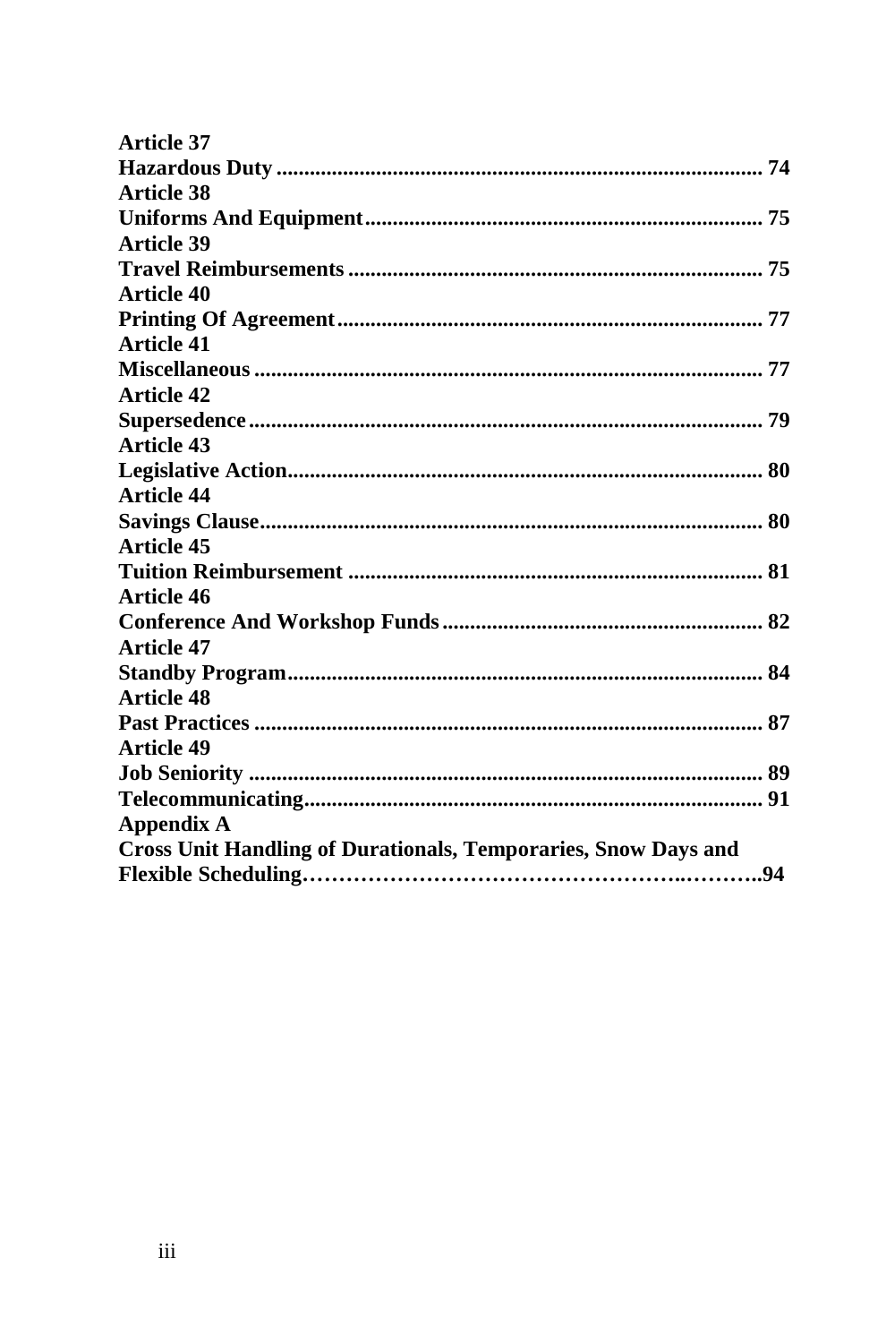**Article 37**
**Hazardous Duty ....................................................................................... 74**
**Article 38**
**Uniforms And Equipment....................................................................... 75**
**Article 39**
**Travel Reimbursements .......................................................................... 75**
**Article 40**
**Printing Of Agreement............................................................................ 77**
**Article 41**
**Miscellaneous ........................................................................................... 77**
**Article 42**
**Supersedence ............................................................................................ 79**
**Article 43**
**Legislative Action..................................................................................... 80**
**Article 44**
**Savings Clause.......................................................................................... 80**
**Article 45**
**Tuition Reimbursement .......................................................................... 81**
**Article 46**
**Conference And Workshop Funds ......................................................... 82**
**Article 47**
**Standby Program..................................................................................... 84**
**Article 48**
**Past Practices ........................................................................................... 87**
**Article 49**
**Job Seniority ............................................................................................ 89**
**Telecommunicating................................................................................. 91**
**Appendix A**
**Cross Unit Handling of Durationals, Temporaries, Snow Days and Flexible Scheduling…………………………………………..………..94**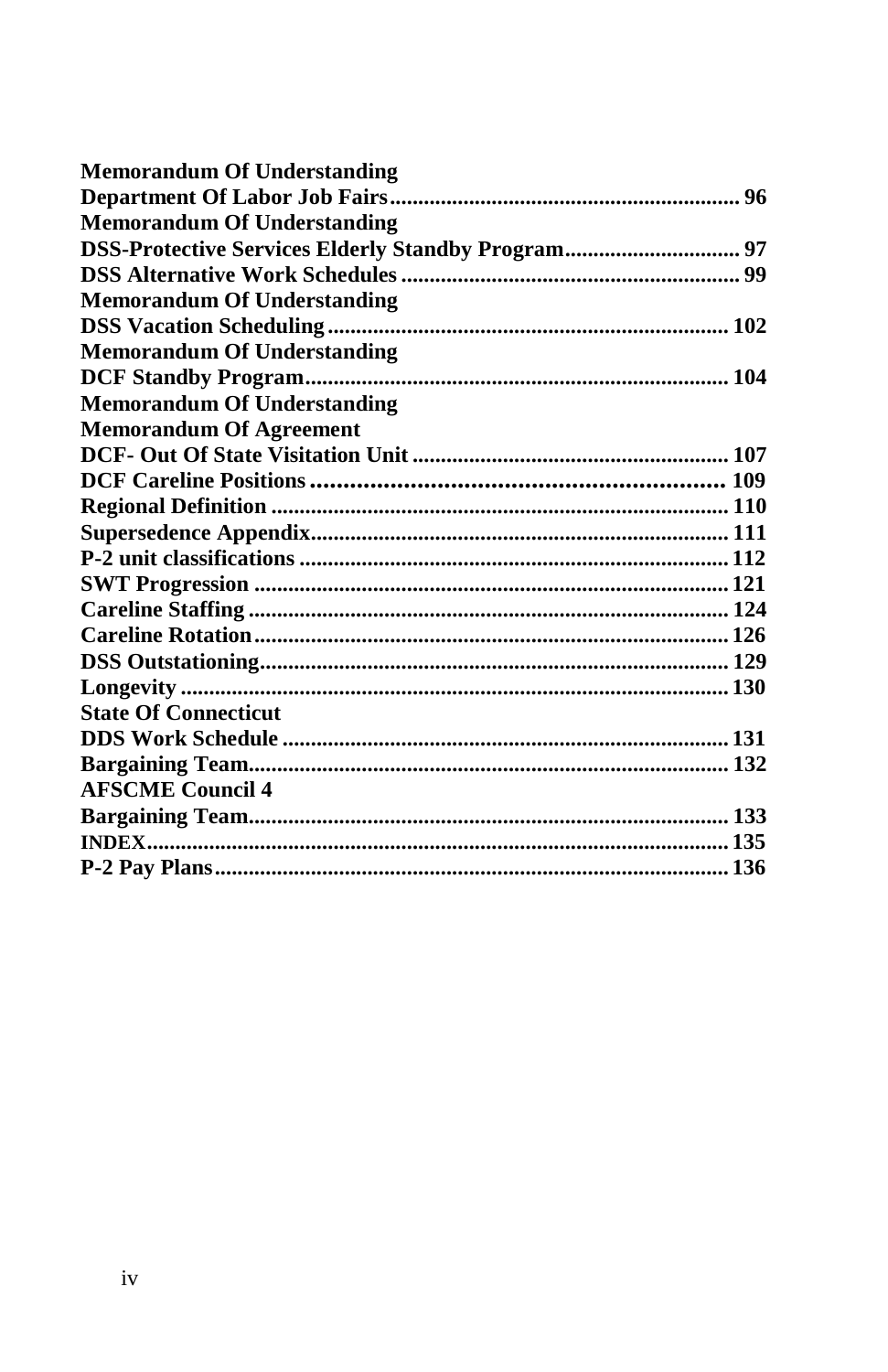**Memorandum Of Understanding**
**Department Of Labor Job Fairs ............................................................ 96**
**Memorandum Of Understanding**
**DSS-Protective Services Elderly Standby Program .............................. 97**
**DSS Alternative Work Schedules .......................................................... 99**
**Memorandum Of Understanding**
**DSS Vacation Scheduling ..................................................................... 102**
**Memorandum Of Understanding**
**DCF Standby Program .......................................................................... 104**
**Memorandum Of Understanding**
**Memorandum Of Agreement**
**DCF- Out Of State Visitation Unit ....................................................... 107**
**DCF Careline Positions ......................................................................... 109**
**Regional Definition ................................................................................ 110**
**Supersedence Appendix ......................................................................... 111**
**P-2 unit classifications .......................................................................... 112**
**SWT Progression ................................................................................... 121**
**Careline Staffing .................................................................................... 124**
**Careline Rotation ................................................................................... 126**
**DSS Outstationing .................................................................................. 129**
**Longevity ................................................................................................ 130**
**State Of Connecticut**
**DDS Work Schedule .............................................................................. 131**
**Bargaining Team .................................................................................... 132**
**AFSCME Council 4**
**Bargaining Team .................................................................................... 133**
**INDEX ..................................................................................................... 135**
**P-2 Pay Plans .......................................................................................... 136**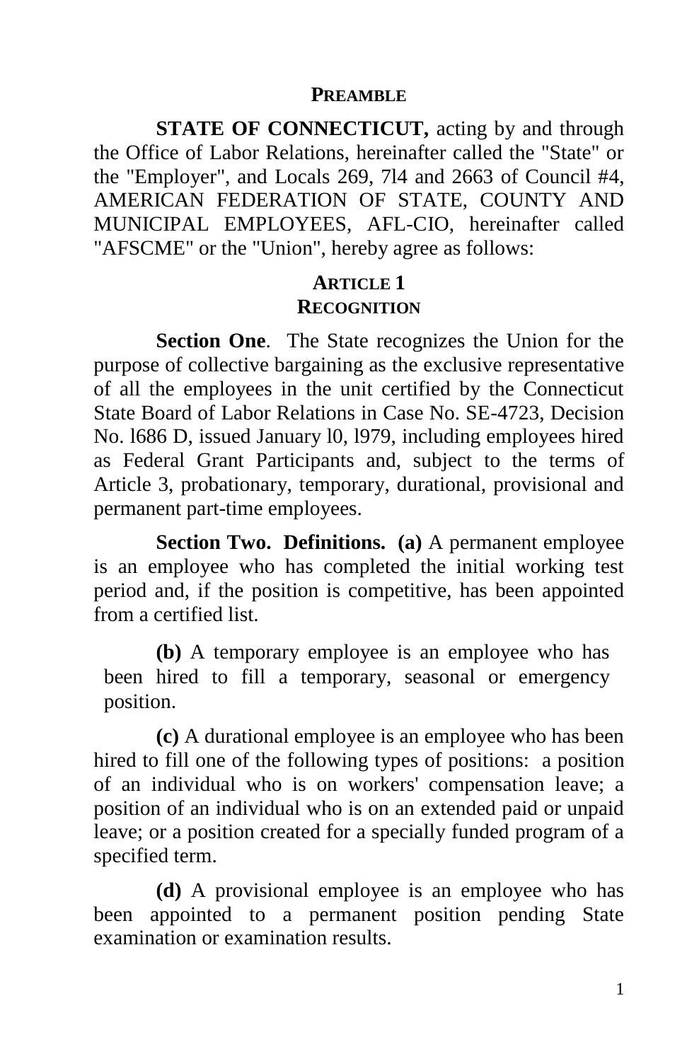## PREAMBLE

**STATE OF CONNECTICUT,** acting by and through the Office of Labor Relations, hereinafter called the "State" or the "Employer", and Locals 269, 7l4 and 2663 of Council #4, AMERICAN FEDERATION OF STATE, COUNTY AND MUNICIPAL EMPLOYEES, AFL-CIO, hereinafter called "AFSCME" or the "Union", hereby agree as follows:

## ARTICLE 1
## RECOGNITION

**Section One**. The State recognizes the Union for the purpose of collective bargaining as the exclusive representative of all the employees in the unit certified by the Connecticut State Board of Labor Relations in Case No. SE-4723, Decision No. l686 D, issued January l0, l979, including employees hired as Federal Grant Participants and, subject to the terms of Article 3, probationary, temporary, durational, provisional and permanent part-time employees.

**Section Two. Definitions. (a)** A permanent employee is an employee who has completed the initial working test period and, if the position is competitive, has been appointed from a certified list.

**(b)** A temporary employee is an employee who has been hired to fill a temporary, seasonal or emergency position.

**(c)** A durational employee is an employee who has been hired to fill one of the following types of positions: a position of an individual who is on workers' compensation leave; a position of an individual who is on an extended paid or unpaid leave; or a position created for a specially funded program of a specified term.

**(d)** A provisional employee is an employee who has been appointed to a permanent position pending State examination or examination results.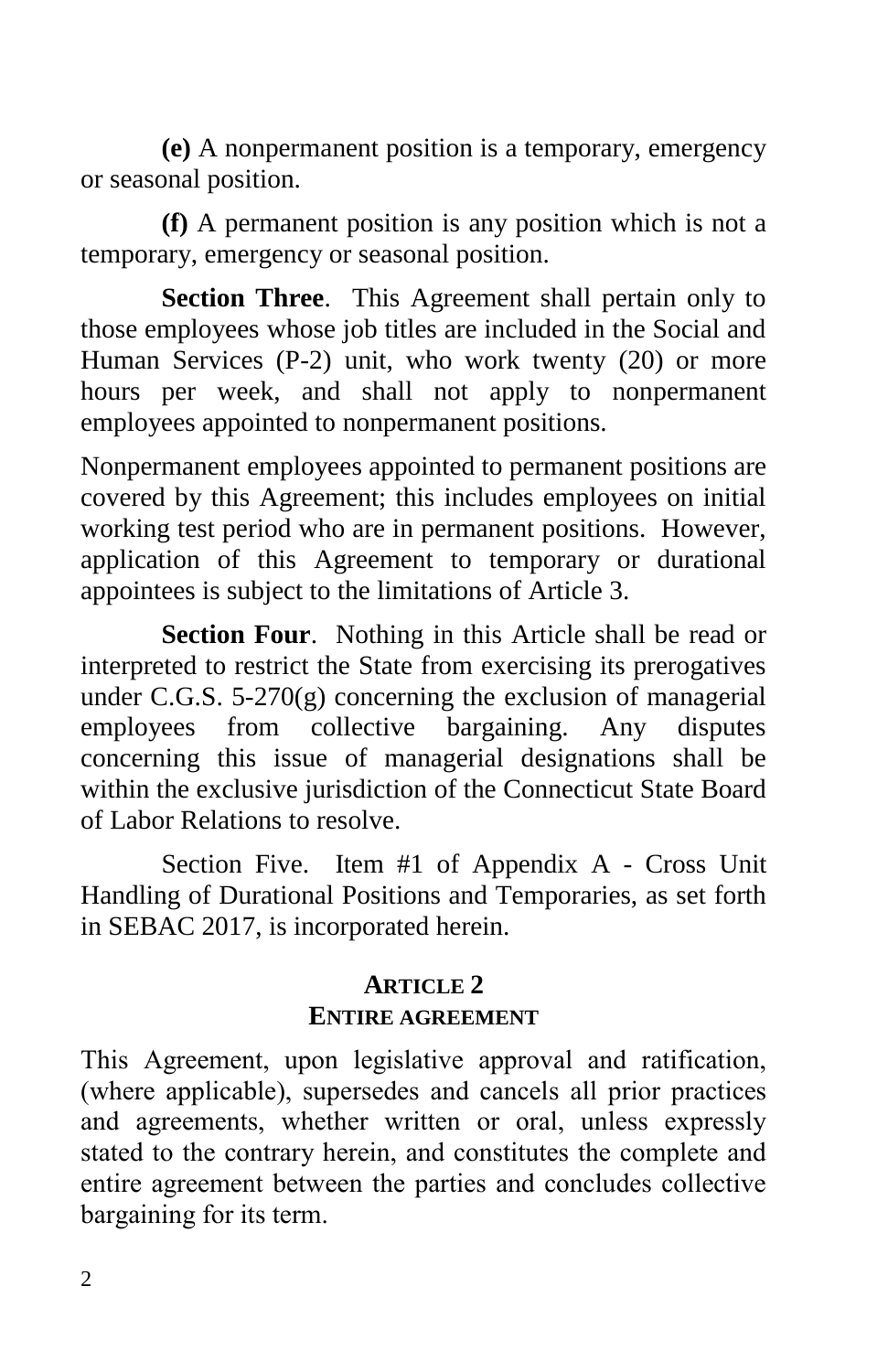**(e)** A nonpermanent position is a temporary, emergency or seasonal position.

**(f)** A permanent position is any position which is not a temporary, emergency or seasonal position.

**Section Three**. This Agreement shall pertain only to those employees whose job titles are included in the Social and Human Services (P-2) unit, who work twenty (20) or more hours per week, and shall not apply to nonpermanent employees appointed to nonpermanent positions.

Nonpermanent employees appointed to permanent positions are covered by this Agreement; this includes employees on initial working test period who are in permanent positions. However, application of this Agreement to temporary or durational appointees is subject to the limitations of Article 3.

**Section Four**. Nothing in this Article shall be read or interpreted to restrict the State from exercising its prerogatives under C.G.S. 5-270(g) concerning the exclusion of managerial employees from collective bargaining. Any disputes concerning this issue of managerial designations shall be within the exclusive jurisdiction of the Connecticut State Board of Labor Relations to resolve.

Section Five. Item #1 of Appendix A - Cross Unit Handling of Durational Positions and Temporaries, as set forth in SEBAC 2017, is incorporated herein.

## ARTICLE 2
## ENTIRE AGREEMENT

This Agreement, upon legislative approval and ratification, (where applicable), supersedes and cancels all prior practices and agreements, whether written or oral, unless expressly stated to the contrary herein, and constitutes the complete and entire agreement between the parties and concludes collective bargaining for its term.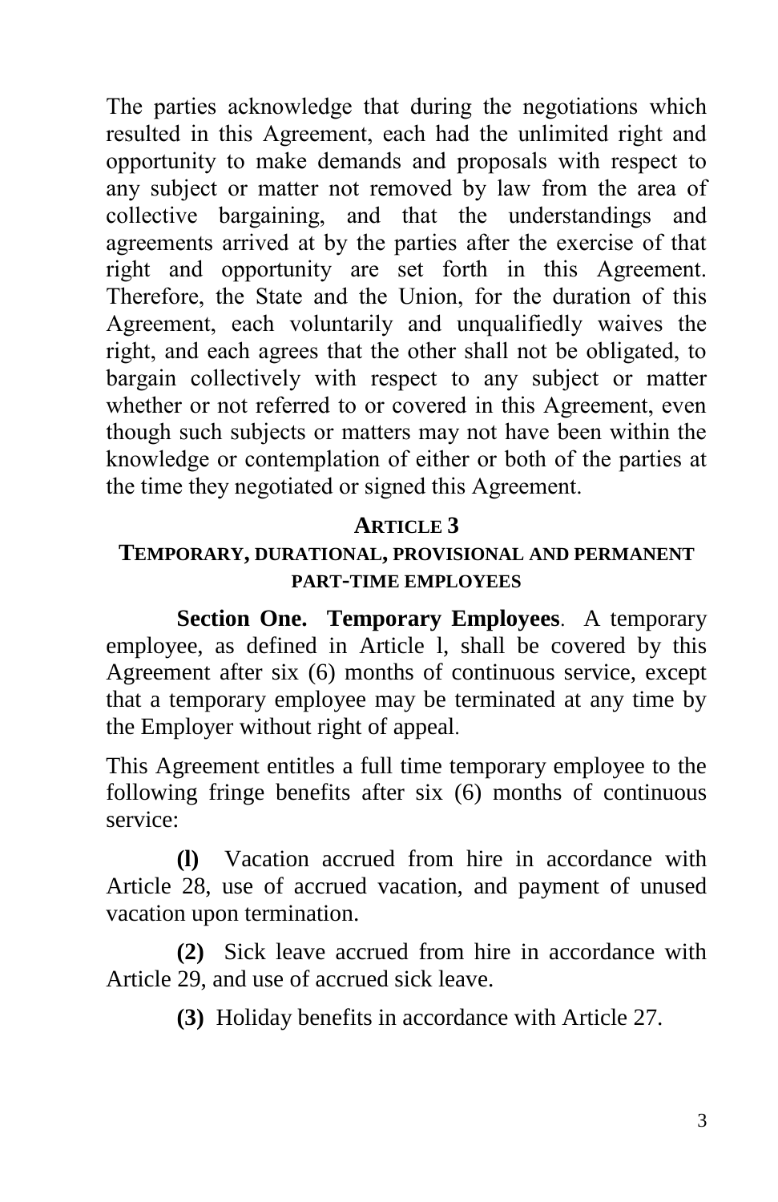The parties acknowledge that during the negotiations which resulted in this Agreement, each had the unlimited right and opportunity to make demands and proposals with respect to any subject or matter not removed by law from the area of collective bargaining, and that the understandings and agreements arrived at by the parties after the exercise of that right and opportunity are set forth in this Agreement. Therefore, the State and the Union, for the duration of this Agreement, each voluntarily and unqualifiedly waives the right, and each agrees that the other shall not be obligated, to bargain collectively with respect to any subject or matter whether or not referred to or covered in this Agreement, even though such subjects or matters may not have been within the knowledge or contemplation of either or both of the parties at the time they negotiated or signed this Agreement.

## ARTICLE 3
## TEMPORARY, DURATIONAL, PROVISIONAL AND PERMANENT PART-TIME EMPLOYEES

**Section One. Temporary Employees**. A temporary employee, as defined in Article l, shall be covered by this Agreement after six (6) months of continuous service, except that a temporary employee may be terminated at any time by the Employer without right of appeal.

This Agreement entitles a full time temporary employee to the following fringe benefits after six (6) months of continuous service:

**(l)** Vacation accrued from hire in accordance with Article 28, use of accrued vacation, and payment of unused vacation upon termination.

**(2)** Sick leave accrued from hire in accordance with Article 29, and use of accrued sick leave.

**(3)** Holiday benefits in accordance with Article 27.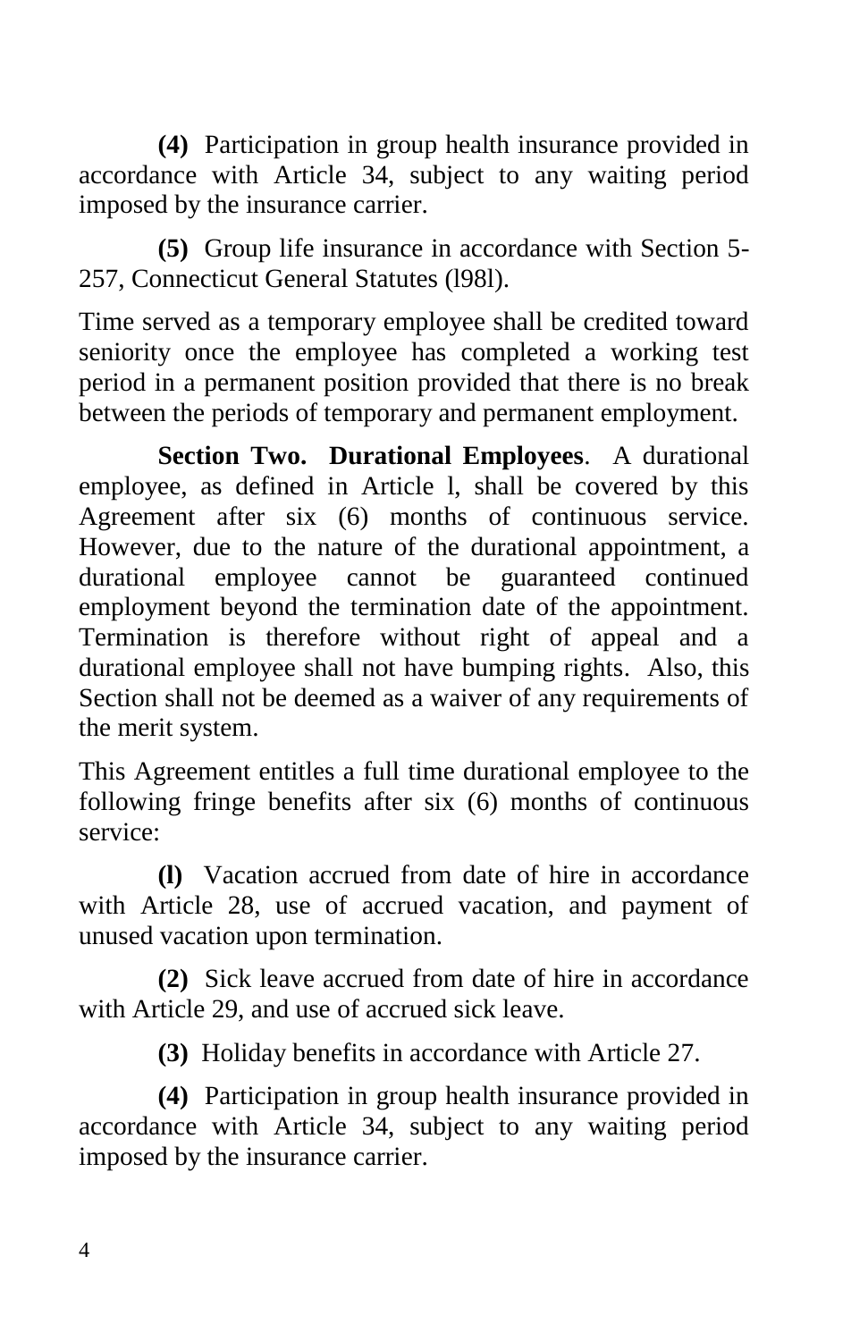**(4)** Participation in group health insurance provided in accordance with Article 34, subject to any waiting period imposed by the insurance carrier.

**(5)** Group life insurance in accordance with Section 5-257, Connecticut General Statutes (l98l).

Time served as a temporary employee shall be credited toward seniority once the employee has completed a working test period in a permanent position provided that there is no break between the periods of temporary and permanent employment.

**Section Two. Durational Employees**. A durational employee, as defined in Article l, shall be covered by this Agreement after six (6) months of continuous service. However, due to the nature of the durational appointment, a durational employee cannot be guaranteed continued employment beyond the termination date of the appointment. Termination is therefore without right of appeal and a durational employee shall not have bumping rights. Also, this Section shall not be deemed as a waiver of any requirements of the merit system.

This Agreement entitles a full time durational employee to the following fringe benefits after six (6) months of continuous service:

**(l)** Vacation accrued from date of hire in accordance with Article 28, use of accrued vacation, and payment of unused vacation upon termination.

**(2)** Sick leave accrued from date of hire in accordance with Article 29, and use of accrued sick leave.

**(3)** Holiday benefits in accordance with Article 27.

**(4)** Participation in group health insurance provided in accordance with Article 34, subject to any waiting period imposed by the insurance carrier.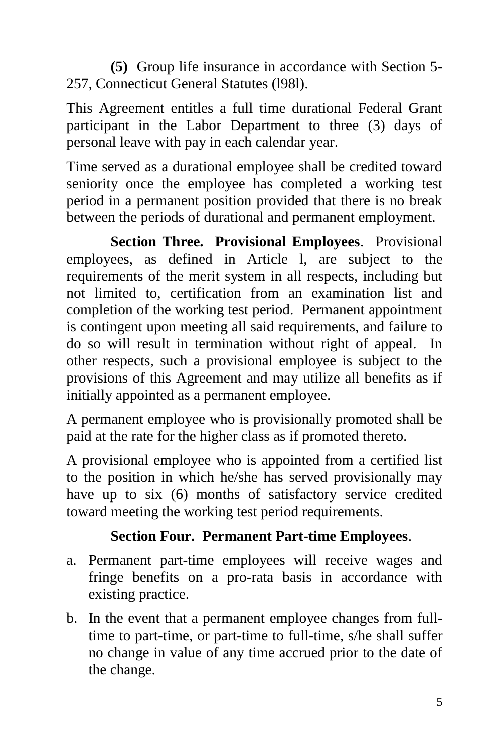**(5)** Group life insurance in accordance with Section 5-257, Connecticut General Statutes (l98l).

This Agreement entitles a full time durational Federal Grant participant in the Labor Department to three (3) days of personal leave with pay in each calendar year.

Time served as a durational employee shall be credited toward seniority once the employee has completed a working test period in a permanent position provided that there is no break between the periods of durational and permanent employment.

**Section Three. Provisional Employees**. Provisional employees, as defined in Article l, are subject to the requirements of the merit system in all respects, including but not limited to, certification from an examination list and completion of the working test period. Permanent appointment is contingent upon meeting all said requirements, and failure to do so will result in termination without right of appeal. In other respects, such a provisional employee is subject to the provisions of this Agreement and may utilize all benefits as if initially appointed as a permanent employee.

A permanent employee who is provisionally promoted shall be paid at the rate for the higher class as if promoted thereto.

A provisional employee who is appointed from a certified list to the position in which he/she has served provisionally may have up to six (6) months of satisfactory service credited toward meeting the working test period requirements.

**Section Four. Permanent Part-time Employees**.

a. Permanent part-time employees will receive wages and fringe benefits on a pro-rata basis in accordance with existing practice.

b. In the event that a permanent employee changes from full-time to part-time, or part-time to full-time, s/he shall suffer no change in value of any time accrued prior to the date of the change.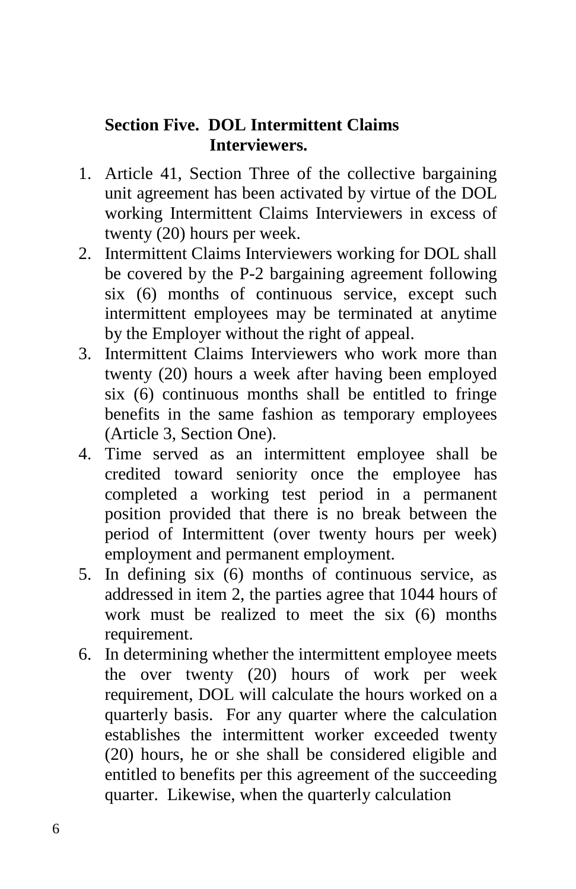**Section Five. DOL Intermittent Claims Interviewers.**

1. Article 41, Section Three of the collective bargaining unit agreement has been activated by virtue of the DOL working Intermittent Claims Interviewers in excess of twenty (20) hours per week.
2. Intermittent Claims Interviewers working for DOL shall be covered by the P-2 bargaining agreement following six (6) months of continuous service, except such intermittent employees may be terminated at anytime by the Employer without the right of appeal.
3. Intermittent Claims Interviewers who work more than twenty (20) hours a week after having been employed six (6) continuous months shall be entitled to fringe benefits in the same fashion as temporary employees (Article 3, Section One).
4. Time served as an intermittent employee shall be credited toward seniority once the employee has completed a working test period in a permanent position provided that there is no break between the period of Intermittent (over twenty hours per week) employment and permanent employment.
5. In defining six (6) months of continuous service, as addressed in item 2, the parties agree that 1044 hours of work must be realized to meet the six (6) months requirement.
6. In determining whether the intermittent employee meets the over twenty (20) hours of work per week requirement, DOL will calculate the hours worked on a quarterly basis. For any quarter where the calculation establishes the intermittent worker exceeded twenty (20) hours, he or she shall be considered eligible and entitled to benefits per this agreement of the succeeding quarter. Likewise, when the quarterly calculation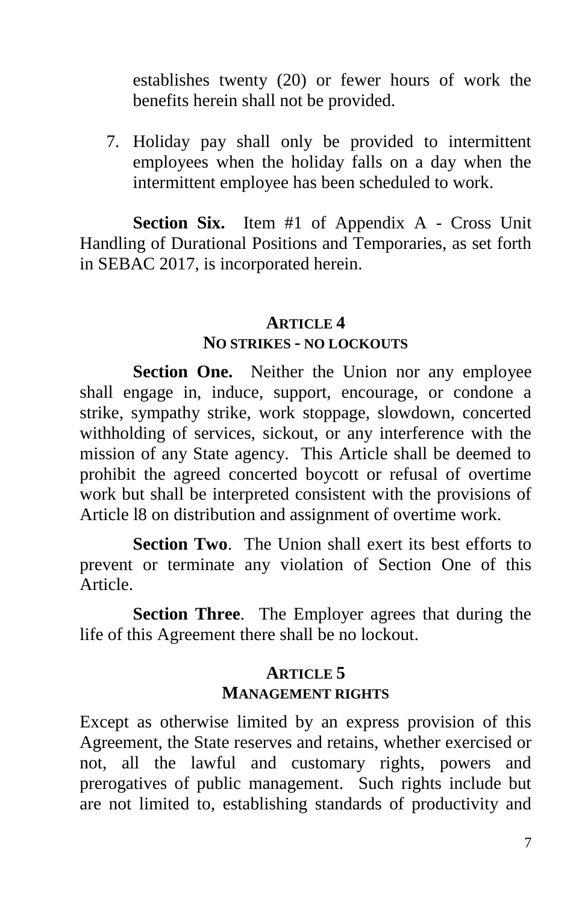establishes twenty (20) or fewer hours of work the benefits herein shall not be provided.

7. Holiday pay shall only be provided to intermittent employees when the holiday falls on a day when the intermittent employee has been scheduled to work.

**Section Six.** Item #1 of Appendix A - Cross Unit Handling of Durational Positions and Temporaries, as set forth in SEBAC 2017, is incorporated herein.

## ARTICLE 4
## NO STRIKES - NO LOCKOUTS

**Section One.** Neither the Union nor any employee shall engage in, induce, support, encourage, or condone a strike, sympathy strike, work stoppage, slowdown, concerted withholding of services, sickout, or any interference with the mission of any State agency. This Article shall be deemed to prohibit the agreed concerted boycott or refusal of overtime work but shall be interpreted consistent with the provisions of Article l8 on distribution and assignment of overtime work.

**Section Two**. The Union shall exert its best efforts to prevent or terminate any violation of Section One of this Article.

**Section Three**. The Employer agrees that during the life of this Agreement there shall be no lockout.

## ARTICLE 5
## MANAGEMENT RIGHTS

Except as otherwise limited by an express provision of this Agreement, the State reserves and retains, whether exercised or not, all the lawful and customary rights, powers and prerogatives of public management. Such rights include but are not limited to, establishing standards of productivity and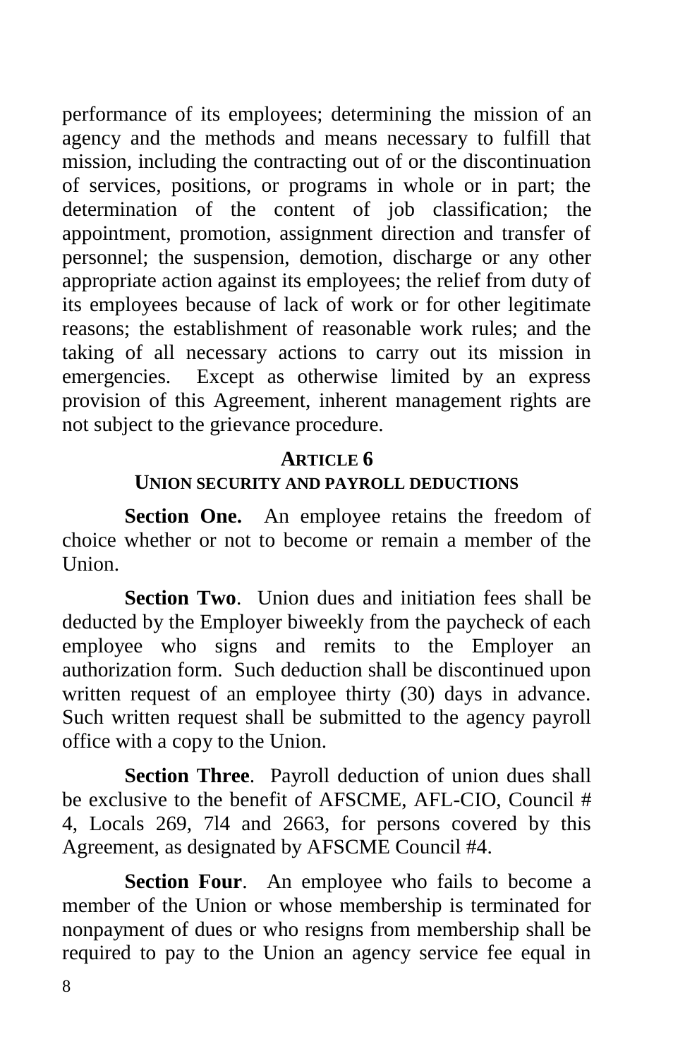performance of its employees; determining the mission of an agency and the methods and means necessary to fulfill that mission, including the contracting out of or the discontinuation of services, positions, or programs in whole or in part; the determination of the content of job classification; the appointment, promotion, assignment direction and transfer of personnel; the suspension, demotion, discharge or any other appropriate action against its employees; the relief from duty of its employees because of lack of work or for other legitimate reasons; the establishment of reasonable work rules; and the taking of all necessary actions to carry out its mission in emergencies. Except as otherwise limited by an express provision of this Agreement, inherent management rights are not subject to the grievance procedure.

## ARTICLE 6
## UNION SECURITY AND PAYROLL DEDUCTIONS

**Section One.** An employee retains the freedom of choice whether or not to become or remain a member of the Union.

**Section Two**. Union dues and initiation fees shall be deducted by the Employer biweekly from the paycheck of each employee who signs and remits to the Employer an authorization form. Such deduction shall be discontinued upon written request of an employee thirty (30) days in advance. Such written request shall be submitted to the agency payroll office with a copy to the Union.

**Section Three**. Payroll deduction of union dues shall be exclusive to the benefit of AFSCME, AFL-CIO, Council # 4, Locals 269, 7l4 and 2663, for persons covered by this Agreement, as designated by AFSCME Council #4.

**Section Four**. An employee who fails to become a member of the Union or whose membership is terminated for nonpayment of dues or who resigns from membership shall be required to pay to the Union an agency service fee equal in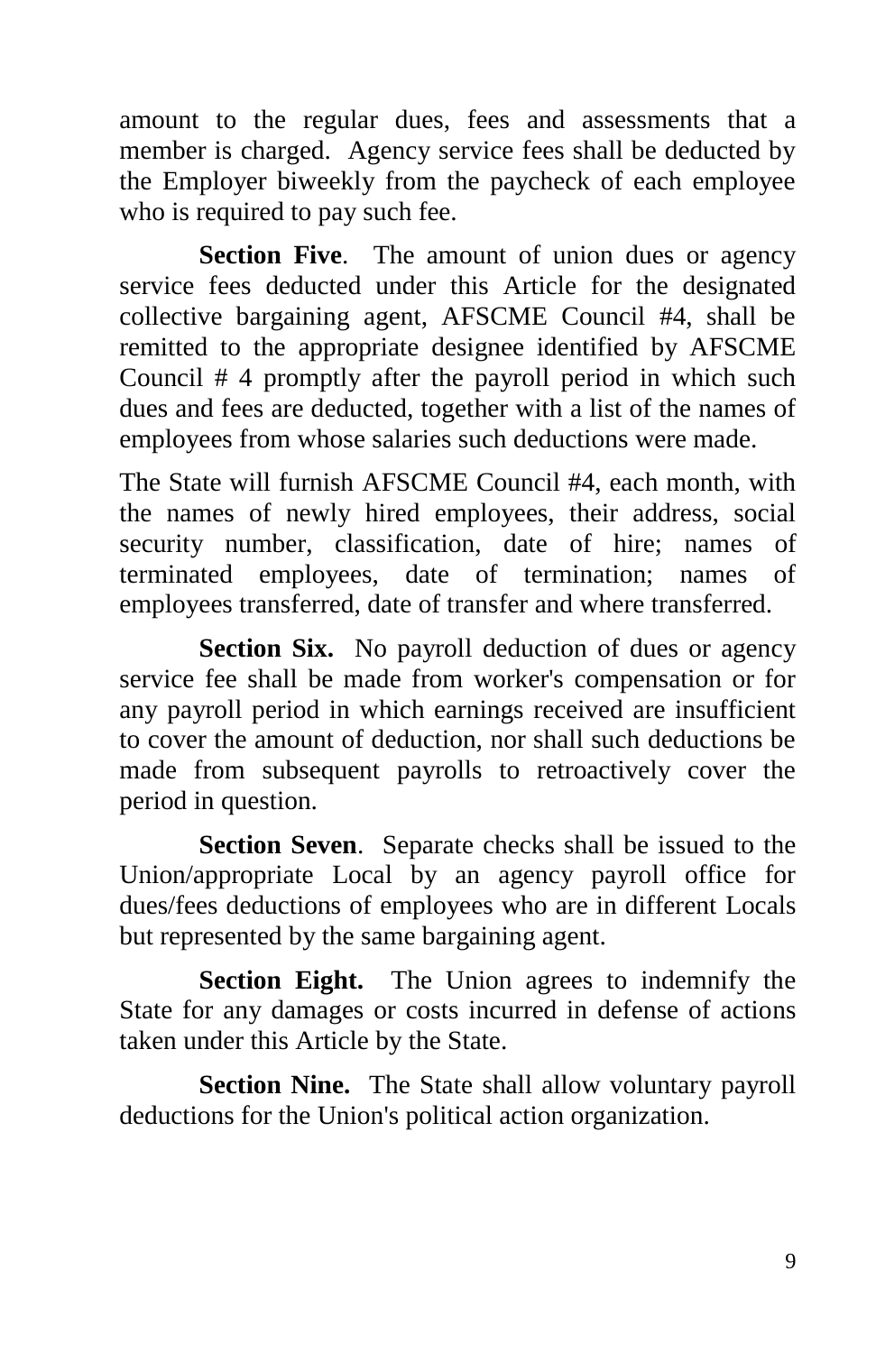amount to the regular dues, fees and assessments that a member is charged. Agency service fees shall be deducted by the Employer biweekly from the paycheck of each employee who is required to pay such fee.

**Section Five**. The amount of union dues or agency service fees deducted under this Article for the designated collective bargaining agent, AFSCME Council #4, shall be remitted to the appropriate designee identified by AFSCME Council # 4 promptly after the payroll period in which such dues and fees are deducted, together with a list of the names of employees from whose salaries such deductions were made.

The State will furnish AFSCME Council #4, each month, with the names of newly hired employees, their address, social security number, classification, date of hire; names of terminated employees, date of termination; names of employees transferred, date of transfer and where transferred.

**Section Six.** No payroll deduction of dues or agency service fee shall be made from worker's compensation or for any payroll period in which earnings received are insufficient to cover the amount of deduction, nor shall such deductions be made from subsequent payrolls to retroactively cover the period in question.

**Section Seven**. Separate checks shall be issued to the Union/appropriate Local by an agency payroll office for dues/fees deductions of employees who are in different Locals but represented by the same bargaining agent.

**Section Eight.** The Union agrees to indemnify the State for any damages or costs incurred in defense of actions taken under this Article by the State.

**Section Nine.** The State shall allow voluntary payroll deductions for the Union's political action organization.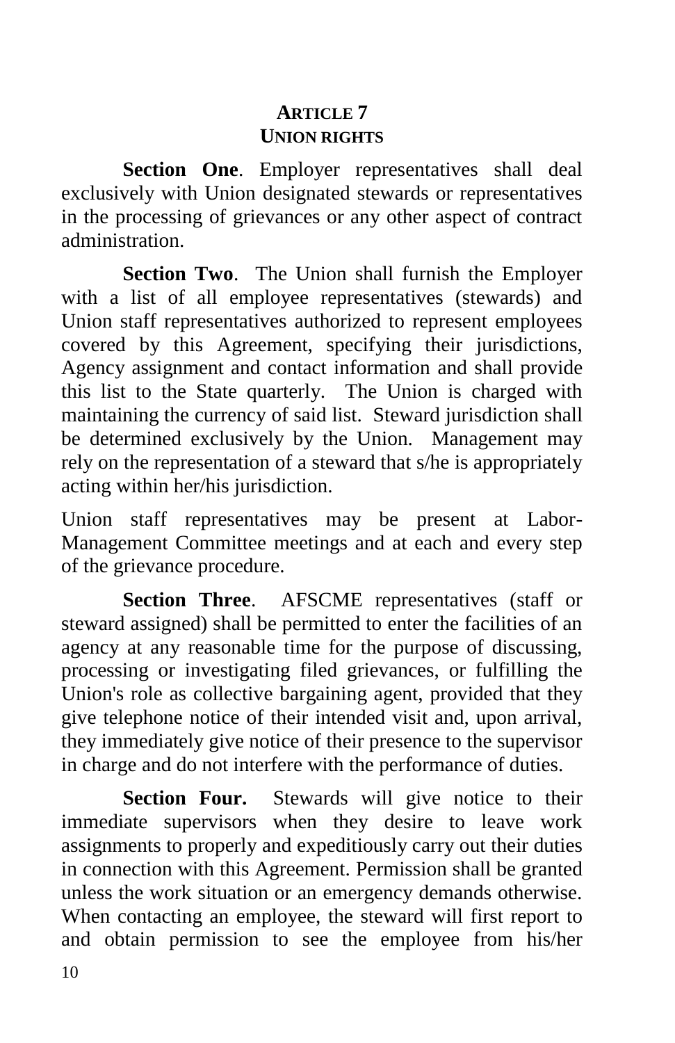## ARTICLE 7
## UNION RIGHTS

**Section One**. Employer representatives shall deal exclusively with Union designated stewards or representatives in the processing of grievances or any other aspect of contract administration.

**Section Two**. The Union shall furnish the Employer with a list of all employee representatives (stewards) and Union staff representatives authorized to represent employees covered by this Agreement, specifying their jurisdictions, Agency assignment and contact information and shall provide this list to the State quarterly. The Union is charged with maintaining the currency of said list. Steward jurisdiction shall be determined exclusively by the Union. Management may rely on the representation of a steward that s/he is appropriately acting within her/his jurisdiction.

Union staff representatives may be present at Labor-Management Committee meetings and at each and every step of the grievance procedure.

**Section Three**. AFSCME representatives (staff or steward assigned) shall be permitted to enter the facilities of an agency at any reasonable time for the purpose of discussing, processing or investigating filed grievances, or fulfilling the Union's role as collective bargaining agent, provided that they give telephone notice of their intended visit and, upon arrival, they immediately give notice of their presence to the supervisor in charge and do not interfere with the performance of duties.

**Section Four.** Stewards will give notice to their immediate supervisors when they desire to leave work assignments to properly and expeditiously carry out their duties in connection with this Agreement. Permission shall be granted unless the work situation or an emergency demands otherwise. When contacting an employee, the steward will first report to and obtain permission to see the employee from his/her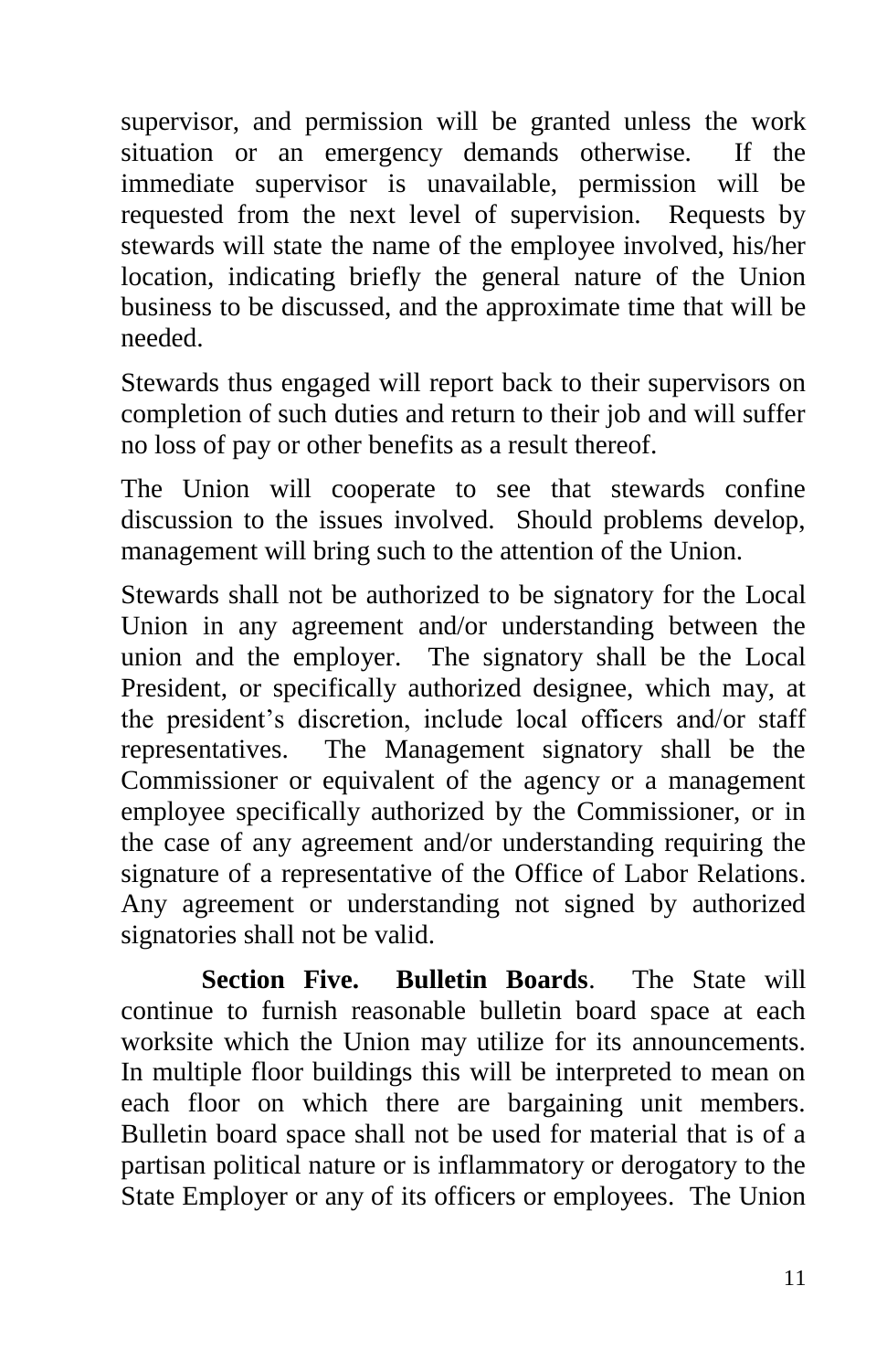supervisor, and permission will be granted unless the work situation or an emergency demands otherwise. If the immediate supervisor is unavailable, permission will be requested from the next level of supervision. Requests by stewards will state the name of the employee involved, his/her location, indicating briefly the general nature of the Union business to be discussed, and the approximate time that will be needed.

Stewards thus engaged will report back to their supervisors on completion of such duties and return to their job and will suffer no loss of pay or other benefits as a result thereof.

The Union will cooperate to see that stewards confine discussion to the issues involved. Should problems develop, management will bring such to the attention of the Union.

Stewards shall not be authorized to be signatory for the Local Union in any agreement and/or understanding between the union and the employer. The signatory shall be the Local President, or specifically authorized designee, which may, at the president's discretion, include local officers and/or staff representatives. The Management signatory shall be the Commissioner or equivalent of the agency or a management employee specifically authorized by the Commissioner, or in the case of any agreement and/or understanding requiring the signature of a representative of the Office of Labor Relations. Any agreement or understanding not signed by authorized signatories shall not be valid.

**Section Five. Bulletin Boards**. The State will continue to furnish reasonable bulletin board space at each worksite which the Union may utilize for its announcements. In multiple floor buildings this will be interpreted to mean on each floor on which there are bargaining unit members. Bulletin board space shall not be used for material that is of a partisan political nature or is inflammatory or derogatory to the State Employer or any of its officers or employees. The Union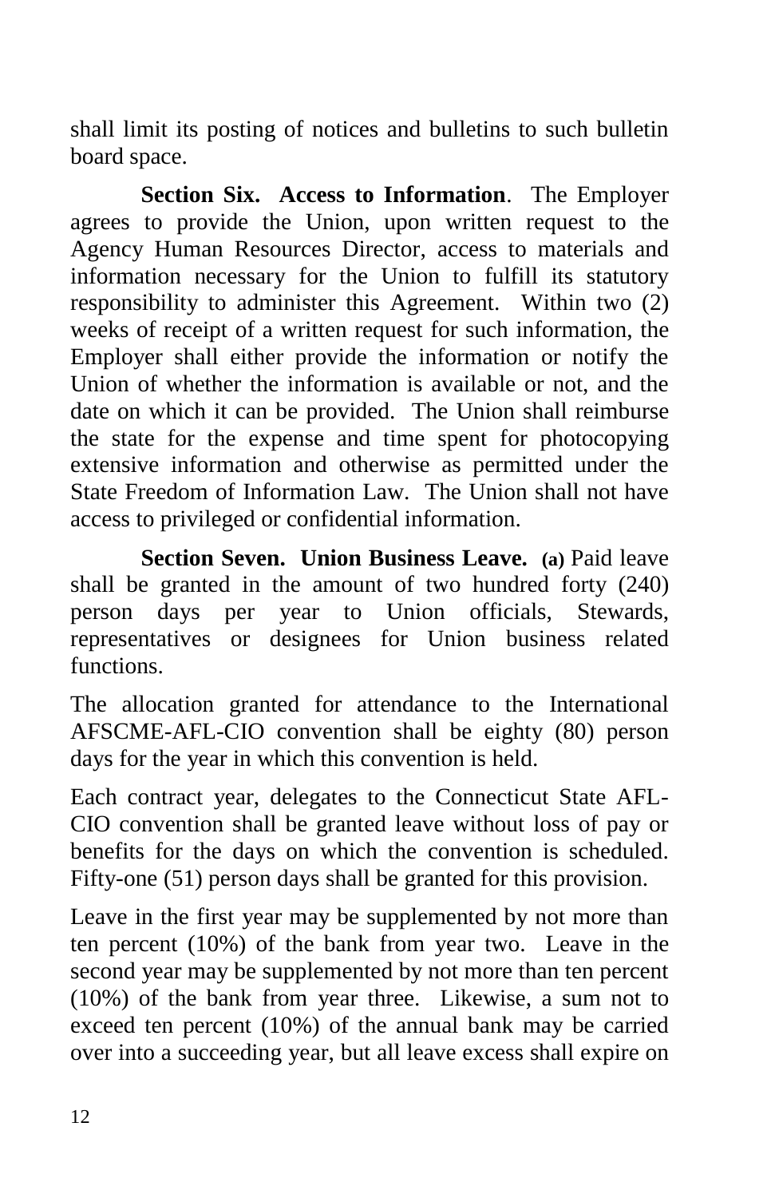shall limit its posting of notices and bulletins to such bulletin board space.

**Section Six. Access to Information**. The Employer agrees to provide the Union, upon written request to the Agency Human Resources Director, access to materials and information necessary for the Union to fulfill its statutory responsibility to administer this Agreement. Within two (2) weeks of receipt of a written request for such information, the Employer shall either provide the information or notify the Union of whether the information is available or not, and the date on which it can be provided. The Union shall reimburse the state for the expense and time spent for photocopying extensive information and otherwise as permitted under the State Freedom of Information Law. The Union shall not have access to privileged or confidential information.

**Section Seven. Union Business Leave. (a)** Paid leave shall be granted in the amount of two hundred forty (240) person days per year to Union officials, Stewards, representatives or designees for Union business related functions.

The allocation granted for attendance to the International AFSCME-AFL-CIO convention shall be eighty (80) person days for the year in which this convention is held.

Each contract year, delegates to the Connecticut State AFL-CIO convention shall be granted leave without loss of pay or benefits for the days on which the convention is scheduled. Fifty-one (51) person days shall be granted for this provision.

Leave in the first year may be supplemented by not more than ten percent (10%) of the bank from year two. Leave in the second year may be supplemented by not more than ten percent (10%) of the bank from year three. Likewise, a sum not to exceed ten percent (10%) of the annual bank may be carried over into a succeeding year, but all leave excess shall expire on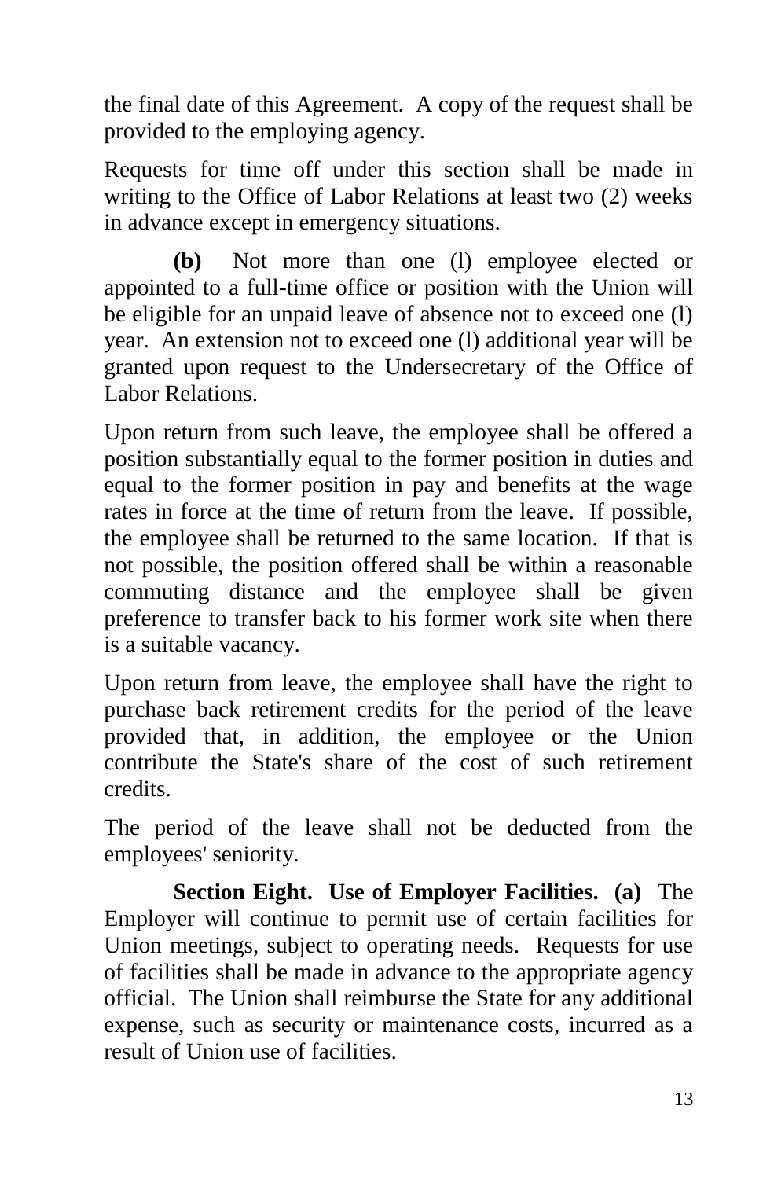the final date of this Agreement. A copy of the request shall be provided to the employing agency.

Requests for time off under this section shall be made in writing to the Office of Labor Relations at least two (2) weeks in advance except in emergency situations.

**(b)** Not more than one (l) employee elected or appointed to a full-time office or position with the Union will be eligible for an unpaid leave of absence not to exceed one (l) year. An extension not to exceed one (l) additional year will be granted upon request to the Undersecretary of the Office of Labor Relations.

Upon return from such leave, the employee shall be offered a position substantially equal to the former position in duties and equal to the former position in pay and benefits at the wage rates in force at the time of return from the leave. If possible, the employee shall be returned to the same location. If that is not possible, the position offered shall be within a reasonable commuting distance and the employee shall be given preference to transfer back to his former work site when there is a suitable vacancy.

Upon return from leave, the employee shall have the right to purchase back retirement credits for the period of the leave provided that, in addition, the employee or the Union contribute the State's share of the cost of such retirement credits.

The period of the leave shall not be deducted from the employees' seniority.

**Section Eight. Use of Employer Facilities. (a)** The Employer will continue to permit use of certain facilities for Union meetings, subject to operating needs. Requests for use of facilities shall be made in advance to the appropriate agency official. The Union shall reimburse the State for any additional expense, such as security or maintenance costs, incurred as a result of Union use of facilities.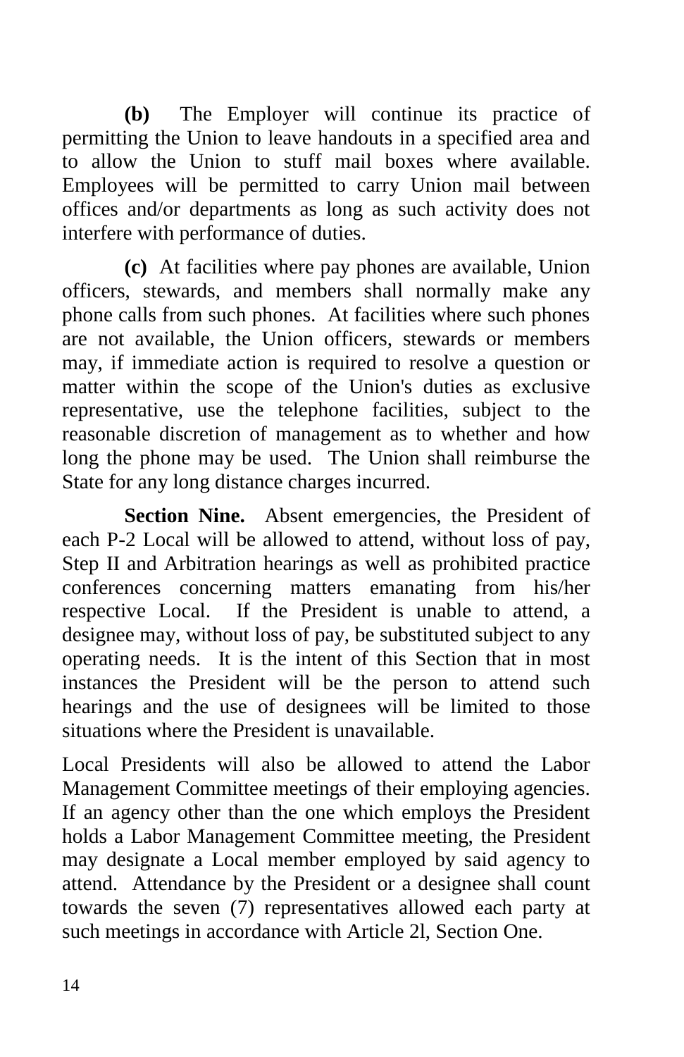**(b)** The Employer will continue its practice of permitting the Union to leave handouts in a specified area and to allow the Union to stuff mail boxes where available. Employees will be permitted to carry Union mail between offices and/or departments as long as such activity does not interfere with performance of duties.

**(c)** At facilities where pay phones are available, Union officers, stewards, and members shall normally make any phone calls from such phones. At facilities where such phones are not available, the Union officers, stewards or members may, if immediate action is required to resolve a question or matter within the scope of the Union's duties as exclusive representative, use the telephone facilities, subject to the reasonable discretion of management as to whether and how long the phone may be used. The Union shall reimburse the State for any long distance charges incurred.

**Section Nine.** Absent emergencies, the President of each P-2 Local will be allowed to attend, without loss of pay, Step II and Arbitration hearings as well as prohibited practice conferences concerning matters emanating from his/her respective Local. If the President is unable to attend, a designee may, without loss of pay, be substituted subject to any operating needs. It is the intent of this Section that in most instances the President will be the person to attend such hearings and the use of designees will be limited to those situations where the President is unavailable.

Local Presidents will also be allowed to attend the Labor Management Committee meetings of their employing agencies. If an agency other than the one which employs the President holds a Labor Management Committee meeting, the President may designate a Local member employed by said agency to attend. Attendance by the President or a designee shall count towards the seven (7) representatives allowed each party at such meetings in accordance with Article 2l, Section One.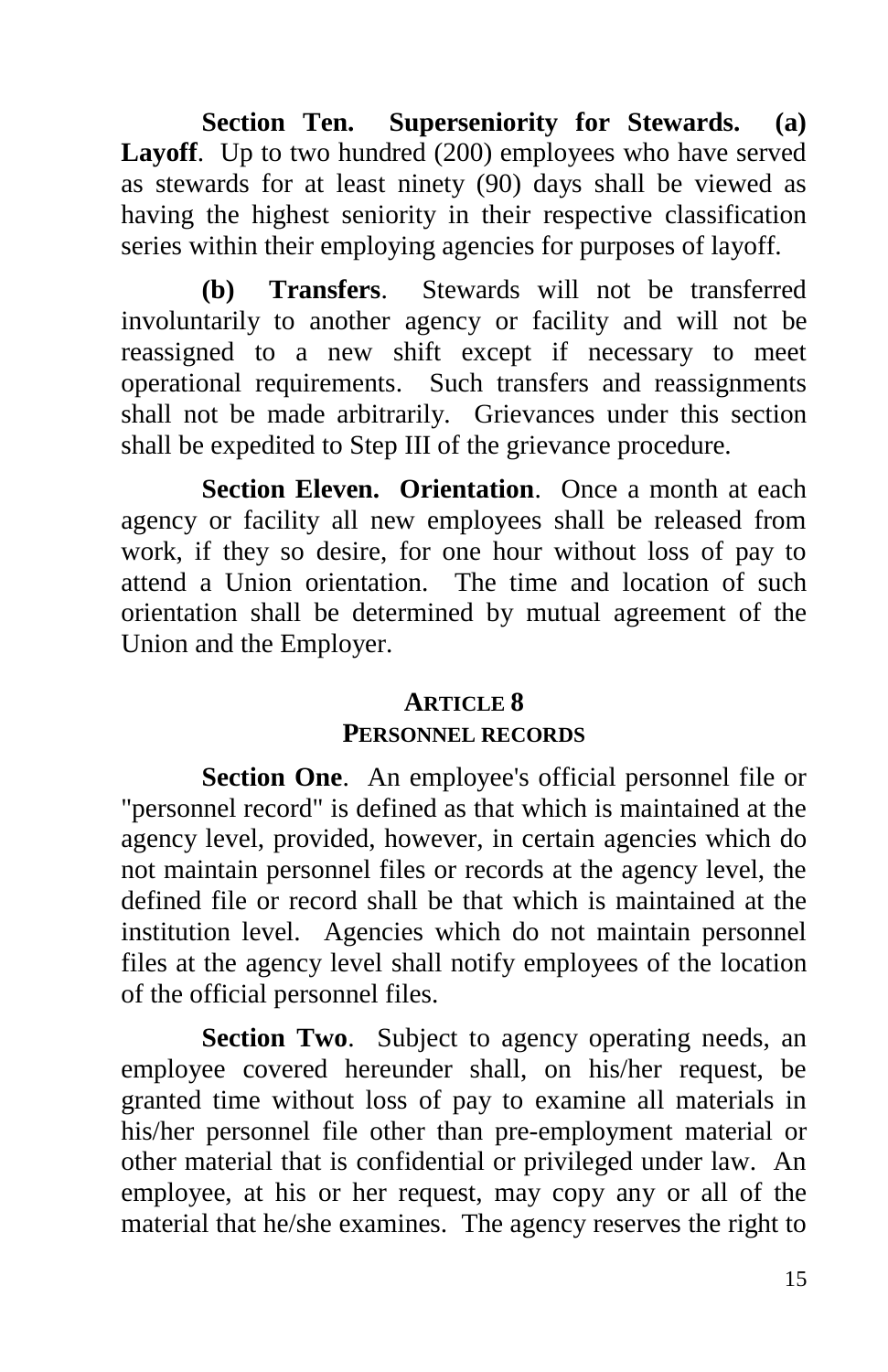**Section Ten. Superseniority for Stewards. (a) Layoff**. Up to two hundred (200) employees who have served as stewards for at least ninety (90) days shall be viewed as having the highest seniority in their respective classification series within their employing agencies for purposes of layoff.

**(b) Transfers**. Stewards will not be transferred involuntarily to another agency or facility and will not be reassigned to a new shift except if necessary to meet operational requirements. Such transfers and reassignments shall not be made arbitrarily. Grievances under this section shall be expedited to Step III of the grievance procedure.

**Section Eleven. Orientation**. Once a month at each agency or facility all new employees shall be released from work, if they so desire, for one hour without loss of pay to attend a Union orientation. The time and location of such orientation shall be determined by mutual agreement of the Union and the Employer.

## ARTICLE 8
## PERSONNEL RECORDS

**Section One**. An employee's official personnel file or "personnel record" is defined as that which is maintained at the agency level, provided, however, in certain agencies which do not maintain personnel files or records at the agency level, the defined file or record shall be that which is maintained at the institution level. Agencies which do not maintain personnel files at the agency level shall notify employees of the location of the official personnel files.

**Section Two**. Subject to agency operating needs, an employee covered hereunder shall, on his/her request, be granted time without loss of pay to examine all materials in his/her personnel file other than pre-employment material or other material that is confidential or privileged under law. An employee, at his or her request, may copy any or all of the material that he/she examines. The agency reserves the right to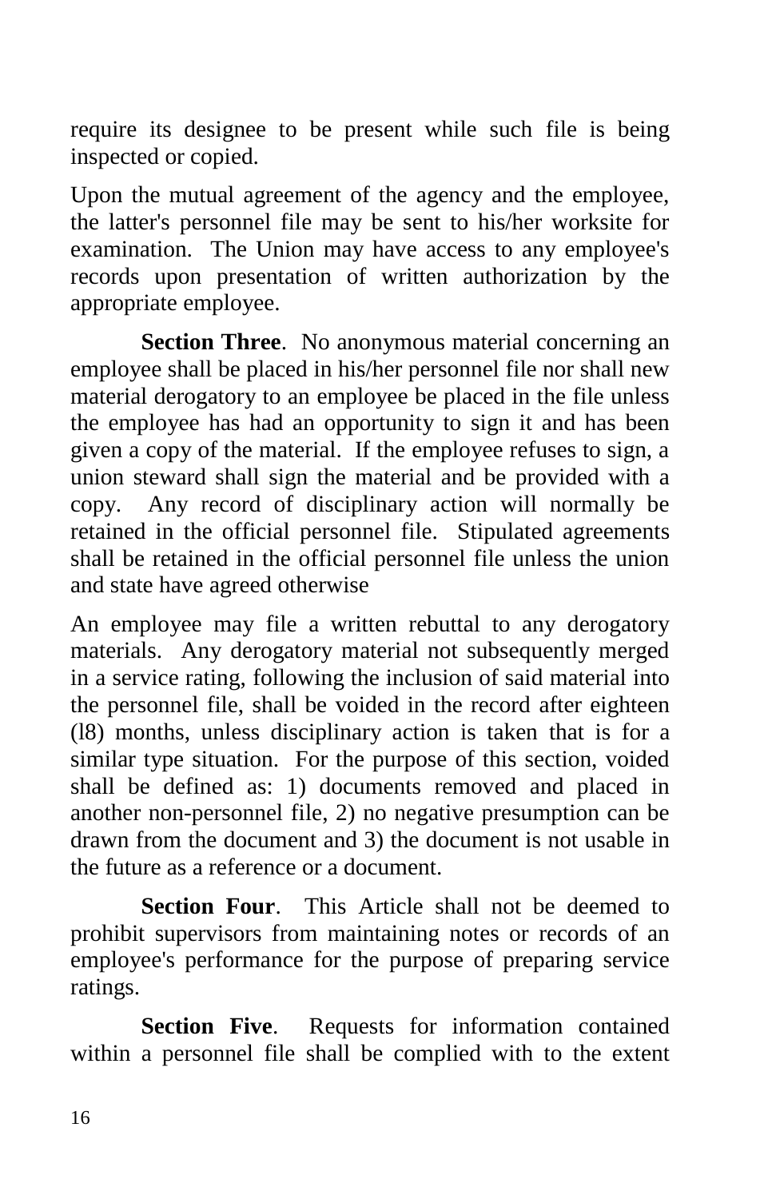require its designee to be present while such file is being inspected or copied.

Upon the mutual agreement of the agency and the employee, the latter's personnel file may be sent to his/her worksite for examination. The Union may have access to any employee's records upon presentation of written authorization by the appropriate employee.

**Section Three**. No anonymous material concerning an employee shall be placed in his/her personnel file nor shall new material derogatory to an employee be placed in the file unless the employee has had an opportunity to sign it and has been given a copy of the material. If the employee refuses to sign, a union steward shall sign the material and be provided with a copy. Any record of disciplinary action will normally be retained in the official personnel file. Stipulated agreements shall be retained in the official personnel file unless the union and state have agreed otherwise

An employee may file a written rebuttal to any derogatory materials. Any derogatory material not subsequently merged in a service rating, following the inclusion of said material into the personnel file, shall be voided in the record after eighteen (l8) months, unless disciplinary action is taken that is for a similar type situation. For the purpose of this section, voided shall be defined as: 1) documents removed and placed in another non-personnel file, 2) no negative presumption can be drawn from the document and 3) the document is not usable in the future as a reference or a document.

**Section Four**. This Article shall not be deemed to prohibit supervisors from maintaining notes or records of an employee's performance for the purpose of preparing service ratings.

**Section Five**. Requests for information contained within a personnel file shall be complied with to the extent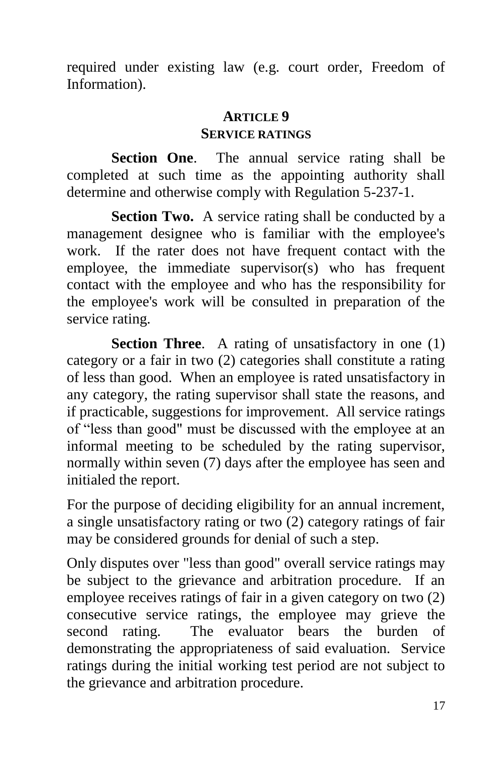required under existing law (e.g. court order, Freedom of Information).

## ARTICLE 9
## SERVICE RATINGS

**Section One**. The annual service rating shall be completed at such time as the appointing authority shall determine and otherwise comply with Regulation 5-237-1.

**Section Two.** A service rating shall be conducted by a management designee who is familiar with the employee's work. If the rater does not have frequent contact with the employee, the immediate supervisor(s) who has frequent contact with the employee and who has the responsibility for the employee's work will be consulted in preparation of the service rating.

**Section Three**. A rating of unsatisfactory in one (1) category or a fair in two (2) categories shall constitute a rating of less than good. When an employee is rated unsatisfactory in any category, the rating supervisor shall state the reasons, and if practicable, suggestions for improvement. All service ratings of “less than good" must be discussed with the employee at an informal meeting to be scheduled by the rating supervisor, normally within seven (7) days after the employee has seen and initialed the report.

For the purpose of deciding eligibility for an annual increment, a single unsatisfactory rating or two (2) category ratings of fair may be considered grounds for denial of such a step.

Only disputes over "less than good" overall service ratings may be subject to the grievance and arbitration procedure. If an employee receives ratings of fair in a given category on two (2) consecutive service ratings, the employee may grieve the second rating. The evaluator bears the burden of demonstrating the appropriateness of said evaluation. Service ratings during the initial working test period are not subject to the grievance and arbitration procedure.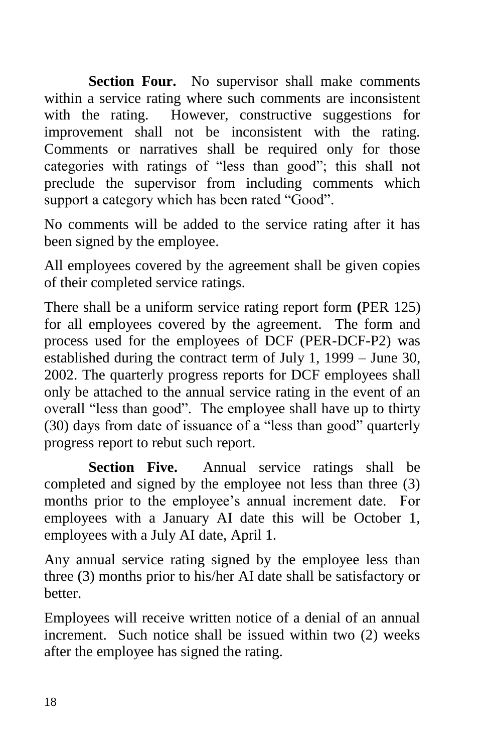**Section Four.** No supervisor shall make comments within a service rating where such comments are inconsistent with the rating. However, constructive suggestions for improvement shall not be inconsistent with the rating. Comments or narratives shall be required only for those categories with ratings of "less than good"; this shall not preclude the supervisor from including comments which support a category which has been rated "Good".

No comments will be added to the service rating after it has been signed by the employee.

All employees covered by the agreement shall be given copies of their completed service ratings.

There shall be a uniform service rating report form **(**PER 125) for all employees covered by the agreement. The form and process used for the employees of DCF (PER-DCF-P2) was established during the contract term of July 1, 1999 – June 30, 2002. The quarterly progress reports for DCF employees shall only be attached to the annual service rating in the event of an overall "less than good". The employee shall have up to thirty (30) days from date of issuance of a "less than good" quarterly progress report to rebut such report.

**Section Five.** Annual service ratings shall be completed and signed by the employee not less than three (3) months prior to the employee's annual increment date. For employees with a January AI date this will be October 1, employees with a July AI date, April 1.

Any annual service rating signed by the employee less than three (3) months prior to his/her AI date shall be satisfactory or better.

Employees will receive written notice of a denial of an annual increment. Such notice shall be issued within two (2) weeks after the employee has signed the rating.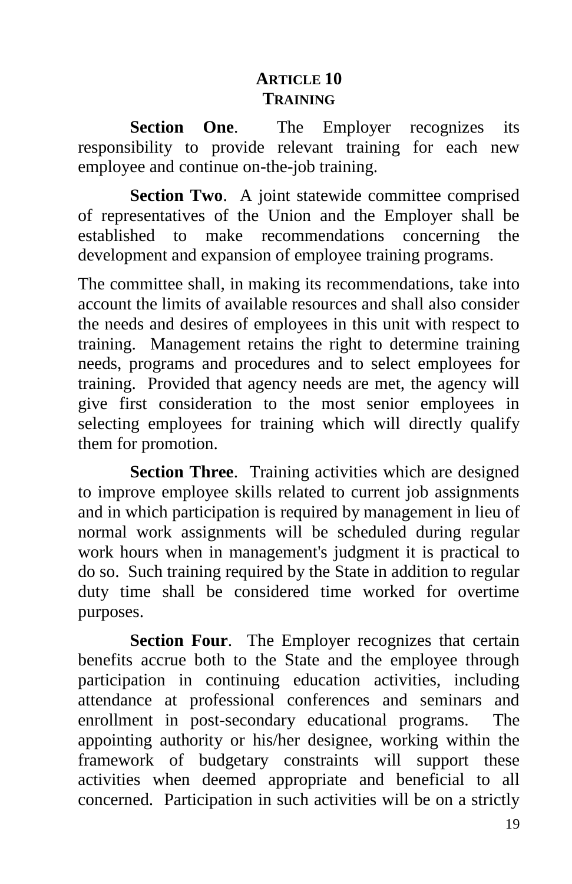# ARTICLE 10
## TRAINING

**Section One**. The Employer recognizes its responsibility to provide relevant training for each new employee and continue on-the-job training.

**Section Two**. A joint statewide committee comprised of representatives of the Union and the Employer shall be established to make recommendations concerning the development and expansion of employee training programs.

The committee shall, in making its recommendations, take into account the limits of available resources and shall also consider the needs and desires of employees in this unit with respect to training. Management retains the right to determine training needs, programs and procedures and to select employees for training. Provided that agency needs are met, the agency will give first consideration to the most senior employees in selecting employees for training which will directly qualify them for promotion.

**Section Three**. Training activities which are designed to improve employee skills related to current job assignments and in which participation is required by management in lieu of normal work assignments will be scheduled during regular work hours when in management's judgment it is practical to do so. Such training required by the State in addition to regular duty time shall be considered time worked for overtime purposes.

**Section Four**. The Employer recognizes that certain benefits accrue both to the State and the employee through participation in continuing education activities, including attendance at professional conferences and seminars and enrollment in post-secondary educational programs. The appointing authority or his/her designee, working within the framework of budgetary constraints will support these activities when deemed appropriate and beneficial to all concerned. Participation in such activities will be on a strictly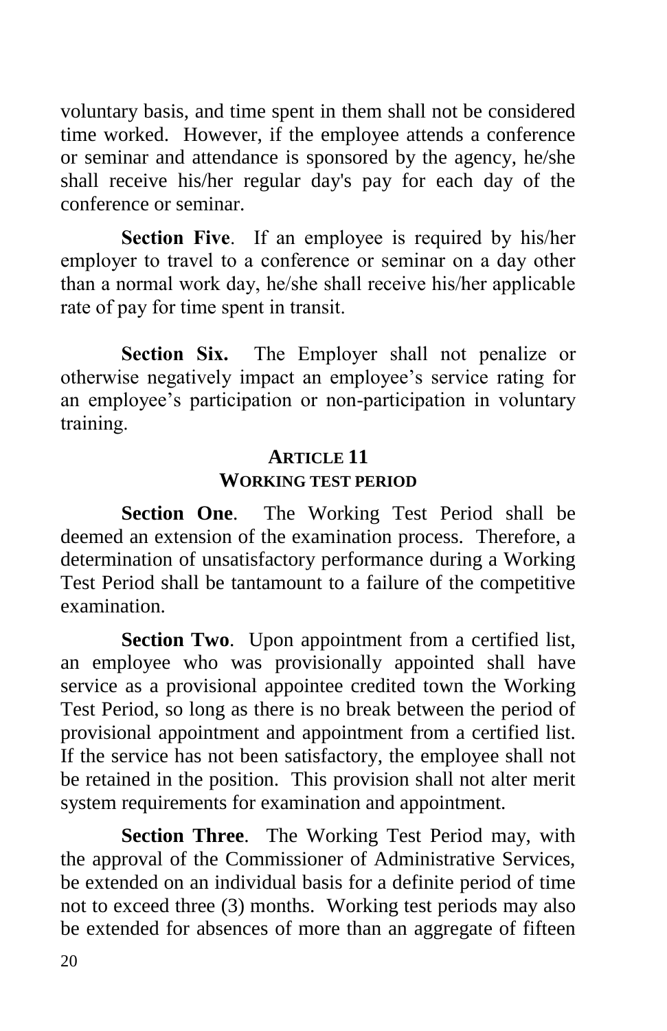voluntary basis, and time spent in them shall not be considered time worked. However, if the employee attends a conference or seminar and attendance is sponsored by the agency, he/she shall receive his/her regular day's pay for each day of the conference or seminar.

**Section Five**. If an employee is required by his/her employer to travel to a conference or seminar on a day other than a normal work day, he/she shall receive his/her applicable rate of pay for time spent in transit.

**Section Six.** The Employer shall not penalize or otherwise negatively impact an employee's service rating for an employee's participation or non-participation in voluntary training.

## ARTICLE 11
## WORKING TEST PERIOD

**Section One**. The Working Test Period shall be deemed an extension of the examination process. Therefore, a determination of unsatisfactory performance during a Working Test Period shall be tantamount to a failure of the competitive examination.

**Section Two**. Upon appointment from a certified list, an employee who was provisionally appointed shall have service as a provisional appointee credited town the Working Test Period, so long as there is no break between the period of provisional appointment and appointment from a certified list. If the service has not been satisfactory, the employee shall not be retained in the position. This provision shall not alter merit system requirements for examination and appointment.

**Section Three**. The Working Test Period may, with the approval of the Commissioner of Administrative Services, be extended on an individual basis for a definite period of time not to exceed three (3) months. Working test periods may also be extended for absences of more than an aggregate of fifteen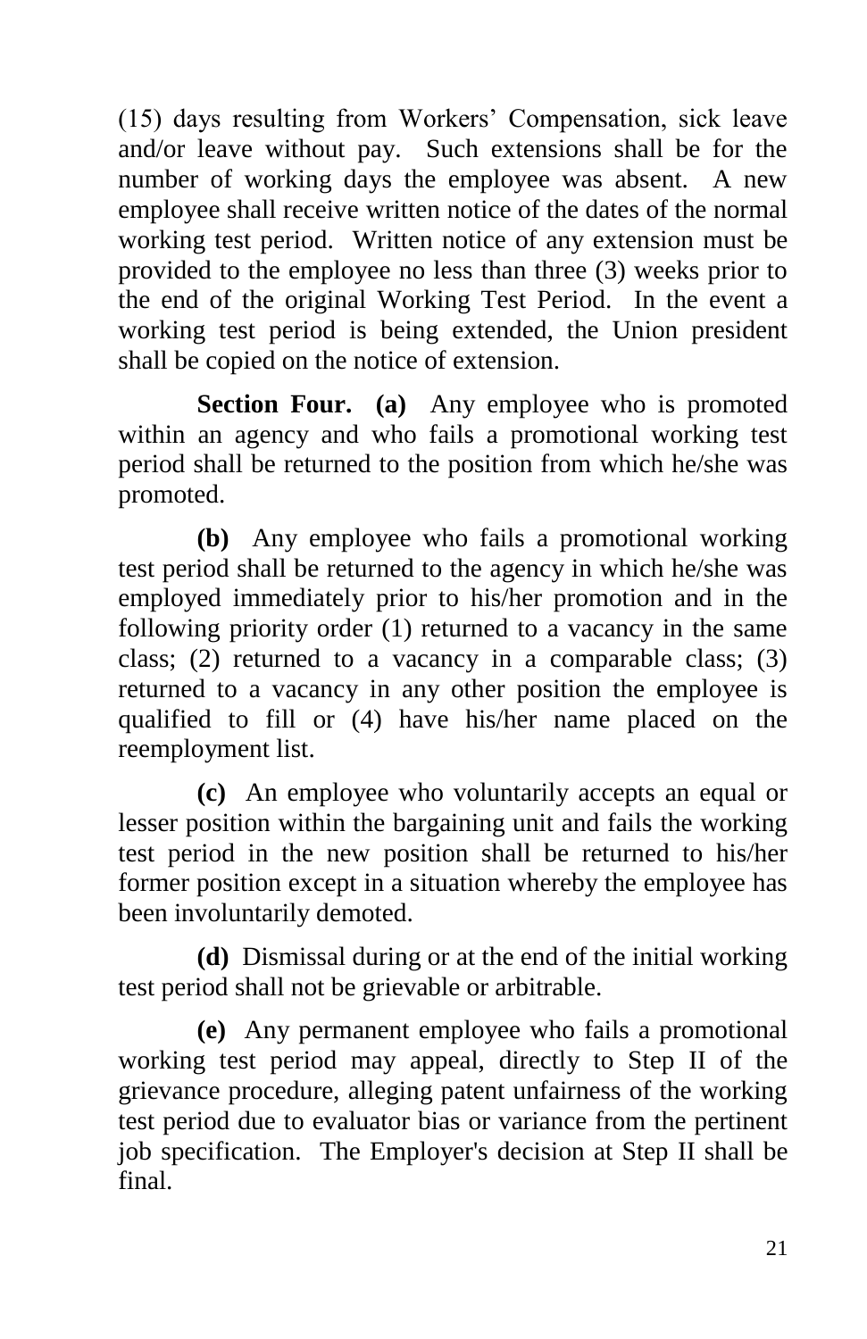(15) days resulting from Workers' Compensation, sick leave and/or leave without pay. Such extensions shall be for the number of working days the employee was absent. A new employee shall receive written notice of the dates of the normal working test period. Written notice of any extension must be provided to the employee no less than three (3) weeks prior to the end of the original Working Test Period. In the event a working test period is being extended, the Union president shall be copied on the notice of extension.

**Section Four.** **(a)** Any employee who is promoted within an agency and who fails a promotional working test period shall be returned to the position from which he/she was promoted.

**(b)** Any employee who fails a promotional working test period shall be returned to the agency in which he/she was employed immediately prior to his/her promotion and in the following priority order (1) returned to a vacancy in the same class; (2) returned to a vacancy in a comparable class; (3) returned to a vacancy in any other position the employee is qualified to fill or (4) have his/her name placed on the reemployment list.

**(c)** An employee who voluntarily accepts an equal or lesser position within the bargaining unit and fails the working test period in the new position shall be returned to his/her former position except in a situation whereby the employee has been involuntarily demoted.

**(d)** Dismissal during or at the end of the initial working test period shall not be grievable or arbitrable.

**(e)** Any permanent employee who fails a promotional working test period may appeal, directly to Step II of the grievance procedure, alleging patent unfairness of the working test period due to evaluator bias or variance from the pertinent job specification. The Employer's decision at Step II shall be final.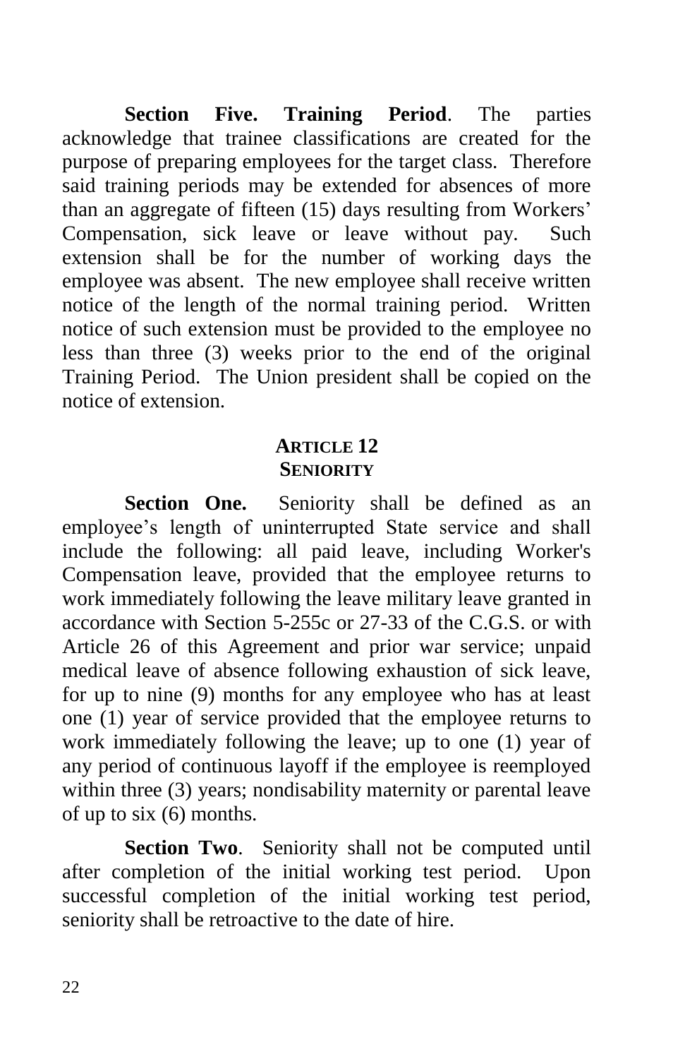**Section Five. Training Period**. The parties acknowledge that trainee classifications are created for the purpose of preparing employees for the target class. Therefore said training periods may be extended for absences of more than an aggregate of fifteen (15) days resulting from Workers' Compensation, sick leave or leave without pay. Such extension shall be for the number of working days the employee was absent. The new employee shall receive written notice of the length of the normal training period. Written notice of such extension must be provided to the employee no less than three (3) weeks prior to the end of the original Training Period. The Union president shall be copied on the notice of extension.

## ARTICLE 12
## SENIORITY

**Section One.** Seniority shall be defined as an employee's length of uninterrupted State service and shall include the following: all paid leave, including Worker's Compensation leave, provided that the employee returns to work immediately following the leave military leave granted in accordance with Section 5-255c or 27-33 of the C.G.S. or with Article 26 of this Agreement and prior war service; unpaid medical leave of absence following exhaustion of sick leave, for up to nine (9) months for any employee who has at least one (1) year of service provided that the employee returns to work immediately following the leave; up to one (1) year of any period of continuous layoff if the employee is reemployed within three (3) years; nondisability maternity or parental leave of up to six (6) months.

**Section Two**. Seniority shall not be computed until after completion of the initial working test period. Upon successful completion of the initial working test period, seniority shall be retroactive to the date of hire.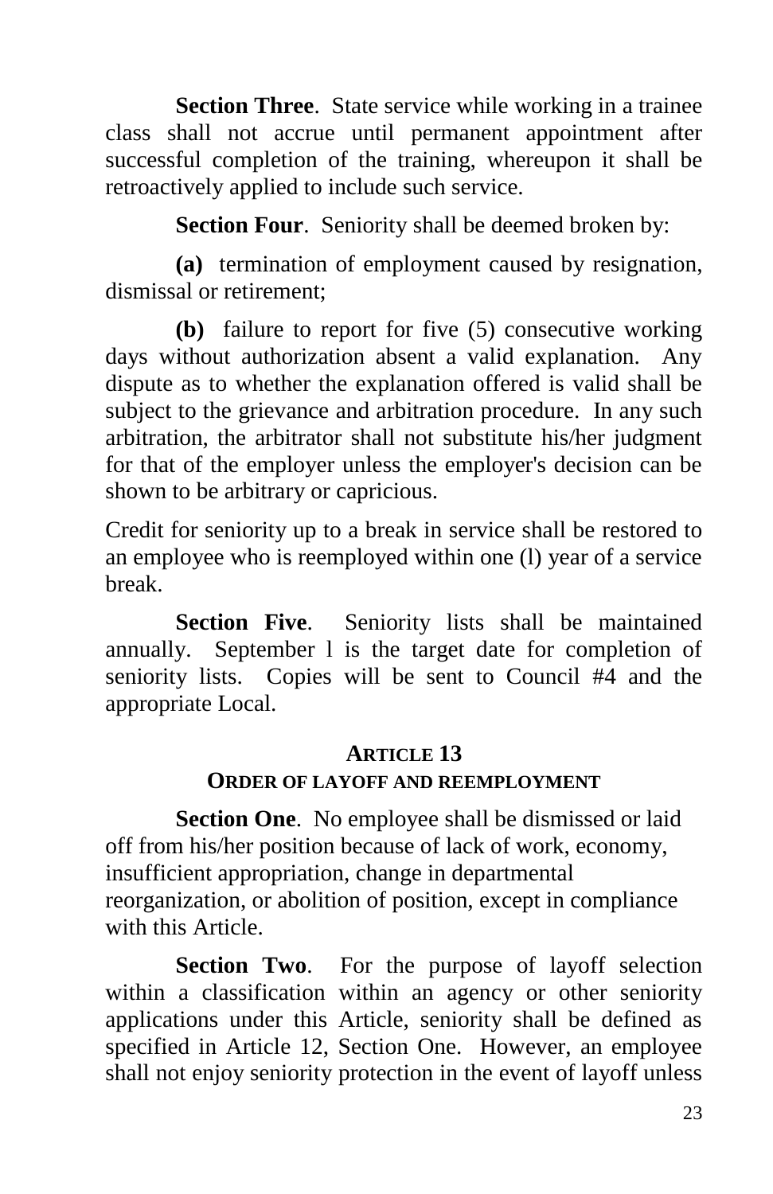**Section Three**. State service while working in a trainee class shall not accrue until permanent appointment after successful completion of the training, whereupon it shall be retroactively applied to include such service.

**Section Four**. Seniority shall be deemed broken by:

**(a)** termination of employment caused by resignation, dismissal or retirement;

**(b)** failure to report for five (5) consecutive working days without authorization absent a valid explanation. Any dispute as to whether the explanation offered is valid shall be subject to the grievance and arbitration procedure. In any such arbitration, the arbitrator shall not substitute his/her judgment for that of the employer unless the employer's decision can be shown to be arbitrary or capricious.

Credit for seniority up to a break in service shall be restored to an employee who is reemployed within one (l) year of a service break.

**Section Five**. Seniority lists shall be maintained annually. September l is the target date for completion of seniority lists. Copies will be sent to Council #4 and the appropriate Local.

## ARTICLE 13
## ORDER OF LAYOFF AND REEMPLOYMENT

**Section One**. No employee shall be dismissed or laid off from his/her position because of lack of work, economy, insufficient appropriation, change in departmental reorganization, or abolition of position, except in compliance with this Article.

**Section Two**. For the purpose of layoff selection within a classification within an agency or other seniority applications under this Article, seniority shall be defined as specified in Article 12, Section One. However, an employee shall not enjoy seniority protection in the event of layoff unless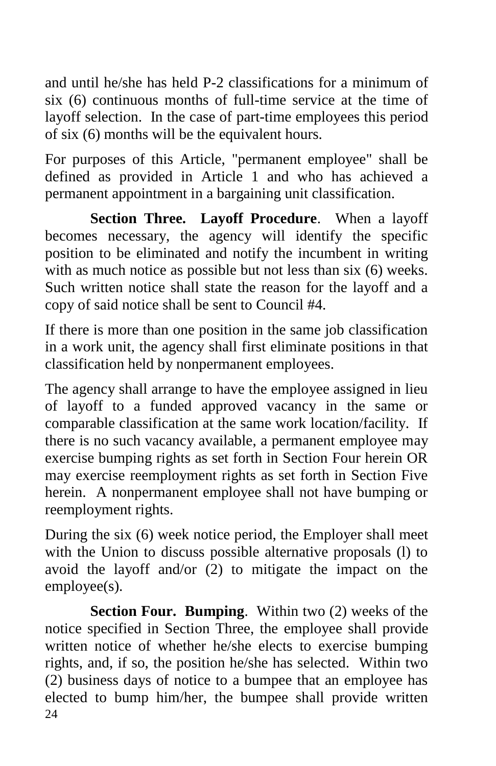and until he/she has held P-2 classifications for a minimum of six (6) continuous months of full-time service at the time of layoff selection. In the case of part-time employees this period of six (6) months will be the equivalent hours.

For purposes of this Article, "permanent employee" shall be defined as provided in Article 1 and who has achieved a permanent appointment in a bargaining unit classification.

**Section Three. Layoff Procedure**. When a layoff becomes necessary, the agency will identify the specific position to be eliminated and notify the incumbent in writing with as much notice as possible but not less than six (6) weeks. Such written notice shall state the reason for the layoff and a copy of said notice shall be sent to Council #4.

If there is more than one position in the same job classification in a work unit, the agency shall first eliminate positions in that classification held by nonpermanent employees.

The agency shall arrange to have the employee assigned in lieu of layoff to a funded approved vacancy in the same or comparable classification at the same work location/facility. If there is no such vacancy available, a permanent employee may exercise bumping rights as set forth in Section Four herein OR may exercise reemployment rights as set forth in Section Five herein. A nonpermanent employee shall not have bumping or reemployment rights.

During the six (6) week notice period, the Employer shall meet with the Union to discuss possible alternative proposals (l) to avoid the layoff and/or (2) to mitigate the impact on the employee(s).

**Section Four. Bumping**. Within two (2) weeks of the notice specified in Section Three, the employee shall provide written notice of whether he/she elects to exercise bumping rights, and, if so, the position he/she has selected. Within two (2) business days of notice to a bumpee that an employee has elected to bump him/her, the bumpee shall provide written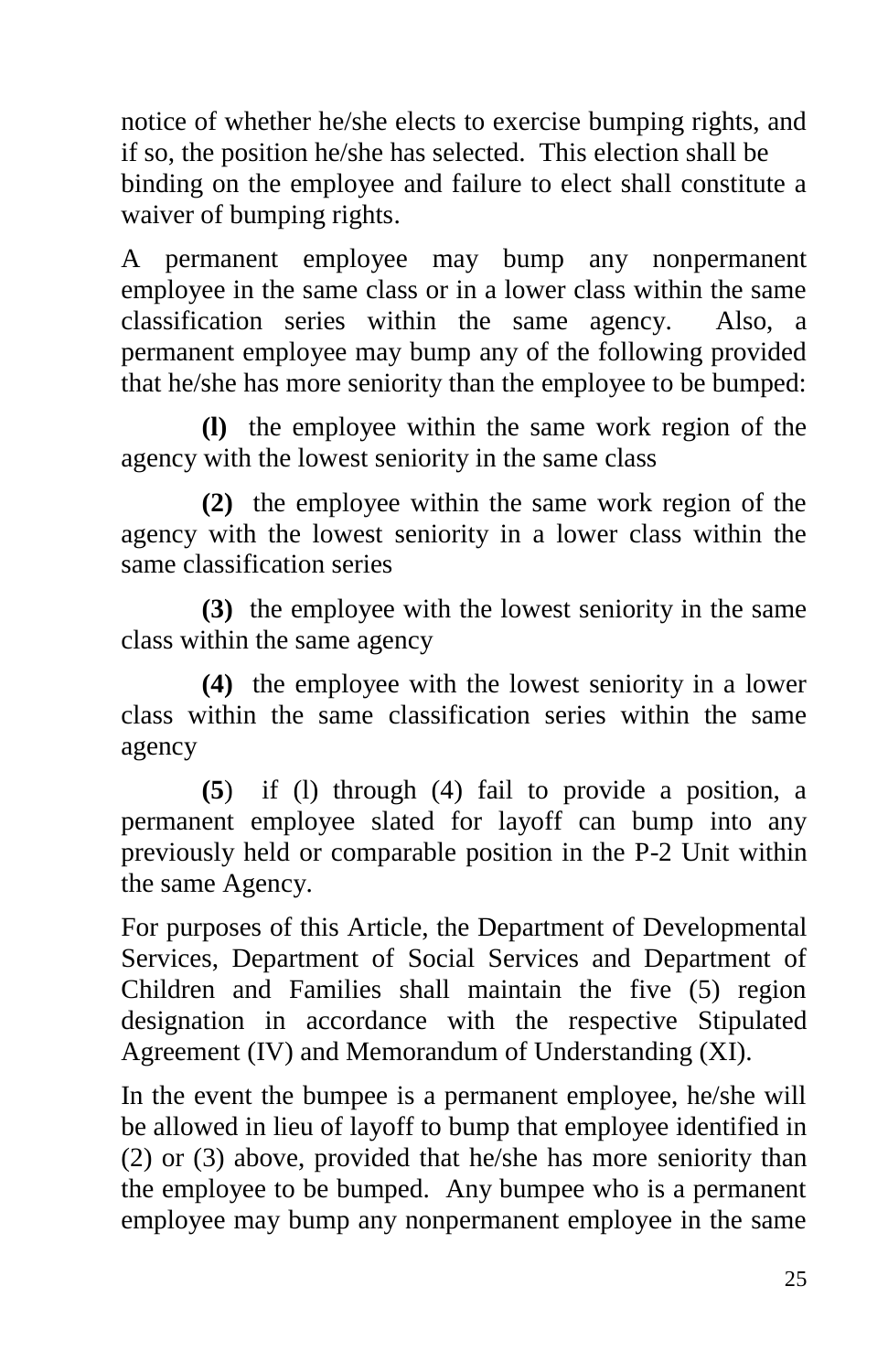notice of whether he/she elects to exercise bumping rights, and if so, the position he/she has selected. This election shall be binding on the employee and failure to elect shall constitute a waiver of bumping rights.

A permanent employee may bump any nonpermanent employee in the same class or in a lower class within the same classification series within the same agency. Also, a permanent employee may bump any of the following provided that he/she has more seniority than the employee to be bumped:

**(l)** the employee within the same work region of the agency with the lowest seniority in the same class

**(2)** the employee within the same work region of the agency with the lowest seniority in a lower class within the same classification series

**(3)** the employee with the lowest seniority in the same class within the same agency

**(4)** the employee with the lowest seniority in a lower class within the same classification series within the same agency

**(5)** if (l) through (4) fail to provide a position, a permanent employee slated for layoff can bump into any previously held or comparable position in the P-2 Unit within the same Agency.

For purposes of this Article, the Department of Developmental Services, Department of Social Services and Department of Children and Families shall maintain the five (5) region designation in accordance with the respective Stipulated Agreement (IV) and Memorandum of Understanding (XI).

In the event the bumpee is a permanent employee, he/she will be allowed in lieu of layoff to bump that employee identified in (2) or (3) above, provided that he/she has more seniority than the employee to be bumped. Any bumpee who is a permanent employee may bump any nonpermanent employee in the same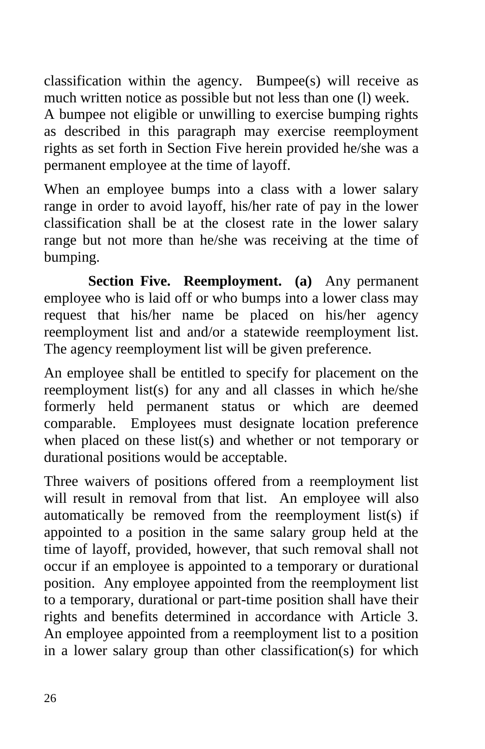classification within the agency. Bumpee(s) will receive as much written notice as possible but not less than one (l) week. A bumpee not eligible or unwilling to exercise bumping rights as described in this paragraph may exercise reemployment rights as set forth in Section Five herein provided he/she was a permanent employee at the time of layoff.

When an employee bumps into a class with a lower salary range in order to avoid layoff, his/her rate of pay in the lower classification shall be at the closest rate in the lower salary range but not more than he/she was receiving at the time of bumping.

**Section Five. Reemployment. (a)** Any permanent employee who is laid off or who bumps into a lower class may request that his/her name be placed on his/her agency reemployment list and and/or a statewide reemployment list. The agency reemployment list will be given preference.

An employee shall be entitled to specify for placement on the reemployment list(s) for any and all classes in which he/she formerly held permanent status or which are deemed comparable. Employees must designate location preference when placed on these list(s) and whether or not temporary or durational positions would be acceptable.

Three waivers of positions offered from a reemployment list will result in removal from that list. An employee will also automatically be removed from the reemployment list(s) if appointed to a position in the same salary group held at the time of layoff, provided, however, that such removal shall not occur if an employee is appointed to a temporary or durational position. Any employee appointed from the reemployment list to a temporary, durational or part-time position shall have their rights and benefits determined in accordance with Article 3. An employee appointed from a reemployment list to a position in a lower salary group than other classification(s) for which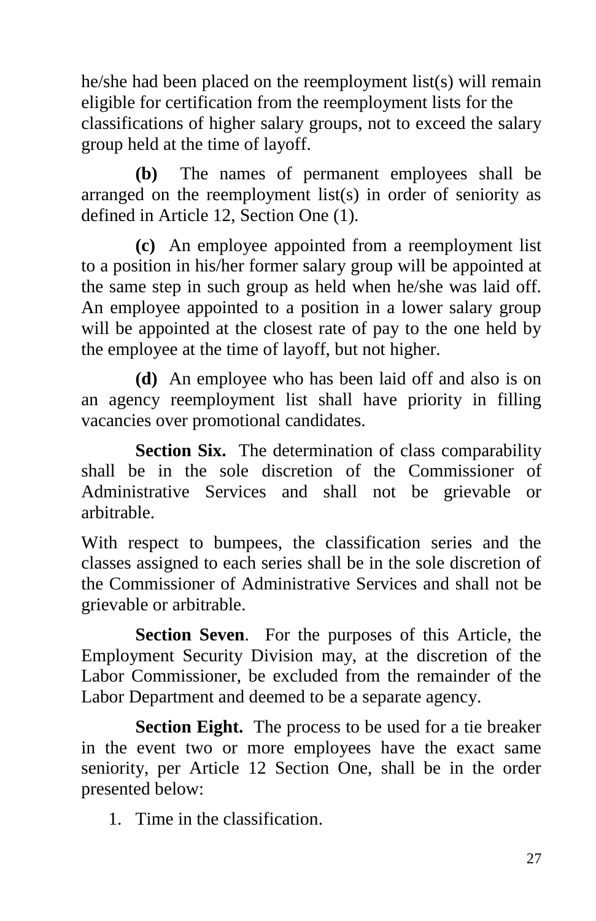he/she had been placed on the reemployment list(s) will remain eligible for certification from the reemployment lists for the classifications of higher salary groups, not to exceed the salary group held at the time of layoff.

**(b)** The names of permanent employees shall be arranged on the reemployment list(s) in order of seniority as defined in Article 12, Section One (1).

**(c)** An employee appointed from a reemployment list to a position in his/her former salary group will be appointed at the same step in such group as held when he/she was laid off. An employee appointed to a position in a lower salary group will be appointed at the closest rate of pay to the one held by the employee at the time of layoff, but not higher.

**(d)** An employee who has been laid off and also is on an agency reemployment list shall have priority in filling vacancies over promotional candidates.

**Section Six.** The determination of class comparability shall be in the sole discretion of the Commissioner of Administrative Services and shall not be grievable or arbitrable.

With respect to bumpees, the classification series and the classes assigned to each series shall be in the sole discretion of the Commissioner of Administrative Services and shall not be grievable or arbitrable.

**Section Seven**. For the purposes of this Article, the Employment Security Division may, at the discretion of the Labor Commissioner, be excluded from the remainder of the Labor Department and deemed to be a separate agency.

**Section Eight.** The process to be used for a tie breaker in the event two or more employees have the exact same seniority, per Article 12 Section One, shall be in the order presented below:

1. Time in the classification.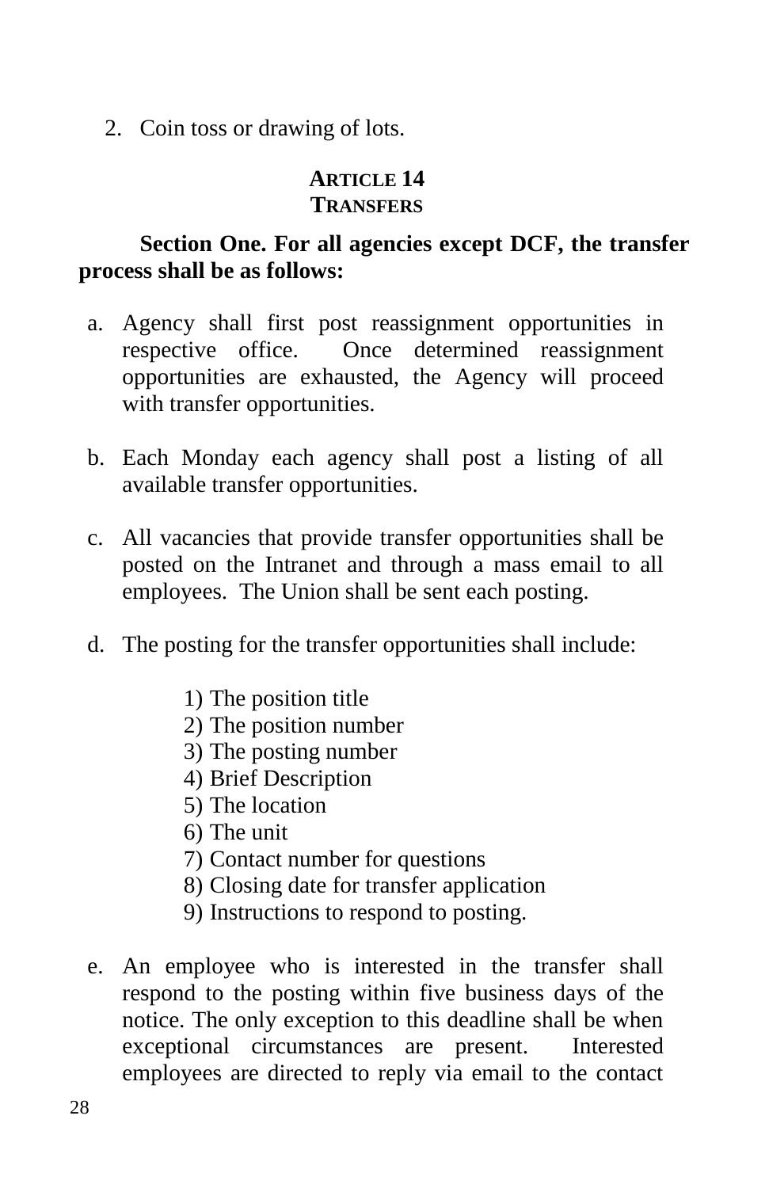2. Coin toss or drawing of lots.

## ARTICLE 14
## TRANSFERS

**Section One. For all agencies except DCF, the transfer process shall be as follows:**

a. Agency shall first post reassignment opportunities in respective office. Once determined reassignment opportunities are exhausted, the Agency will proceed with transfer opportunities.

b. Each Monday each agency shall post a listing of all available transfer opportunities.

c. All vacancies that provide transfer opportunities shall be posted on the Intranet and through a mass email to all employees. The Union shall be sent each posting.

d. The posting for the transfer opportunities shall include:

   1) The position title
   2) The position number
   3) The posting number
   4) Brief Description
   5) The location
   6) The unit
   7) Contact number for questions
   8) Closing date for transfer application
   9) Instructions to respond to posting.

e. An employee who is interested in the transfer shall respond to the posting within five business days of the notice. The only exception to this deadline shall be when exceptional circumstances are present. Interested employees are directed to reply via email to the contact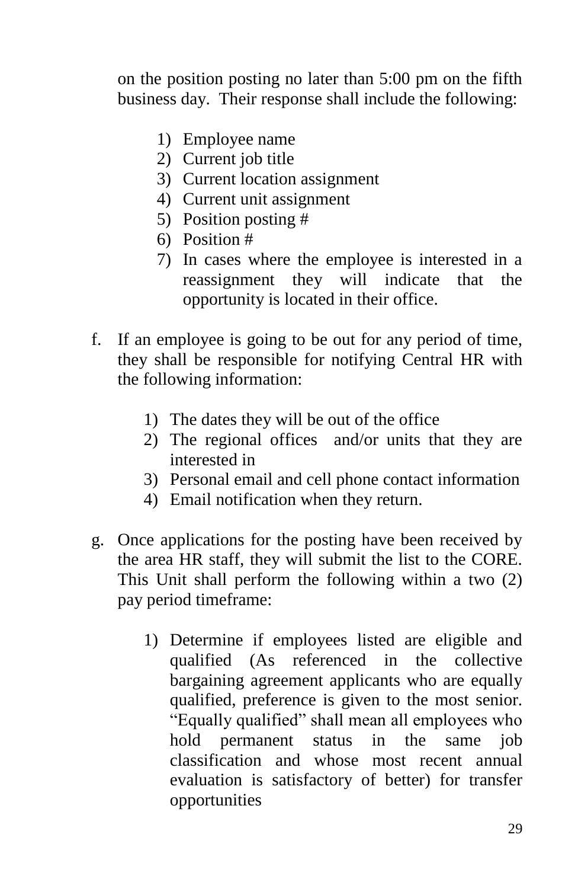on the position posting no later than 5:00 pm on the fifth business day. Their response shall include the following:

1) Employee name
2) Current job title
3) Current location assignment
4) Current unit assignment
5) Position posting #
6) Position #
7) In cases where the employee is interested in a reassignment they will indicate that the opportunity is located in their office.

f. If an employee is going to be out for any period of time, they shall be responsible for notifying Central HR with the following information:

1) The dates they will be out of the office
2) The regional offices and/or units that they are interested in
3) Personal email and cell phone contact information
4) Email notification when they return.

g. Once applications for the posting have been received by the area HR staff, they will submit the list to the CORE. This Unit shall perform the following within a two (2) pay period timeframe:

1) Determine if employees listed are eligible and qualified (As referenced in the collective bargaining agreement applicants who are equally qualified, preference is given to the most senior. "Equally qualified" shall mean all employees who hold permanent status in the same job classification and whose most recent annual evaluation is satisfactory of better) for transfer opportunities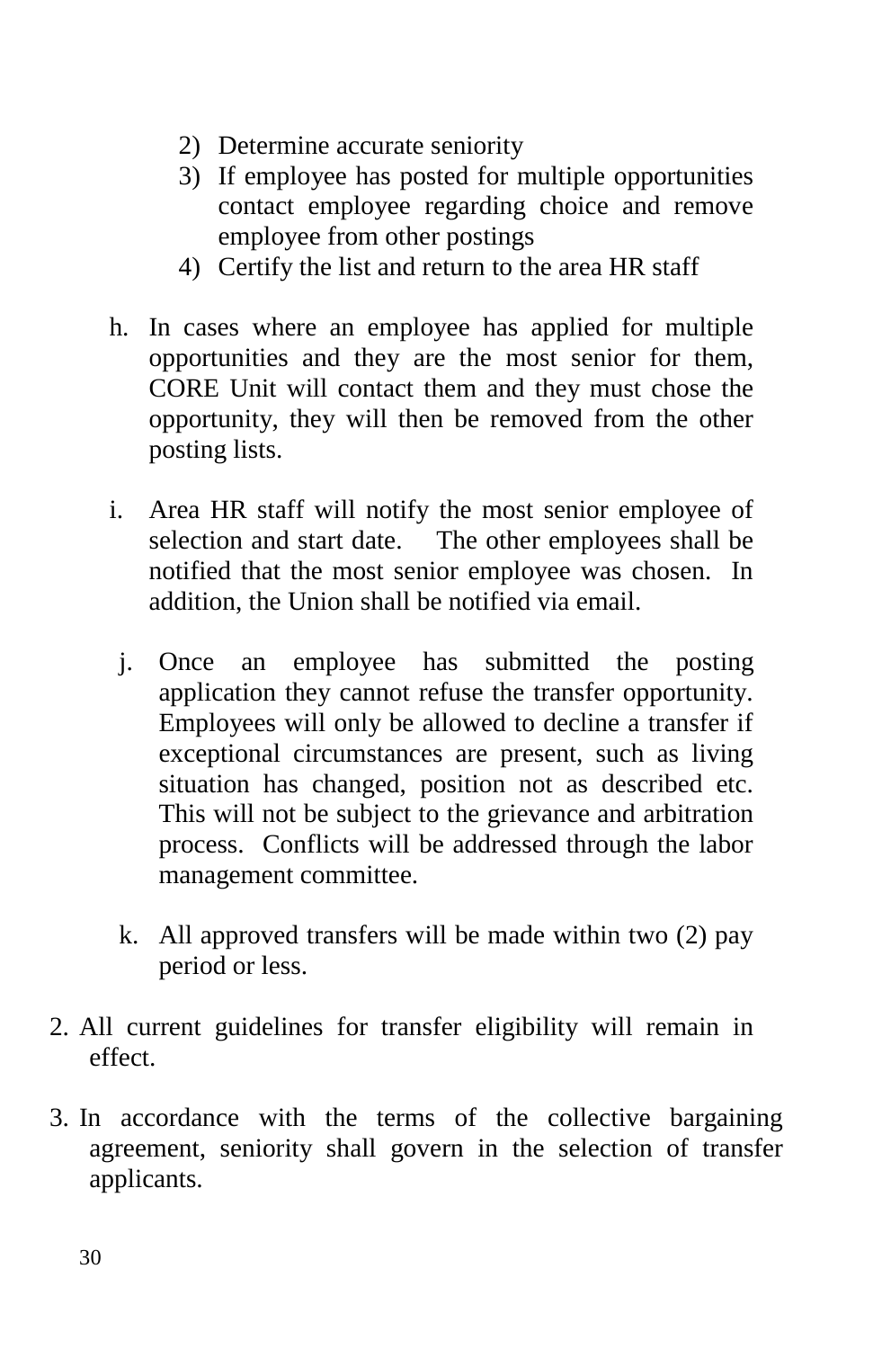2) Determine accurate seniority
   3) If employee has posted for multiple opportunities contact employee regarding choice and remove employee from other postings
   4) Certify the list and return to the area HR staff

h. In cases where an employee has applied for multiple opportunities and they are the most senior for them, CORE Unit will contact them and they must chose the opportunity, they will then be removed from the other posting lists.

i. Area HR staff will notify the most senior employee of selection and start date. The other employees shall be notified that the most senior employee was chosen. In addition, the Union shall be notified via email.

j. Once an employee has submitted the posting application they cannot refuse the transfer opportunity. Employees will only be allowed to decline a transfer if exceptional circumstances are present, such as living situation has changed, position not as described etc. This will not be subject to the grievance and arbitration process. Conflicts will be addressed through the labor management committee.

k. All approved transfers will be made within two (2) pay period or less.

2. All current guidelines for transfer eligibility will remain in effect.

3. In accordance with the terms of the collective bargaining agreement, seniority shall govern in the selection of transfer applicants.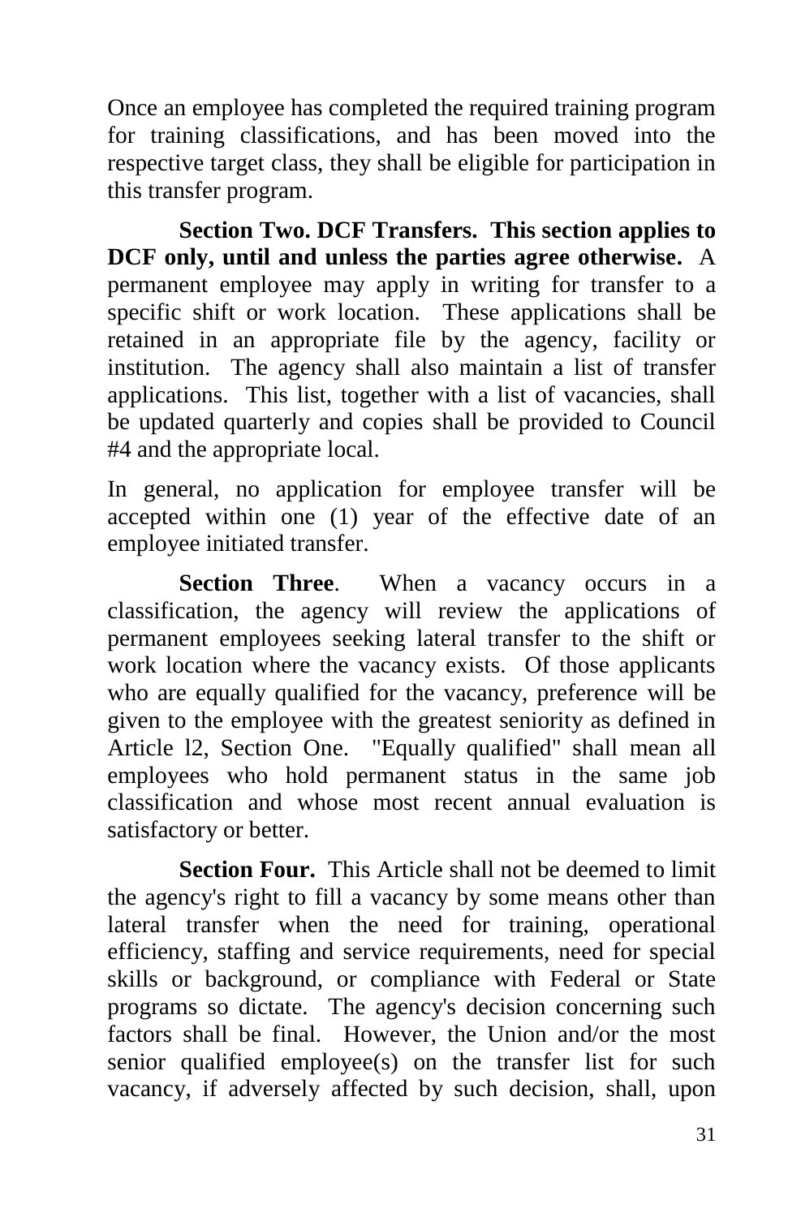Once an employee has completed the required training program for training classifications, and has been moved into the respective target class, they shall be eligible for participation in this transfer program.

**Section Two. DCF Transfers. This section applies to DCF only, until and unless the parties agree otherwise.** A permanent employee may apply in writing for transfer to a specific shift or work location. These applications shall be retained in an appropriate file by the agency, facility or institution. The agency shall also maintain a list of transfer applications. This list, together with a list of vacancies, shall be updated quarterly and copies shall be provided to Council #4 and the appropriate local.

In general, no application for employee transfer will be accepted within one (1) year of the effective date of an employee initiated transfer.

**Section Three**. When a vacancy occurs in a classification, the agency will review the applications of permanent employees seeking lateral transfer to the shift or work location where the vacancy exists. Of those applicants who are equally qualified for the vacancy, preference will be given to the employee with the greatest seniority as defined in Article l2, Section One. "Equally qualified" shall mean all employees who hold permanent status in the same job classification and whose most recent annual evaluation is satisfactory or better.

**Section Four.** This Article shall not be deemed to limit the agency's right to fill a vacancy by some means other than lateral transfer when the need for training, operational efficiency, staffing and service requirements, need for special skills or background, or compliance with Federal or State programs so dictate. The agency's decision concerning such factors shall be final. However, the Union and/or the most senior qualified employee(s) on the transfer list for such vacancy, if adversely affected by such decision, shall, upon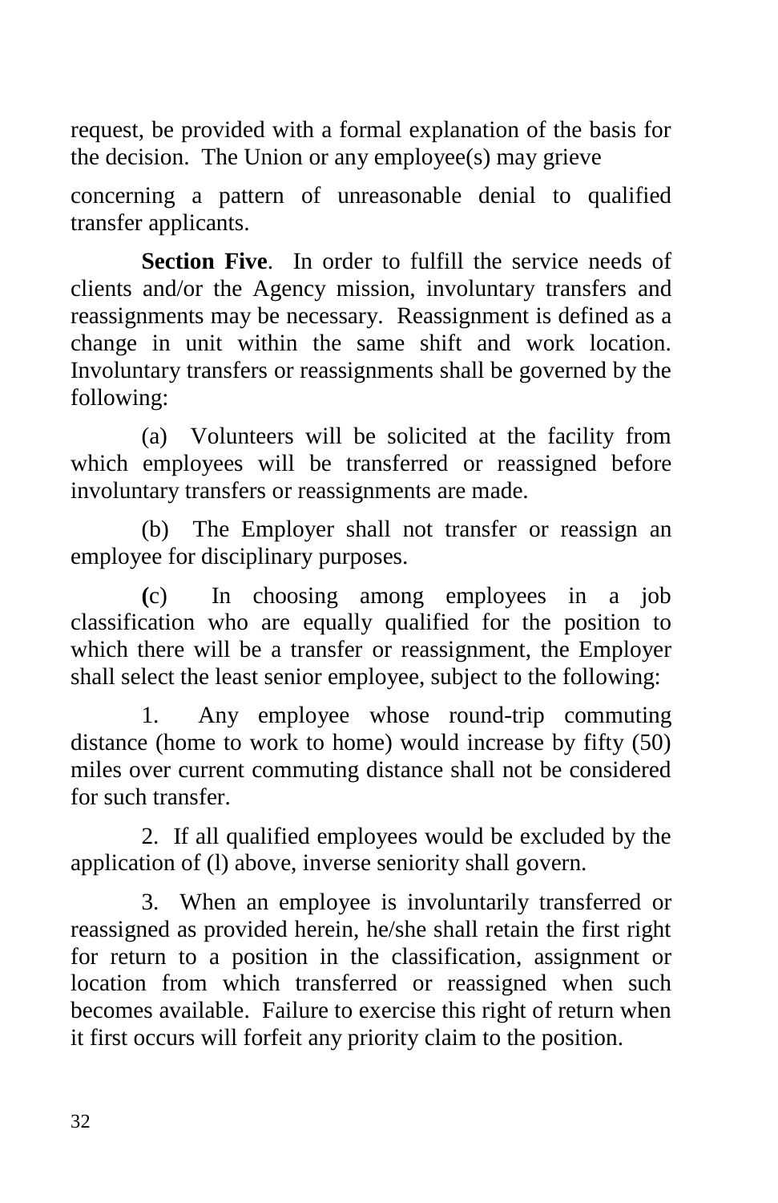request, be provided with a formal explanation of the basis for the decision. The Union or any employee(s) may grieve

concerning a pattern of unreasonable denial to qualified transfer applicants.

**Section Five**. In order to fulfill the service needs of clients and/or the Agency mission, involuntary transfers and reassignments may be necessary. Reassignment is defined as a change in unit within the same shift and work location. Involuntary transfers or reassignments shall be governed by the following:

(a) Volunteers will be solicited at the facility from which employees will be transferred or reassigned before involuntary transfers or reassignments are made.

(b) The Employer shall not transfer or reassign an employee for disciplinary purposes.

(c) In choosing among employees in a job classification who are equally qualified for the position to which there will be a transfer or reassignment, the Employer shall select the least senior employee, subject to the following:

1. Any employee whose round-trip commuting distance (home to work to home) would increase by fifty (50) miles over current commuting distance shall not be considered for such transfer.

2. If all qualified employees would be excluded by the application of (l) above, inverse seniority shall govern.

3. When an employee is involuntarily transferred or reassigned as provided herein, he/she shall retain the first right for return to a position in the classification, assignment or location from which transferred or reassigned when such becomes available. Failure to exercise this right of return when it first occurs will forfeit any priority claim to the position.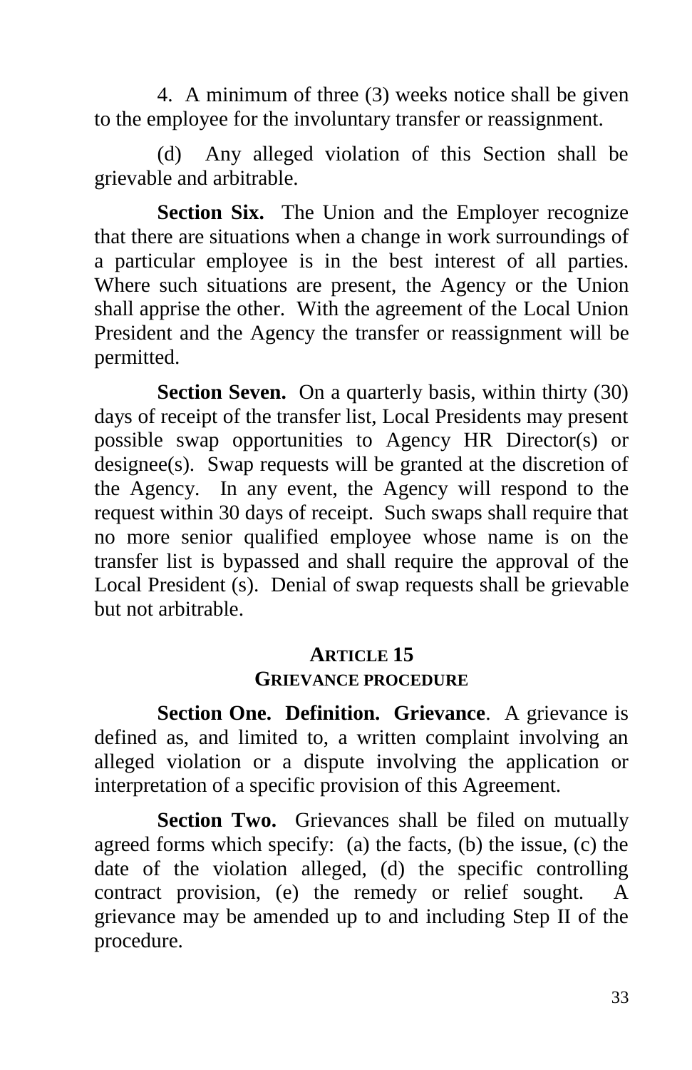4. A minimum of three (3) weeks notice shall be given to the employee for the involuntary transfer or reassignment.

(d) Any alleged violation of this Section shall be grievable and arbitrable.

**Section Six.** The Union and the Employer recognize that there are situations when a change in work surroundings of a particular employee is in the best interest of all parties. Where such situations are present, the Agency or the Union shall apprise the other. With the agreement of the Local Union President and the Agency the transfer or reassignment will be permitted.

**Section Seven.** On a quarterly basis, within thirty (30) days of receipt of the transfer list, Local Presidents may present possible swap opportunities to Agency HR Director(s) or designee(s). Swap requests will be granted at the discretion of the Agency. In any event, the Agency will respond to the request within 30 days of receipt. Such swaps shall require that no more senior qualified employee whose name is on the transfer list is bypassed and shall require the approval of the Local President (s). Denial of swap requests shall be grievable but not arbitrable.

## ARTICLE 15
## GRIEVANCE PROCEDURE

**Section One. Definition. Grievance**. A grievance is defined as, and limited to, a written complaint involving an alleged violation or a dispute involving the application or interpretation of a specific provision of this Agreement.

**Section Two.** Grievances shall be filed on mutually agreed forms which specify: (a) the facts, (b) the issue, (c) the date of the violation alleged, (d) the specific controlling contract provision, (e) the remedy or relief sought. A grievance may be amended up to and including Step II of the procedure.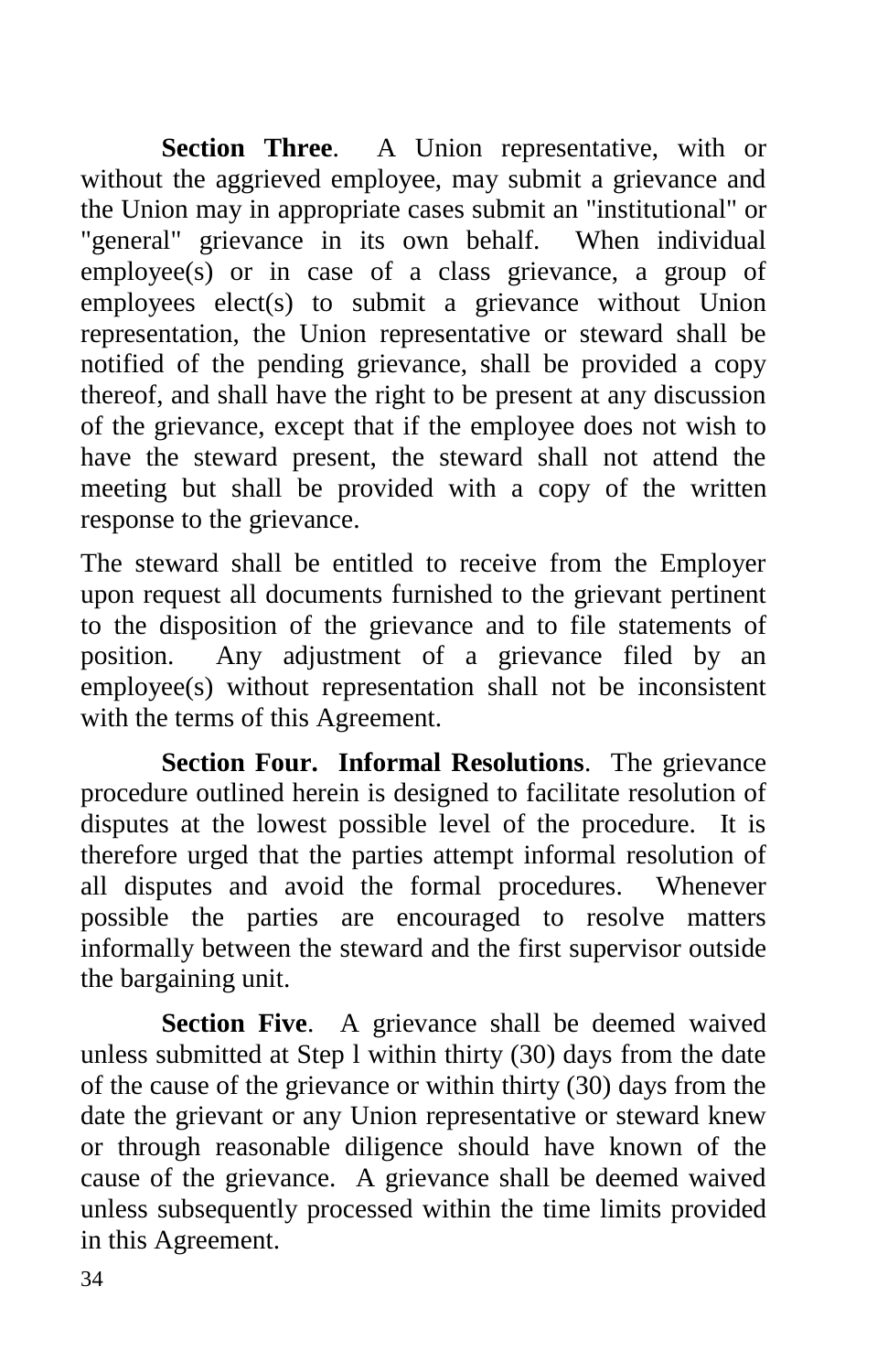**Section Three**. A Union representative, with or without the aggrieved employee, may submit a grievance and the Union may in appropriate cases submit an "institutional" or "general" grievance in its own behalf. When individual employee(s) or in case of a class grievance, a group of employees elect(s) to submit a grievance without Union representation, the Union representative or steward shall be notified of the pending grievance, shall be provided a copy thereof, and shall have the right to be present at any discussion of the grievance, except that if the employee does not wish to have the steward present, the steward shall not attend the meeting but shall be provided with a copy of the written response to the grievance.

The steward shall be entitled to receive from the Employer upon request all documents furnished to the grievant pertinent to the disposition of the grievance and to file statements of position. Any adjustment of a grievance filed by an employee(s) without representation shall not be inconsistent with the terms of this Agreement.

**Section Four. Informal Resolutions**. The grievance procedure outlined herein is designed to facilitate resolution of disputes at the lowest possible level of the procedure. It is therefore urged that the parties attempt informal resolution of all disputes and avoid the formal procedures. Whenever possible the parties are encouraged to resolve matters informally between the steward and the first supervisor outside the bargaining unit.

**Section Five**. A grievance shall be deemed waived unless submitted at Step l within thirty (30) days from the date of the cause of the grievance or within thirty (30) days from the date the grievant or any Union representative or steward knew or through reasonable diligence should have known of the cause of the grievance. A grievance shall be deemed waived unless subsequently processed within the time limits provided in this Agreement.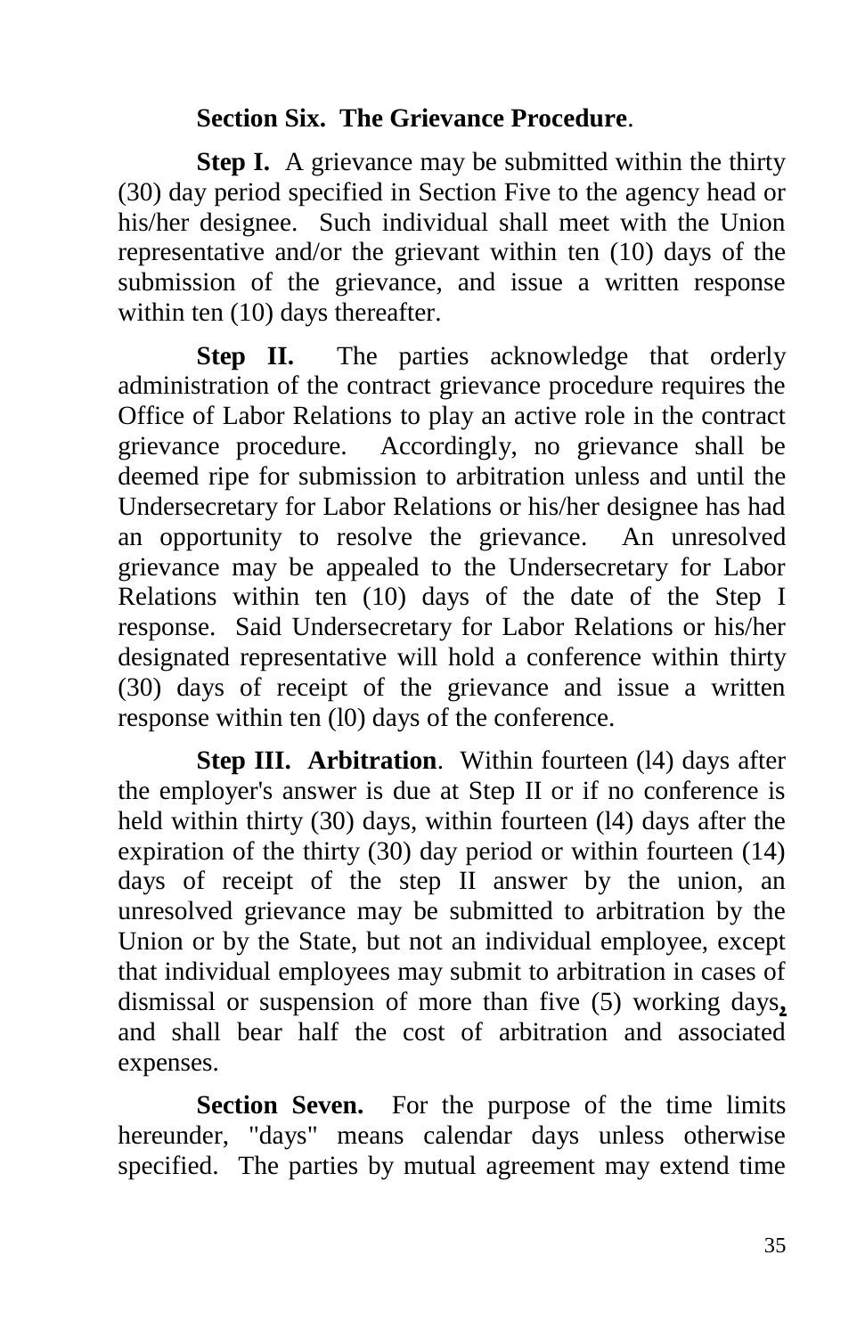**Section Six. The Grievance Procedure**.

**Step I.** A grievance may be submitted within the thirty (30) day period specified in Section Five to the agency head or his/her designee. Such individual shall meet with the Union representative and/or the grievant within ten (10) days of the submission of the grievance, and issue a written response within ten (10) days thereafter.

**Step II.** The parties acknowledge that orderly administration of the contract grievance procedure requires the Office of Labor Relations to play an active role in the contract grievance procedure. Accordingly, no grievance shall be deemed ripe for submission to arbitration unless and until the Undersecretary for Labor Relations or his/her designee has had an opportunity to resolve the grievance. An unresolved grievance may be appealed to the Undersecretary for Labor Relations within ten (10) days of the date of the Step I response. Said Undersecretary for Labor Relations or his/her designated representative will hold a conference within thirty (30) days of receipt of the grievance and issue a written response within ten (l0) days of the conference.

**Step III. Arbitration**. Within fourteen (l4) days after the employer's answer is due at Step II or if no conference is held within thirty (30) days, within fourteen (l4) days after the expiration of the thirty (30) day period or within fourteen (14) days of receipt of the step II answer by the union, an unresolved grievance may be submitted to arbitration by the Union or by the State, but not an individual employee, except that individual employees may submit to arbitration in cases of dismissal or suspension of more than five (5) working days, and shall bear half the cost of arbitration and associated expenses.

**Section Seven.** For the purpose of the time limits hereunder, "days" means calendar days unless otherwise specified. The parties by mutual agreement may extend time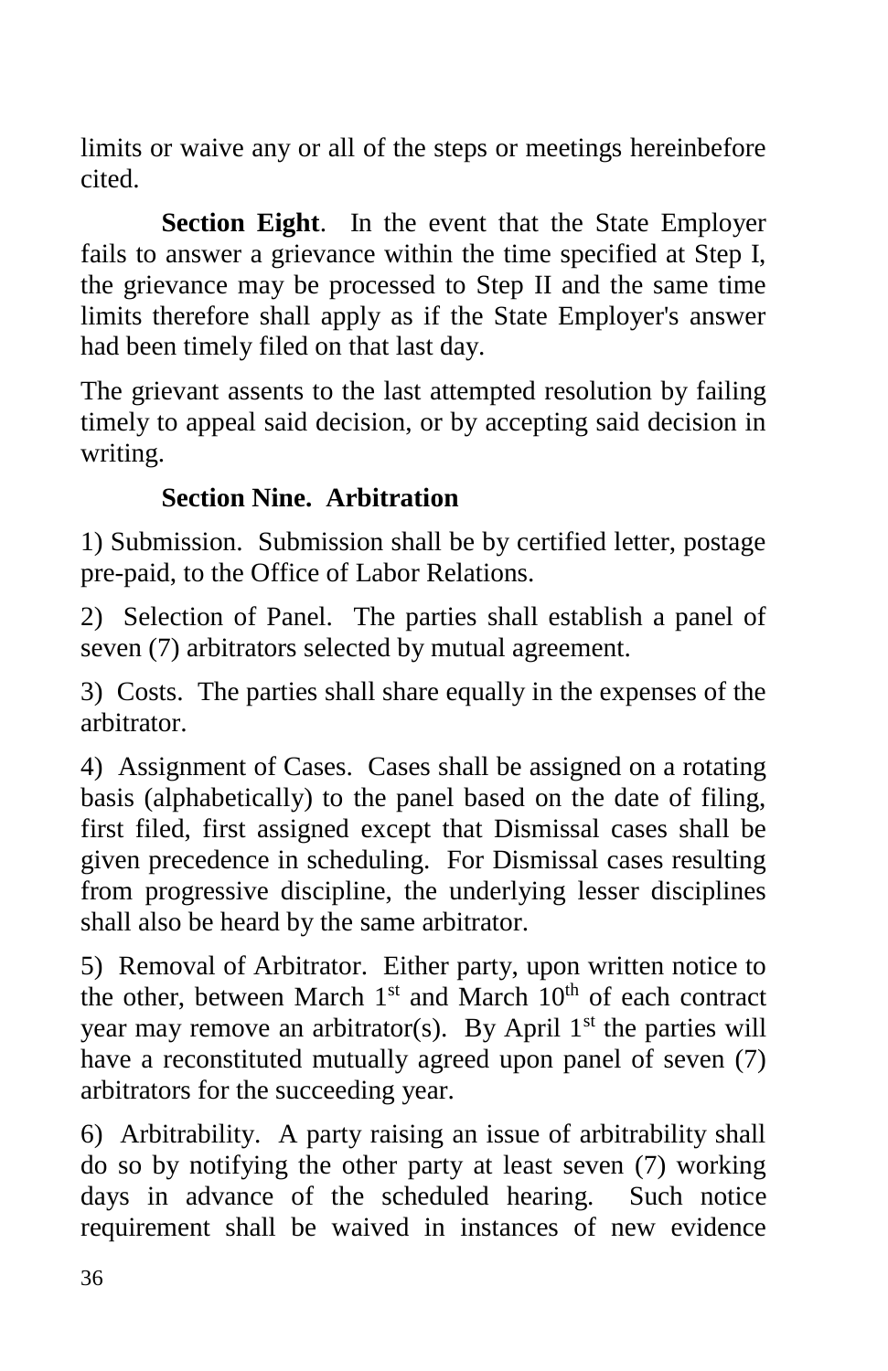limits or waive any or all of the steps or meetings hereinbefore cited.

**Section Eight**. In the event that the State Employer fails to answer a grievance within the time specified at Step I, the grievance may be processed to Step II and the same time limits therefore shall apply as if the State Employer's answer had been timely filed on that last day.

The grievant assents to the last attempted resolution by failing timely to appeal said decision, or by accepting said decision in writing.

**Section Nine. Arbitration**

1) Submission. Submission shall be by certified letter, postage pre-paid, to the Office of Labor Relations.

2) Selection of Panel. The parties shall establish a panel of seven (7) arbitrators selected by mutual agreement.

3) Costs. The parties shall share equally in the expenses of the arbitrator.

4) Assignment of Cases. Cases shall be assigned on a rotating basis (alphabetically) to the panel based on the date of filing, first filed, first assigned except that Dismissal cases shall be given precedence in scheduling. For Dismissal cases resulting from progressive discipline, the underlying lesser disciplines shall also be heard by the same arbitrator.

5) Removal of Arbitrator. Either party, upon written notice to the other, between March 1st and March 10th of each contract year may remove an arbitrator(s). By April 1st the parties will have a reconstituted mutually agreed upon panel of seven (7) arbitrators for the succeeding year.

6) Arbitrability. A party raising an issue of arbitrability shall do so by notifying the other party at least seven (7) working days in advance of the scheduled hearing. Such notice requirement shall be waived in instances of new evidence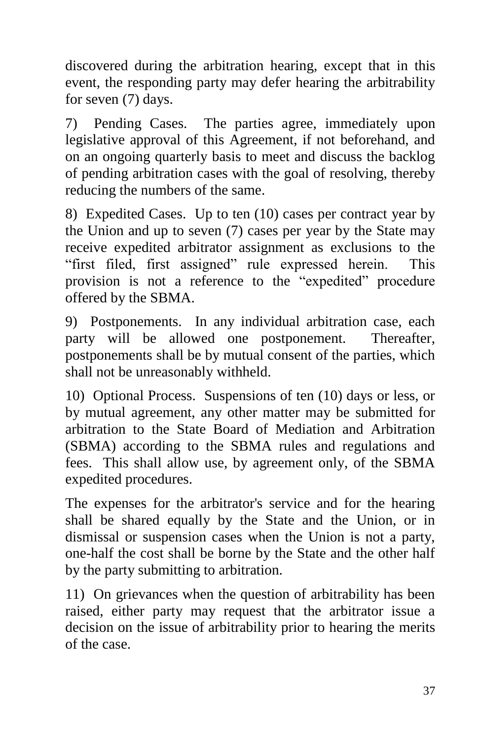discovered during the arbitration hearing, except that in this event, the responding party may defer hearing the arbitrability for seven (7) days.

7) Pending Cases. The parties agree, immediately upon legislative approval of this Agreement, if not beforehand, and on an ongoing quarterly basis to meet and discuss the backlog of pending arbitration cases with the goal of resolving, thereby reducing the numbers of the same.

8) Expedited Cases. Up to ten (10) cases per contract year by the Union and up to seven (7) cases per year by the State may receive expedited arbitrator assignment as exclusions to the "first filed, first assigned" rule expressed herein. This provision is not a reference to the "expedited" procedure offered by the SBMA.

9) Postponements. In any individual arbitration case, each party will be allowed one postponement. Thereafter, postponements shall be by mutual consent of the parties, which shall not be unreasonably withheld.

10) Optional Process. Suspensions of ten (10) days or less, or by mutual agreement, any other matter may be submitted for arbitration to the State Board of Mediation and Arbitration (SBMA) according to the SBMA rules and regulations and fees. This shall allow use, by agreement only, of the SBMA expedited procedures.

The expenses for the arbitrator's service and for the hearing shall be shared equally by the State and the Union, or in dismissal or suspension cases when the Union is not a party, one-half the cost shall be borne by the State and the other half by the party submitting to arbitration.

11) On grievances when the question of arbitrability has been raised, either party may request that the arbitrator issue a decision on the issue of arbitrability prior to hearing the merits of the case.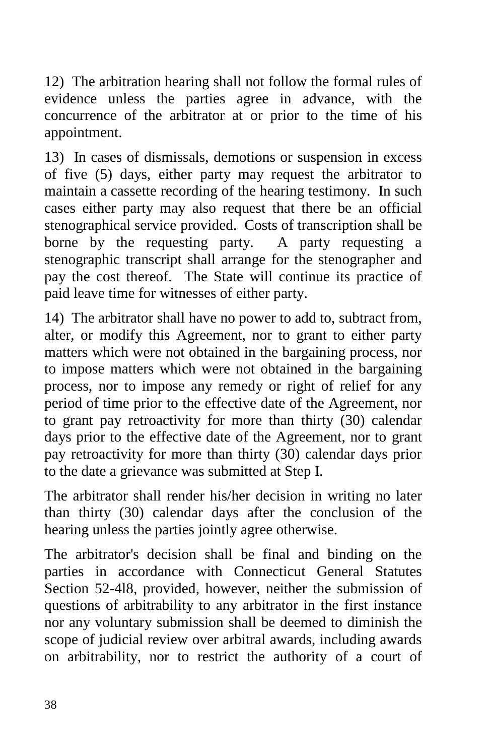12) The arbitration hearing shall not follow the formal rules of evidence unless the parties agree in advance, with the concurrence of the arbitrator at or prior to the time of his appointment.

13) In cases of dismissals, demotions or suspension in excess of five (5) days, either party may request the arbitrator to maintain a cassette recording of the hearing testimony. In such cases either party may also request that there be an official stenographical service provided. Costs of transcription shall be borne by the requesting party. A party requesting a stenographic transcript shall arrange for the stenographer and pay the cost thereof. The State will continue its practice of paid leave time for witnesses of either party.

14) The arbitrator shall have no power to add to, subtract from, alter, or modify this Agreement, nor to grant to either party matters which were not obtained in the bargaining process, nor to impose matters which were not obtained in the bargaining process, nor to impose any remedy or right of relief for any period of time prior to the effective date of the Agreement, nor to grant pay retroactivity for more than thirty (30) calendar days prior to the effective date of the Agreement, nor to grant pay retroactivity for more than thirty (30) calendar days prior to the date a grievance was submitted at Step I.

The arbitrator shall render his/her decision in writing no later than thirty (30) calendar days after the conclusion of the hearing unless the parties jointly agree otherwise.

The arbitrator's decision shall be final and binding on the parties in accordance with Connecticut General Statutes Section 52-4l8, provided, however, neither the submission of questions of arbitrability to any arbitrator in the first instance nor any voluntary submission shall be deemed to diminish the scope of judicial review over arbitral awards, including awards on arbitrability, nor to restrict the authority of a court of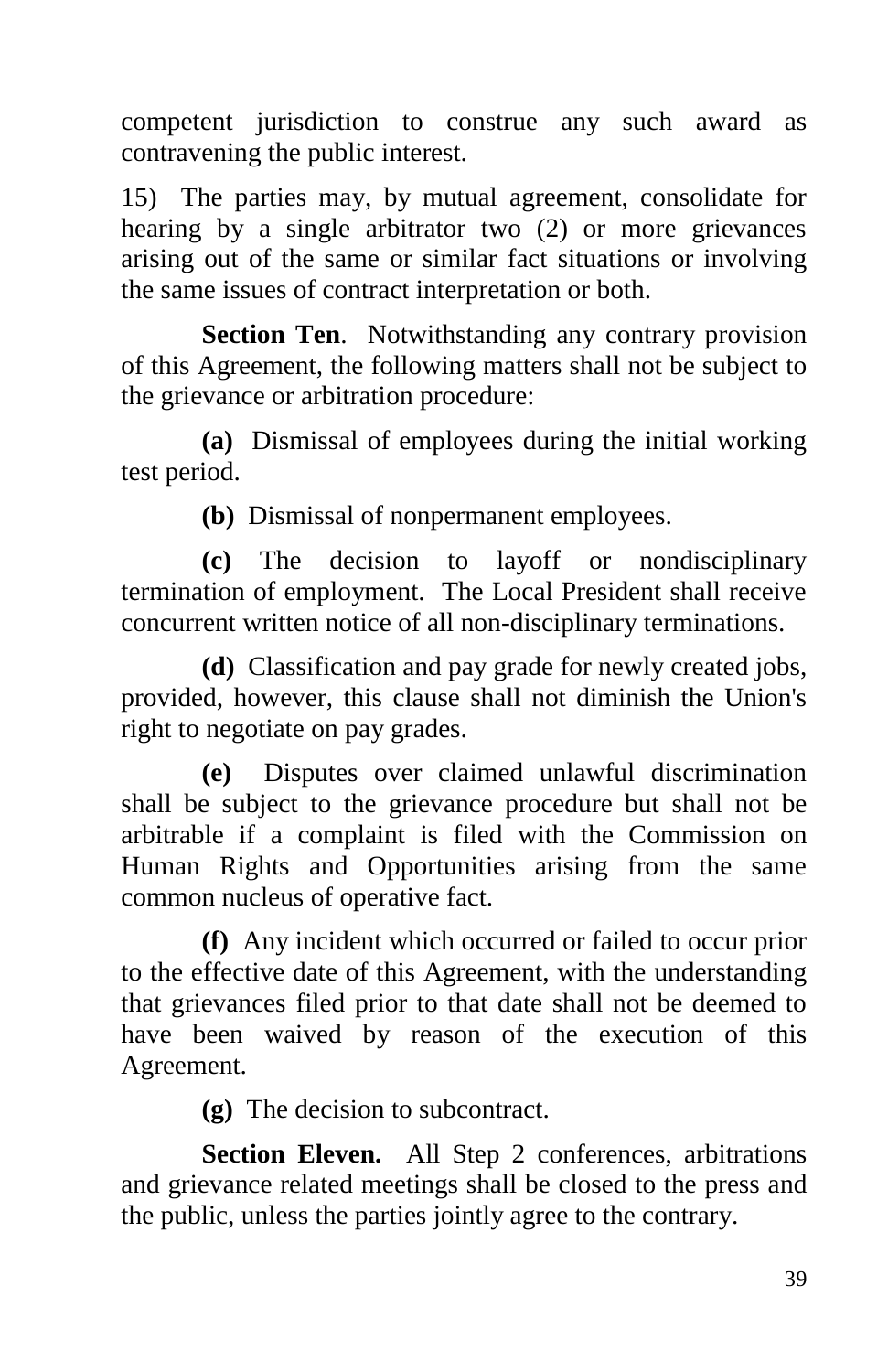competent jurisdiction to construe any such award as contravening the public interest.

15) The parties may, by mutual agreement, consolidate for hearing by a single arbitrator two (2) or more grievances arising out of the same or similar fact situations or involving the same issues of contract interpretation or both.

**Section Ten**. Notwithstanding any contrary provision of this Agreement, the following matters shall not be subject to the grievance or arbitration procedure:

**(a)** Dismissal of employees during the initial working test period.

**(b)** Dismissal of nonpermanent employees.

**(c)** The decision to layoff or nondisciplinary termination of employment. The Local President shall receive concurrent written notice of all non-disciplinary terminations.

**(d)** Classification and pay grade for newly created jobs, provided, however, this clause shall not diminish the Union's right to negotiate on pay grades.

**(e)** Disputes over claimed unlawful discrimination shall be subject to the grievance procedure but shall not be arbitrable if a complaint is filed with the Commission on Human Rights and Opportunities arising from the same common nucleus of operative fact.

**(f)** Any incident which occurred or failed to occur prior to the effective date of this Agreement, with the understanding that grievances filed prior to that date shall not be deemed to have been waived by reason of the execution of this Agreement.

**(g)** The decision to subcontract.

**Section Eleven.** All Step 2 conferences, arbitrations and grievance related meetings shall be closed to the press and the public, unless the parties jointly agree to the contrary.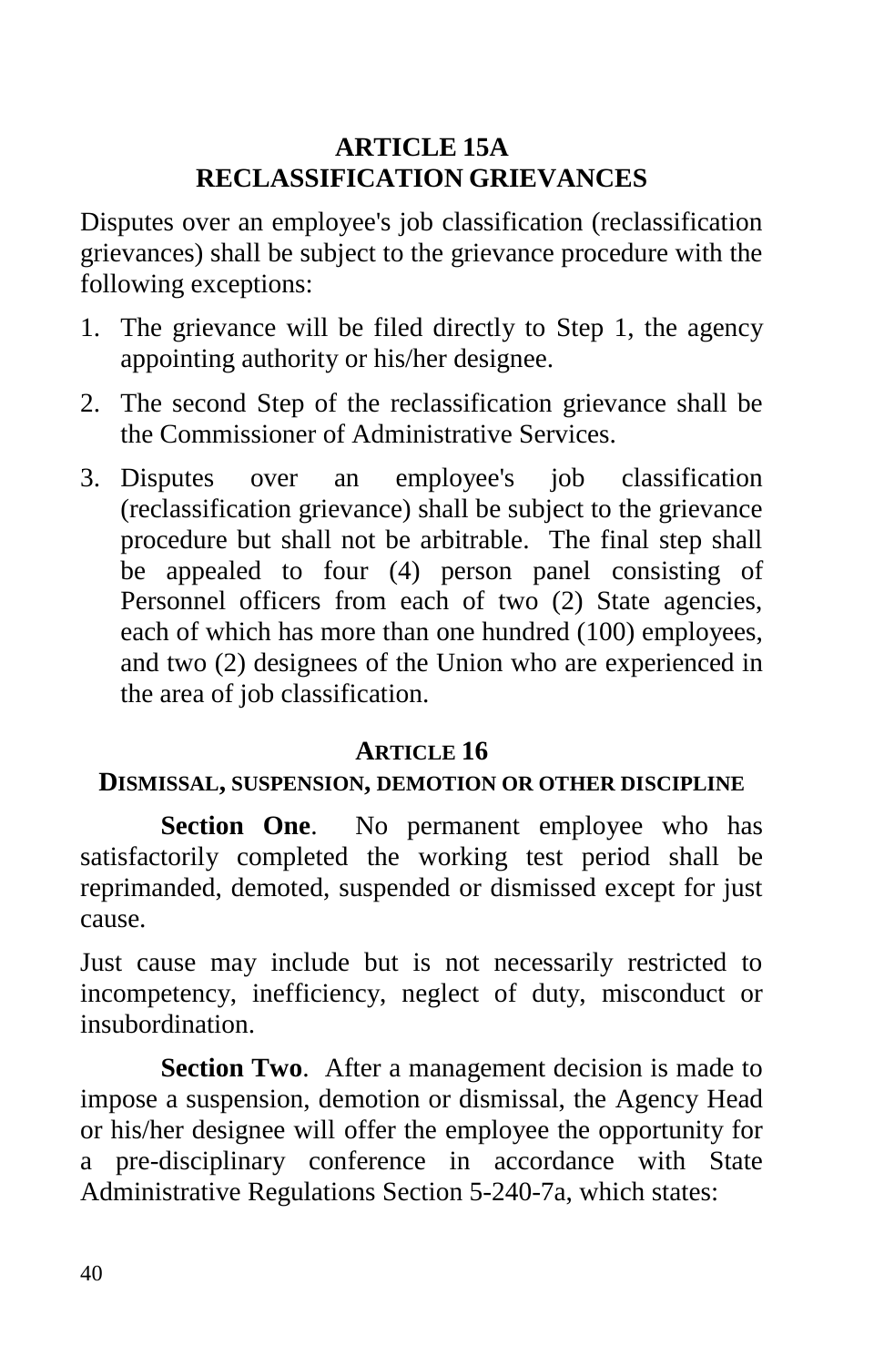## ARTICLE 15A
## RECLASSIFICATION GRIEVANCES

Disputes over an employee's job classification (reclassification grievances) shall be subject to the grievance procedure with the following exceptions:

1. The grievance will be filed directly to Step 1, the agency appointing authority or his/her designee.
2. The second Step of the reclassification grievance shall be the Commissioner of Administrative Services.
3. Disputes over an employee's job classification (reclassification grievance) shall be subject to the grievance procedure but shall not be arbitrable. The final step shall be appealed to four (4) person panel consisting of Personnel officers from each of two (2) State agencies, each of which has more than one hundred (100) employees, and two (2) designees of the Union who are experienced in the area of job classification.

## ARTICLE 16
## DISMISSAL, SUSPENSION, DEMOTION OR OTHER DISCIPLINE

**Section One**. No permanent employee who has satisfactorily completed the working test period shall be reprimanded, demoted, suspended or dismissed except for just cause.

Just cause may include but is not necessarily restricted to incompetency, inefficiency, neglect of duty, misconduct or insubordination.

**Section Two**. After a management decision is made to impose a suspension, demotion or dismissal, the Agency Head or his/her designee will offer the employee the opportunity for a pre-disciplinary conference in accordance with State Administrative Regulations Section 5-240-7a, which states: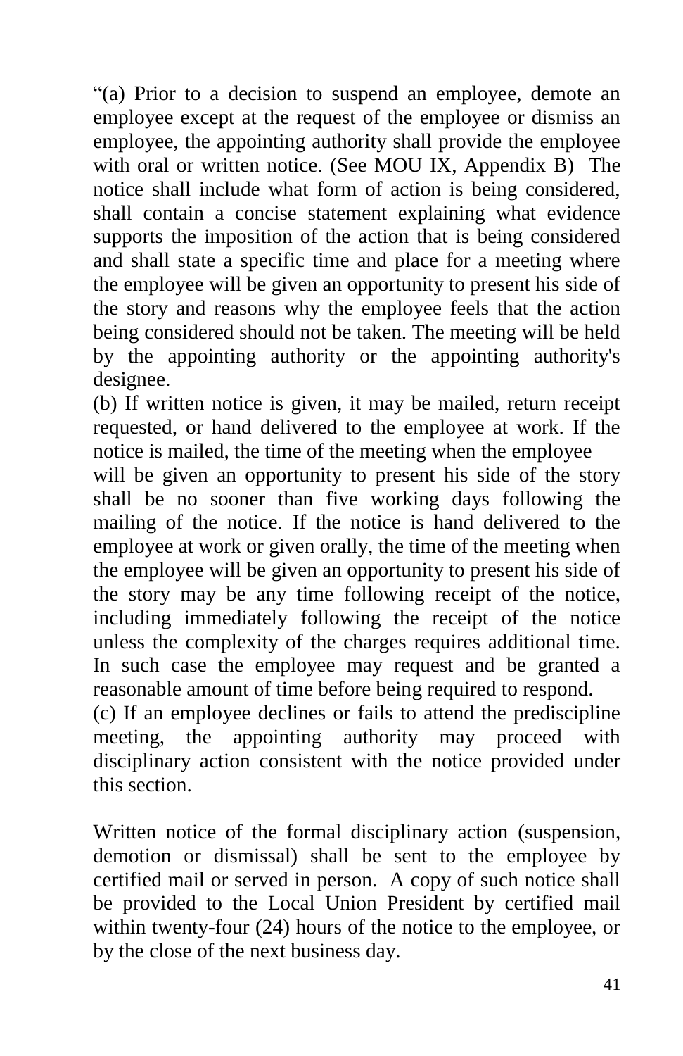"(a) Prior to a decision to suspend an employee, demote an employee except at the request of the employee or dismiss an employee, the appointing authority shall provide the employee with oral or written notice. (See MOU IX, Appendix B) The notice shall include what form of action is being considered, shall contain a concise statement explaining what evidence supports the imposition of the action that is being considered and shall state a specific time and place for a meeting where the employee will be given an opportunity to present his side of the story and reasons why the employee feels that the action being considered should not be taken. The meeting will be held by the appointing authority or the appointing authority's designee.

(b) If written notice is given, it may be mailed, return receipt requested, or hand delivered to the employee at work. If the notice is mailed, the time of the meeting when the employee will be given an opportunity to present his side of the story shall be no sooner than five working days following the mailing of the notice. If the notice is hand delivered to the employee at work or given orally, the time of the meeting when the employee will be given an opportunity to present his side of the story may be any time following receipt of the notice, including immediately following the receipt of the notice unless the complexity of the charges requires additional time. In such case the employee may request and be granted a reasonable amount of time before being required to respond.

(c) If an employee declines or fails to attend the prediscipline meeting, the appointing authority may proceed with disciplinary action consistent with the notice provided under this section.

Written notice of the formal disciplinary action (suspension, demotion or dismissal) shall be sent to the employee by certified mail or served in person. A copy of such notice shall be provided to the Local Union President by certified mail within twenty-four (24) hours of the notice to the employee, or by the close of the next business day.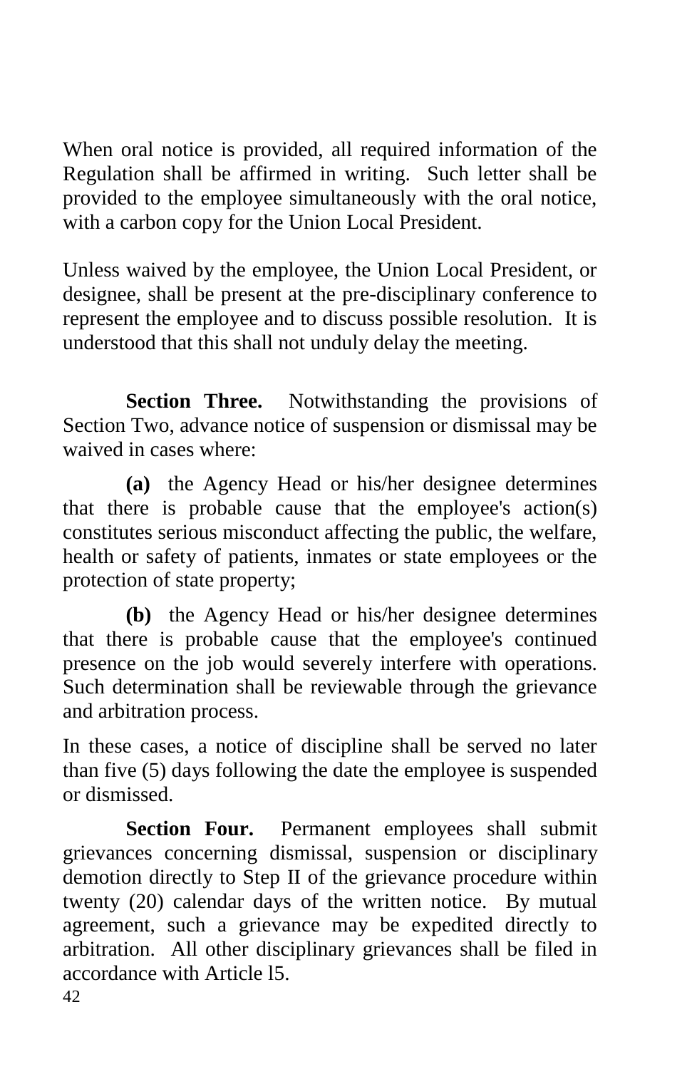When oral notice is provided, all required information of the Regulation shall be affirmed in writing. Such letter shall be provided to the employee simultaneously with the oral notice, with a carbon copy for the Union Local President.

Unless waived by the employee, the Union Local President, or designee, shall be present at the pre-disciplinary conference to represent the employee and to discuss possible resolution. It is understood that this shall not unduly delay the meeting.

**Section Three.** Notwithstanding the provisions of Section Two, advance notice of suspension or dismissal may be waived in cases where:

**(a)** the Agency Head or his/her designee determines that there is probable cause that the employee's action(s) constitutes serious misconduct affecting the public, the welfare, health or safety of patients, inmates or state employees or the protection of state property;

**(b)** the Agency Head or his/her designee determines that there is probable cause that the employee's continued presence on the job would severely interfere with operations. Such determination shall be reviewable through the grievance and arbitration process.

In these cases, a notice of discipline shall be served no later than five (5) days following the date the employee is suspended or dismissed.

**Section Four.** Permanent employees shall submit grievances concerning dismissal, suspension or disciplinary demotion directly to Step II of the grievance procedure within twenty (20) calendar days of the written notice. By mutual agreement, such a grievance may be expedited directly to arbitration. All other disciplinary grievances shall be filed in accordance with Article l5.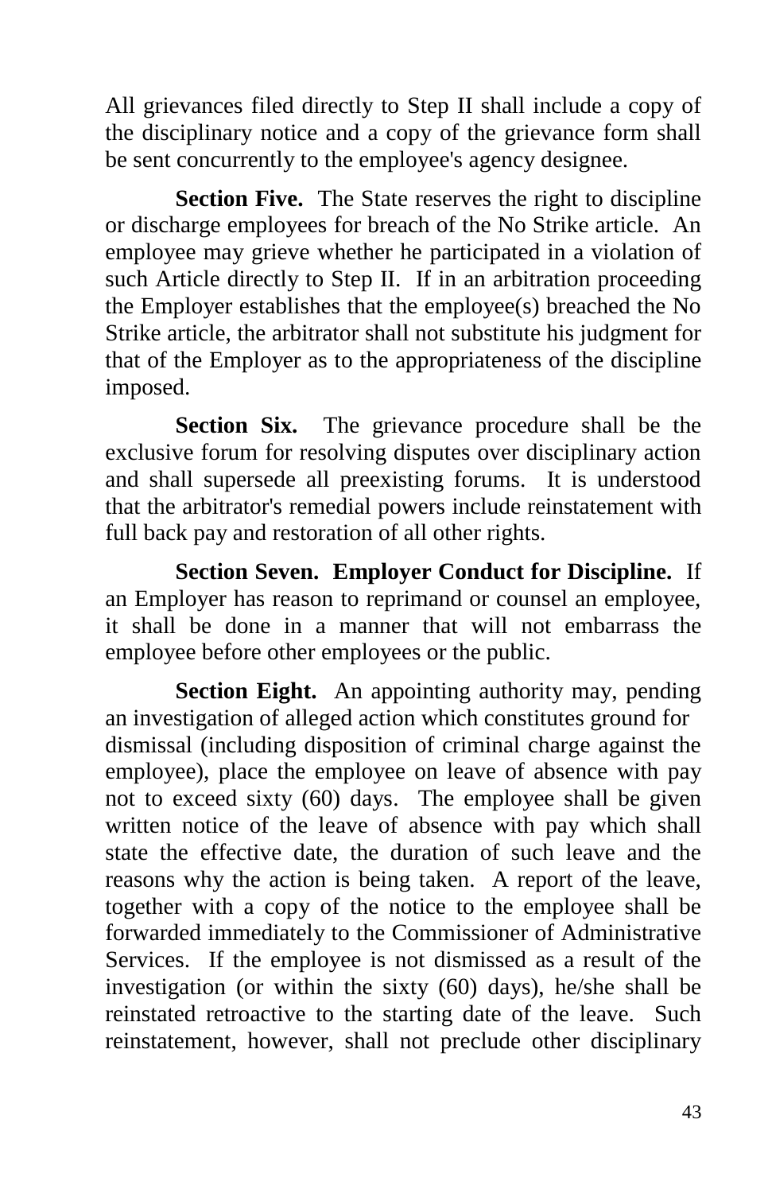All grievances filed directly to Step II shall include a copy of the disciplinary notice and a copy of the grievance form shall be sent concurrently to the employee's agency designee.

**Section Five.** The State reserves the right to discipline or discharge employees for breach of the No Strike article. An employee may grieve whether he participated in a violation of such Article directly to Step II. If in an arbitration proceeding the Employer establishes that the employee(s) breached the No Strike article, the arbitrator shall not substitute his judgment for that of the Employer as to the appropriateness of the discipline imposed.

**Section Six.** The grievance procedure shall be the exclusive forum for resolving disputes over disciplinary action and shall supersede all preexisting forums. It is understood that the arbitrator's remedial powers include reinstatement with full back pay and restoration of all other rights.

**Section Seven. Employer Conduct for Discipline.** If an Employer has reason to reprimand or counsel an employee, it shall be done in a manner that will not embarrass the employee before other employees or the public.

**Section Eight.** An appointing authority may, pending an investigation of alleged action which constitutes ground for dismissal (including disposition of criminal charge against the employee), place the employee on leave of absence with pay not to exceed sixty (60) days. The employee shall be given written notice of the leave of absence with pay which shall state the effective date, the duration of such leave and the reasons why the action is being taken. A report of the leave, together with a copy of the notice to the employee shall be forwarded immediately to the Commissioner of Administrative Services. If the employee is not dismissed as a result of the investigation (or within the sixty (60) days), he/she shall be reinstated retroactive to the starting date of the leave. Such reinstatement, however, shall not preclude other disciplinary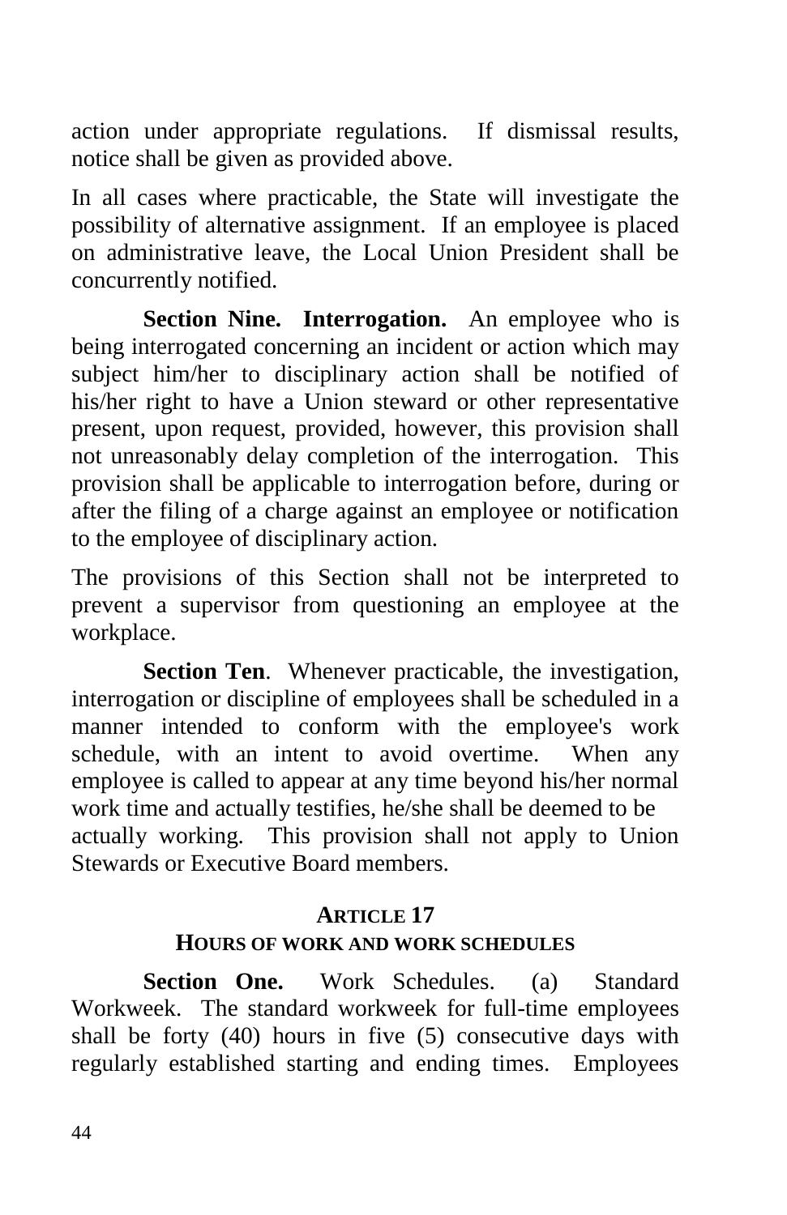action under appropriate regulations. If dismissal results, notice shall be given as provided above.

In all cases where practicable, the State will investigate the possibility of alternative assignment. If an employee is placed on administrative leave, the Local Union President shall be concurrently notified.

**Section Nine. Interrogation.** An employee who is being interrogated concerning an incident or action which may subject him/her to disciplinary action shall be notified of his/her right to have a Union steward or other representative present, upon request, provided, however, this provision shall not unreasonably delay completion of the interrogation. This provision shall be applicable to interrogation before, during or after the filing of a charge against an employee or notification to the employee of disciplinary action.

The provisions of this Section shall not be interpreted to prevent a supervisor from questioning an employee at the workplace.

**Section Ten**. Whenever practicable, the investigation, interrogation or discipline of employees shall be scheduled in a manner intended to conform with the employee's work schedule, with an intent to avoid overtime. When any employee is called to appear at any time beyond his/her normal work time and actually testifies, he/she shall be deemed to be actually working. This provision shall not apply to Union Stewards or Executive Board members.

## ARTICLE 17
## HOURS OF WORK AND WORK SCHEDULES

**Section One.** Work Schedules. (a) Standard Workweek. The standard workweek for full-time employees shall be forty (40) hours in five (5) consecutive days with regularly established starting and ending times. Employees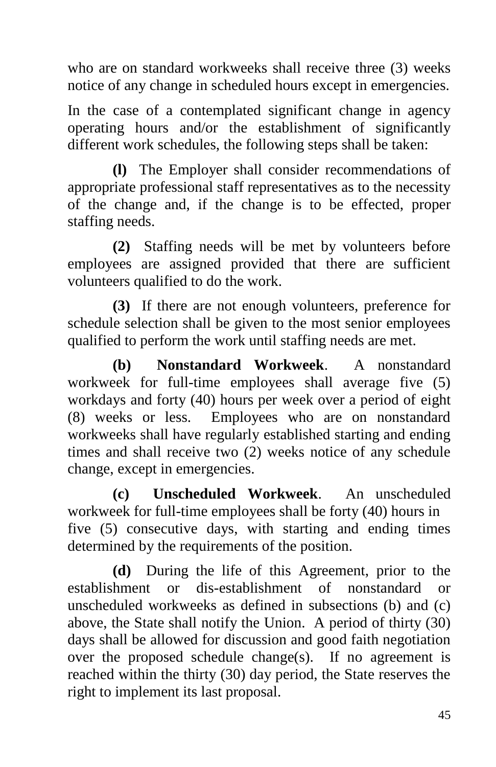who are on standard workweeks shall receive three (3) weeks notice of any change in scheduled hours except in emergencies.

In the case of a contemplated significant change in agency operating hours and/or the establishment of significantly different work schedules, the following steps shall be taken:

**(l)** The Employer shall consider recommendations of appropriate professional staff representatives as to the necessity of the change and, if the change is to be effected, proper staffing needs.

**(2)** Staffing needs will be met by volunteers before employees are assigned provided that there are sufficient volunteers qualified to do the work.

**(3)** If there are not enough volunteers, preference for schedule selection shall be given to the most senior employees qualified to perform the work until staffing needs are met.

**(b) Nonstandard Workweek**. A nonstandard workweek for full-time employees shall average five (5) workdays and forty (40) hours per week over a period of eight (8) weeks or less. Employees who are on nonstandard workweeks shall have regularly established starting and ending times and shall receive two (2) weeks notice of any schedule change, except in emergencies.

**(c) Unscheduled Workweek**. An unscheduled workweek for full-time employees shall be forty (40) hours in five (5) consecutive days, with starting and ending times determined by the requirements of the position.

**(d)** During the life of this Agreement, prior to the establishment or dis-establishment of nonstandard or unscheduled workweeks as defined in subsections (b) and (c) above, the State shall notify the Union. A period of thirty (30) days shall be allowed for discussion and good faith negotiation over the proposed schedule change(s). If no agreement is reached within the thirty (30) day period, the State reserves the right to implement its last proposal.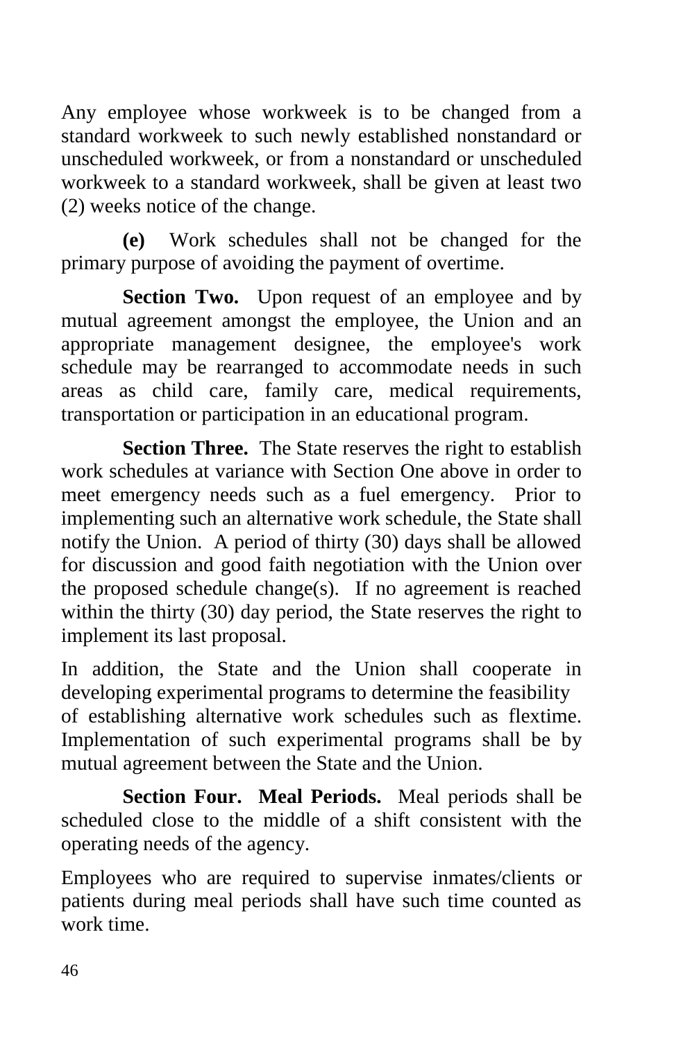Any employee whose workweek is to be changed from a standard workweek to such newly established nonstandard or unscheduled workweek, or from a nonstandard or unscheduled workweek to a standard workweek, shall be given at least two (2) weeks notice of the change.

**(e)** Work schedules shall not be changed for the primary purpose of avoiding the payment of overtime.

**Section Two.** Upon request of an employee and by mutual agreement amongst the employee, the Union and an appropriate management designee, the employee's work schedule may be rearranged to accommodate needs in such areas as child care, family care, medical requirements, transportation or participation in an educational program.

**Section Three.** The State reserves the right to establish work schedules at variance with Section One above in order to meet emergency needs such as a fuel emergency. Prior to implementing such an alternative work schedule, the State shall notify the Union. A period of thirty (30) days shall be allowed for discussion and good faith negotiation with the Union over the proposed schedule change(s). If no agreement is reached within the thirty (30) day period, the State reserves the right to implement its last proposal.

In addition, the State and the Union shall cooperate in developing experimental programs to determine the feasibility of establishing alternative work schedules such as flextime. Implementation of such experimental programs shall be by mutual agreement between the State and the Union.

**Section Four. Meal Periods.** Meal periods shall be scheduled close to the middle of a shift consistent with the operating needs of the agency.

Employees who are required to supervise inmates/clients or patients during meal periods shall have such time counted as work time.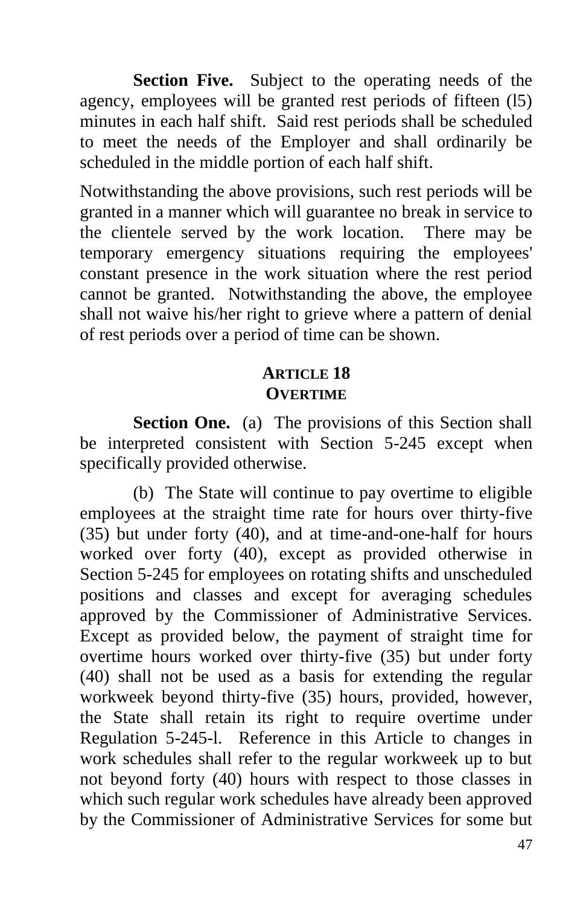**Section Five.** Subject to the operating needs of the agency, employees will be granted rest periods of fifteen (l5) minutes in each half shift. Said rest periods shall be scheduled to meet the needs of the Employer and shall ordinarily be scheduled in the middle portion of each half shift.

Notwithstanding the above provisions, such rest periods will be granted in a manner which will guarantee no break in service to the clientele served by the work location. There may be temporary emergency situations requiring the employees' constant presence in the work situation where the rest period cannot be granted. Notwithstanding the above, the employee shall not waive his/her right to grieve where a pattern of denial of rest periods over a period of time can be shown.

## ARTICLE 18
## OVERTIME

**Section One.** (a) The provisions of this Section shall be interpreted consistent with Section 5-245 except when specifically provided otherwise.

(b) The State will continue to pay overtime to eligible employees at the straight time rate for hours over thirty-five (35) but under forty (40), and at time-and-one-half for hours worked over forty (40), except as provided otherwise in Section 5-245 for employees on rotating shifts and unscheduled positions and classes and except for averaging schedules approved by the Commissioner of Administrative Services. Except as provided below, the payment of straight time for overtime hours worked over thirty-five (35) but under forty (40) shall not be used as a basis for extending the regular workweek beyond thirty-five (35) hours, provided, however, the State shall retain its right to require overtime under Regulation 5-245-l. Reference in this Article to changes in work schedules shall refer to the regular workweek up to but not beyond forty (40) hours with respect to those classes in which such regular work schedules have already been approved by the Commissioner of Administrative Services for some but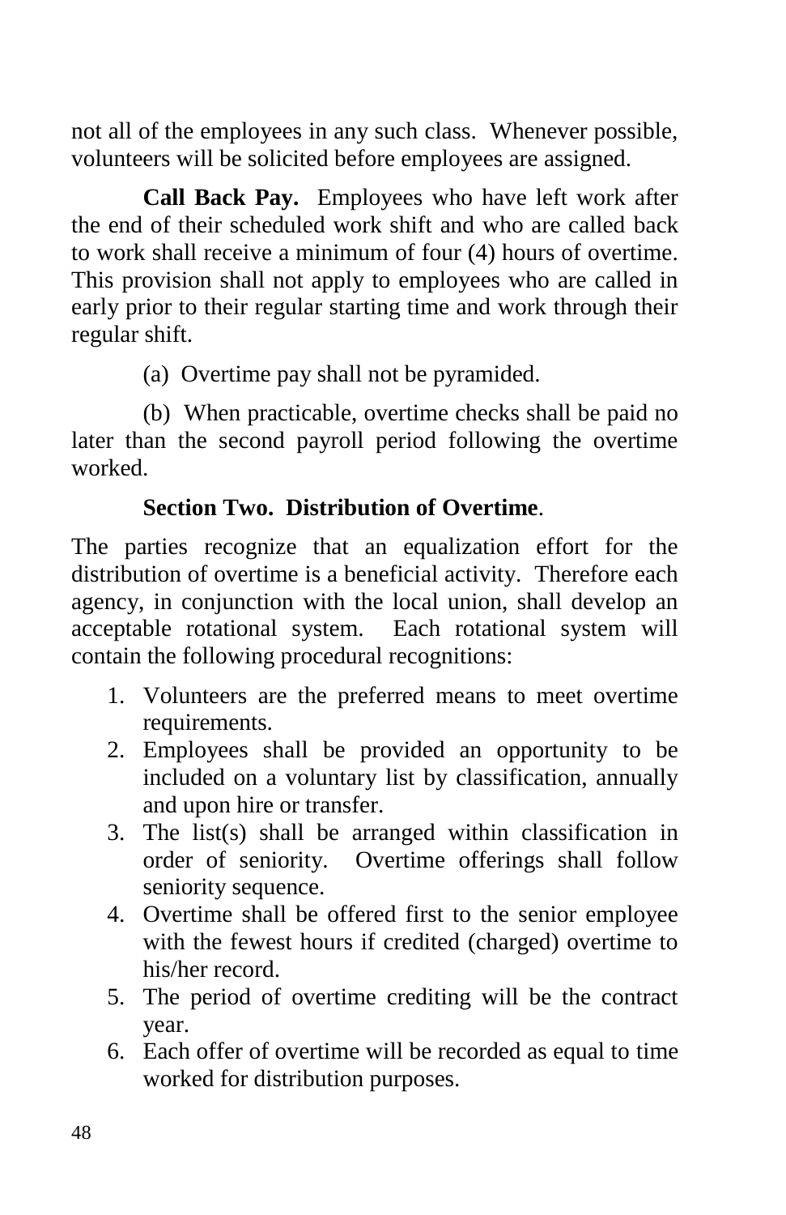not all of the employees in any such class. Whenever possible, volunteers will be solicited before employees are assigned.

**Call Back Pay.** Employees who have left work after the end of their scheduled work shift and who are called back to work shall receive a minimum of four (4) hours of overtime. This provision shall not apply to employees who are called in early prior to their regular starting time and work through their regular shift.

(a) Overtime pay shall not be pyramided.

(b) When practicable, overtime checks shall be paid no later than the second payroll period following the overtime worked.

**Section Two. Distribution of Overtime**.

The parties recognize that an equalization effort for the distribution of overtime is a beneficial activity. Therefore each agency, in conjunction with the local union, shall develop an acceptable rotational system. Each rotational system will contain the following procedural recognitions:

1. Volunteers are the preferred means to meet overtime requirements.
2. Employees shall be provided an opportunity to be included on a voluntary list by classification, annually and upon hire or transfer.
3. The list(s) shall be arranged within classification in order of seniority. Overtime offerings shall follow seniority sequence.
4. Overtime shall be offered first to the senior employee with the fewest hours if credited (charged) overtime to his/her record.
5. The period of overtime crediting will be the contract year.
6. Each offer of overtime will be recorded as equal to time worked for distribution purposes.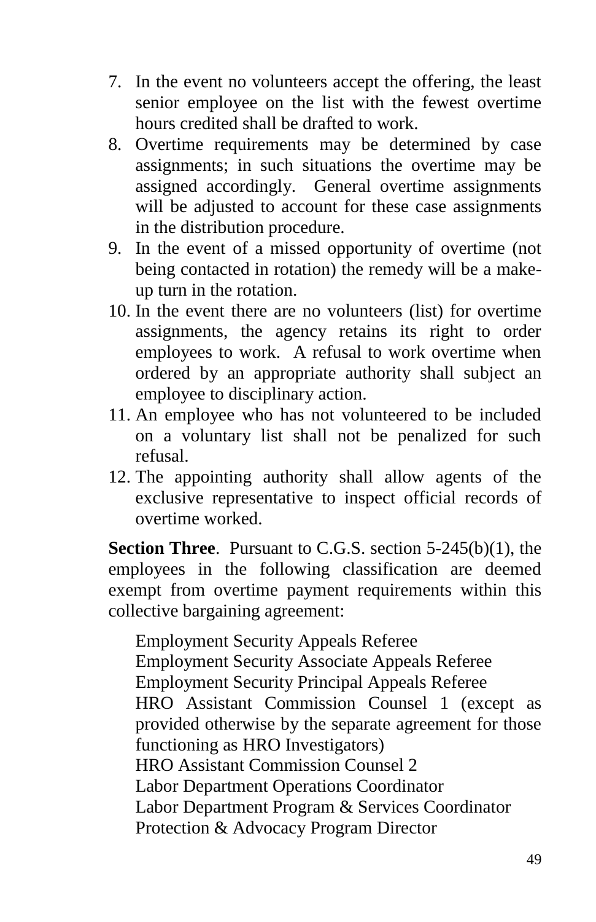7. In the event no volunteers accept the offering, the least senior employee on the list with the fewest overtime hours credited shall be drafted to work.
8. Overtime requirements may be determined by case assignments; in such situations the overtime may be assigned accordingly. General overtime assignments will be adjusted to account for these case assignments in the distribution procedure.
9. In the event of a missed opportunity of overtime (not being contacted in rotation) the remedy will be a make-up turn in the rotation.
10. In the event there are no volunteers (list) for overtime assignments, the agency retains its right to order employees to work. A refusal to work overtime when ordered by an appropriate authority shall subject an employee to disciplinary action.
11. An employee who has not volunteered to be included on a voluntary list shall not be penalized for such refusal.
12. The appointing authority shall allow agents of the exclusive representative to inspect official records of overtime worked.

**Section Three**. Pursuant to C.G.S. section 5-245(b)(1), the employees in the following classification are deemed exempt from overtime payment requirements within this collective bargaining agreement:

Employment Security Appeals Referee
Employment Security Associate Appeals Referee
Employment Security Principal Appeals Referee
HRO Assistant Commission Counsel 1 (except as provided otherwise by the separate agreement for those functioning as HRO Investigators)
HRO Assistant Commission Counsel 2
Labor Department Operations Coordinator
Labor Department Program & Services Coordinator
Protection & Advocacy Program Director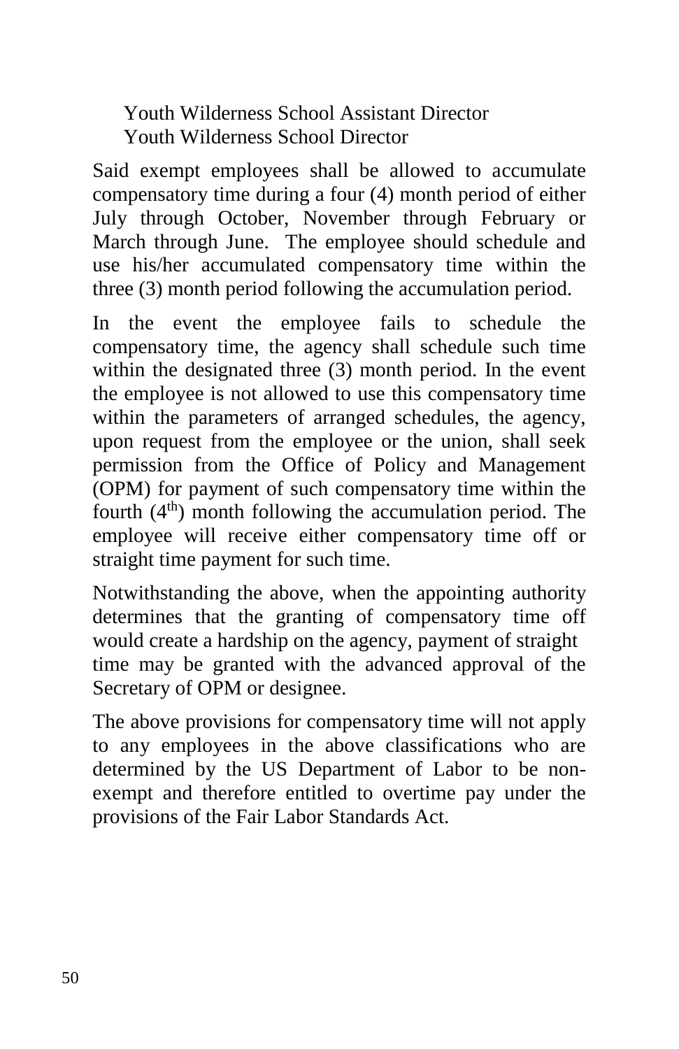Youth Wilderness School Assistant Director
Youth Wilderness School Director

Said exempt employees shall be allowed to accumulate compensatory time during a four (4) month period of either July through October, November through February or March through June. The employee should schedule and use his/her accumulated compensatory time within the three (3) month period following the accumulation period.

In the event the employee fails to schedule the compensatory time, the agency shall schedule such time within the designated three (3) month period. In the event the employee is not allowed to use this compensatory time within the parameters of arranged schedules, the agency, upon request from the employee or the union, shall seek permission from the Office of Policy and Management (OPM) for payment of such compensatory time within the fourth ($4^{th}$) month following the accumulation period. The employee will receive either compensatory time off or straight time payment for such time.

Notwithstanding the above, when the appointing authority determines that the granting of compensatory time off would create a hardship on the agency, payment of straight time may be granted with the advanced approval of the Secretary of OPM or designee.

The above provisions for compensatory time will not apply to any employees in the above classifications who are determined by the US Department of Labor to be non-exempt and therefore entitled to overtime pay under the provisions of the Fair Labor Standards Act.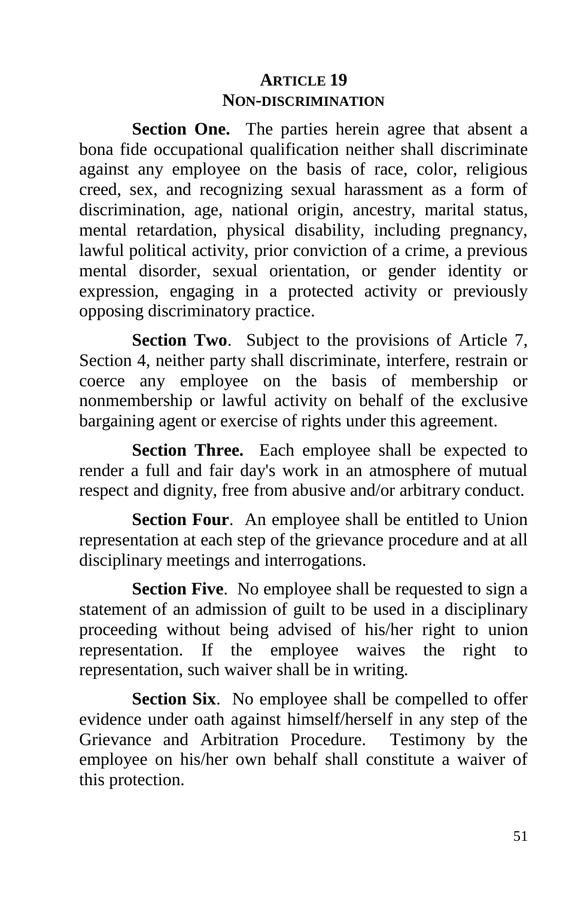## ARTICLE 19
## NON-DISCRIMINATION

**Section One.** The parties herein agree that absent a bona fide occupational qualification neither shall discriminate against any employee on the basis of race, color, religious creed, sex, and recognizing sexual harassment as a form of discrimination, age, national origin, ancestry, marital status, mental retardation, physical disability, including pregnancy, lawful political activity, prior conviction of a crime, a previous mental disorder, sexual orientation, or gender identity or expression, engaging in a protected activity or previously opposing discriminatory practice.

**Section Two**. Subject to the provisions of Article 7, Section 4, neither party shall discriminate, interfere, restrain or coerce any employee on the basis of membership or nonmembership or lawful activity on behalf of the exclusive bargaining agent or exercise of rights under this agreement.

**Section Three.** Each employee shall be expected to render a full and fair day's work in an atmosphere of mutual respect and dignity, free from abusive and/or arbitrary conduct.

**Section Four**. An employee shall be entitled to Union representation at each step of the grievance procedure and at all disciplinary meetings and interrogations.

**Section Five**. No employee shall be requested to sign a statement of an admission of guilt to be used in a disciplinary proceeding without being advised of his/her right to union representation. If the employee waives the right to representation, such waiver shall be in writing.

**Section Six**. No employee shall be compelled to offer evidence under oath against himself/herself in any step of the Grievance and Arbitration Procedure. Testimony by the employee on his/her own behalf shall constitute a waiver of this protection.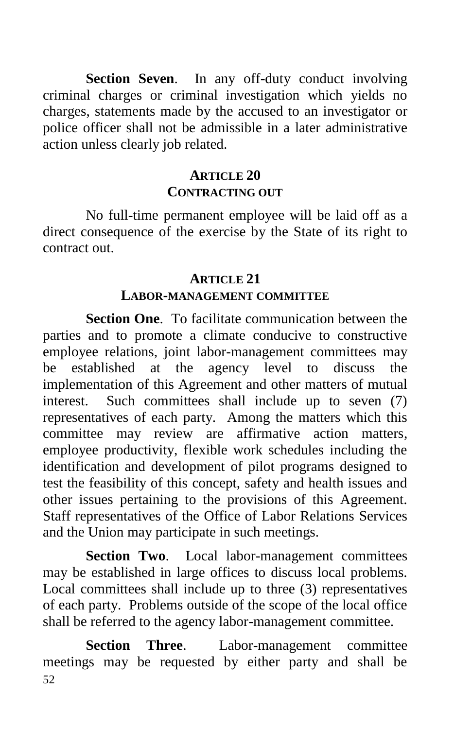**Section Seven**. In any off-duty conduct involving criminal charges or criminal investigation which yields no charges, statements made by the accused to an investigator or police officer shall not be admissible in a later administrative action unless clearly job related.

## ARTICLE 20
## CONTRACTING OUT

No full-time permanent employee will be laid off as a direct consequence of the exercise by the State of its right to contract out.

## ARTICLE 21
## LABOR-MANAGEMENT COMMITTEE

**Section One**. To facilitate communication between the parties and to promote a climate conducive to constructive employee relations, joint labor-management committees may be established at the agency level to discuss the implementation of this Agreement and other matters of mutual interest. Such committees shall include up to seven (7) representatives of each party. Among the matters which this committee may review are affirmative action matters, employee productivity, flexible work schedules including the identification and development of pilot programs designed to test the feasibility of this concept, safety and health issues and other issues pertaining to the provisions of this Agreement. Staff representatives of the Office of Labor Relations Services and the Union may participate in such meetings.

**Section Two**. Local labor-management committees may be established in large offices to discuss local problems. Local committees shall include up to three (3) representatives of each party. Problems outside of the scope of the local office shall be referred to the agency labor-management committee.

**Section Three**. Labor-management committee meetings may be requested by either party and shall be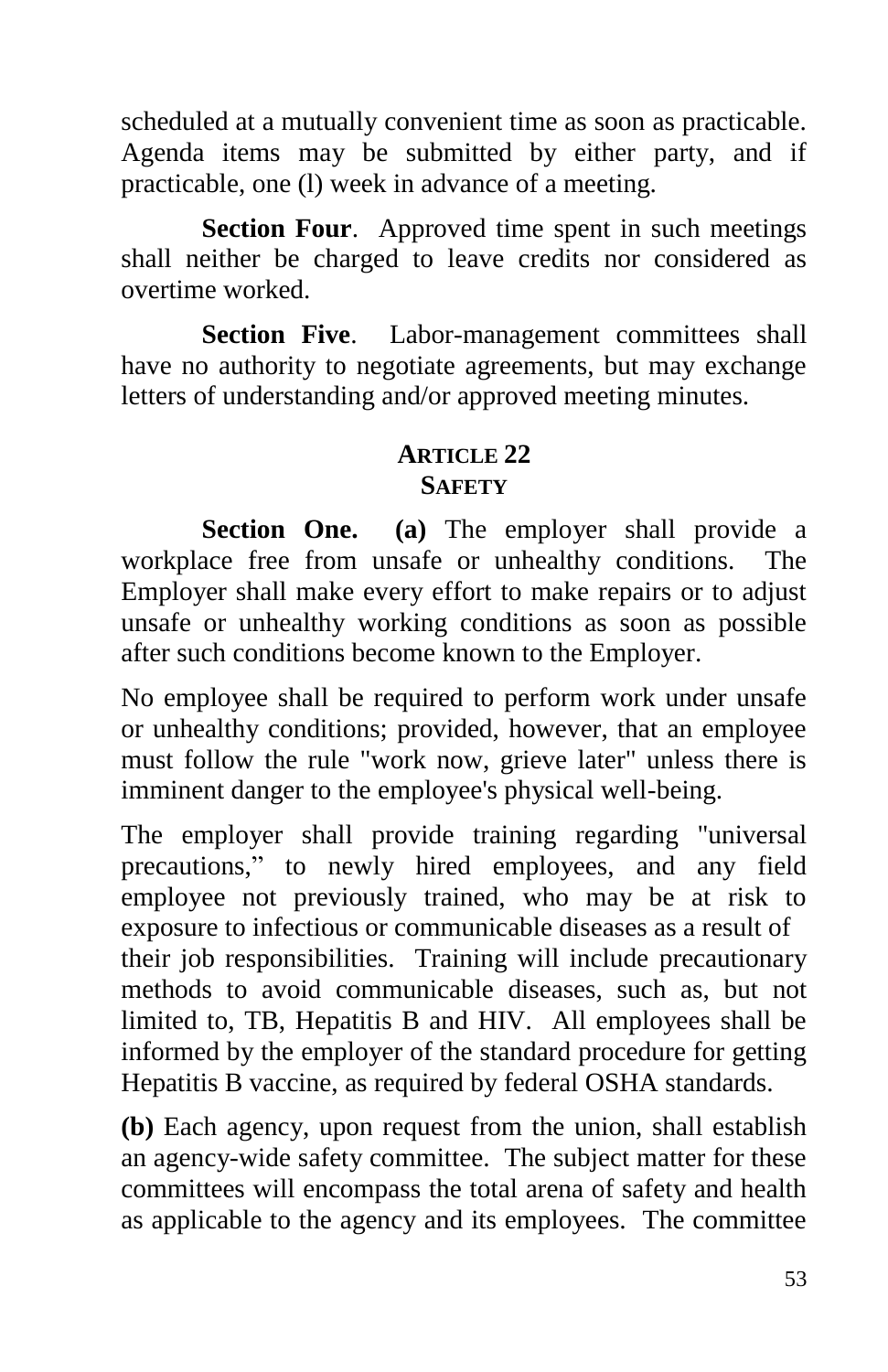scheduled at a mutually convenient time as soon as practicable. Agenda items may be submitted by either party, and if practicable, one (l) week in advance of a meeting.

**Section Four**. Approved time spent in such meetings shall neither be charged to leave credits nor considered as overtime worked.

**Section Five**. Labor-management committees shall have no authority to negotiate agreements, but may exchange letters of understanding and/or approved meeting minutes.

## ARTICLE 22
## SAFETY

**Section One. (a)** The employer shall provide a workplace free from unsafe or unhealthy conditions. The Employer shall make every effort to make repairs or to adjust unsafe or unhealthy working conditions as soon as possible after such conditions become known to the Employer.

No employee shall be required to perform work under unsafe or unhealthy conditions; provided, however, that an employee must follow the rule "work now, grieve later" unless there is imminent danger to the employee's physical well-being.

The employer shall provide training regarding "universal precautions," to newly hired employees, and any field employee not previously trained, who may be at risk to exposure to infectious or communicable diseases as a result of their job responsibilities. Training will include precautionary methods to avoid communicable diseases, such as, but not limited to, TB, Hepatitis B and HIV. All employees shall be informed by the employer of the standard procedure for getting Hepatitis B vaccine, as required by federal OSHA standards.

**(b)** Each agency, upon request from the union, shall establish an agency-wide safety committee. The subject matter for these committees will encompass the total arena of safety and health as applicable to the agency and its employees. The committee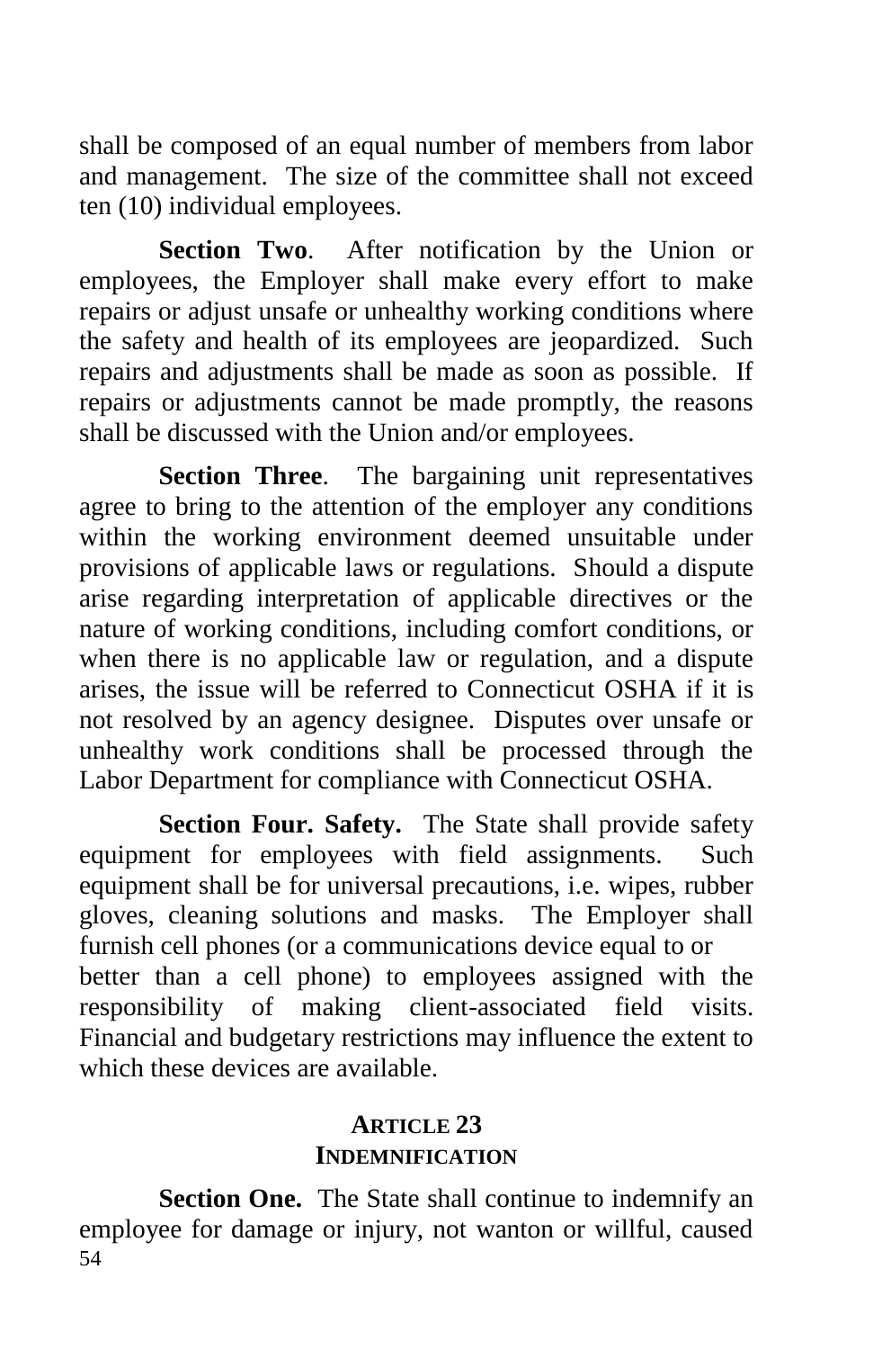shall be composed of an equal number of members from labor and management. The size of the committee shall not exceed ten (10) individual employees.

**Section Two**. After notification by the Union or employees, the Employer shall make every effort to make repairs or adjust unsafe or unhealthy working conditions where the safety and health of its employees are jeopardized. Such repairs and adjustments shall be made as soon as possible. If repairs or adjustments cannot be made promptly, the reasons shall be discussed with the Union and/or employees.

**Section Three**. The bargaining unit representatives agree to bring to the attention of the employer any conditions within the working environment deemed unsuitable under provisions of applicable laws or regulations. Should a dispute arise regarding interpretation of applicable directives or the nature of working conditions, including comfort conditions, or when there is no applicable law or regulation, and a dispute arises, the issue will be referred to Connecticut OSHA if it is not resolved by an agency designee. Disputes over unsafe or unhealthy work conditions shall be processed through the Labor Department for compliance with Connecticut OSHA.

**Section Four. Safety.** The State shall provide safety equipment for employees with field assignments. Such equipment shall be for universal precautions, i.e. wipes, rubber gloves, cleaning solutions and masks. The Employer shall furnish cell phones (or a communications device equal to or better than a cell phone) to employees assigned with the responsibility of making client-associated field visits. Financial and budgetary restrictions may influence the extent to which these devices are available.

## ARTICLE 23
## INDEMNIFICATION

**Section One.** The State shall continue to indemnify an employee for damage or injury, not wanton or willful, caused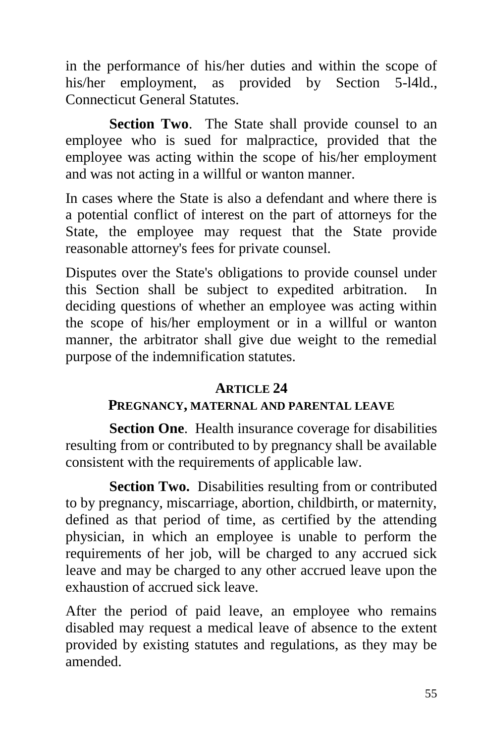in the performance of his/her duties and within the scope of his/her employment, as provided by Section 5-l4ld., Connecticut General Statutes.

**Section Two**. The State shall provide counsel to an employee who is sued for malpractice, provided that the employee was acting within the scope of his/her employment and was not acting in a willful or wanton manner.

In cases where the State is also a defendant and where there is a potential conflict of interest on the part of attorneys for the State, the employee may request that the State provide reasonable attorney's fees for private counsel.

Disputes over the State's obligations to provide counsel under this Section shall be subject to expedited arbitration. In deciding questions of whether an employee was acting within the scope of his/her employment or in a willful or wanton manner, the arbitrator shall give due weight to the remedial purpose of the indemnification statutes.

## ARTICLE 24
### PREGNANCY, MATERNAL AND PARENTAL LEAVE

**Section One**. Health insurance coverage for disabilities resulting from or contributed to by pregnancy shall be available consistent with the requirements of applicable law.

**Section Two.** Disabilities resulting from or contributed to by pregnancy, miscarriage, abortion, childbirth, or maternity, defined as that period of time, as certified by the attending physician, in which an employee is unable to perform the requirements of her job, will be charged to any accrued sick leave and may be charged to any other accrued leave upon the exhaustion of accrued sick leave.

After the period of paid leave, an employee who remains disabled may request a medical leave of absence to the extent provided by existing statutes and regulations, as they may be amended.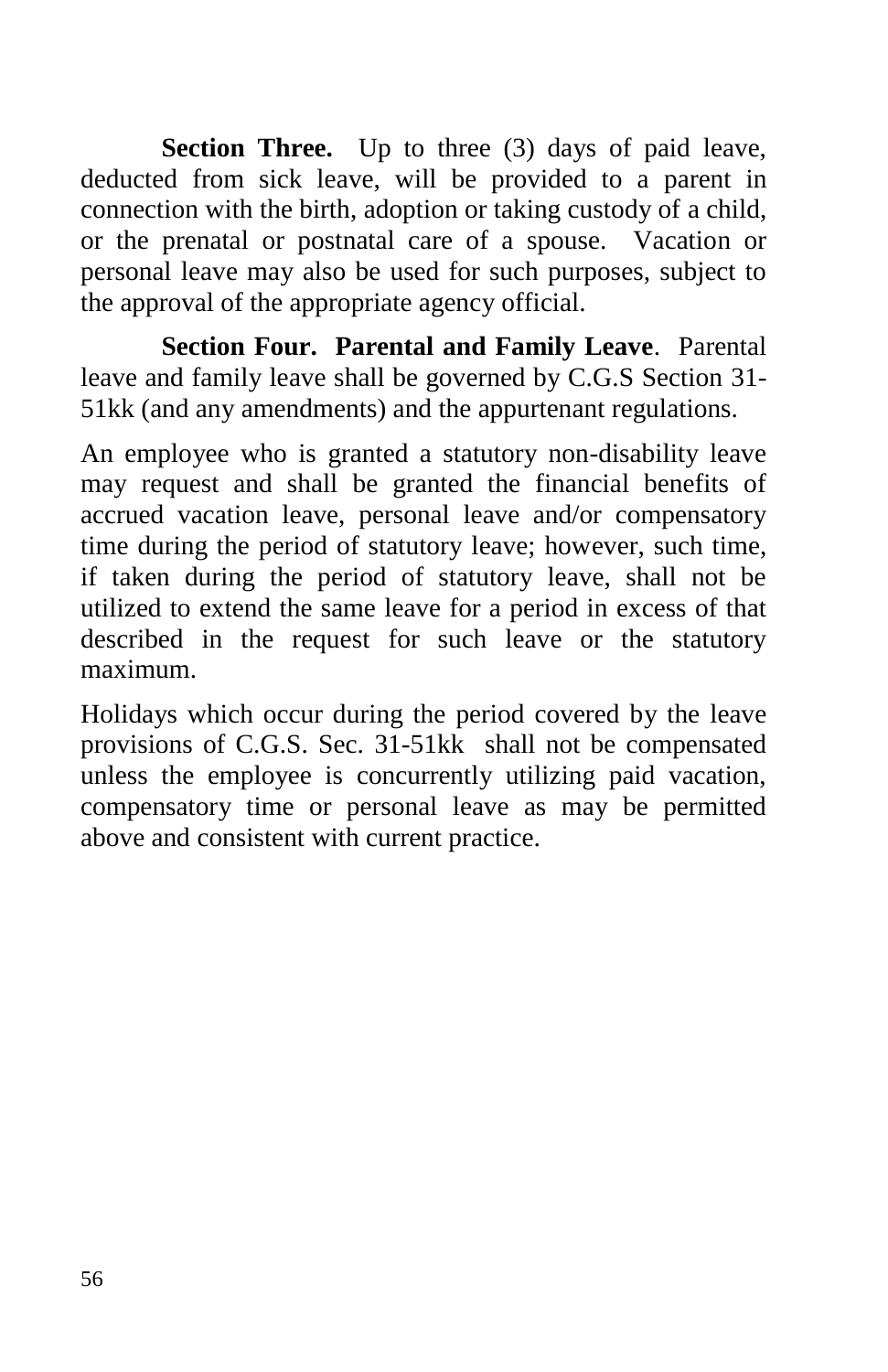**Section Three.** Up to three (3) days of paid leave, deducted from sick leave, will be provided to a parent in connection with the birth, adoption or taking custody of a child, or the prenatal or postnatal care of a spouse. Vacation or personal leave may also be used for such purposes, subject to the approval of the appropriate agency official.

**Section Four. Parental and Family Leave**. Parental leave and family leave shall be governed by C.G.S Section 31-51kk (and any amendments) and the appurtenant regulations.

An employee who is granted a statutory non-disability leave may request and shall be granted the financial benefits of accrued vacation leave, personal leave and/or compensatory time during the period of statutory leave; however, such time, if taken during the period of statutory leave, shall not be utilized to extend the same leave for a period in excess of that described in the request for such leave or the statutory maximum.

Holidays which occur during the period covered by the leave provisions of C.G.S. Sec. 31-51kk shall not be compensated unless the employee is concurrently utilizing paid vacation, compensatory time or personal leave as may be permitted above and consistent with current practice.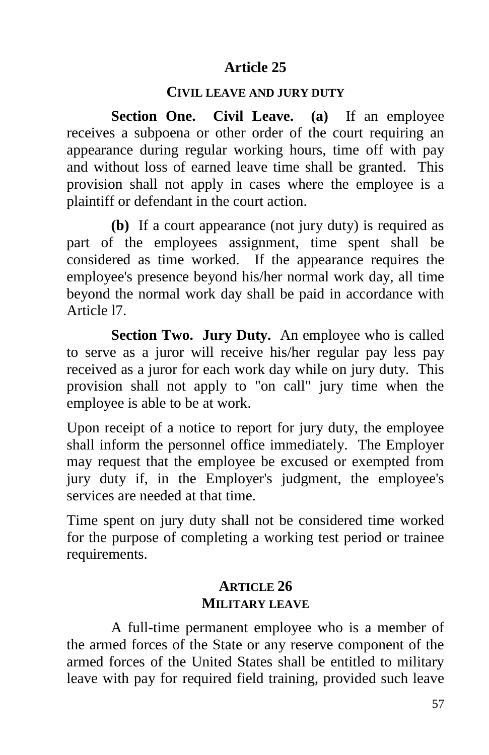## Article 25

### CIVIL LEAVE AND JURY DUTY

**Section One. Civil Leave. (a)** If an employee receives a subpoena or other order of the court requiring an appearance during regular working hours, time off with pay and without loss of earned leave time shall be granted. This provision shall not apply in cases where the employee is a plaintiff or defendant in the court action.

**(b)** If a court appearance (not jury duty) is required as part of the employees assignment, time spent shall be considered as time worked. If the appearance requires the employee's presence beyond his/her normal work day, all time beyond the normal work day shall be paid in accordance with Article l7.

**Section Two. Jury Duty.** An employee who is called to serve as a juror will receive his/her regular pay less pay received as a juror for each work day while on jury duty. This provision shall not apply to "on call" jury time when the employee is able to be at work.

Upon receipt of a notice to report for jury duty, the employee shall inform the personnel office immediately. The Employer may request that the employee be excused or exempted from jury duty if, in the Employer's judgment, the employee's services are needed at that time.

Time spent on jury duty shall not be considered time worked for the purpose of completing a working test period or trainee requirements.

## ARTICLE 26

### MILITARY LEAVE

A full-time permanent employee who is a member of the armed forces of the State or any reserve component of the armed forces of the United States shall be entitled to military leave with pay for required field training, provided such leave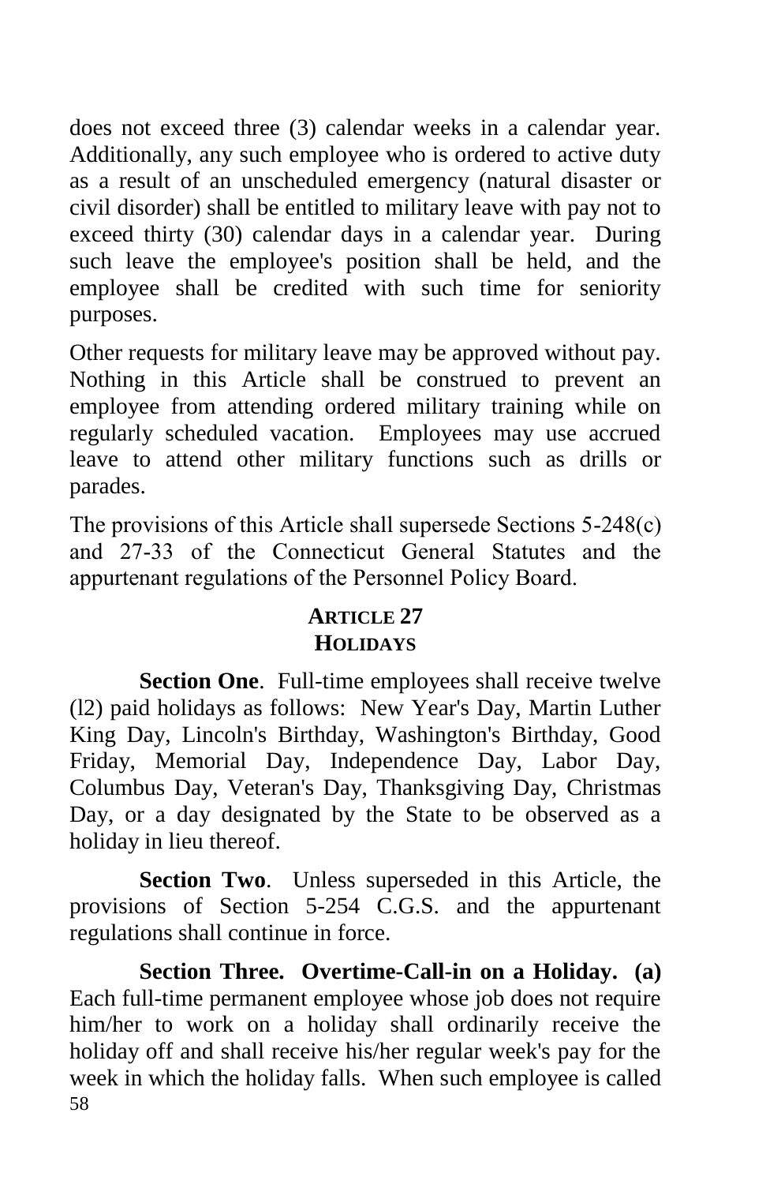does not exceed three (3) calendar weeks in a calendar year. Additionally, any such employee who is ordered to active duty as a result of an unscheduled emergency (natural disaster or civil disorder) shall be entitled to military leave with pay not to exceed thirty (30) calendar days in a calendar year. During such leave the employee's position shall be held, and the employee shall be credited with such time for seniority purposes.

Other requests for military leave may be approved without pay. Nothing in this Article shall be construed to prevent an employee from attending ordered military training while on regularly scheduled vacation. Employees may use accrued leave to attend other military functions such as drills or parades.

The provisions of this Article shall supersede Sections 5-248(c) and 27-33 of the Connecticut General Statutes and the appurtenant regulations of the Personnel Policy Board.

## ARTICLE 27
## HOLIDAYS

**Section One**. Full-time employees shall receive twelve (l2) paid holidays as follows: New Year's Day, Martin Luther King Day, Lincoln's Birthday, Washington's Birthday, Good Friday, Memorial Day, Independence Day, Labor Day, Columbus Day, Veteran's Day, Thanksgiving Day, Christmas Day, or a day designated by the State to be observed as a holiday in lieu thereof.

**Section Two**. Unless superseded in this Article, the provisions of Section 5-254 C.G.S. and the appurtenant regulations shall continue in force.

**Section Three. Overtime-Call-in on a Holiday. (a)** Each full-time permanent employee whose job does not require him/her to work on a holiday shall ordinarily receive the holiday off and shall receive his/her regular week's pay for the week in which the holiday falls. When such employee is called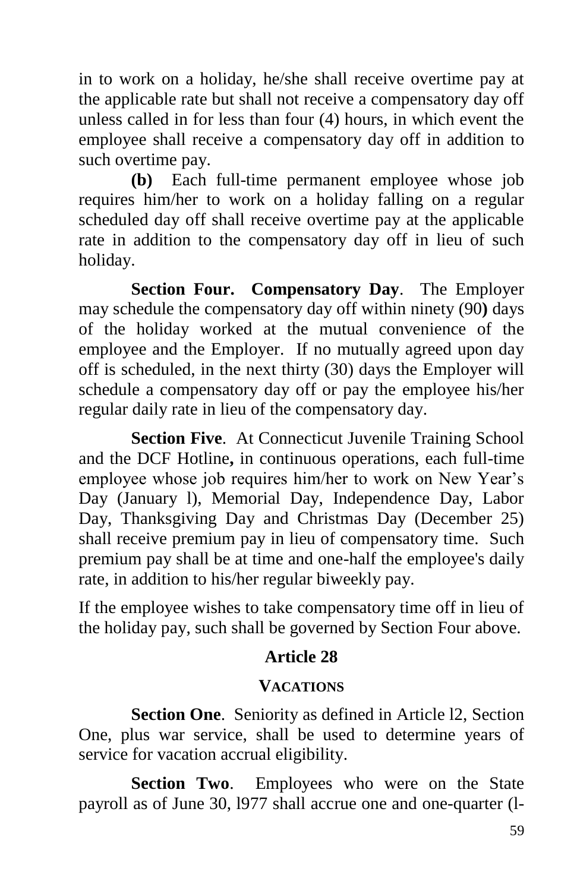in to work on a holiday, he/she shall receive overtime pay at the applicable rate but shall not receive a compensatory day off unless called in for less than four (4) hours, in which event the employee shall receive a compensatory day off in addition to such overtime pay.

**(b)** Each full-time permanent employee whose job requires him/her to work on a holiday falling on a regular scheduled day off shall receive overtime pay at the applicable rate in addition to the compensatory day off in lieu of such holiday.

**Section Four. Compensatory Day**. The Employer may schedule the compensatory day off within ninety (90**)** days of the holiday worked at the mutual convenience of the employee and the Employer. If no mutually agreed upon day off is scheduled, in the next thirty (30) days the Employer will schedule a compensatory day off or pay the employee his/her regular daily rate in lieu of the compensatory day.

**Section Five**. At Connecticut Juvenile Training School and the DCF Hotline**,** in continuous operations, each full-time employee whose job requires him/her to work on New Year's Day (January l), Memorial Day, Independence Day, Labor Day, Thanksgiving Day and Christmas Day (December 25) shall receive premium pay in lieu of compensatory time. Such premium pay shall be at time and one-half the employee's daily rate, in addition to his/her regular biweekly pay.

If the employee wishes to take compensatory time off in lieu of the holiday pay, such shall be governed by Section Four above.

## Article 28

### VACATIONS

**Section One**. Seniority as defined in Article l2, Section One, plus war service, shall be used to determine years of service for vacation accrual eligibility.

**Section Two**. Employees who were on the State payroll as of June 30, l977 shall accrue one and one-quarter (l-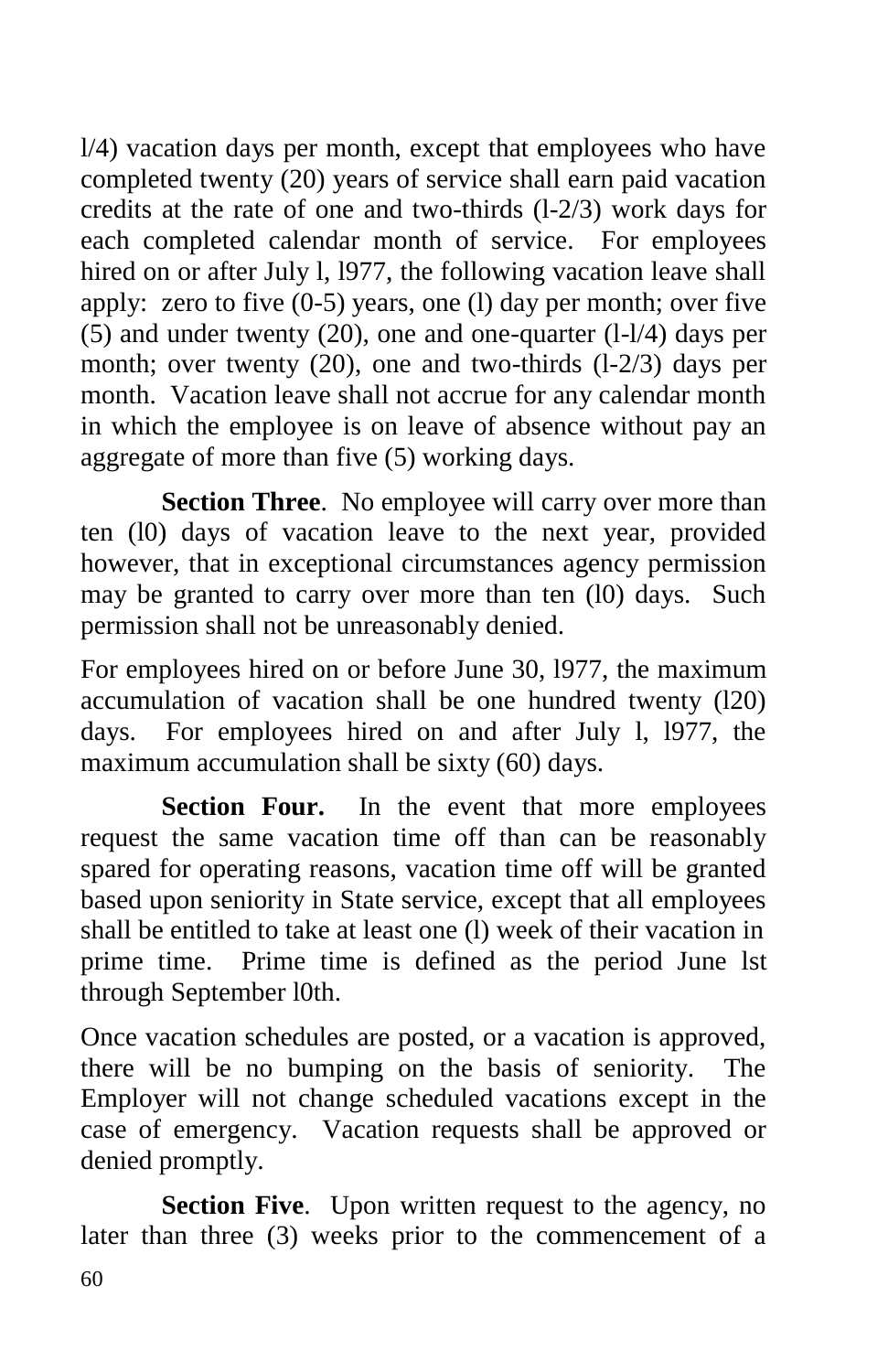l/4) vacation days per month, except that employees who have completed twenty (20) years of service shall earn paid vacation credits at the rate of one and two-thirds (l-2/3) work days for each completed calendar month of service. For employees hired on or after July l, l977, the following vacation leave shall apply: zero to five (0-5) years, one (l) day per month; over five (5) and under twenty (20), one and one-quarter (l-l/4) days per month; over twenty (20), one and two-thirds (l-2/3) days per month. Vacation leave shall not accrue for any calendar month in which the employee is on leave of absence without pay an aggregate of more than five (5) working days.

**Section Three**. No employee will carry over more than ten (l0) days of vacation leave to the next year, provided however, that in exceptional circumstances agency permission may be granted to carry over more than ten (l0) days. Such permission shall not be unreasonably denied.

For employees hired on or before June 30, l977, the maximum accumulation of vacation shall be one hundred twenty (l20) days. For employees hired on and after July l, l977, the maximum accumulation shall be sixty (60) days.

**Section Four.** In the event that more employees request the same vacation time off than can be reasonably spared for operating reasons, vacation time off will be granted based upon seniority in State service, except that all employees shall be entitled to take at least one (l) week of their vacation in prime time. Prime time is defined as the period June lst through September l0th.

Once vacation schedules are posted, or a vacation is approved, there will be no bumping on the basis of seniority. The Employer will not change scheduled vacations except in the case of emergency. Vacation requests shall be approved or denied promptly.

**Section Five**. Upon written request to the agency, no later than three (3) weeks prior to the commencement of a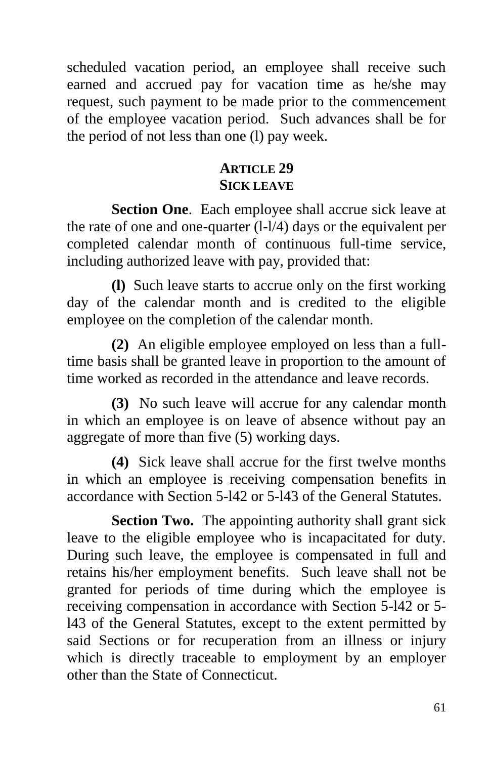scheduled vacation period, an employee shall receive such earned and accrued pay for vacation time as he/she may request, such payment to be made prior to the commencement of the employee vacation period. Such advances shall be for the period of not less than one (l) pay week.

## ARTICLE 29
## SICK LEAVE

**Section One**. Each employee shall accrue sick leave at the rate of one and one-quarter (l-l/4) days or the equivalent per completed calendar month of continuous full-time service, including authorized leave with pay, provided that:

**(l)** Such leave starts to accrue only on the first working day of the calendar month and is credited to the eligible employee on the completion of the calendar month.

**(2)** An eligible employee employed on less than a full-time basis shall be granted leave in proportion to the amount of time worked as recorded in the attendance and leave records.

**(3)** No such leave will accrue for any calendar month in which an employee is on leave of absence without pay an aggregate of more than five (5) working days.

**(4)** Sick leave shall accrue for the first twelve months in which an employee is receiving compensation benefits in accordance with Section 5-l42 or 5-l43 of the General Statutes.

**Section Two.** The appointing authority shall grant sick leave to the eligible employee who is incapacitated for duty. During such leave, the employee is compensated in full and retains his/her employment benefits. Such leave shall not be granted for periods of time during which the employee is receiving compensation in accordance with Section 5-l42 or 5-l43 of the General Statutes, except to the extent permitted by said Sections or for recuperation from an illness or injury which is directly traceable to employment by an employer other than the State of Connecticut.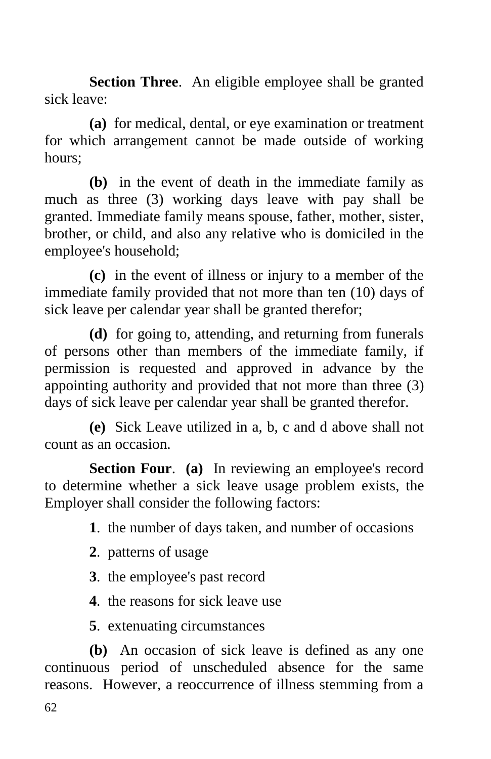**Section Three**. An eligible employee shall be granted sick leave:

**(a)** for medical, dental, or eye examination or treatment for which arrangement cannot be made outside of working hours;

**(b)** in the event of death in the immediate family as much as three (3) working days leave with pay shall be granted. Immediate family means spouse, father, mother, sister, brother, or child, and also any relative who is domiciled in the employee's household;

**(c)** in the event of illness or injury to a member of the immediate family provided that not more than ten (10) days of sick leave per calendar year shall be granted therefor;

**(d)** for going to, attending, and returning from funerals of persons other than members of the immediate family, if permission is requested and approved in advance by the appointing authority and provided that not more than three (3) days of sick leave per calendar year shall be granted therefor.

**(e)** Sick Leave utilized in a, b, c and d above shall not count as an occasion.

**Section Four**. **(a)** In reviewing an employee's record to determine whether a sick leave usage problem exists, the Employer shall consider the following factors:

**1**. the number of days taken, and number of occasions

**2**. patterns of usage

**3**. the employee's past record

**4**. the reasons for sick leave use

**5**. extenuating circumstances

**(b)** An occasion of sick leave is defined as any one continuous period of unscheduled absence for the same reasons. However, a reoccurrence of illness stemming from a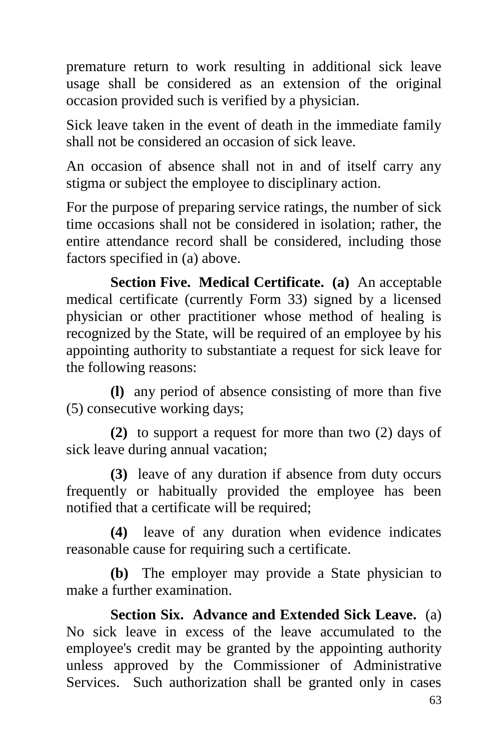premature return to work resulting in additional sick leave usage shall be considered as an extension of the original occasion provided such is verified by a physician.

Sick leave taken in the event of death in the immediate family shall not be considered an occasion of sick leave.

An occasion of absence shall not in and of itself carry any stigma or subject the employee to disciplinary action.

For the purpose of preparing service ratings, the number of sick time occasions shall not be considered in isolation; rather, the entire attendance record shall be considered, including those factors specified in (a) above.

**Section Five. Medical Certificate. (a)** An acceptable medical certificate (currently Form 33) signed by a licensed physician or other practitioner whose method of healing is recognized by the State, will be required of an employee by his appointing authority to substantiate a request for sick leave for the following reasons:

**(l)** any period of absence consisting of more than five (5) consecutive working days;

**(2)** to support a request for more than two (2) days of sick leave during annual vacation;

**(3)** leave of any duration if absence from duty occurs frequently or habitually provided the employee has been notified that a certificate will be required;

**(4)** leave of any duration when evidence indicates reasonable cause for requiring such a certificate.

**(b)** The employer may provide a State physician to make a further examination.

**Section Six. Advance and Extended Sick Leave.** (a) No sick leave in excess of the leave accumulated to the employee's credit may be granted by the appointing authority unless approved by the Commissioner of Administrative Services. Such authorization shall be granted only in cases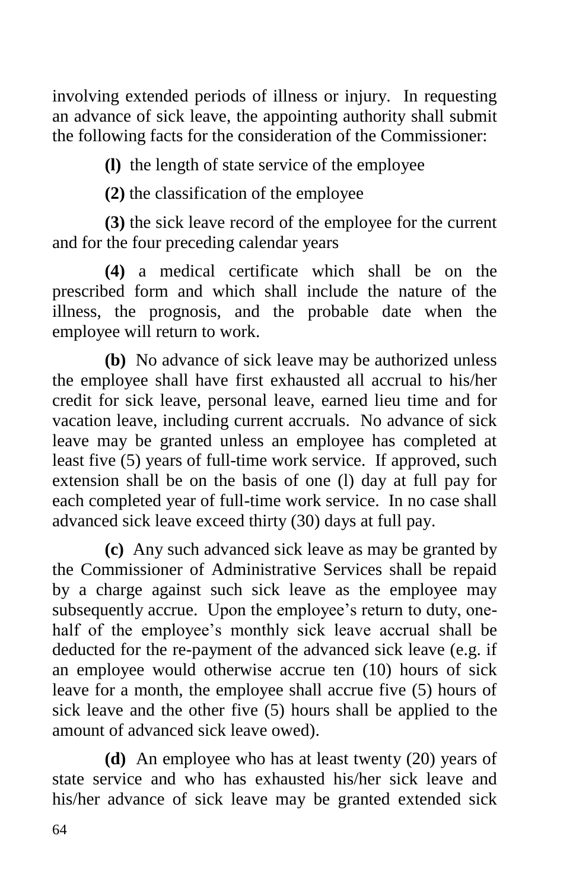involving extended periods of illness or injury. In requesting an advance of sick leave, the appointing authority shall submit the following facts for the consideration of the Commissioner:

**(l)** the length of state service of the employee

**(2)** the classification of the employee

**(3)** the sick leave record of the employee for the current and for the four preceding calendar years

**(4)** a medical certificate which shall be on the prescribed form and which shall include the nature of the illness, the prognosis, and the probable date when the employee will return to work.

**(b)** No advance of sick leave may be authorized unless the employee shall have first exhausted all accrual to his/her credit for sick leave, personal leave, earned lieu time and for vacation leave, including current accruals. No advance of sick leave may be granted unless an employee has completed at least five (5) years of full-time work service. If approved, such extension shall be on the basis of one (l) day at full pay for each completed year of full-time work service. In no case shall advanced sick leave exceed thirty (30) days at full pay.

**(c)** Any such advanced sick leave as may be granted by the Commissioner of Administrative Services shall be repaid by a charge against such sick leave as the employee may subsequently accrue. Upon the employee's return to duty, one-half of the employee's monthly sick leave accrual shall be deducted for the re-payment of the advanced sick leave (e.g. if an employee would otherwise accrue ten (10) hours of sick leave for a month, the employee shall accrue five (5) hours of sick leave and the other five (5) hours shall be applied to the amount of advanced sick leave owed).

**(d)** An employee who has at least twenty (20) years of state service and who has exhausted his/her sick leave and his/her advance of sick leave may be granted extended sick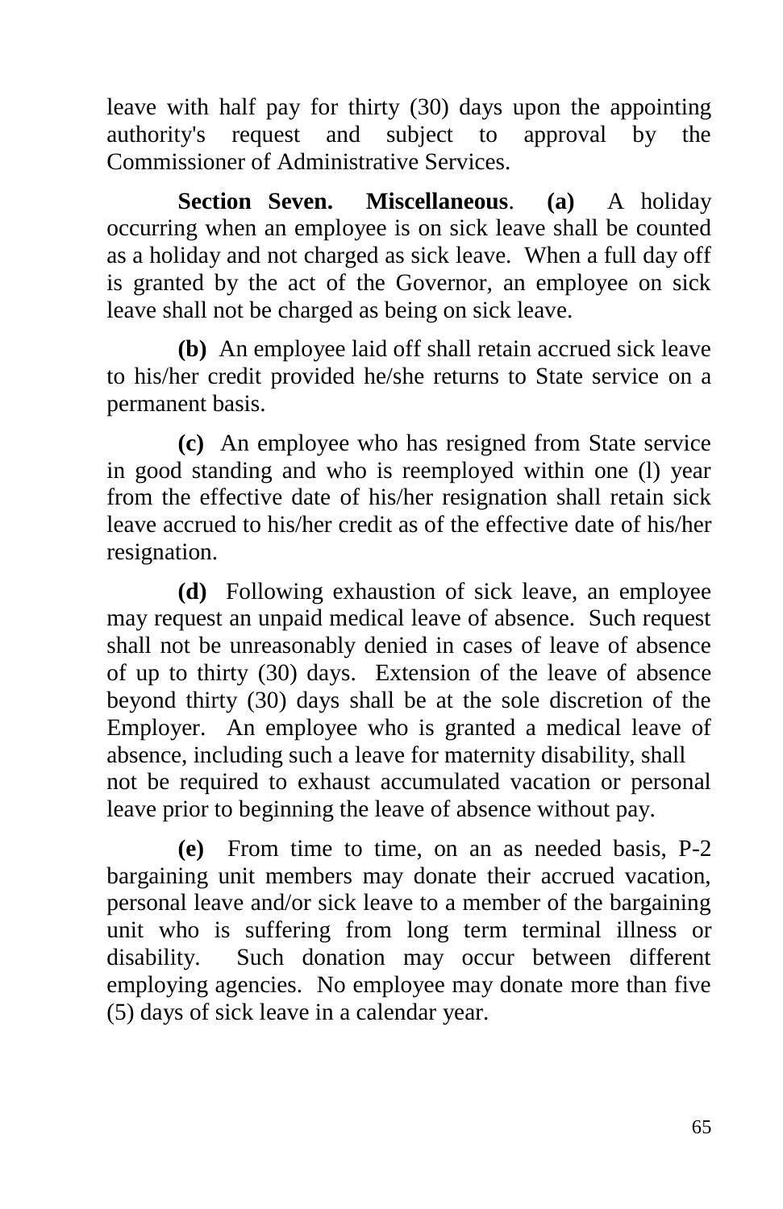leave with half pay for thirty (30) days upon the appointing authority's request and subject to approval by the Commissioner of Administrative Services.

**Section Seven. Miscellaneous**. **(a)** A holiday occurring when an employee is on sick leave shall be counted as a holiday and not charged as sick leave. When a full day off is granted by the act of the Governor, an employee on sick leave shall not be charged as being on sick leave.

**(b)** An employee laid off shall retain accrued sick leave to his/her credit provided he/she returns to State service on a permanent basis.

**(c)** An employee who has resigned from State service in good standing and who is reemployed within one (l) year from the effective date of his/her resignation shall retain sick leave accrued to his/her credit as of the effective date of his/her resignation.

**(d)** Following exhaustion of sick leave, an employee may request an unpaid medical leave of absence. Such request shall not be unreasonably denied in cases of leave of absence of up to thirty (30) days. Extension of the leave of absence beyond thirty (30) days shall be at the sole discretion of the Employer. An employee who is granted a medical leave of absence, including such a leave for maternity disability, shall not be required to exhaust accumulated vacation or personal leave prior to beginning the leave of absence without pay.

**(e)** From time to time, on an as needed basis, P-2 bargaining unit members may donate their accrued vacation, personal leave and/or sick leave to a member of the bargaining unit who is suffering from long term terminal illness or disability. Such donation may occur between different employing agencies. No employee may donate more than five (5) days of sick leave in a calendar year.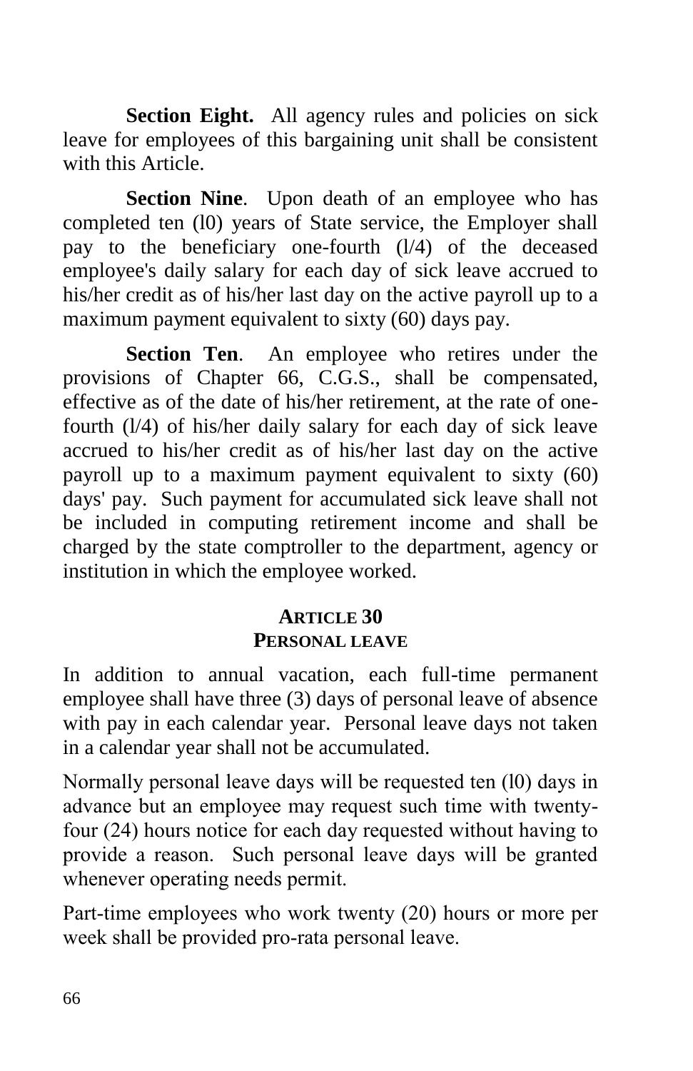**Section Eight.** All agency rules and policies on sick leave for employees of this bargaining unit shall be consistent with this Article.

**Section Nine**. Upon death of an employee who has completed ten (l0) years of State service, the Employer shall pay to the beneficiary one-fourth (l/4) of the deceased employee's daily salary for each day of sick leave accrued to his/her credit as of his/her last day on the active payroll up to a maximum payment equivalent to sixty (60) days pay.

**Section Ten**. An employee who retires under the provisions of Chapter 66, C.G.S., shall be compensated, effective as of the date of his/her retirement, at the rate of one-fourth (l/4) of his/her daily salary for each day of sick leave accrued to his/her credit as of his/her last day on the active payroll up to a maximum payment equivalent to sixty (60) days' pay. Such payment for accumulated sick leave shall not be included in computing retirement income and shall be charged by the state comptroller to the department, agency or institution in which the employee worked.

## ARTICLE 30
## PERSONAL LEAVE

In addition to annual vacation, each full-time permanent employee shall have three (3) days of personal leave of absence with pay in each calendar year. Personal leave days not taken in a calendar year shall not be accumulated.

Normally personal leave days will be requested ten (l0) days in advance but an employee may request such time with twenty-four (24) hours notice for each day requested without having to provide a reason. Such personal leave days will be granted whenever operating needs permit.

Part-time employees who work twenty (20) hours or more per week shall be provided pro-rata personal leave.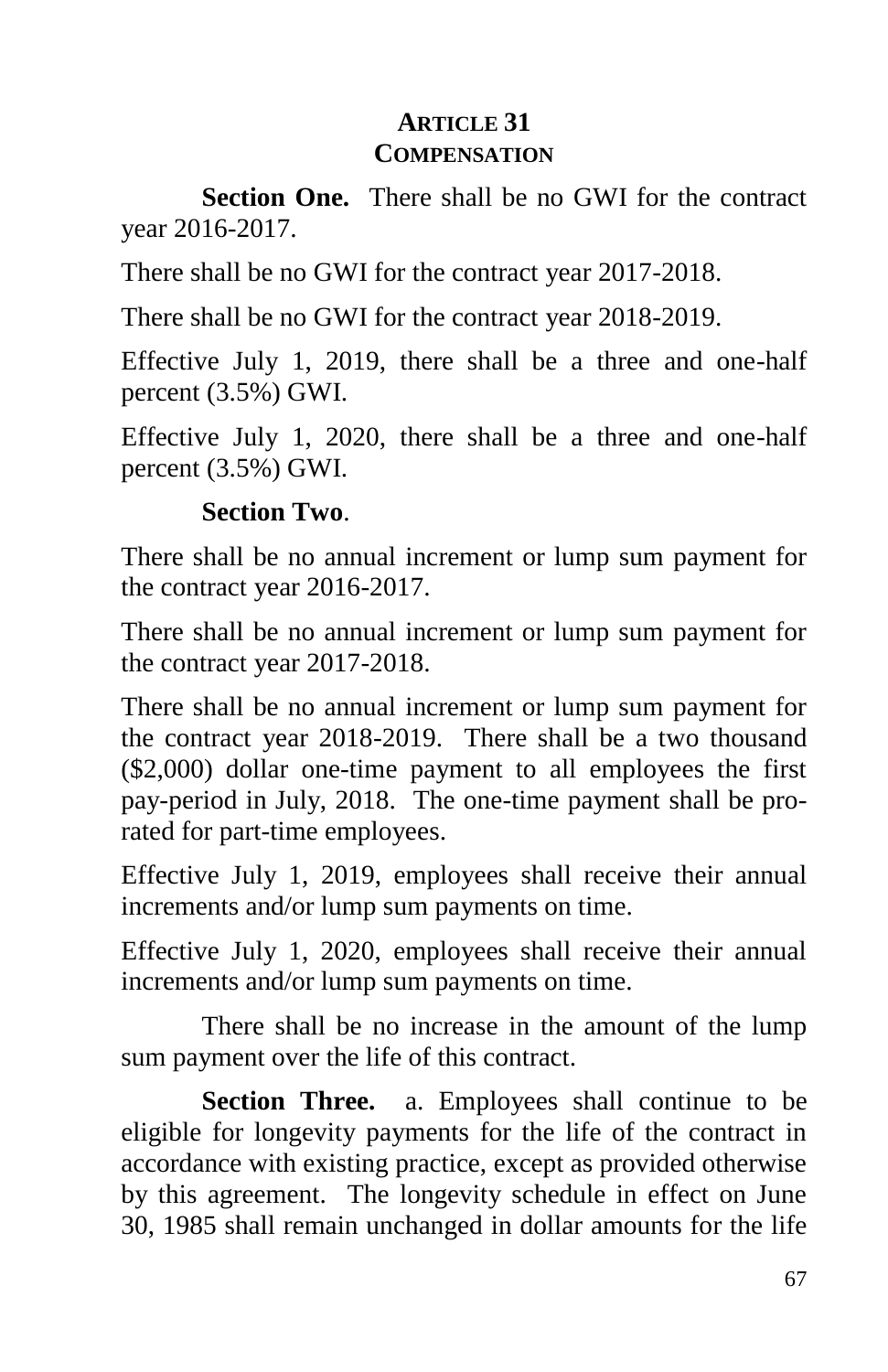## ARTICLE 31
## COMPENSATION

**Section One.** There shall be no GWI for the contract year 2016-2017.

There shall be no GWI for the contract year 2017-2018.

There shall be no GWI for the contract year 2018-2019.

Effective July 1, 2019, there shall be a three and one-half percent (3.5%) GWI.

Effective July 1, 2020, there shall be a three and one-half percent (3.5%) GWI.

**Section Two**.

There shall be no annual increment or lump sum payment for the contract year 2016-2017.

There shall be no annual increment or lump sum payment for the contract year 2017-2018.

There shall be no annual increment or lump sum payment for the contract year 2018-2019. There shall be a two thousand ($2,000) dollar one-time payment to all employees the first pay-period in July, 2018. The one-time payment shall be pro-rated for part-time employees.

Effective July 1, 2019, employees shall receive their annual increments and/or lump sum payments on time.

Effective July 1, 2020, employees shall receive their annual increments and/or lump sum payments on time.

There shall be no increase in the amount of the lump sum payment over the life of this contract.

**Section Three.** a. Employees shall continue to be eligible for longevity payments for the life of the contract in accordance with existing practice, except as provided otherwise by this agreement. The longevity schedule in effect on June 30, 1985 shall remain unchanged in dollar amounts for the life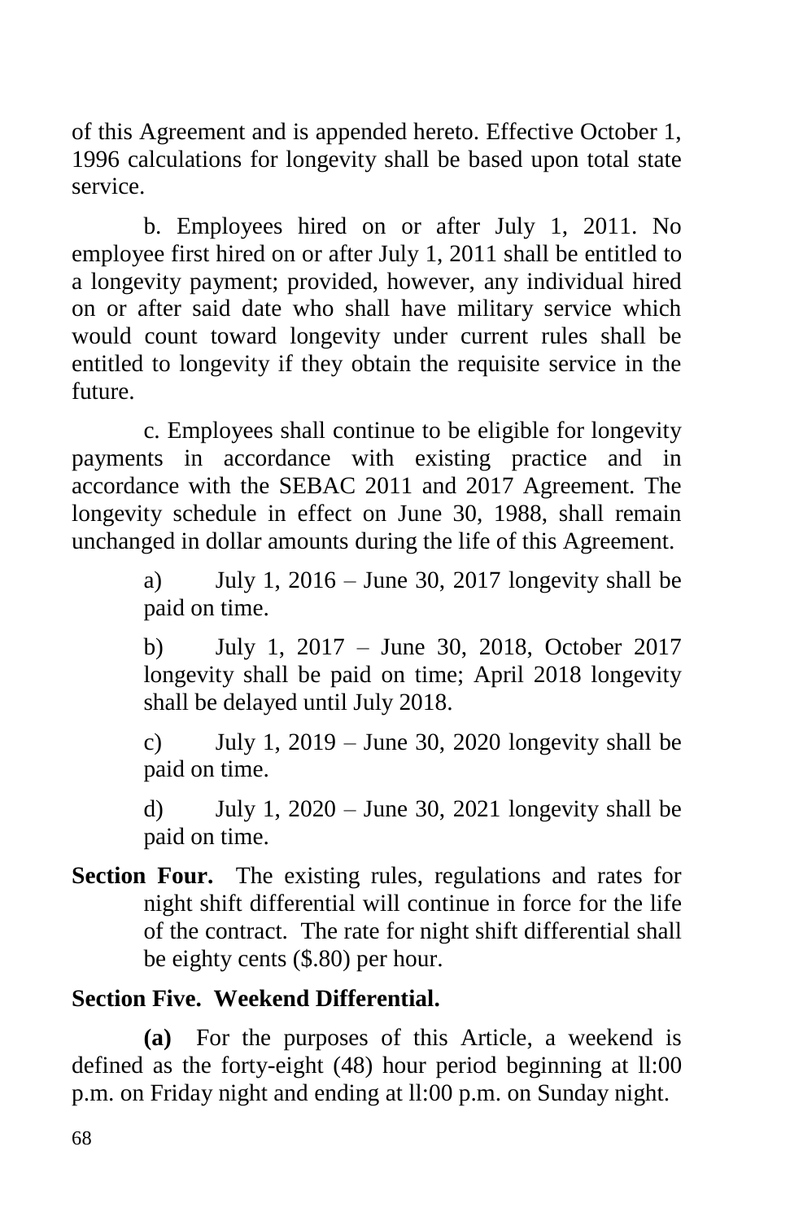of this Agreement and is appended hereto. Effective October 1, 1996 calculations for longevity shall be based upon total state service.

b. Employees hired on or after July 1, 2011. No employee first hired on or after July 1, 2011 shall be entitled to a longevity payment; provided, however, any individual hired on or after said date who shall have military service which would count toward longevity under current rules shall be entitled to longevity if they obtain the requisite service in the future.

c. Employees shall continue to be eligible for longevity payments in accordance with existing practice and in accordance with the SEBAC 2011 and 2017 Agreement. The longevity schedule in effect on June 30, 1988, shall remain unchanged in dollar amounts during the life of this Agreement.

a) July 1, 2016 – June 30, 2017 longevity shall be paid on time.

b) July 1, 2017 – June 30, 2018, October 2017 longevity shall be paid on time; April 2018 longevity shall be delayed until July 2018.

c) July 1, 2019 – June 30, 2020 longevity shall be paid on time.

d) July 1, 2020 – June 30, 2021 longevity shall be paid on time.

**Section Four.** The existing rules, regulations and rates for night shift differential will continue in force for the life of the contract. The rate for night shift differential shall be eighty cents ($.80) per hour.

**Section Five. Weekend Differential.**

**(a)** For the purposes of this Article, a weekend is defined as the forty-eight (48) hour period beginning at ll:00 p.m. on Friday night and ending at ll:00 p.m. on Sunday night.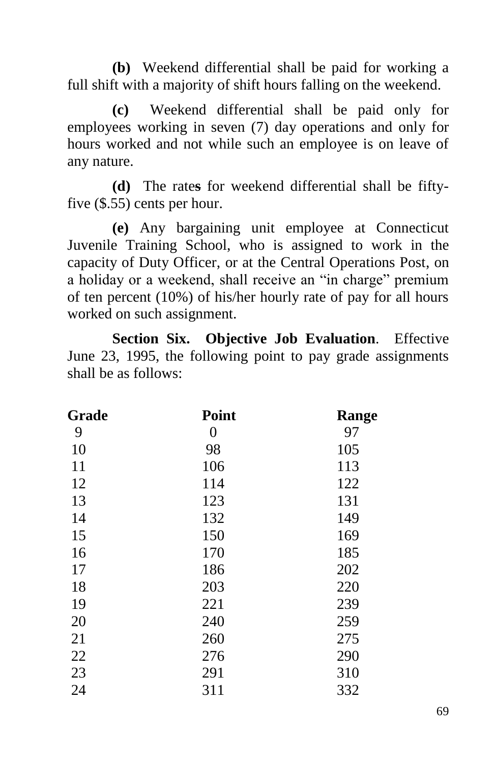**(b)** Weekend differential shall be paid for working a full shift with a majority of shift hours falling on the weekend.

**(c)** Weekend differential shall be paid only for employees working in seven (7) day operations and only for hours worked and not while such an employee is on leave of any nature.

**(d)** The rate**s** for weekend differential shall be fifty-five ($.55) cents per hour.

**(e)** Any bargaining unit employee at Connecticut Juvenile Training School, who is assigned to work in the capacity of Duty Officer, or at the Central Operations Post, on a holiday or a weekend, shall receive an "in charge" premium of ten percent (10%) of his/her hourly rate of pay for all hours worked on such assignment.

**Section Six. Objective Job Evaluation**. Effective June 23, 1995, the following point to pay grade assignments shall be as follows:

| **Grade** | **Point** | **Range** |
|---|---|---|
| 9 | 0 | 97 |
| 10 | 98 | 105 |
| 11 | 106 | 113 |
| 12 | 114 | 122 |
| 13 | 123 | 131 |
| 14 | 132 | 149 |
| 15 | 150 | 169 |
| 16 | 170 | 185 |
| 17 | 186 | 202 |
| 18 | 203 | 220 |
| 19 | 221 | 239 |
| 20 | 240 | 259 |
| 21 | 260 | 275 |
| 22 | 276 | 290 |
| 23 | 291 | 310 |
| 24 | 311 | 332 |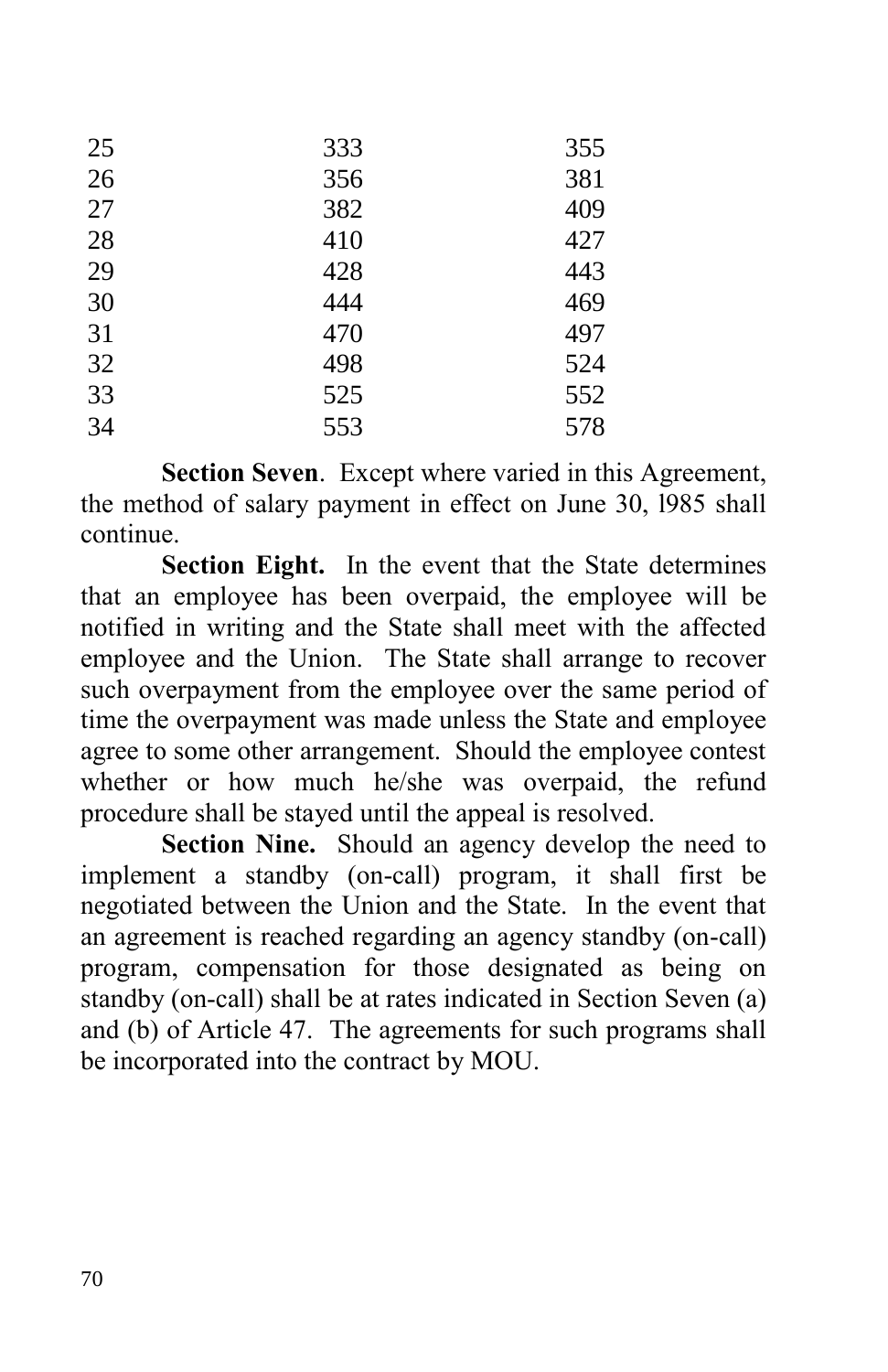| | | |
|---|---|---|
| 25 | 333 | 355 |
| 26 | 356 | 381 |
| 27 | 382 | 409 |
| 28 | 410 | 427 |
| 29 | 428 | 443 |
| 30 | 444 | 469 |
| 31 | 470 | 497 |
| 32 | 498 | 524 |
| 33 | 525 | 552 |
| 34 | 553 | 578 |

**Section Seven**. Except where varied in this Agreement, the method of salary payment in effect on June 30, l985 shall continue.

**Section Eight.** In the event that the State determines that an employee has been overpaid, the employee will be notified in writing and the State shall meet with the affected employee and the Union. The State shall arrange to recover such overpayment from the employee over the same period of time the overpayment was made unless the State and employee agree to some other arrangement. Should the employee contest whether or how much he/she was overpaid, the refund procedure shall be stayed until the appeal is resolved.

**Section Nine.** Should an agency develop the need to implement a standby (on-call) program, it shall first be negotiated between the Union and the State. In the event that an agreement is reached regarding an agency standby (on-call) program, compensation for those designated as being on standby (on-call) shall be at rates indicated in Section Seven (a) and (b) of Article 47. The agreements for such programs shall be incorporated into the contract by MOU.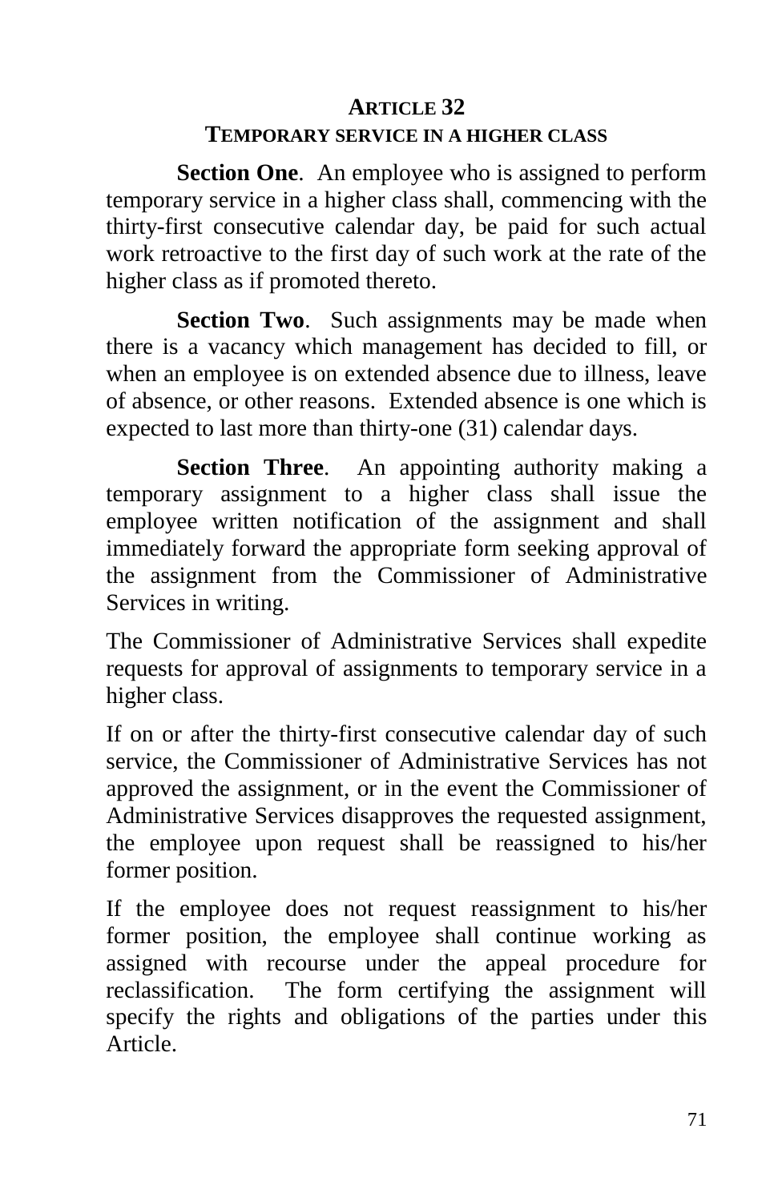## ARTICLE 32

### TEMPORARY SERVICE IN A HIGHER CLASS

**Section One**. An employee who is assigned to perform temporary service in a higher class shall, commencing with the thirty-first consecutive calendar day, be paid for such actual work retroactive to the first day of such work at the rate of the higher class as if promoted thereto.

**Section Two**. Such assignments may be made when there is a vacancy which management has decided to fill, or when an employee is on extended absence due to illness, leave of absence, or other reasons. Extended absence is one which is expected to last more than thirty-one (31) calendar days.

**Section Three**. An appointing authority making a temporary assignment to a higher class shall issue the employee written notification of the assignment and shall immediately forward the appropriate form seeking approval of the assignment from the Commissioner of Administrative Services in writing.

The Commissioner of Administrative Services shall expedite requests for approval of assignments to temporary service in a higher class.

If on or after the thirty-first consecutive calendar day of such service, the Commissioner of Administrative Services has not approved the assignment, or in the event the Commissioner of Administrative Services disapproves the requested assignment, the employee upon request shall be reassigned to his/her former position.

If the employee does not request reassignment to his/her former position, the employee shall continue working as assigned with recourse under the appeal procedure for reclassification. The form certifying the assignment will specify the rights and obligations of the parties under this Article.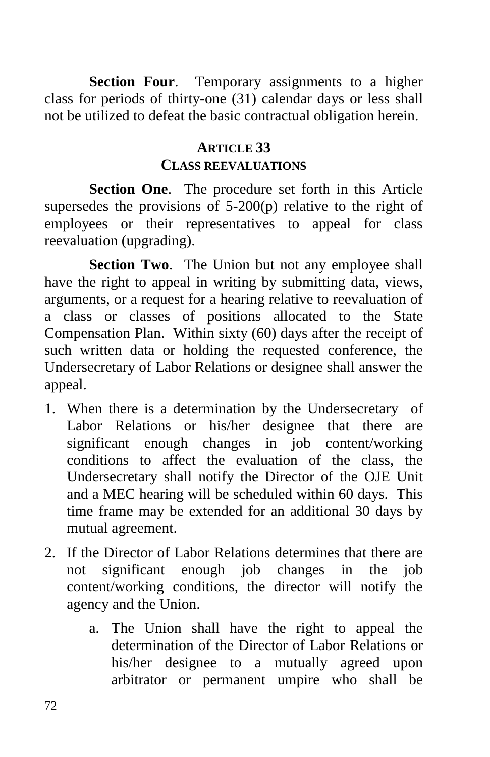**Section Four**. Temporary assignments to a higher class for periods of thirty-one (31) calendar days or less shall not be utilized to defeat the basic contractual obligation herein.

## ARTICLE 33
## CLASS REEVALUATIONS

**Section One**. The procedure set forth in this Article supersedes the provisions of 5-200(p) relative to the right of employees or their representatives to appeal for class reevaluation (upgrading).

**Section Two**. The Union but not any employee shall have the right to appeal in writing by submitting data, views, arguments, or a request for a hearing relative to reevaluation of a class or classes of positions allocated to the State Compensation Plan. Within sixty (60) days after the receipt of such written data or holding the requested conference, the Undersecretary of Labor Relations or designee shall answer the appeal.

1. When there is a determination by the Undersecretary of Labor Relations or his/her designee that there are significant enough changes in job content/working conditions to affect the evaluation of the class, the Undersecretary shall notify the Director of the OJE Unit and a MEC hearing will be scheduled within 60 days. This time frame may be extended for an additional 30 days by mutual agreement.
2. If the Director of Labor Relations determines that there are not significant enough job changes in the job content/working conditions, the director will notify the agency and the Union.
   a. The Union shall have the right to appeal the determination of the Director of Labor Relations or his/her designee to a mutually agreed upon arbitrator or permanent umpire who shall be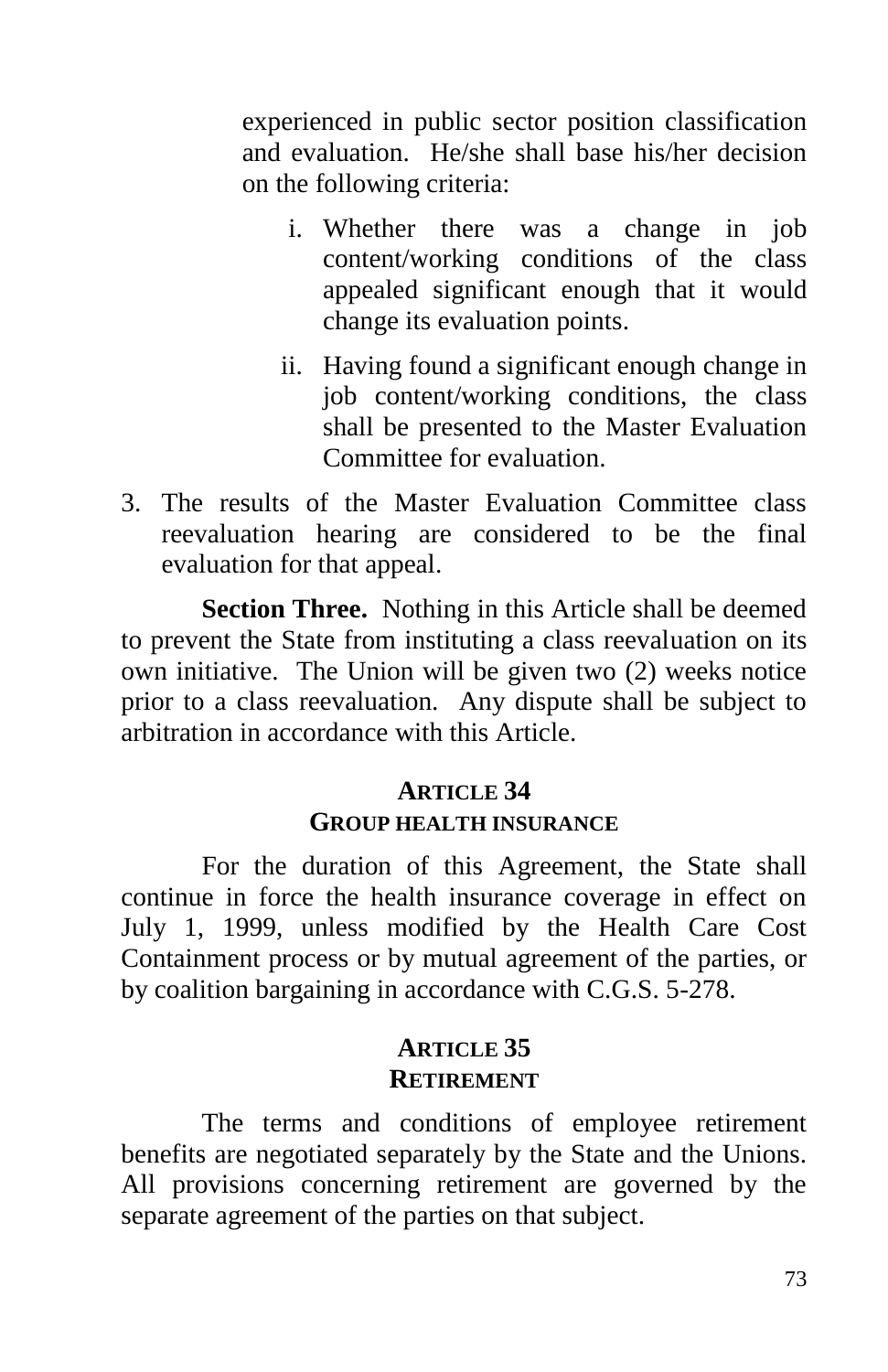experienced in public sector position classification and evaluation. He/she shall base his/her decision on the following criteria:

   i. Whether there was a change in job content/working conditions of the class appealed significant enough that it would change its evaluation points.

   ii. Having found a significant enough change in job content/working conditions, the class shall be presented to the Master Evaluation Committee for evaluation.

3. The results of the Master Evaluation Committee class reevaluation hearing are considered to be the final evaluation for that appeal.

**Section Three.** Nothing in this Article shall be deemed to prevent the State from instituting a class reevaluation on its own initiative. The Union will be given two (2) weeks notice prior to a class reevaluation. Any dispute shall be subject to arbitration in accordance with this Article.

## ARTICLE 34
## GROUP HEALTH INSURANCE

For the duration of this Agreement, the State shall continue in force the health insurance coverage in effect on July 1, 1999, unless modified by the Health Care Cost Containment process or by mutual agreement of the parties, or by coalition bargaining in accordance with C.G.S. 5-278.

## ARTICLE 35
## RETIREMENT

The terms and conditions of employee retirement benefits are negotiated separately by the State and the Unions. All provisions concerning retirement are governed by the separate agreement of the parties on that subject.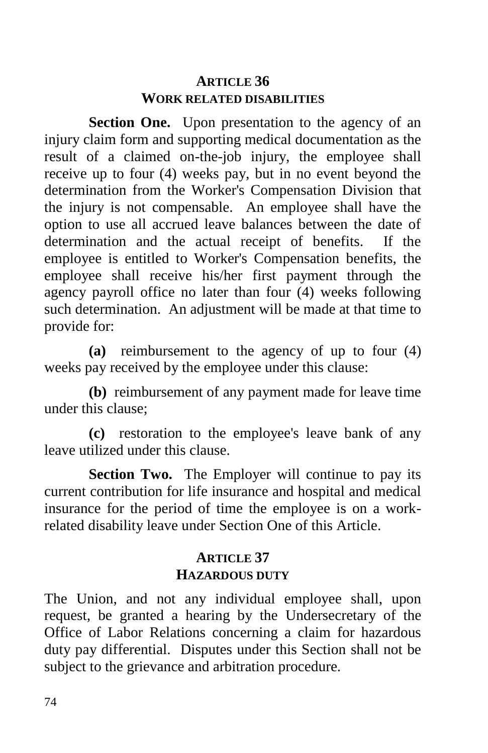## ARTICLE 36
## WORK RELATED DISABILITIES

**Section One.** Upon presentation to the agency of an injury claim form and supporting medical documentation as the result of a claimed on-the-job injury, the employee shall receive up to four (4) weeks pay, but in no event beyond the determination from the Worker's Compensation Division that the injury is not compensable. An employee shall have the option to use all accrued leave balances between the date of determination and the actual receipt of benefits. If the employee is entitled to Worker's Compensation benefits, the employee shall receive his/her first payment through the agency payroll office no later than four (4) weeks following such determination. An adjustment will be made at that time to provide for:

**(a)** reimbursement to the agency of up to four (4) weeks pay received by the employee under this clause:

**(b)** reimbursement of any payment made for leave time under this clause;

**(c)** restoration to the employee's leave bank of any leave utilized under this clause.

**Section Two.** The Employer will continue to pay its current contribution for life insurance and hospital and medical insurance for the period of time the employee is on a work-related disability leave under Section One of this Article.

## ARTICLE 37
## HAZARDOUS DUTY

The Union, and not any individual employee shall, upon request, be granted a hearing by the Undersecretary of the Office of Labor Relations concerning a claim for hazardous duty pay differential. Disputes under this Section shall not be subject to the grievance and arbitration procedure.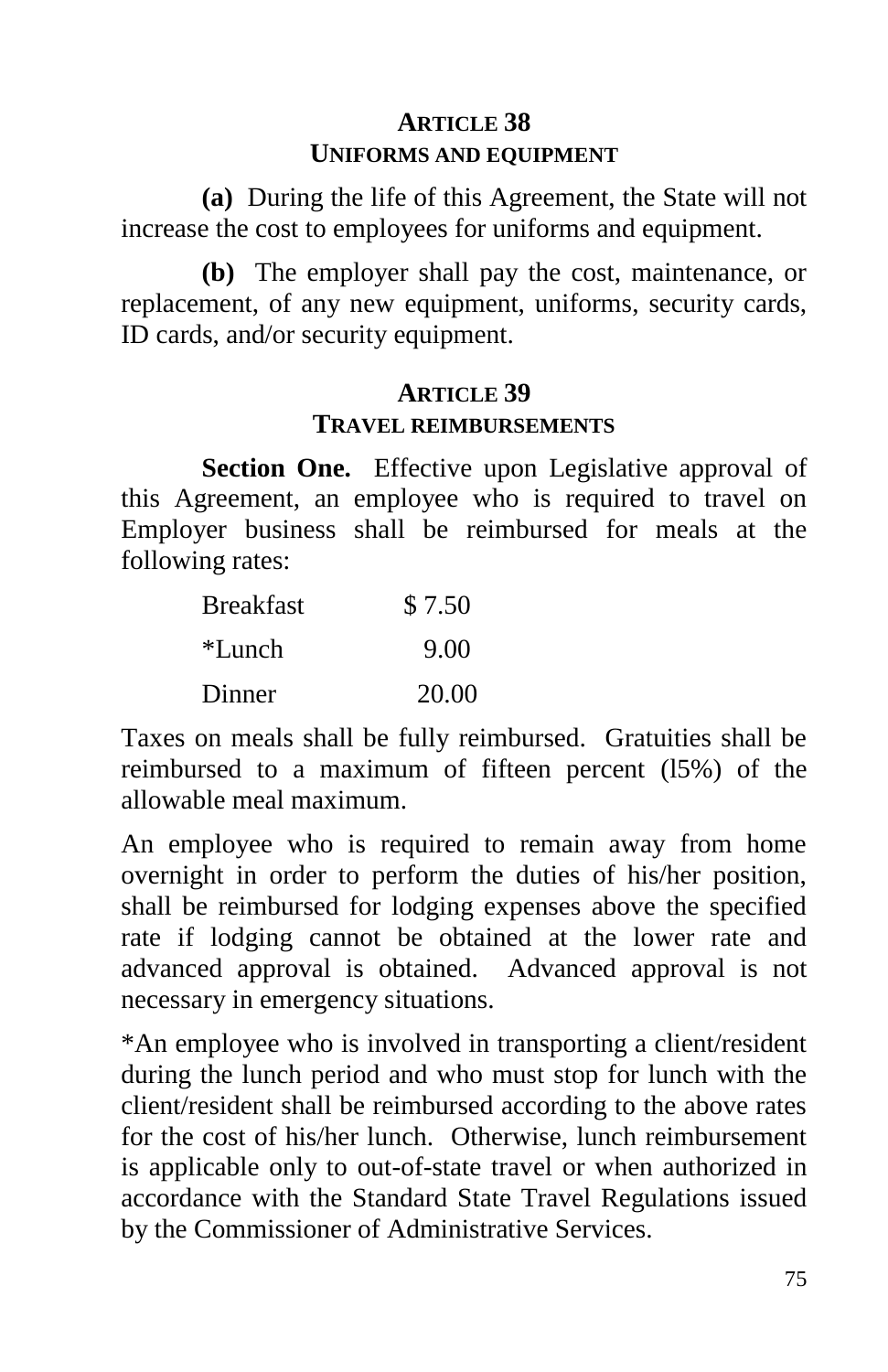## ARTICLE 38
### UNIFORMS AND EQUIPMENT

**(a)** During the life of this Agreement, the State will not increase the cost to employees for uniforms and equipment.

**(b)** The employer shall pay the cost, maintenance, or replacement, of any new equipment, uniforms, security cards, ID cards, and/or security equipment.

## ARTICLE 39
### TRAVEL REIMBURSEMENTS

**Section One.** Effective upon Legislative approval of this Agreement, an employee who is required to travel on Employer business shall be reimbursed for meals at the following rates:

| | |
|---|---|
| Breakfast | $ 7.50 |
| *Lunch | 9.00 |
| Dinner | 20.00 |

Taxes on meals shall be fully reimbursed. Gratuities shall be reimbursed to a maximum of fifteen percent (l5%) of the allowable meal maximum.

An employee who is required to remain away from home overnight in order to perform the duties of his/her position, shall be reimbursed for lodging expenses above the specified rate if lodging cannot be obtained at the lower rate and advanced approval is obtained. Advanced approval is not necessary in emergency situations.

*An employee who is involved in transporting a client/resident during the lunch period and who must stop for lunch with the client/resident shall be reimbursed according to the above rates for the cost of his/her lunch. Otherwise, lunch reimbursement is applicable only to out-of-state travel or when authorized in accordance with the Standard State Travel Regulations issued by the Commissioner of Administrative Services.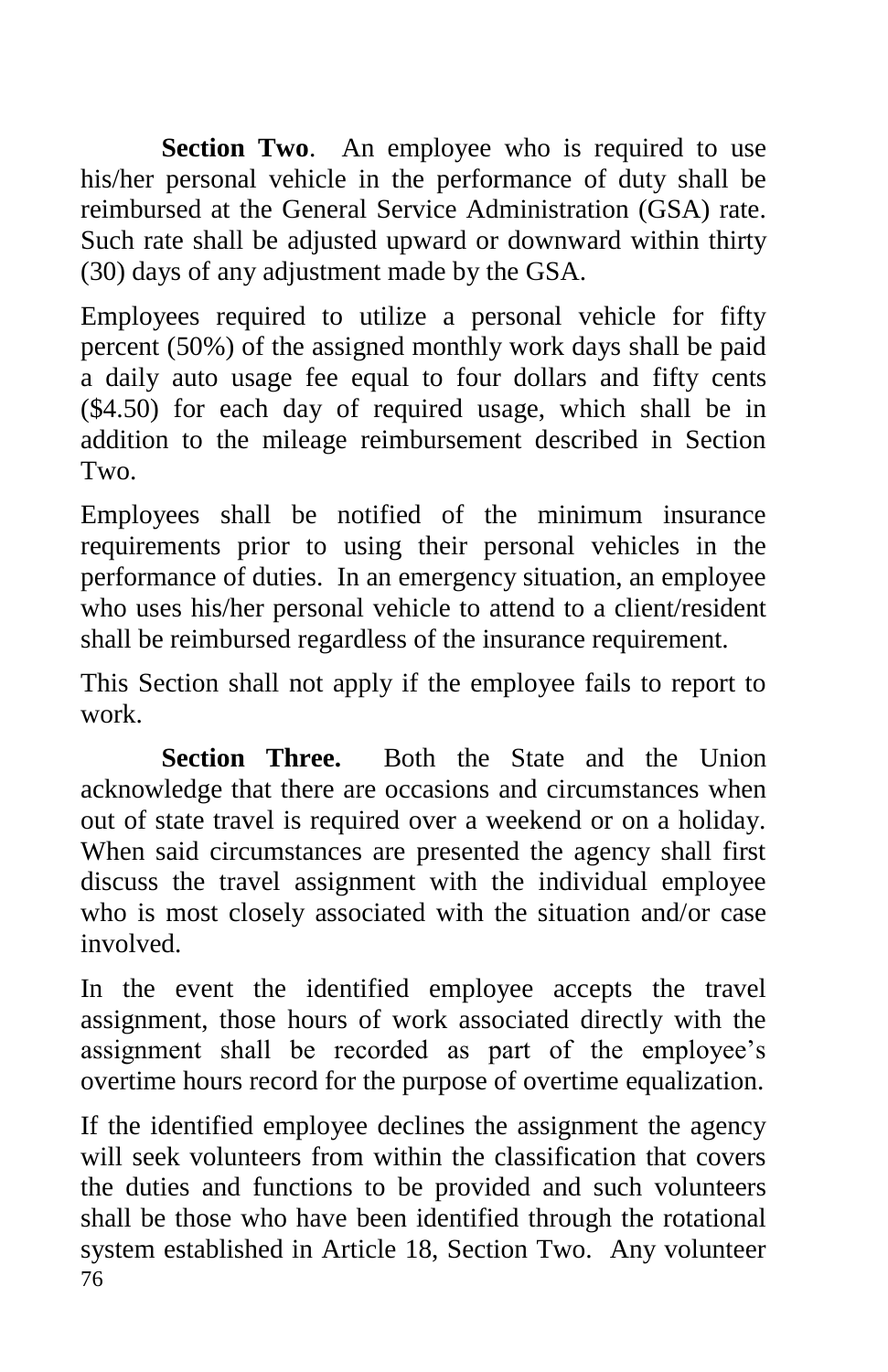**Section Two**. An employee who is required to use his/her personal vehicle in the performance of duty shall be reimbursed at the General Service Administration (GSA) rate. Such rate shall be adjusted upward or downward within thirty (30) days of any adjustment made by the GSA.

Employees required to utilize a personal vehicle for fifty percent (50%) of the assigned monthly work days shall be paid a daily auto usage fee equal to four dollars and fifty cents ($4.50) for each day of required usage, which shall be in addition to the mileage reimbursement described in Section Two.

Employees shall be notified of the minimum insurance requirements prior to using their personal vehicles in the performance of duties. In an emergency situation, an employee who uses his/her personal vehicle to attend to a client/resident shall be reimbursed regardless of the insurance requirement.

This Section shall not apply if the employee fails to report to work.

**Section Three.** Both the State and the Union acknowledge that there are occasions and circumstances when out of state travel is required over a weekend or on a holiday. When said circumstances are presented the agency shall first discuss the travel assignment with the individual employee who is most closely associated with the situation and/or case involved.

In the event the identified employee accepts the travel assignment, those hours of work associated directly with the assignment shall be recorded as part of the employee's overtime hours record for the purpose of overtime equalization.

If the identified employee declines the assignment the agency will seek volunteers from within the classification that covers the duties and functions to be provided and such volunteers shall be those who have been identified through the rotational system established in Article 18, Section Two. Any volunteer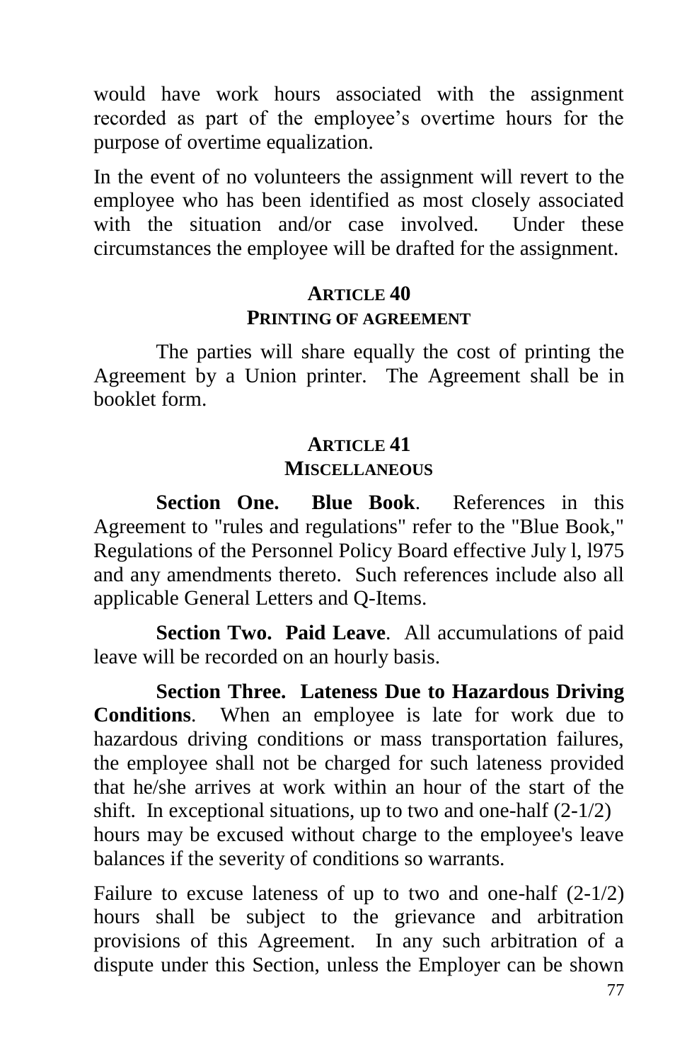would have work hours associated with the assignment recorded as part of the employee's overtime hours for the purpose of overtime equalization.

In the event of no volunteers the assignment will revert to the employee who has been identified as most closely associated with the situation and/or case involved. Under these circumstances the employee will be drafted for the assignment.

## ARTICLE 40
## PRINTING OF AGREEMENT

The parties will share equally the cost of printing the Agreement by a Union printer. The Agreement shall be in booklet form.

## ARTICLE 41
## MISCELLANEOUS

**Section One. Blue Book**. References in this Agreement to "rules and regulations" refer to the "Blue Book," Regulations of the Personnel Policy Board effective July l, l975 and any amendments thereto. Such references include also all applicable General Letters and Q-Items.

**Section Two. Paid Leave**. All accumulations of paid leave will be recorded on an hourly basis.

**Section Three. Lateness Due to Hazardous Driving Conditions**. When an employee is late for work due to hazardous driving conditions or mass transportation failures, the employee shall not be charged for such lateness provided that he/she arrives at work within an hour of the start of the shift. In exceptional situations, up to two and one-half (2-1/2) hours may be excused without charge to the employee's leave balances if the severity of conditions so warrants.

Failure to excuse lateness of up to two and one-half (2-1/2) hours shall be subject to the grievance and arbitration provisions of this Agreement. In any such arbitration of a dispute under this Section, unless the Employer can be shown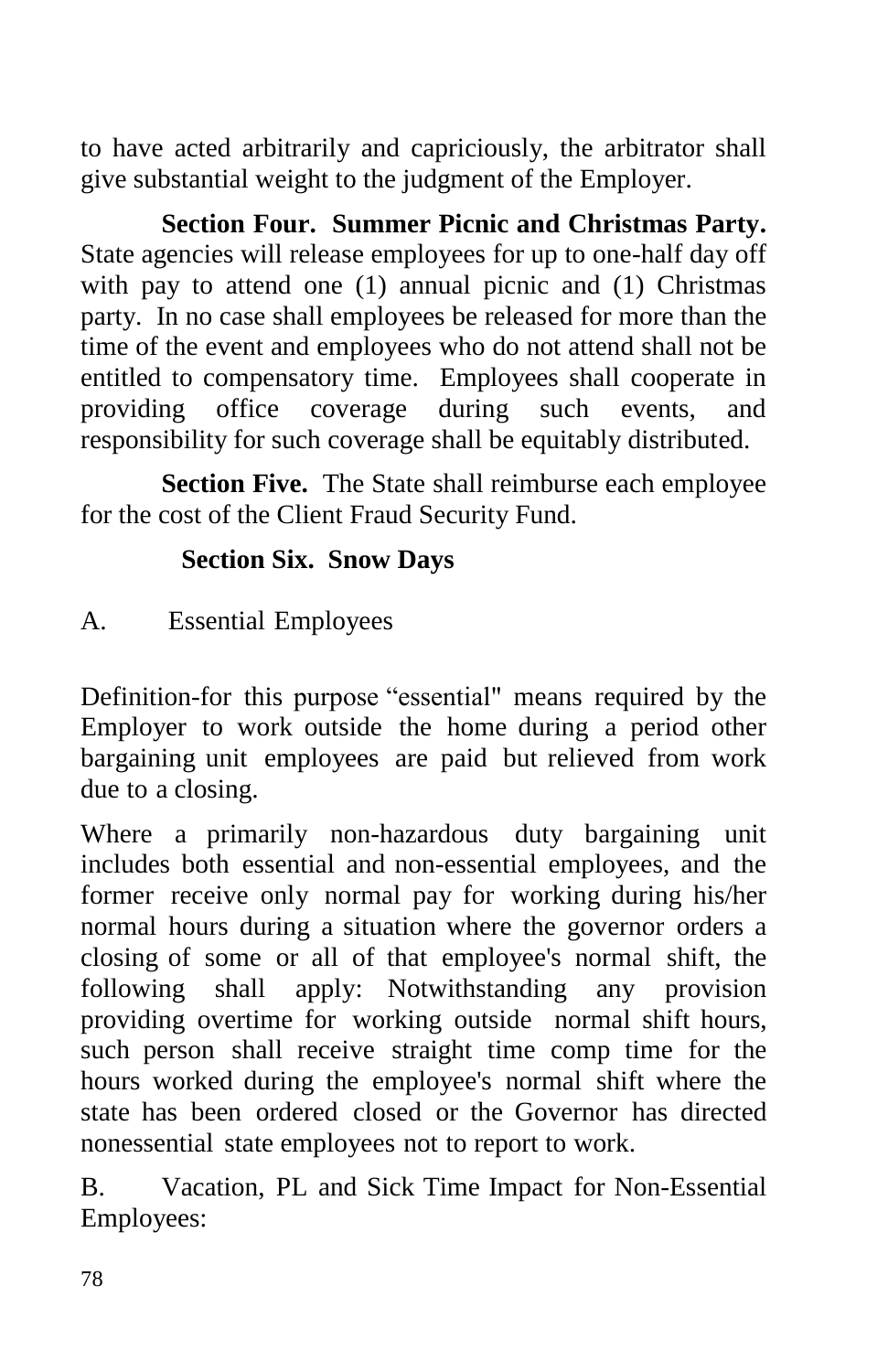to have acted arbitrarily and capriciously, the arbitrator shall give substantial weight to the judgment of the Employer.

**Section Four. Summer Picnic and Christmas Party.** State agencies will release employees for up to one-half day off with pay to attend one (1) annual picnic and (1) Christmas party. In no case shall employees be released for more than the time of the event and employees who do not attend shall not be entitled to compensatory time. Employees shall cooperate in providing office coverage during such events, and responsibility for such coverage shall be equitably distributed.

**Section Five.** The State shall reimburse each employee for the cost of the Client Fraud Security Fund.

**Section Six. Snow Days**

A. Essential Employees

Definition-for this purpose "essential" means required by the Employer to work outside the home during a period other bargaining unit employees are paid but relieved from work due to a closing.

Where a primarily non-hazardous duty bargaining unit includes both essential and non-essential employees, and the former receive only normal pay for working during his/her normal hours during a situation where the governor orders a closing of some or all of that employee's normal shift, the following shall apply: Notwithstanding any provision providing overtime for working outside normal shift hours, such person shall receive straight time comp time for the hours worked during the employee's normal shift where the state has been ordered closed or the Governor has directed nonessential state employees not to report to work.

B. Vacation, PL and Sick Time Impact for Non-Essential Employees: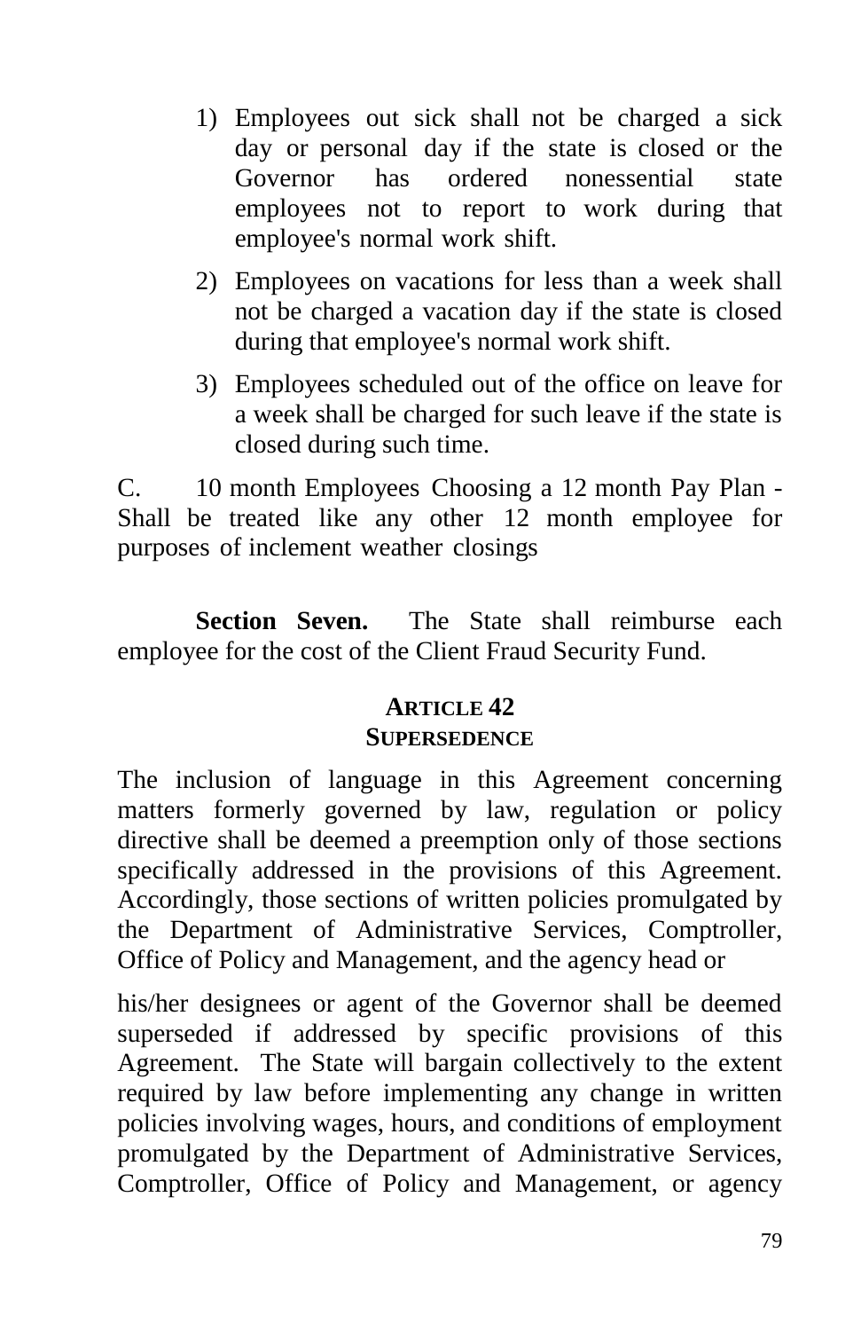1) Employees out sick shall not be charged a sick day or personal day if the state is closed or the Governor has ordered nonessential state employees not to report to work during that employee's normal work shift.

2) Employees on vacations for less than a week shall not be charged a vacation day if the state is closed during that employee's normal work shift.

3) Employees scheduled out of the office on leave for a week shall be charged for such leave if the state is closed during such time.

C. 10 month Employees Choosing a 12 month Pay Plan - Shall be treated like any other 12 month employee for purposes of inclement weather closings

**Section Seven.** The State shall reimburse each employee for the cost of the Client Fraud Security Fund.

## ARTICLE 42
## SUPERSEDENCE

The inclusion of language in this Agreement concerning matters formerly governed by law, regulation or policy directive shall be deemed a preemption only of those sections specifically addressed in the provisions of this Agreement. Accordingly, those sections of written policies promulgated by the Department of Administrative Services, Comptroller, Office of Policy and Management, and the agency head or his/her designees or agent of the Governor shall be deemed superseded if addressed by specific provisions of this Agreement. The State will bargain collectively to the extent required by law before implementing any change in written policies involving wages, hours, and conditions of employment promulgated by the Department of Administrative Services, Comptroller, Office of Policy and Management, or agency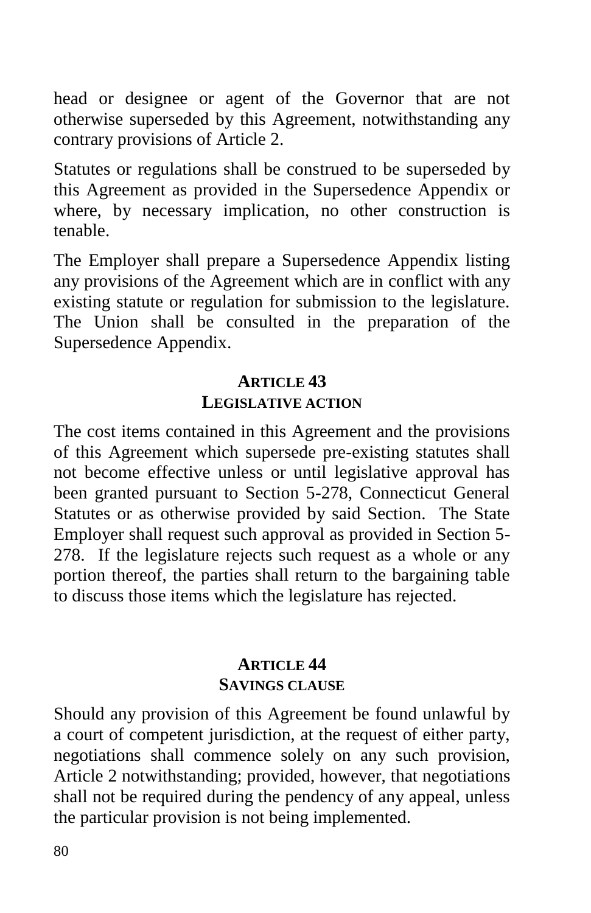head or designee or agent of the Governor that are not otherwise superseded by this Agreement, notwithstanding any contrary provisions of Article 2.

Statutes or regulations shall be construed to be superseded by this Agreement as provided in the Supersedence Appendix or where, by necessary implication, no other construction is tenable.

The Employer shall prepare a Supersedence Appendix listing any provisions of the Agreement which are in conflict with any existing statute or regulation for submission to the legislature. The Union shall be consulted in the preparation of the Supersedence Appendix.

## ARTICLE 43
## LEGISLATIVE ACTION

The cost items contained in this Agreement and the provisions of this Agreement which supersede pre-existing statutes shall not become effective unless or until legislative approval has been granted pursuant to Section 5-278, Connecticut General Statutes or as otherwise provided by said Section. The State Employer shall request such approval as provided in Section 5-278. If the legislature rejects such request as a whole or any portion thereof, the parties shall return to the bargaining table to discuss those items which the legislature has rejected.

## ARTICLE 44
## SAVINGS CLAUSE

Should any provision of this Agreement be found unlawful by a court of competent jurisdiction, at the request of either party, negotiations shall commence solely on any such provision, Article 2 notwithstanding; provided, however, that negotiations shall not be required during the pendency of any appeal, unless the particular provision is not being implemented.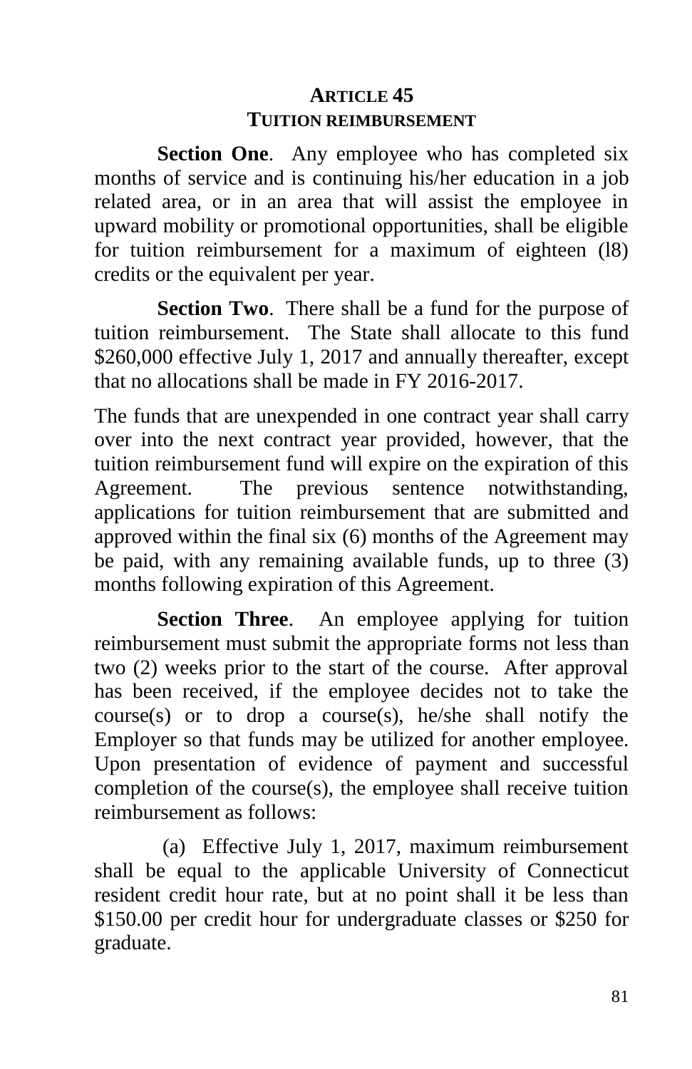# ARTICLE 45
## TUITION REIMBURSEMENT

**Section One**. Any employee who has completed six months of service and is continuing his/her education in a job related area, or in an area that will assist the employee in upward mobility or promotional opportunities, shall be eligible for tuition reimbursement for a maximum of eighteen (l8) credits or the equivalent per year.

**Section Two**. There shall be a fund for the purpose of tuition reimbursement. The State shall allocate to this fund $260,000 effective July 1, 2017 and annually thereafter, except that no allocations shall be made in FY 2016-2017.

The funds that are unexpended in one contract year shall carry over into the next contract year provided, however, that the tuition reimbursement fund will expire on the expiration of this Agreement. The previous sentence notwithstanding, applications for tuition reimbursement that are submitted and approved within the final six (6) months of the Agreement may be paid, with any remaining available funds, up to three (3) months following expiration of this Agreement.

**Section Three**. An employee applying for tuition reimbursement must submit the appropriate forms not less than two (2) weeks prior to the start of the course. After approval has been received, if the employee decides not to take the course(s) or to drop a course(s), he/she shall notify the Employer so that funds may be utilized for another employee. Upon presentation of evidence of payment and successful completion of the course(s), the employee shall receive tuition reimbursement as follows:

(a) Effective July 1, 2017, maximum reimbursement shall be equal to the applicable University of Connecticut resident credit hour rate, but at no point shall it be less than $150.00 per credit hour for undergraduate classes or $250 for graduate.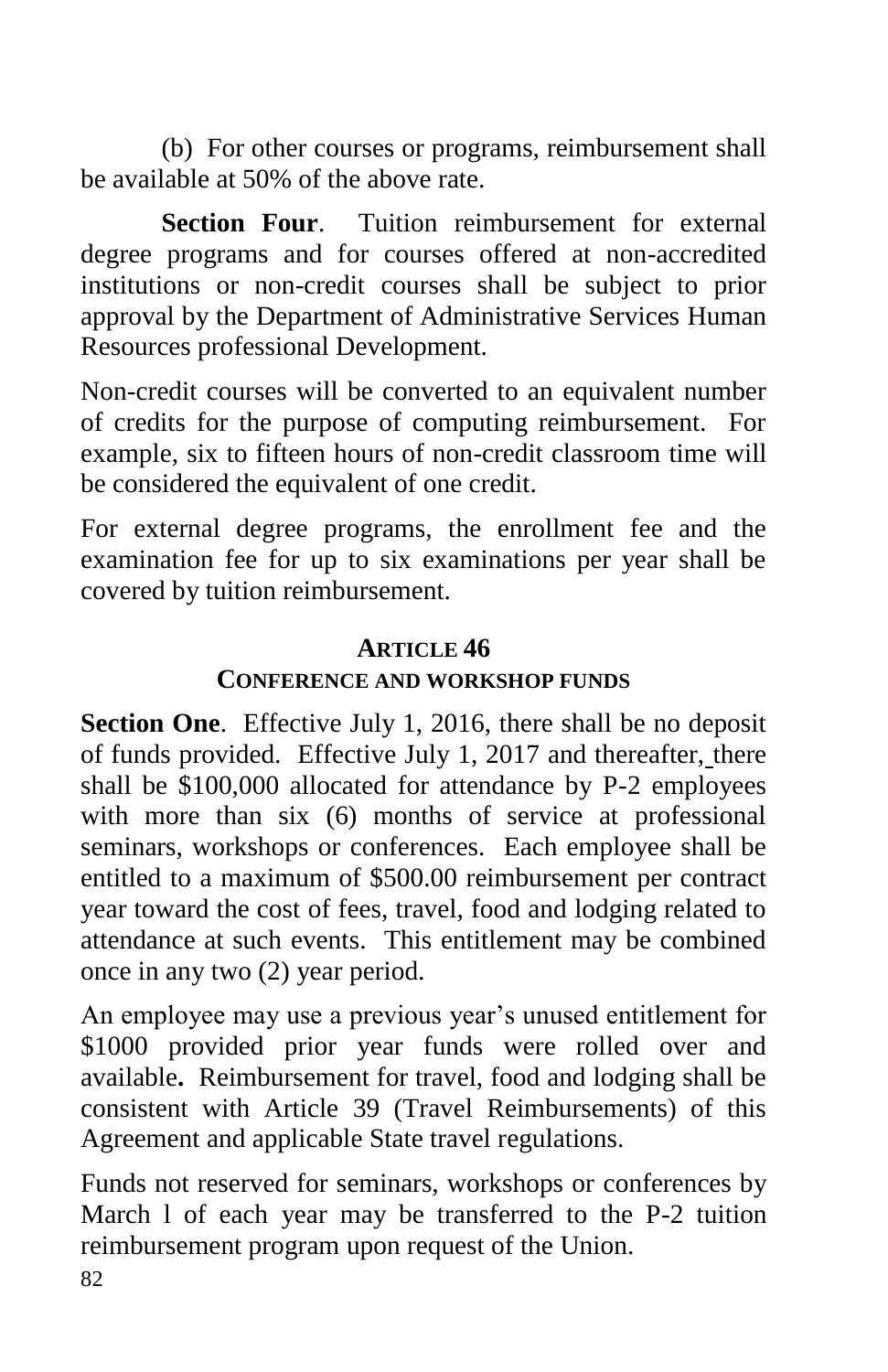(b) For other courses or programs, reimbursement shall be available at 50% of the above rate.

**Section Four**. Tuition reimbursement for external degree programs and for courses offered at non-accredited institutions or non-credit courses shall be subject to prior approval by the Department of Administrative Services Human Resources professional Development.

Non-credit courses will be converted to an equivalent number of credits for the purpose of computing reimbursement. For example, six to fifteen hours of non-credit classroom time will be considered the equivalent of one credit.

For external degree programs, the enrollment fee and the examination fee for up to six examinations per year shall be covered by tuition reimbursement.

## ARTICLE 46
## CONFERENCE AND WORKSHOP FUNDS

**Section One**. Effective July 1, 2016, there shall be no deposit of funds provided. Effective July 1, 2017 and thereafter, there shall be $100,000 allocated for attendance by P-2 employees with more than six (6) months of service at professional seminars, workshops or conferences. Each employee shall be entitled to a maximum of $500.00 reimbursement per contract year toward the cost of fees, travel, food and lodging related to attendance at such events. This entitlement may be combined once in any two (2) year period.

An employee may use a previous year's unused entitlement for $1000 provided prior year funds were rolled over and available**.** Reimbursement for travel, food and lodging shall be consistent with Article 39 (Travel Reimbursements) of this Agreement and applicable State travel regulations.

Funds not reserved for seminars, workshops or conferences by March l of each year may be transferred to the P-2 tuition reimbursement program upon request of the Union.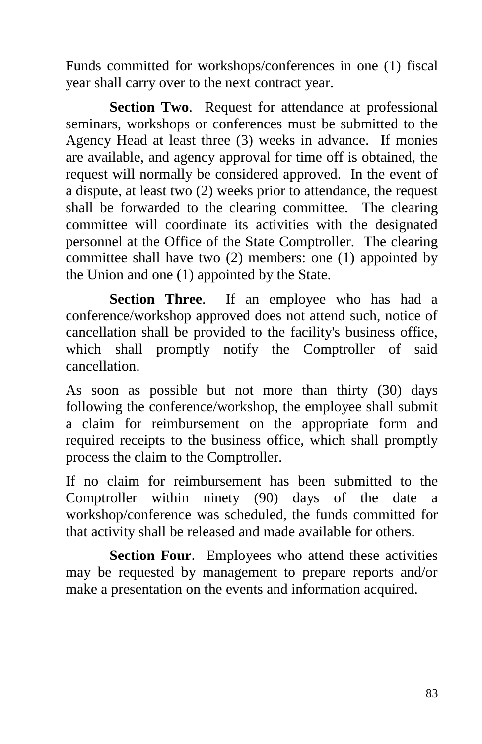Funds committed for workshops/conferences in one (1) fiscal year shall carry over to the next contract year.

**Section Two**. Request for attendance at professional seminars, workshops or conferences must be submitted to the Agency Head at least three (3) weeks in advance. If monies are available, and agency approval for time off is obtained, the request will normally be considered approved. In the event of a dispute, at least two (2) weeks prior to attendance, the request shall be forwarded to the clearing committee. The clearing committee will coordinate its activities with the designated personnel at the Office of the State Comptroller. The clearing committee shall have two (2) members: one (1) appointed by the Union and one (1) appointed by the State.

**Section Three**. If an employee who has had a conference/workshop approved does not attend such, notice of cancellation shall be provided to the facility's business office, which shall promptly notify the Comptroller of said cancellation.

As soon as possible but not more than thirty (30) days following the conference/workshop, the employee shall submit a claim for reimbursement on the appropriate form and required receipts to the business office, which shall promptly process the claim to the Comptroller.

If no claim for reimbursement has been submitted to the Comptroller within ninety (90) days of the date a workshop/conference was scheduled, the funds committed for that activity shall be released and made available for others.

**Section Four**. Employees who attend these activities may be requested by management to prepare reports and/or make a presentation on the events and information acquired.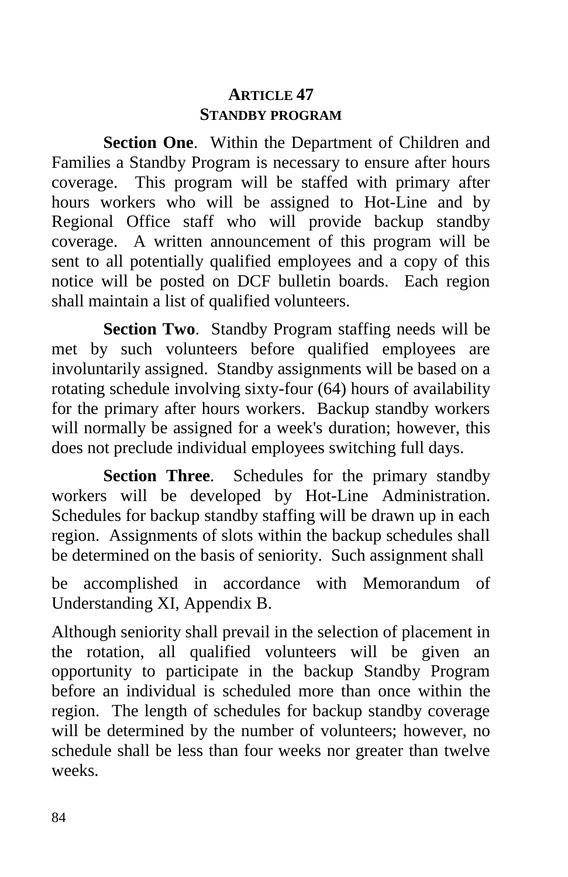## ARTICLE 47
## STANDBY PROGRAM

**Section One**. Within the Department of Children and Families a Standby Program is necessary to ensure after hours coverage. This program will be staffed with primary after hours workers who will be assigned to Hot-Line and by Regional Office staff who will provide backup standby coverage. A written announcement of this program will be sent to all potentially qualified employees and a copy of this notice will be posted on DCF bulletin boards. Each region shall maintain a list of qualified volunteers.

**Section Two**. Standby Program staffing needs will be met by such volunteers before qualified employees are involuntarily assigned. Standby assignments will be based on a rotating schedule involving sixty-four (64) hours of availability for the primary after hours workers. Backup standby workers will normally be assigned for a week's duration; however, this does not preclude individual employees switching full days.

**Section Three**. Schedules for the primary standby workers will be developed by Hot-Line Administration. Schedules for backup standby staffing will be drawn up in each region. Assignments of slots within the backup schedules shall be determined on the basis of seniority. Such assignment shall be accomplished in accordance with Memorandum of Understanding XI, Appendix B.

Although seniority shall prevail in the selection of placement in the rotation, all qualified volunteers will be given an opportunity to participate in the backup Standby Program before an individual is scheduled more than once within the region. The length of schedules for backup standby coverage will be determined by the number of volunteers; however, no schedule shall be less than four weeks nor greater than twelve weeks.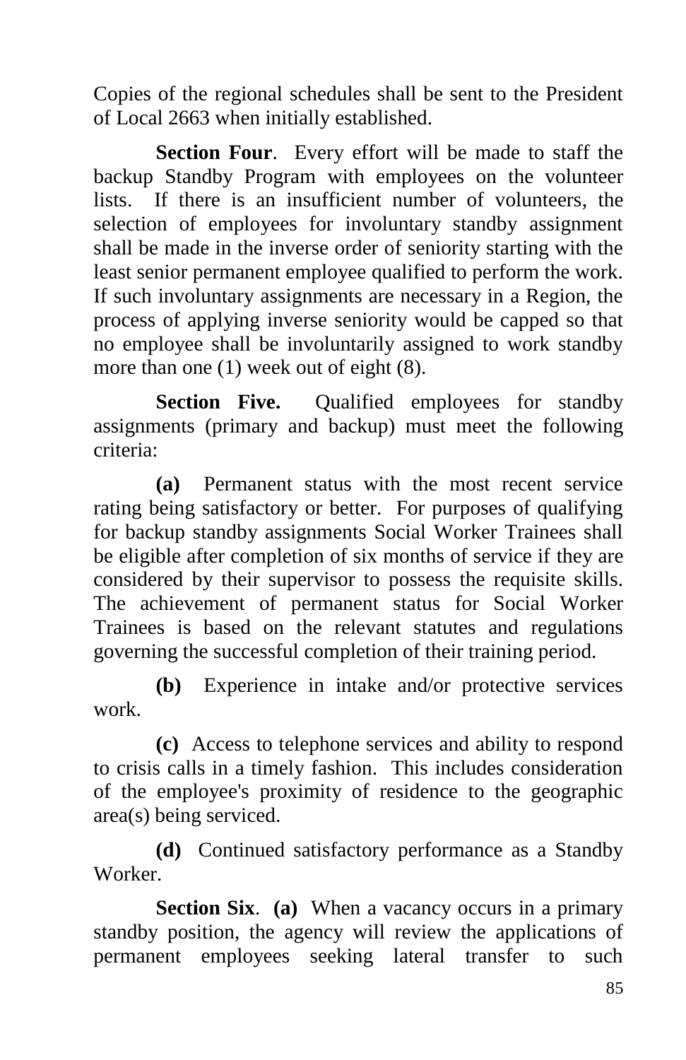Copies of the regional schedules shall be sent to the President of Local 2663 when initially established.

**Section Four**. Every effort will be made to staff the backup Standby Program with employees on the volunteer lists. If there is an insufficient number of volunteers, the selection of employees for involuntary standby assignment shall be made in the inverse order of seniority starting with the least senior permanent employee qualified to perform the work. If such involuntary assignments are necessary in a Region, the process of applying inverse seniority would be capped so that no employee shall be involuntarily assigned to work standby more than one (1) week out of eight (8).

**Section Five.** Qualified employees for standby assignments (primary and backup) must meet the following criteria:

**(a)** Permanent status with the most recent service rating being satisfactory or better. For purposes of qualifying for backup standby assignments Social Worker Trainees shall be eligible after completion of six months of service if they are considered by their supervisor to possess the requisite skills. The achievement of permanent status for Social Worker Trainees is based on the relevant statutes and regulations governing the successful completion of their training period.

**(b)** Experience in intake and/or protective services work.

**(c)** Access to telephone services and ability to respond to crisis calls in a timely fashion. This includes consideration of the employee's proximity of residence to the geographic area(s) being serviced.

**(d)** Continued satisfactory performance as a Standby Worker.

**Section Six**. **(a)** When a vacancy occurs in a primary standby position, the agency will review the applications of permanent employees seeking lateral transfer to such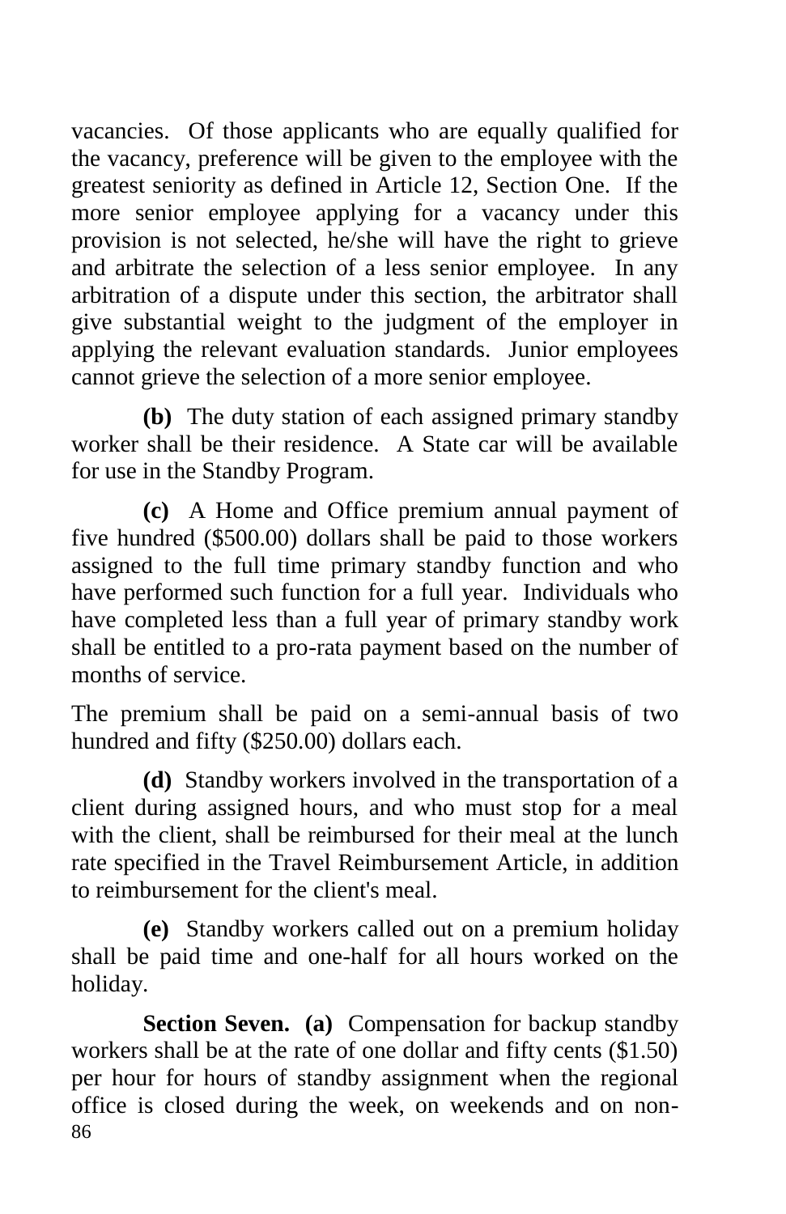vacancies. Of those applicants who are equally qualified for the vacancy, preference will be given to the employee with the greatest seniority as defined in Article 12, Section One. If the more senior employee applying for a vacancy under this provision is not selected, he/she will have the right to grieve and arbitrate the selection of a less senior employee. In any arbitration of a dispute under this section, the arbitrator shall give substantial weight to the judgment of the employer in applying the relevant evaluation standards. Junior employees cannot grieve the selection of a more senior employee.

**(b)** The duty station of each assigned primary standby worker shall be their residence. A State car will be available for use in the Standby Program.

**(c)** A Home and Office premium annual payment of five hundred ($500.00) dollars shall be paid to those workers assigned to the full time primary standby function and who have performed such function for a full year. Individuals who have completed less than a full year of primary standby work shall be entitled to a pro-rata payment based on the number of months of service.

The premium shall be paid on a semi-annual basis of two hundred and fifty ($250.00) dollars each.

**(d)** Standby workers involved in the transportation of a client during assigned hours, and who must stop for a meal with the client, shall be reimbursed for their meal at the lunch rate specified in the Travel Reimbursement Article, in addition to reimbursement for the client's meal.

**(e)** Standby workers called out on a premium holiday shall be paid time and one-half for all hours worked on the holiday.

**Section Seven. (a)** Compensation for backup standby workers shall be at the rate of one dollar and fifty cents ($1.50) per hour for hours of standby assignment when the regional office is closed during the week, on weekends and on non-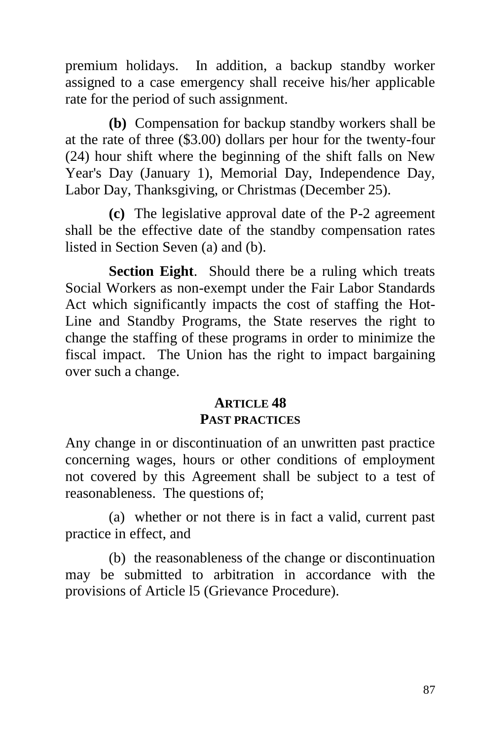premium holidays. In addition, a backup standby worker assigned to a case emergency shall receive his/her applicable rate for the period of such assignment.

**(b)** Compensation for backup standby workers shall be at the rate of three ($3.00) dollars per hour for the twenty-four (24) hour shift where the beginning of the shift falls on New Year's Day (January 1), Memorial Day, Independence Day, Labor Day, Thanksgiving, or Christmas (December 25).

**(c)** The legislative approval date of the P-2 agreement shall be the effective date of the standby compensation rates listed in Section Seven (a) and (b).

**Section Eight**. Should there be a ruling which treats Social Workers as non-exempt under the Fair Labor Standards Act which significantly impacts the cost of staffing the Hot-Line and Standby Programs, the State reserves the right to change the staffing of these programs in order to minimize the fiscal impact. The Union has the right to impact bargaining over such a change.

## ARTICLE 48
## PAST PRACTICES

Any change in or discontinuation of an unwritten past practice concerning wages, hours or other conditions of employment not covered by this Agreement shall be subject to a test of reasonableness. The questions of;

(a) whether or not there is in fact a valid, current past practice in effect, and

(b) the reasonableness of the change or discontinuation may be submitted to arbitration in accordance with the provisions of Article l5 (Grievance Procedure).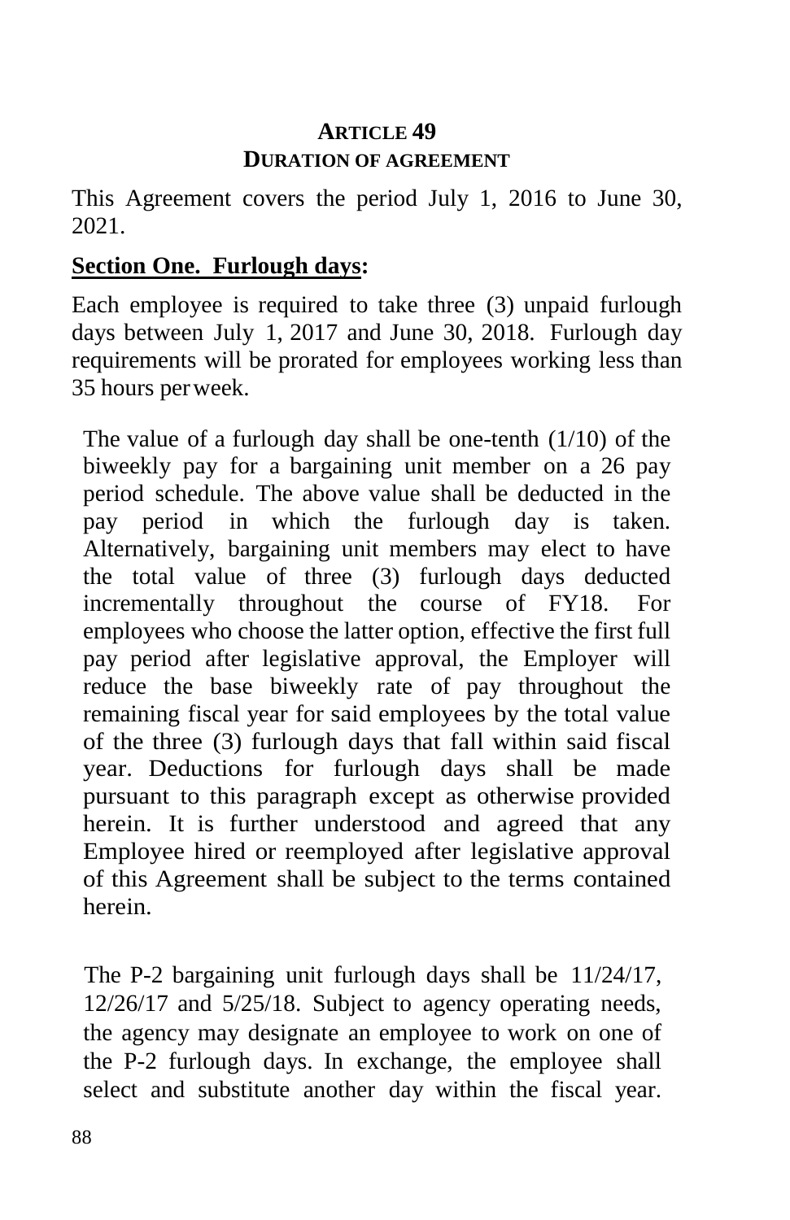## ARTICLE 49
### DURATION OF AGREEMENT

This Agreement covers the period July 1, 2016 to June 30, 2021.

**Section One. Furlough days:**

Each employee is required to take three (3) unpaid furlough days between July 1, 2017 and June 30, 2018. Furlough day requirements will be prorated for employees working less than 35 hours per week.

The value of a furlough day shall be one-tenth (1/10) of the biweekly pay for a bargaining unit member on a 26 pay period schedule. The above value shall be deducted in the pay period in which the furlough day is taken. Alternatively, bargaining unit members may elect to have the total value of three (3) furlough days deducted incrementally throughout the course of FY18. For employees who choose the latter option, effective the first full pay period after legislative approval, the Employer will reduce the base biweekly rate of pay throughout the remaining fiscal year for said employees by the total value of the three (3) furlough days that fall within said fiscal year. Deductions for furlough days shall be made pursuant to this paragraph except as otherwise provided herein. It is further understood and agreed that any Employee hired or reemployed after legislative approval of this Agreement shall be subject to the terms contained herein.

The P-2 bargaining unit furlough days shall be 11/24/17, 12/26/17 and 5/25/18. Subject to agency operating needs, the agency may designate an employee to work on one of the P-2 furlough days. In exchange, the employee shall select and substitute another day within the fiscal year.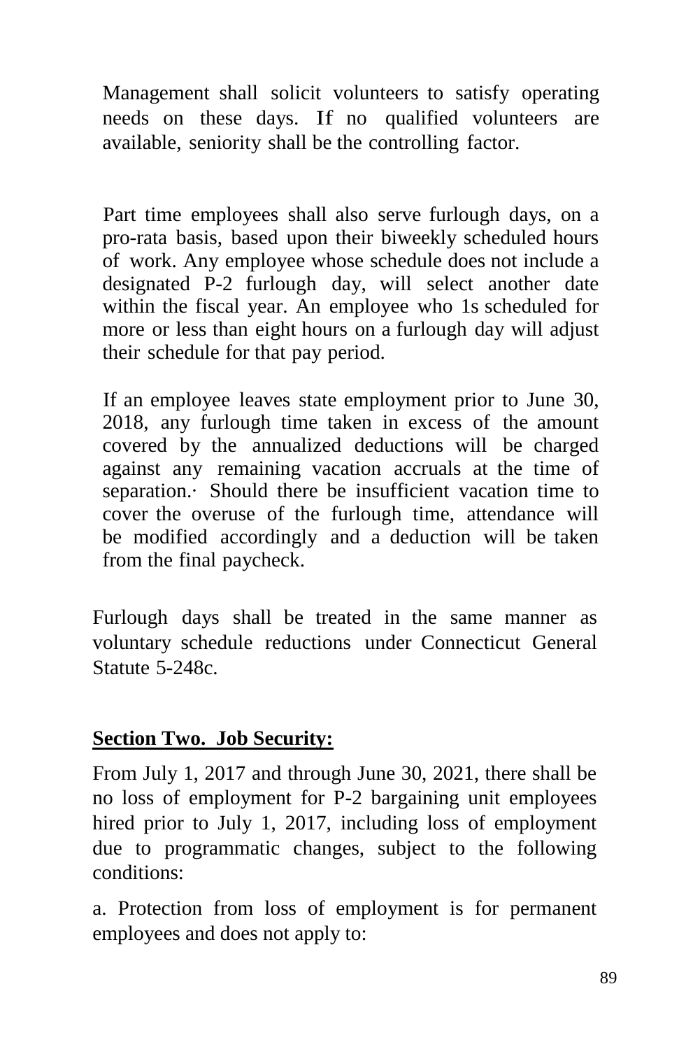Management shall solicit volunteers to satisfy operating needs on these days. If no qualified volunteers are available, seniority shall be the controlling factor.

Part time employees shall also serve furlough days, on a pro-rata basis, based upon their biweekly scheduled hours of work. Any employee whose schedule does not include a designated P-2 furlough day, will select another date within the fiscal year. An employee who 1s scheduled for more or less than eight hours on a furlough day will adjust their schedule for that pay period.

If an employee leaves state employment prior to June 30, 2018, any furlough time taken in excess of the amount covered by the annualized deductions will be charged against any remaining vacation accruals at the time of separation.· Should there be insufficient vacation time to cover the overuse of the furlough time, attendance will be modified accordingly and a deduction will be taken from the final paycheck.

Furlough days shall be treated in the same manner as voluntary schedule reductions under Connecticut General Statute 5-248c.

**Section Two. Job Security:**

From July 1, 2017 and through June 30, 2021, there shall be no loss of employment for P-2 bargaining unit employees hired prior to July 1, 2017, including loss of employment due to programmatic changes, subject to the following conditions:

a. Protection from loss of employment is for permanent employees and does not apply to: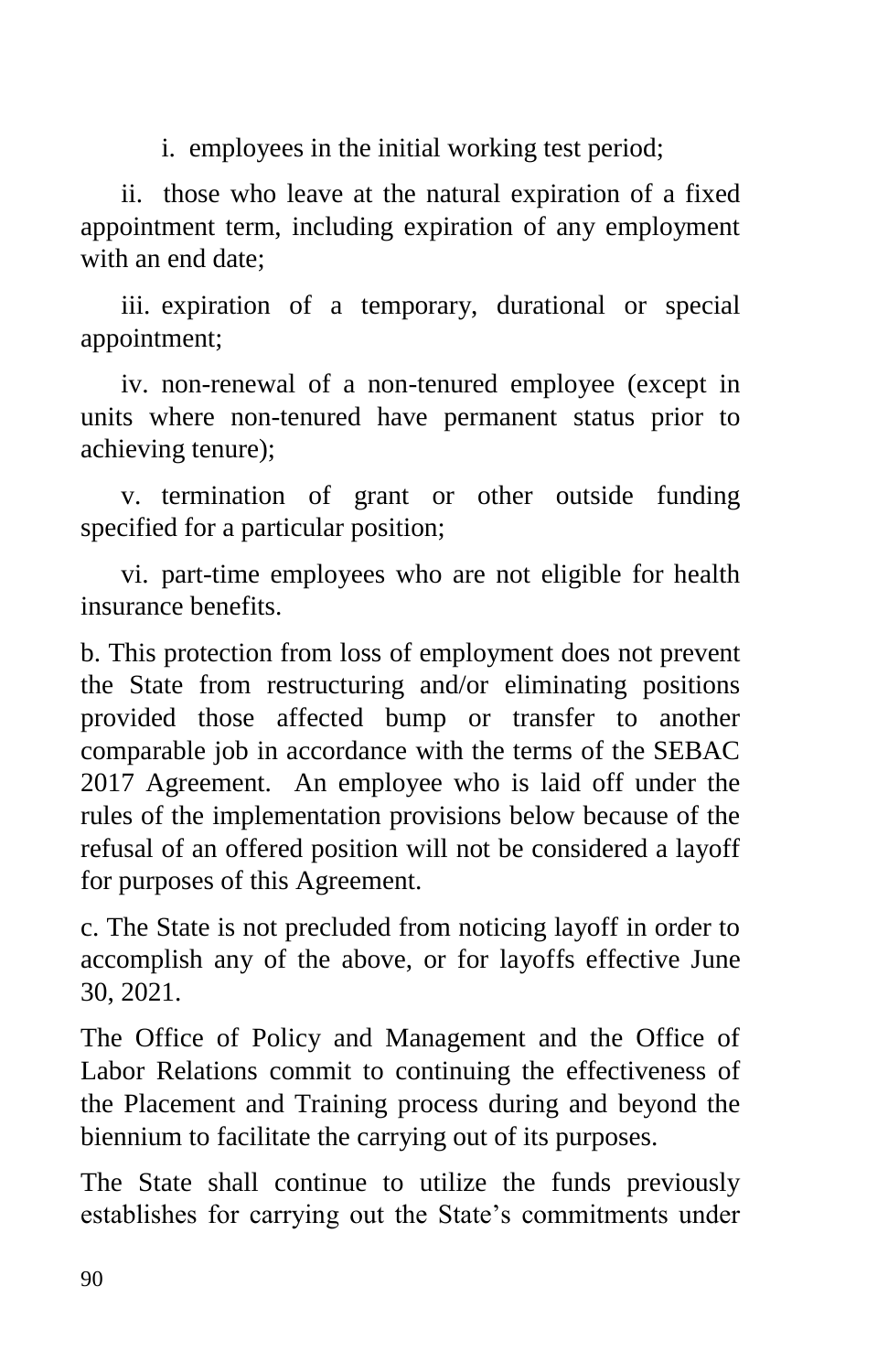i. employees in the initial working test period;

ii. those who leave at the natural expiration of a fixed appointment term, including expiration of any employment with an end date;

iii. expiration of a temporary, durational or special appointment;

iv. non-renewal of a non-tenured employee (except in units where non-tenured have permanent status prior to achieving tenure);

v. termination of grant or other outside funding specified for a particular position;

vi. part-time employees who are not eligible for health insurance benefits.

b. This protection from loss of employment does not prevent the State from restructuring and/or eliminating positions provided those affected bump or transfer to another comparable job in accordance with the terms of the SEBAC 2017 Agreement. An employee who is laid off under the rules of the implementation provisions below because of the refusal of an offered position will not be considered a layoff for purposes of this Agreement.

c. The State is not precluded from noticing layoff in order to accomplish any of the above, or for layoffs effective June 30, 2021.

The Office of Policy and Management and the Office of Labor Relations commit to continuing the effectiveness of the Placement and Training process during and beyond the biennium to facilitate the carrying out of its purposes.

The State shall continue to utilize the funds previously establishes for carrying out the State's commitments under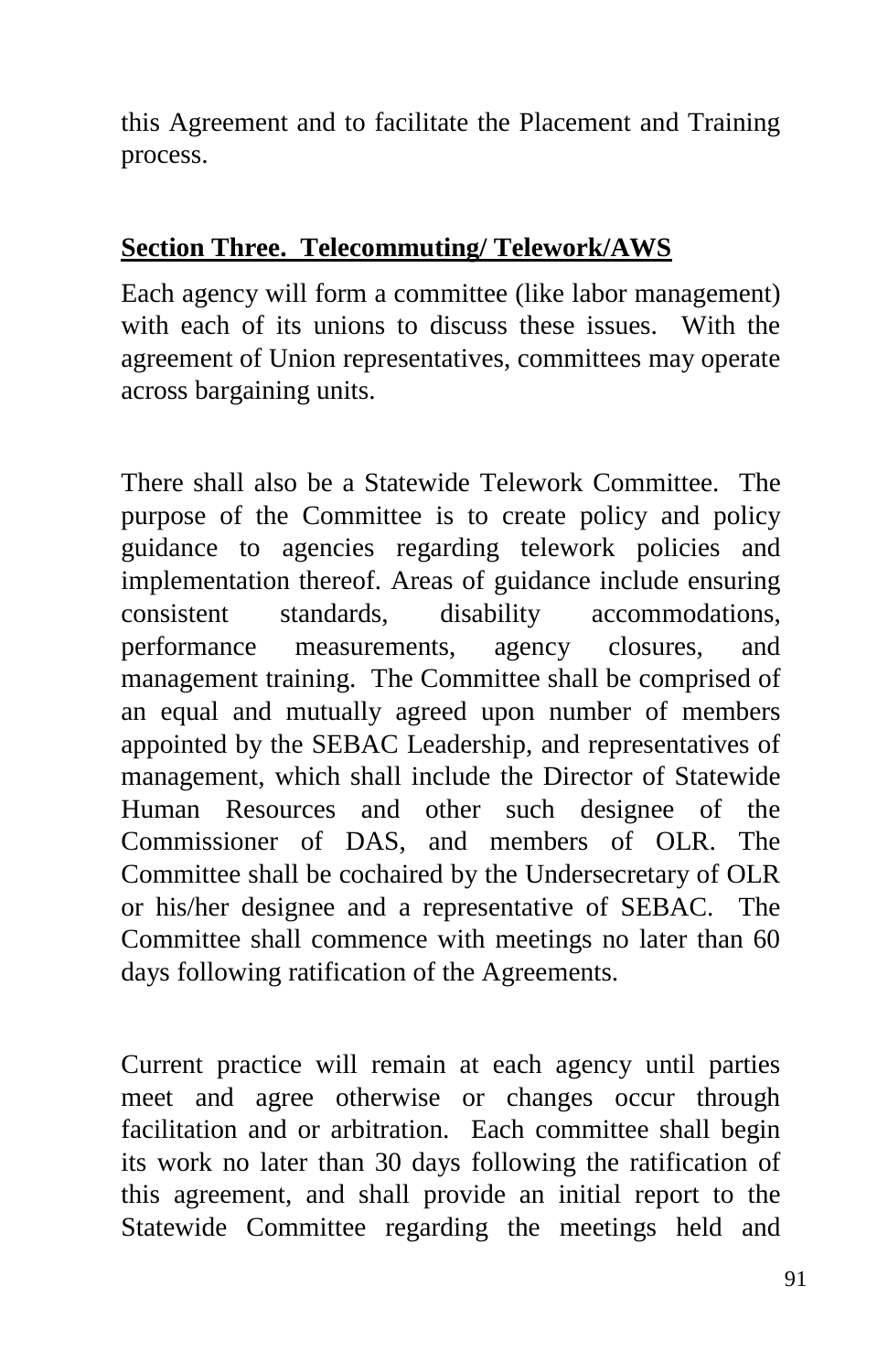this Agreement and to facilitate the Placement and Training process.

**Section Three. Telecommuting/ Telework/AWS**

Each agency will form a committee (like labor management) with each of its unions to discuss these issues. With the agreement of Union representatives, committees may operate across bargaining units.

There shall also be a Statewide Telework Committee. The purpose of the Committee is to create policy and policy guidance to agencies regarding telework policies and implementation thereof. Areas of guidance include ensuring consistent standards, disability accommodations, performance measurements, agency closures, and management training. The Committee shall be comprised of an equal and mutually agreed upon number of members appointed by the SEBAC Leadership, and representatives of management, which shall include the Director of Statewide Human Resources and other such designee of the Commissioner of DAS, and members of OLR. The Committee shall be cochaired by the Undersecretary of OLR or his/her designee and a representative of SEBAC. The Committee shall commence with meetings no later than 60 days following ratification of the Agreements.

Current practice will remain at each agency until parties meet and agree otherwise or changes occur through facilitation and or arbitration. Each committee shall begin its work no later than 30 days following the ratification of this agreement, and shall provide an initial report to the Statewide Committee regarding the meetings held and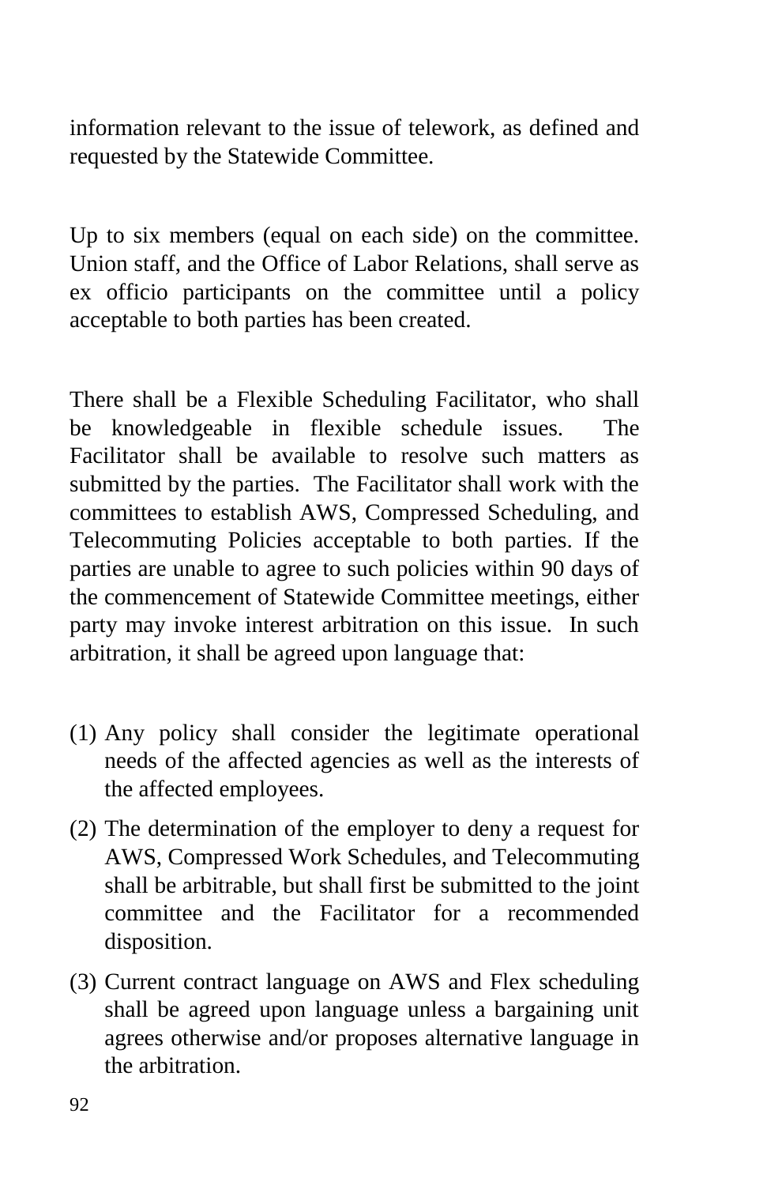information relevant to the issue of telework, as defined and requested by the Statewide Committee.

Up to six members (equal on each side) on the committee. Union staff, and the Office of Labor Relations, shall serve as ex officio participants on the committee until a policy acceptable to both parties has been created.

There shall be a Flexible Scheduling Facilitator, who shall be knowledgeable in flexible schedule issues. The Facilitator shall be available to resolve such matters as submitted by the parties. The Facilitator shall work with the committees to establish AWS, Compressed Scheduling, and Telecommuting Policies acceptable to both parties. If the parties are unable to agree to such policies within 90 days of the commencement of Statewide Committee meetings, either party may invoke interest arbitration on this issue. In such arbitration, it shall be agreed upon language that:

(1) Any policy shall consider the legitimate operational needs of the affected agencies as well as the interests of the affected employees.

(2) The determination of the employer to deny a request for AWS, Compressed Work Schedules, and Telecommuting shall be arbitrable, but shall first be submitted to the joint committee and the Facilitator for a recommended disposition.

(3) Current contract language on AWS and Flex scheduling shall be agreed upon language unless a bargaining unit agrees otherwise and/or proposes alternative language in the arbitration.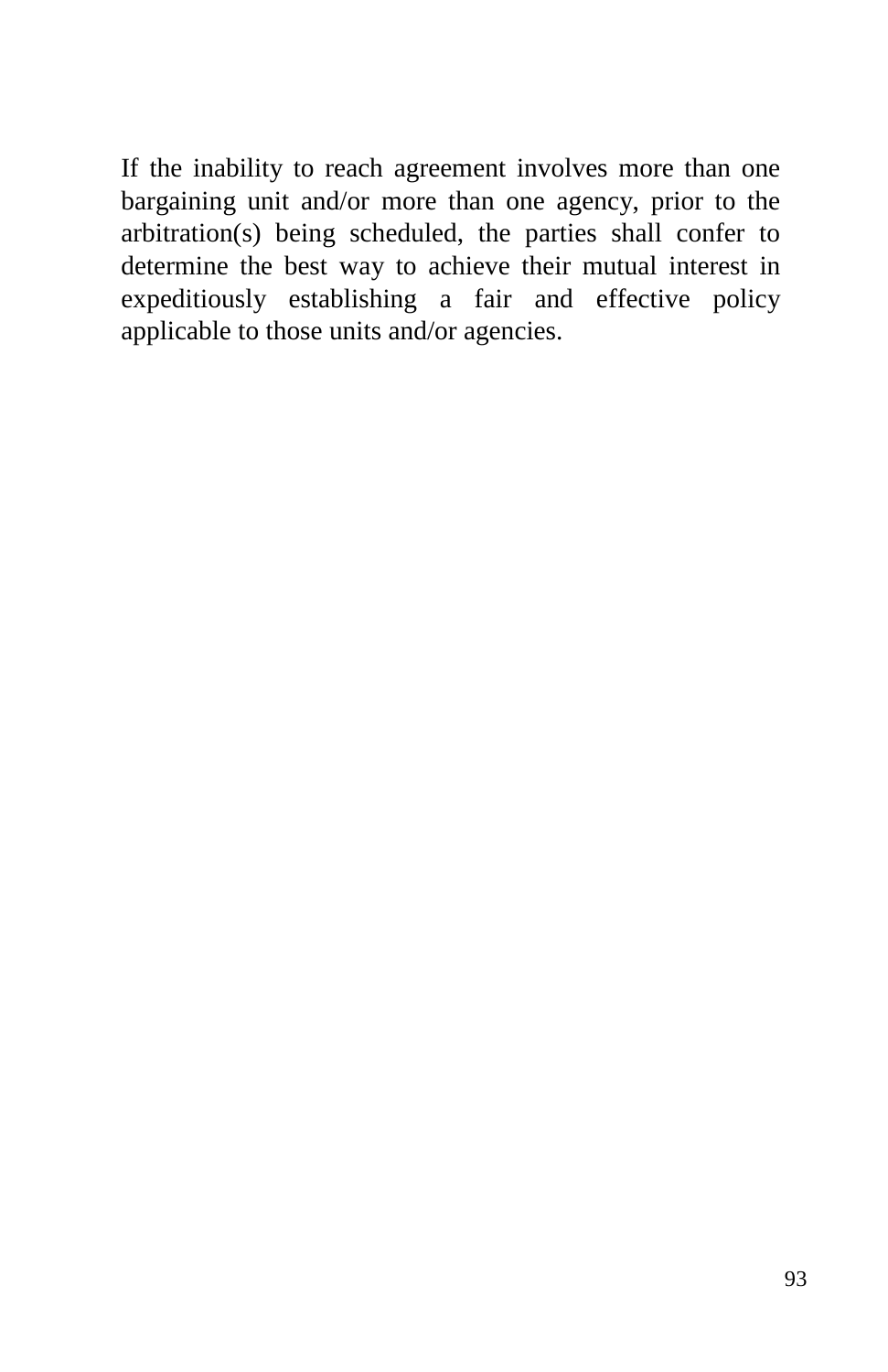If the inability to reach agreement involves more than one bargaining unit and/or more than one agency, prior to the arbitration(s) being scheduled, the parties shall confer to determine the best way to achieve their mutual interest in expeditiously establishing a fair and effective policy applicable to those units and/or agencies.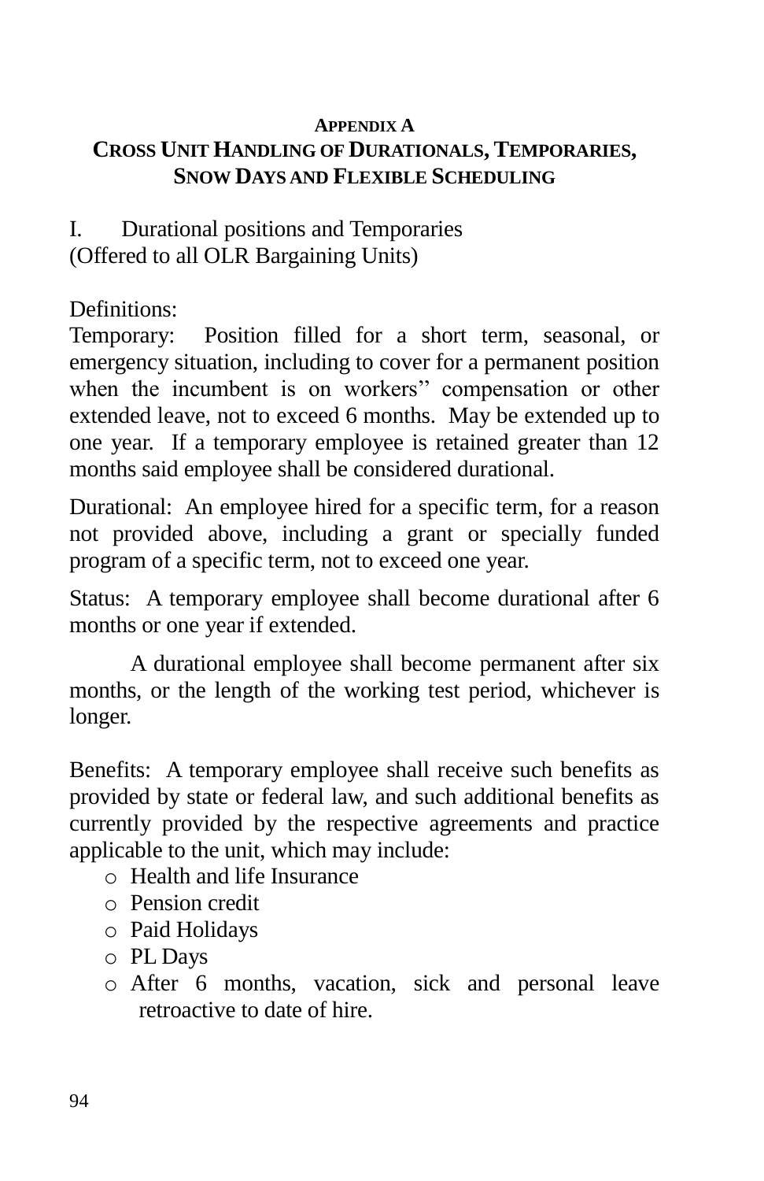## APPENDIX A
## CROSS UNIT HANDLING OF DURATIONALS, TEMPORARIES, SNOW DAYS AND FLEXIBLE SCHEDULING

I. Durational positions and Temporaries
(Offered to all OLR Bargaining Units)

Definitions:
Temporary: Position filled for a short term, seasonal, or emergency situation, including to cover for a permanent position when the incumbent is on workers'' compensation or other extended leave, not to exceed 6 months. May be extended up to one year. If a temporary employee is retained greater than 12 months said employee shall be considered durational.

Durational: An employee hired for a specific term, for a reason not provided above, including a grant or specially funded program of a specific term, not to exceed one year.

Status: A temporary employee shall become durational after 6 months or one year if extended.

A durational employee shall become permanent after six months, or the length of the working test period, whichever is longer.

Benefits: A temporary employee shall receive such benefits as provided by state or federal law, and such additional benefits as currently provided by the respective agreements and practice applicable to the unit, which may include:

- Health and life Insurance
- Pension credit
- Paid Holidays
- PL Days
- After 6 months, vacation, sick and personal leave retroactive to date of hire.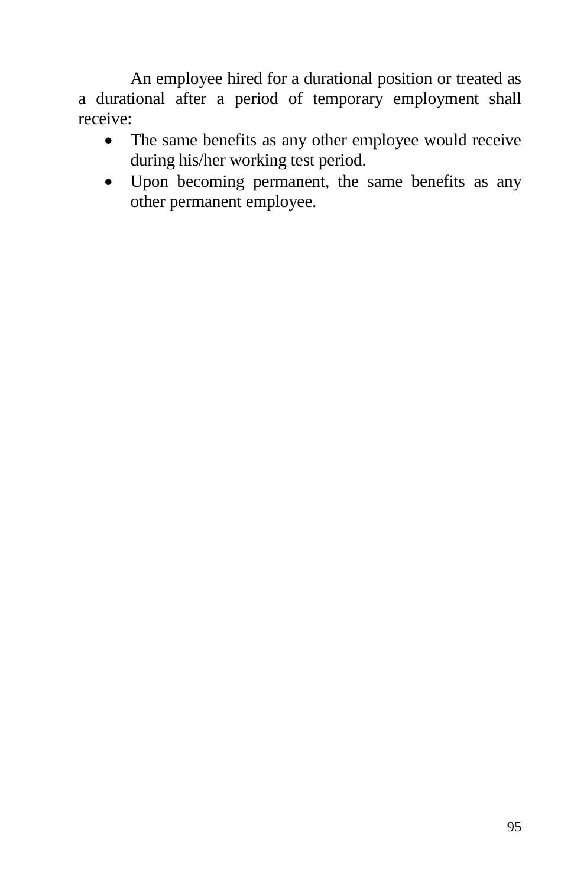An employee hired for a durational position or treated as a durational after a period of temporary employment shall receive:

- The same benefits as any other employee would receive during his/her working test period.
- Upon becoming permanent, the same benefits as any other permanent employee.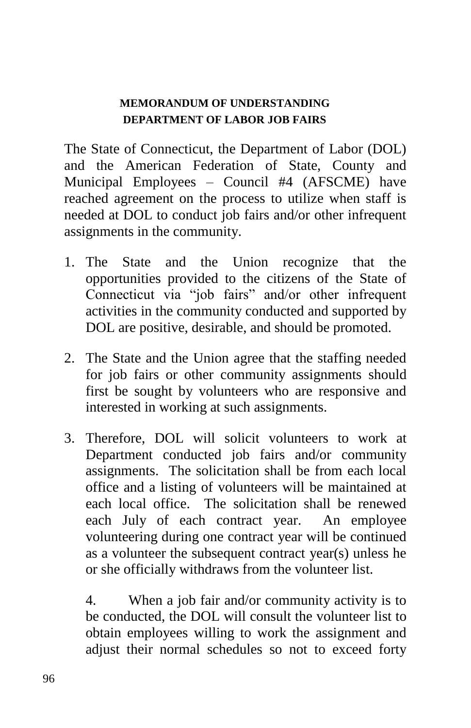**MEMORANDUM OF UNDERSTANDING**
**DEPARTMENT OF LABOR JOB FAIRS**

The State of Connecticut, the Department of Labor (DOL) and the American Federation of State, County and Municipal Employees – Council #4 (AFSCME) have reached agreement on the process to utilize when staff is needed at DOL to conduct job fairs and/or other infrequent assignments in the community.

1. The State and the Union recognize that the opportunities provided to the citizens of the State of Connecticut via "job fairs" and/or other infrequent activities in the community conducted and supported by DOL are positive, desirable, and should be promoted.

2. The State and the Union agree that the staffing needed for job fairs or other community assignments should first be sought by volunteers who are responsive and interested in working at such assignments.

3. Therefore, DOL will solicit volunteers to work at Department conducted job fairs and/or community assignments. The solicitation shall be from each local office and a listing of volunteers will be maintained at each local office. The solicitation shall be renewed each July of each contract year. An employee volunteering during one contract year will be continued as a volunteer the subsequent contract year(s) unless he or she officially withdraws from the volunteer list.

4. When a job fair and/or community activity is to be conducted, the DOL will consult the volunteer list to obtain employees willing to work the assignment and adjust their normal schedules so not to exceed forty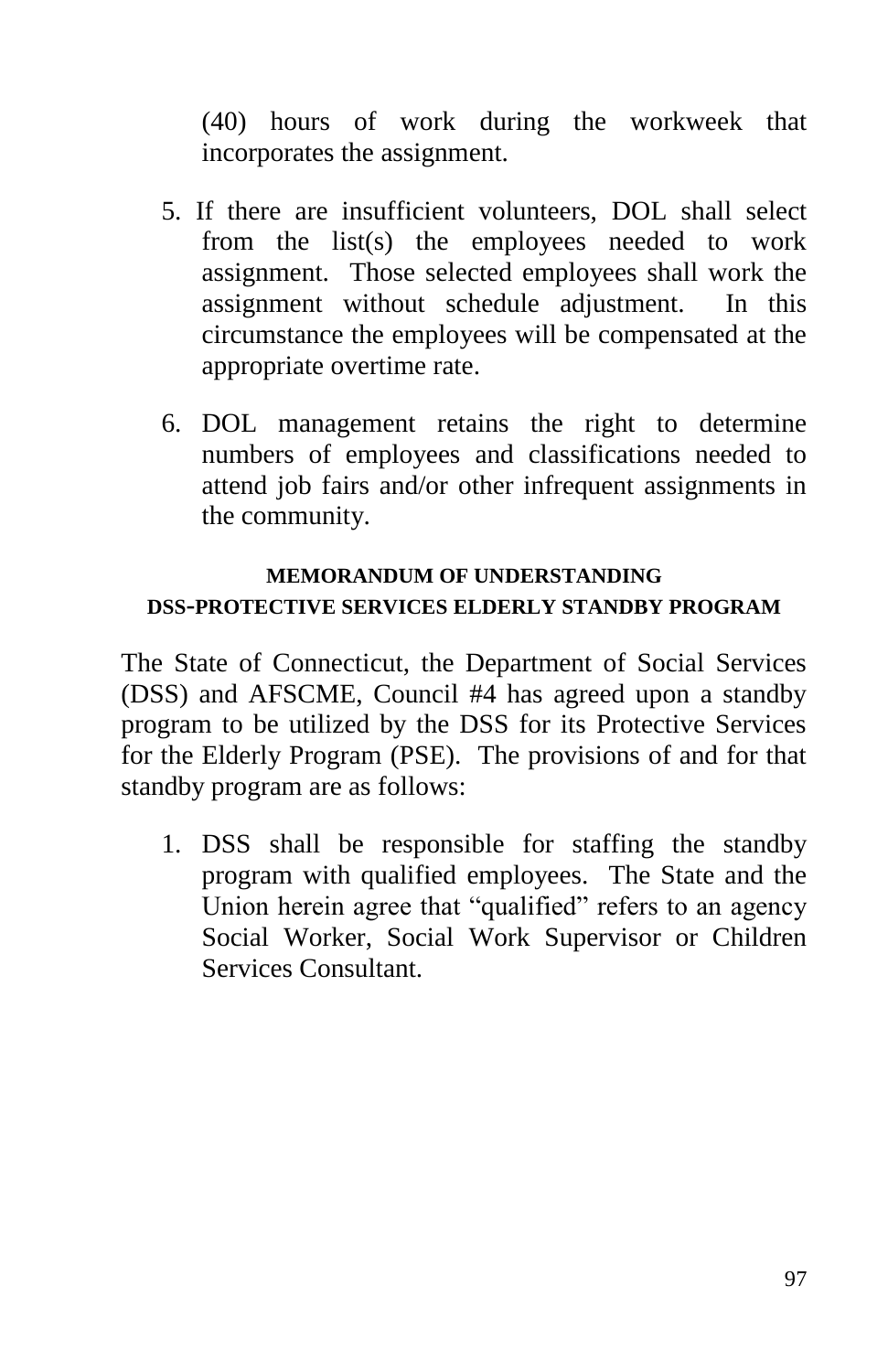(40) hours of work during the workweek that incorporates the assignment.

5. If there are insufficient volunteers, DOL shall select from the list(s) the employees needed to work assignment. Those selected employees shall work the assignment without schedule adjustment. In this circumstance the employees will be compensated at the appropriate overtime rate.

6. DOL management retains the right to determine numbers of employees and classifications needed to attend job fairs and/or other infrequent assignments in the community.

## MEMORANDUM OF UNDERSTANDING
## DSS-PROTECTIVE SERVICES ELDERLY STANDBY PROGRAM

The State of Connecticut, the Department of Social Services (DSS) and AFSCME, Council #4 has agreed upon a standby program to be utilized by the DSS for its Protective Services for the Elderly Program (PSE). The provisions of and for that standby program are as follows:

1. DSS shall be responsible for staffing the standby program with qualified employees. The State and the Union herein agree that “qualified” refers to an agency Social Worker, Social Work Supervisor or Children Services Consultant.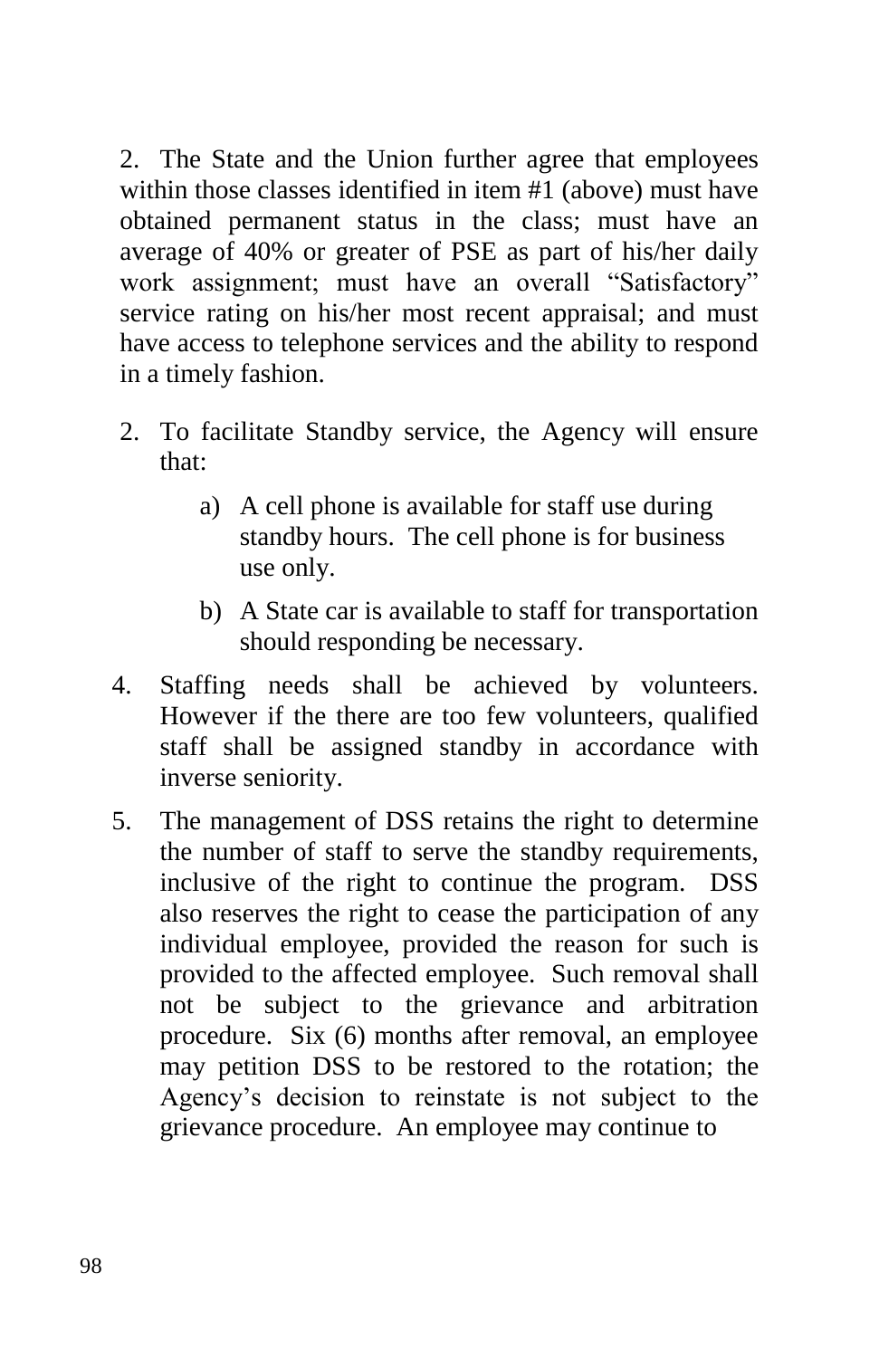2. The State and the Union further agree that employees within those classes identified in item #1 (above) must have obtained permanent status in the class; must have an average of 40% or greater of PSE as part of his/her daily work assignment; must have an overall "Satisfactory" service rating on his/her most recent appraisal; and must have access to telephone services and the ability to respond in a timely fashion.

2. To facilitate Standby service, the Agency will ensure that:

   a) A cell phone is available for staff use during standby hours. The cell phone is for business use only.

   b) A State car is available to staff for transportation should responding be necessary.

4. Staffing needs shall be achieved by volunteers. However if the there are too few volunteers, qualified staff shall be assigned standby in accordance with inverse seniority.

5. The management of DSS retains the right to determine the number of staff to serve the standby requirements, inclusive of the right to continue the program. DSS also reserves the right to cease the participation of any individual employee, provided the reason for such is provided to the affected employee. Such removal shall not be subject to the grievance and arbitration procedure. Six (6) months after removal, an employee may petition DSS to be restored to the rotation; the Agency's decision to reinstate is not subject to the grievance procedure. An employee may continue to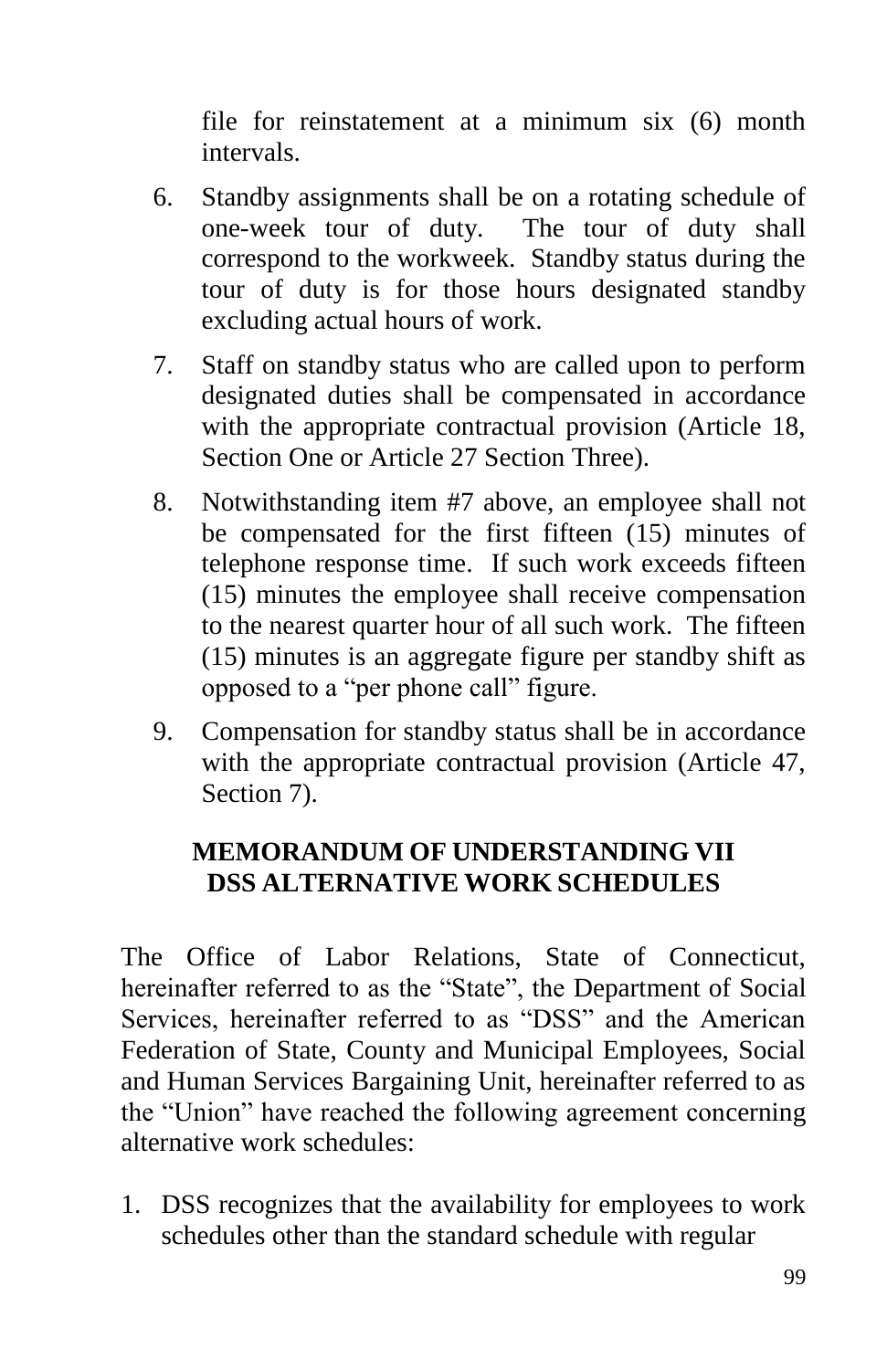file for reinstatement at a minimum six (6) month intervals.

6. Standby assignments shall be on a rotating schedule of one-week tour of duty. The tour of duty shall correspond to the workweek. Standby status during the tour of duty is for those hours designated standby excluding actual hours of work.

7. Staff on standby status who are called upon to perform designated duties shall be compensated in accordance with the appropriate contractual provision (Article 18, Section One or Article 27 Section Three).

8. Notwithstanding item #7 above, an employee shall not be compensated for the first fifteen (15) minutes of telephone response time. If such work exceeds fifteen (15) minutes the employee shall receive compensation to the nearest quarter hour of all such work. The fifteen (15) minutes is an aggregate figure per standby shift as opposed to a "per phone call" figure.

9. Compensation for standby status shall be in accordance with the appropriate contractual provision (Article 47, Section 7).

## MEMORANDUM OF UNDERSTANDING VII
## DSS ALTERNATIVE WORK SCHEDULES

The Office of Labor Relations, State of Connecticut, hereinafter referred to as the "State", the Department of Social Services, hereinafter referred to as "DSS" and the American Federation of State, County and Municipal Employees, Social and Human Services Bargaining Unit, hereinafter referred to as the "Union" have reached the following agreement concerning alternative work schedules:

1. DSS recognizes that the availability for employees to work schedules other than the standard schedule with regular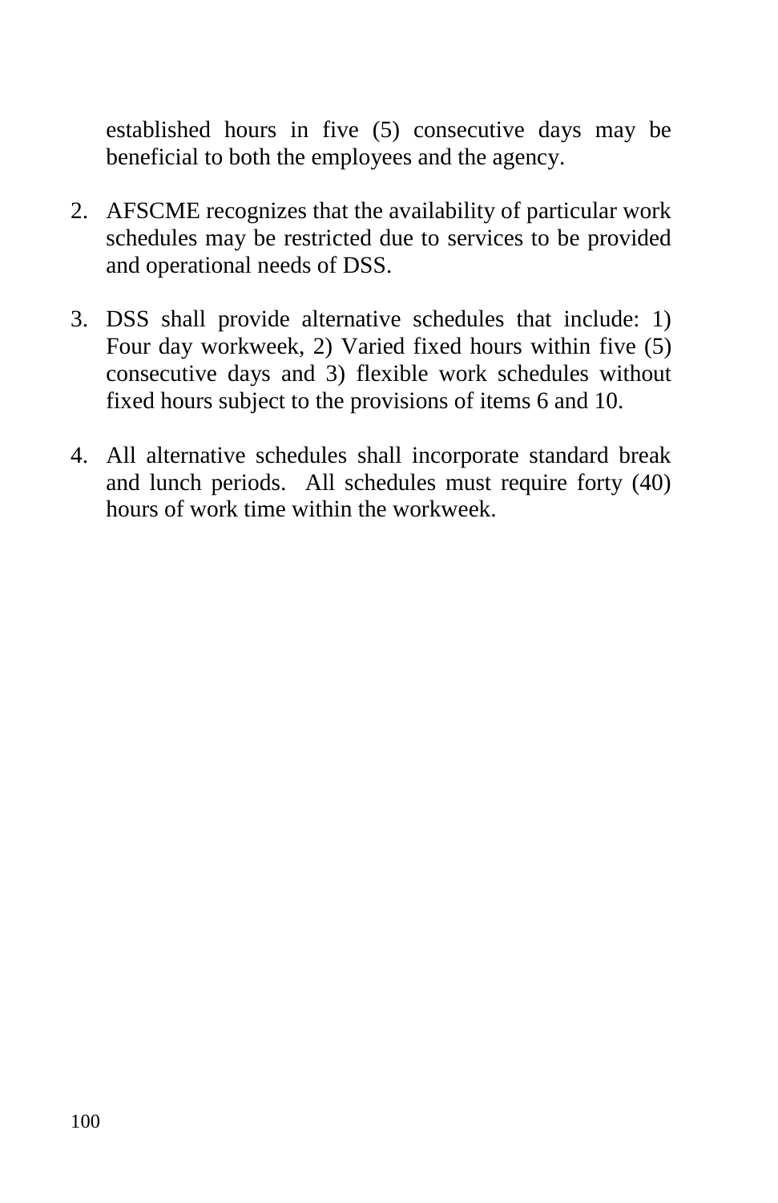established hours in five (5) consecutive days may be beneficial to both the employees and the agency.

2. AFSCME recognizes that the availability of particular work schedules may be restricted due to services to be provided and operational needs of DSS.

3. DSS shall provide alternative schedules that include: 1) Four day workweek, 2) Varied fixed hours within five (5) consecutive days and 3) flexible work schedules without fixed hours subject to the provisions of items 6 and 10.

4. All alternative schedules shall incorporate standard break and lunch periods. All schedules must require forty (40) hours of work time within the workweek.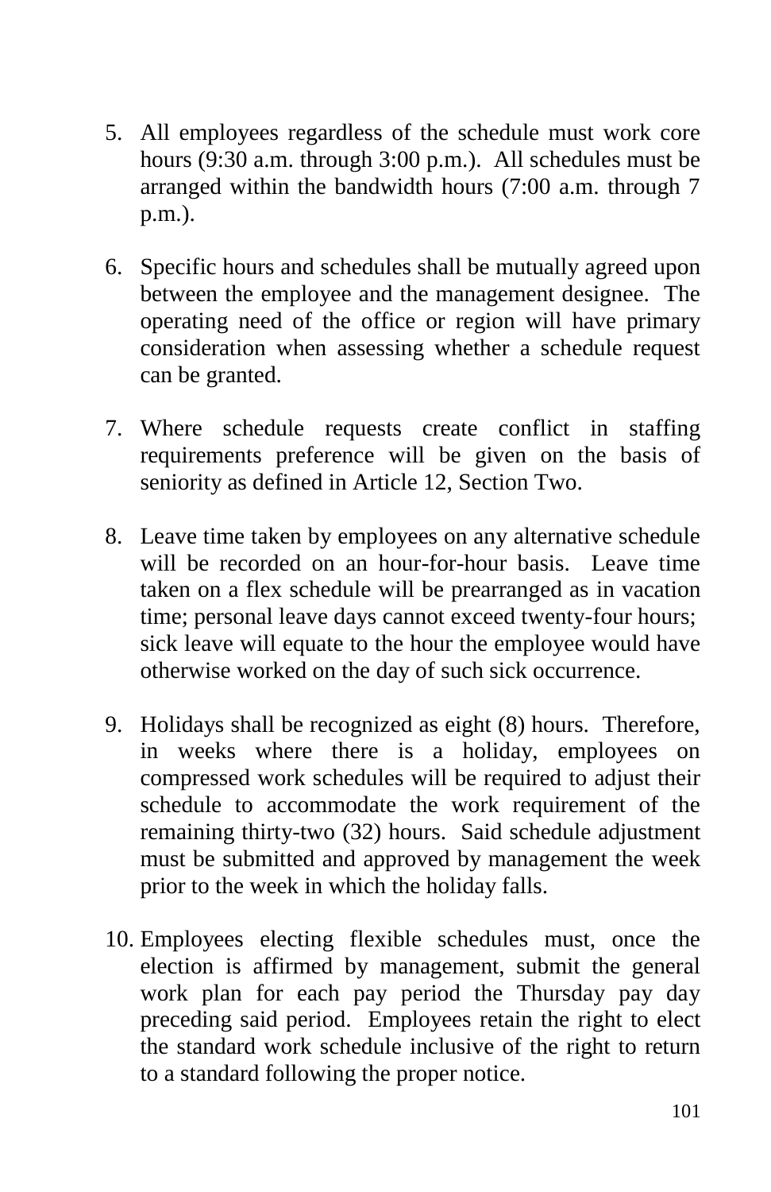5. All employees regardless of the schedule must work core hours (9:30 a.m. through 3:00 p.m.). All schedules must be arranged within the bandwidth hours (7:00 a.m. through 7 p.m.).

6. Specific hours and schedules shall be mutually agreed upon between the employee and the management designee. The operating need of the office or region will have primary consideration when assessing whether a schedule request can be granted.

7. Where schedule requests create conflict in staffing requirements preference will be given on the basis of seniority as defined in Article 12, Section Two.

8. Leave time taken by employees on any alternative schedule will be recorded on an hour-for-hour basis. Leave time taken on a flex schedule will be prearranged as in vacation time; personal leave days cannot exceed twenty-four hours; sick leave will equate to the hour the employee would have otherwise worked on the day of such sick occurrence.

9. Holidays shall be recognized as eight (8) hours. Therefore, in weeks where there is a holiday, employees on compressed work schedules will be required to adjust their schedule to accommodate the work requirement of the remaining thirty-two (32) hours. Said schedule adjustment must be submitted and approved by management the week prior to the week in which the holiday falls.

10. Employees electing flexible schedules must, once the election is affirmed by management, submit the general work plan for each pay period the Thursday pay day preceding said period. Employees retain the right to elect the standard work schedule inclusive of the right to return to a standard following the proper notice.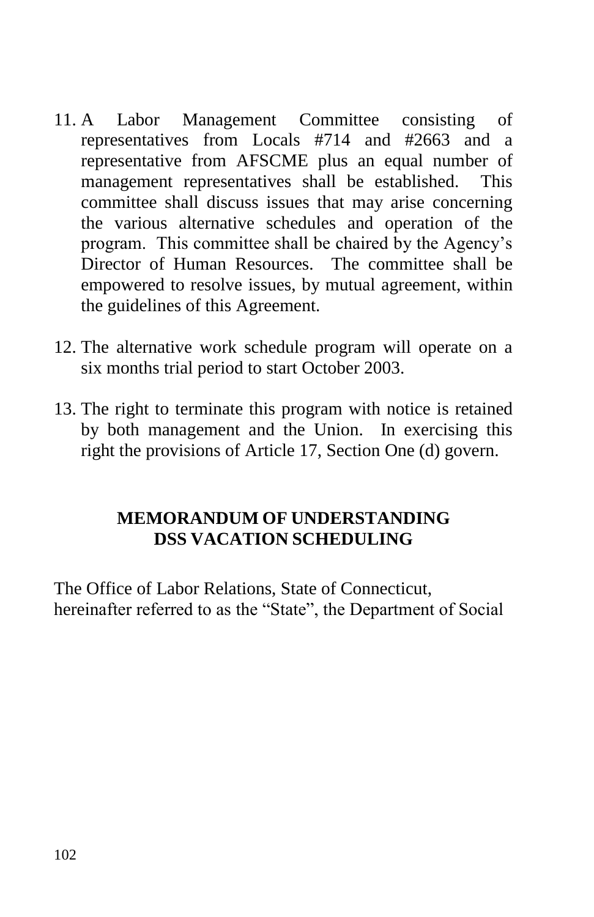11. A Labor Management Committee consisting of representatives from Locals #714 and #2663 and a representative from AFSCME plus an equal number of management representatives shall be established. This committee shall discuss issues that may arise concerning the various alternative schedules and operation of the program. This committee shall be chaired by the Agency's Director of Human Resources. The committee shall be empowered to resolve issues, by mutual agreement, within the guidelines of this Agreement.

12. The alternative work schedule program will operate on a six months trial period to start October 2003.

13. The right to terminate this program with notice is retained by both management and the Union. In exercising this right the provisions of Article 17, Section One (d) govern.

## MEMORANDUM OF UNDERSTANDING
## DSS VACATION SCHEDULING

The Office of Labor Relations, State of Connecticut, hereinafter referred to as the "State", the Department of Social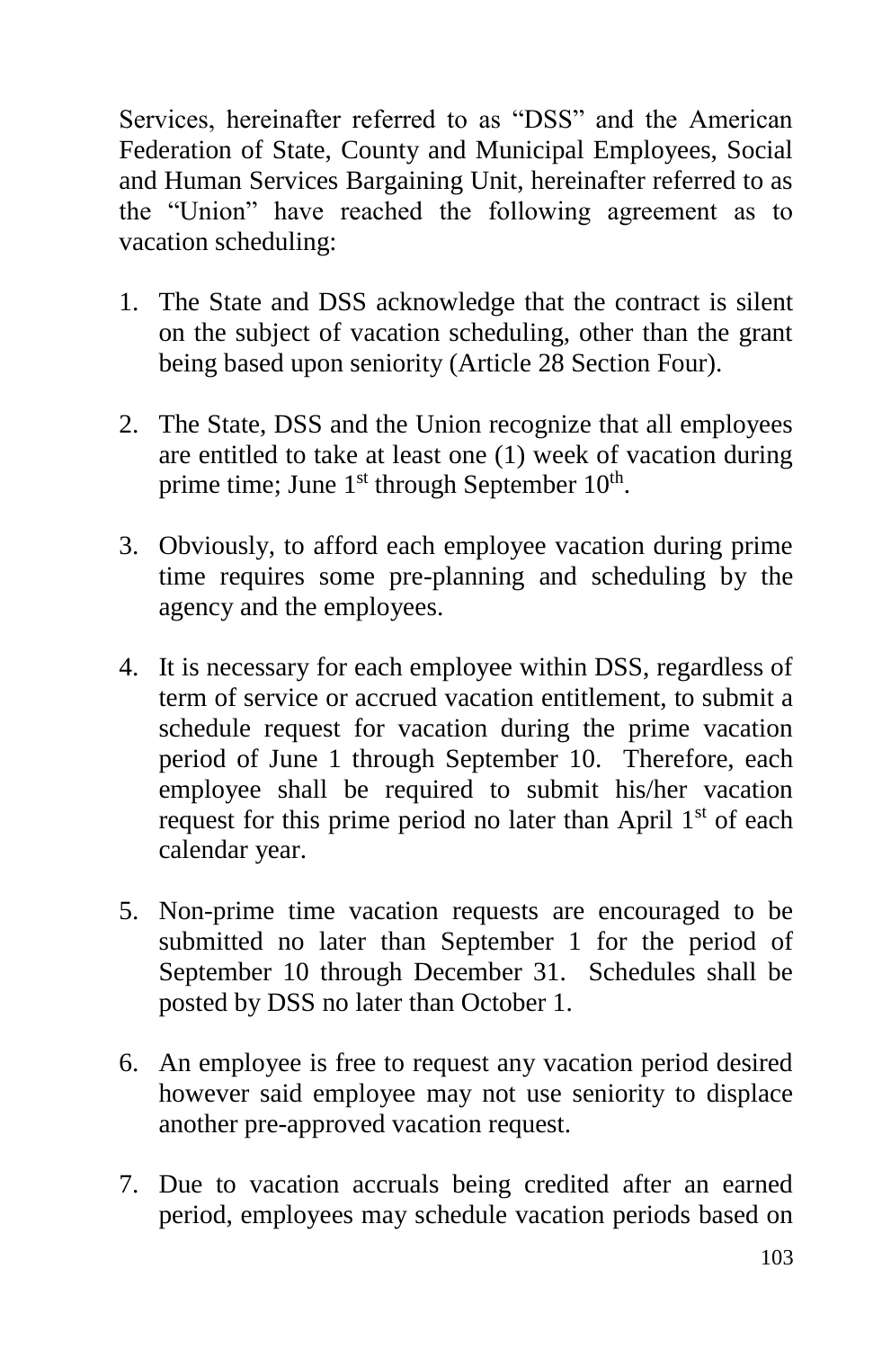Services, hereinafter referred to as "DSS" and the American Federation of State, County and Municipal Employees, Social and Human Services Bargaining Unit, hereinafter referred to as the "Union" have reached the following agreement as to vacation scheduling:

1. The State and DSS acknowledge that the contract is silent on the subject of vacation scheduling, other than the grant being based upon seniority (Article 28 Section Four).

2. The State, DSS and the Union recognize that all employees are entitled to take at least one (1) week of vacation during prime time; June 1st through September 10th.

3. Obviously, to afford each employee vacation during prime time requires some pre-planning and scheduling by the agency and the employees.

4. It is necessary for each employee within DSS, regardless of term of service or accrued vacation entitlement, to submit a schedule request for vacation during the prime vacation period of June 1 through September 10. Therefore, each employee shall be required to submit his/her vacation request for this prime period no later than April 1st of each calendar year.

5. Non-prime time vacation requests are encouraged to be submitted no later than September 1 for the period of September 10 through December 31. Schedules shall be posted by DSS no later than October 1.

6. An employee is free to request any vacation period desired however said employee may not use seniority to displace another pre-approved vacation request.

7. Due to vacation accruals being credited after an earned period, employees may schedule vacation periods based on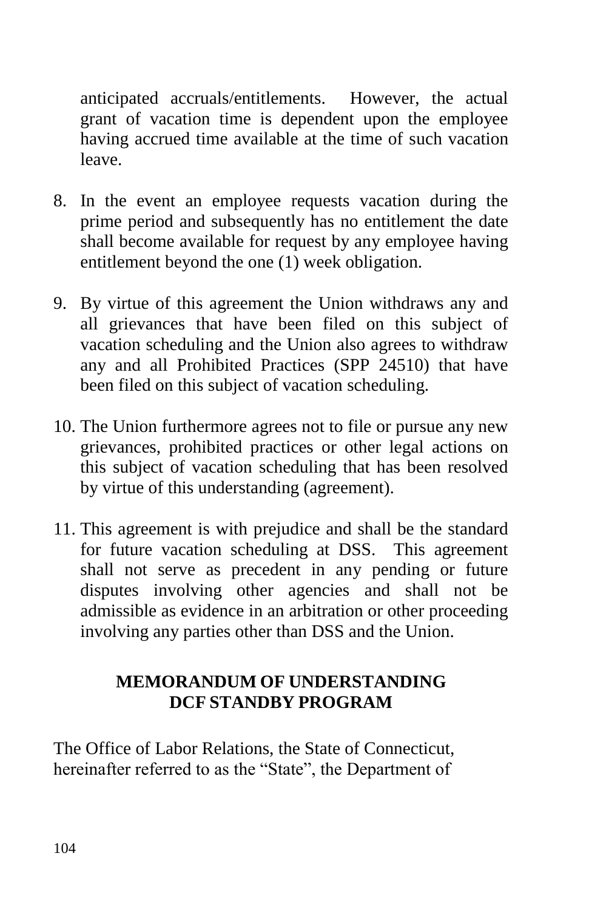anticipated accruals/entitlements. However, the actual grant of vacation time is dependent upon the employee having accrued time available at the time of such vacation leave.

8. In the event an employee requests vacation during the prime period and subsequently has no entitlement the date shall become available for request by any employee having entitlement beyond the one (1) week obligation.

9. By virtue of this agreement the Union withdraws any and all grievances that have been filed on this subject of vacation scheduling and the Union also agrees to withdraw any and all Prohibited Practices (SPP 24510) that have been filed on this subject of vacation scheduling.

10. The Union furthermore agrees not to file or pursue any new grievances, prohibited practices or other legal actions on this subject of vacation scheduling that has been resolved by virtue of this understanding (agreement).

11. This agreement is with prejudice and shall be the standard for future vacation scheduling at DSS. This agreement shall not serve as precedent in any pending or future disputes involving other agencies and shall not be admissible as evidence in an arbitration or other proceeding involving any parties other than DSS and the Union.

## MEMORANDUM OF UNDERSTANDING DCF STANDBY PROGRAM

The Office of Labor Relations, the State of Connecticut, hereinafter referred to as the "State", the Department of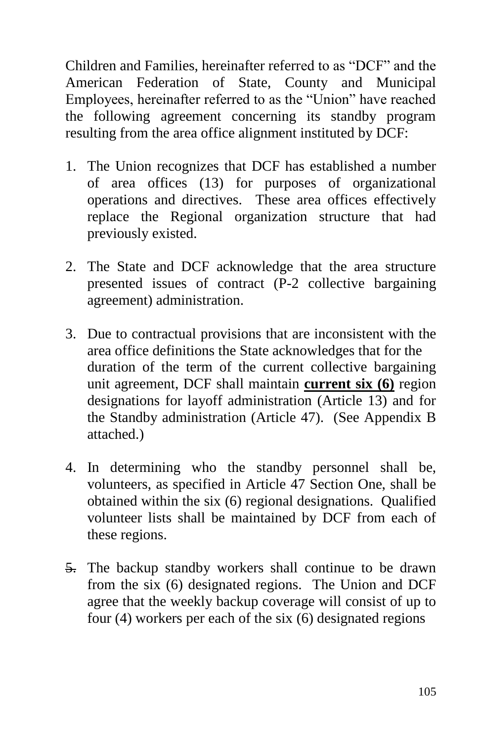Children and Families, hereinafter referred to as "DCF" and the American Federation of State, County and Municipal Employees, hereinafter referred to as the "Union" have reached the following agreement concerning its standby program resulting from the area office alignment instituted by DCF:

1. The Union recognizes that DCF has established a number of area offices (13) for purposes of organizational operations and directives. These area offices effectively replace the Regional organization structure that had previously existed.

2. The State and DCF acknowledge that the area structure presented issues of contract (P-2 collective bargaining agreement) administration.

3. Due to contractual provisions that are inconsistent with the area office definitions the State acknowledges that for the duration of the term of the current collective bargaining unit agreement, DCF shall maintain **<u>current six (6)</u>** region designations for layoff administration (Article 13) and for the Standby administration (Article 47). (See Appendix B attached.)

4. In determining who the standby personnel shall be, volunteers, as specified in Article 47 Section One, shall be obtained within the six (6) regional designations. Qualified volunteer lists shall be maintained by DCF from each of these regions.

5. The backup standby workers shall continue to be drawn from the six (6) designated regions. The Union and DCF agree that the weekly backup coverage will consist of up to four (4) workers per each of the six (6) designated regions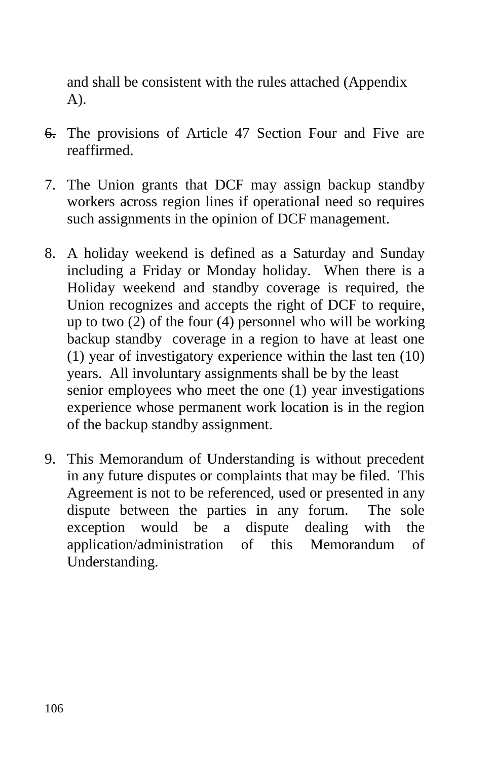and shall be consistent with the rules attached (Appendix A).

6. The provisions of Article 47 Section Four and Five are reaffirmed.

7. The Union grants that DCF may assign backup standby workers across region lines if operational need so requires such assignments in the opinion of DCF management.

8. A holiday weekend is defined as a Saturday and Sunday including a Friday or Monday holiday. When there is a Holiday weekend and standby coverage is required, the Union recognizes and accepts the right of DCF to require, up to two (2) of the four (4) personnel who will be working backup standby coverage in a region to have at least one (1) year of investigatory experience within the last ten (10) years. All involuntary assignments shall be by the least senior employees who meet the one (1) year investigations experience whose permanent work location is in the region of the backup standby assignment.

9. This Memorandum of Understanding is without precedent in any future disputes or complaints that may be filed. This Agreement is not to be referenced, used or presented in any dispute between the parties in any forum. The sole exception would be a dispute dealing with the application/administration of this Memorandum of Understanding.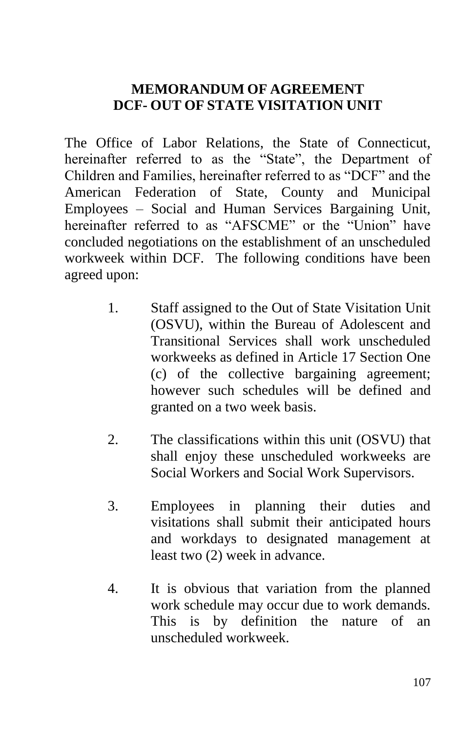## MEMORANDUM OF AGREEMENT
## DCF- OUT OF STATE VISITATION UNIT

The Office of Labor Relations, the State of Connecticut, hereinafter referred to as the "State", the Department of Children and Families, hereinafter referred to as "DCF" and the American Federation of State, County and Municipal Employees – Social and Human Services Bargaining Unit, hereinafter referred to as "AFSCME" or the "Union" have concluded negotiations on the establishment of an unscheduled workweek within DCF. The following conditions have been agreed upon:

1. Staff assigned to the Out of State Visitation Unit (OSVU), within the Bureau of Adolescent and Transitional Services shall work unscheduled workweeks as defined in Article 17 Section One (c) of the collective bargaining agreement; however such schedules will be defined and granted on a two week basis.

2. The classifications within this unit (OSVU) that shall enjoy these unscheduled workweeks are Social Workers and Social Work Supervisors.

3. Employees in planning their duties and visitations shall submit their anticipated hours and workdays to designated management at least two (2) week in advance.

4. It is obvious that variation from the planned work schedule may occur due to work demands. This is by definition the nature of an unscheduled workweek.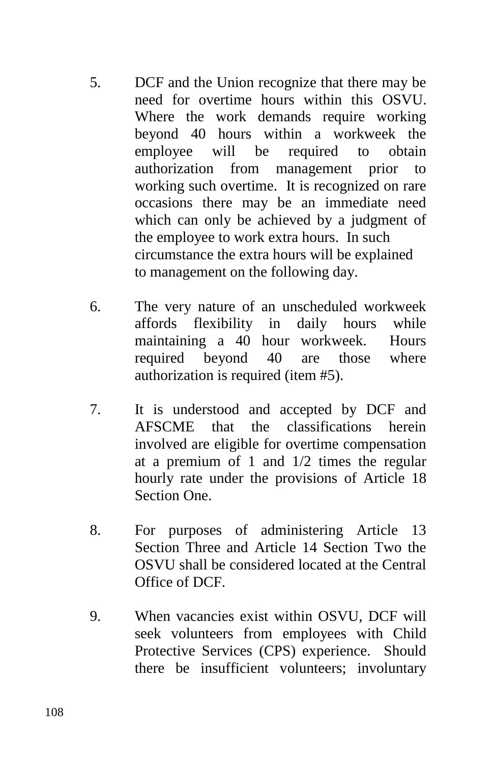5. DCF and the Union recognize that there may be need for overtime hours within this OSVU. Where the work demands require working beyond 40 hours within a workweek the employee will be required to obtain authorization from management prior to working such overtime. It is recognized on rare occasions there may be an immediate need which can only be achieved by a judgment of the employee to work extra hours. In such circumstance the extra hours will be explained to management on the following day.

6. The very nature of an unscheduled workweek affords flexibility in daily hours while maintaining a 40 hour workweek. Hours required beyond 40 are those where authorization is required (item #5).

7. It is understood and accepted by DCF and AFSCME that the classifications herein involved are eligible for overtime compensation at a premium of 1 and 1/2 times the regular hourly rate under the provisions of Article 18 Section One.

8. For purposes of administering Article 13 Section Three and Article 14 Section Two the OSVU shall be considered located at the Central Office of DCF.

9. When vacancies exist within OSVU, DCF will seek volunteers from employees with Child Protective Services (CPS) experience. Should there be insufficient volunteers; involuntary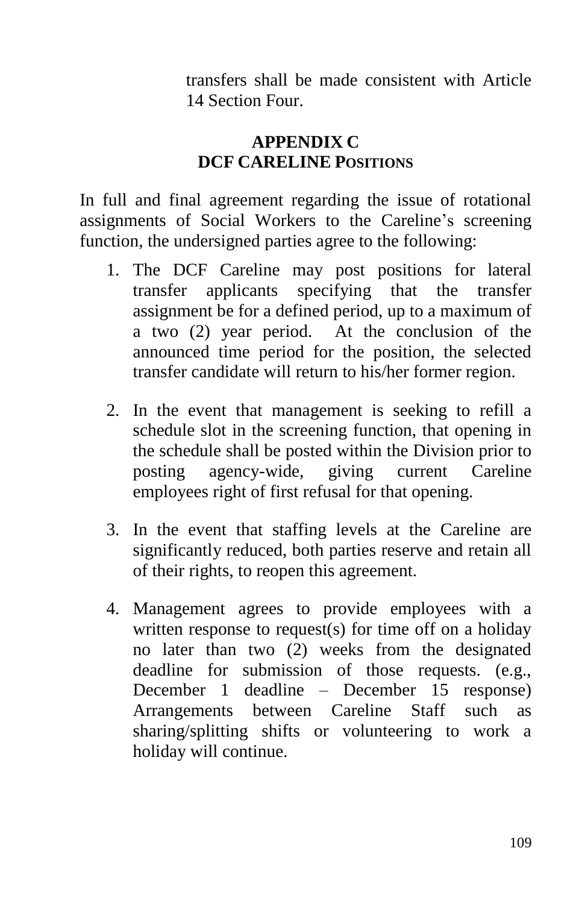transfers shall be made consistent with Article 14 Section Four.

## APPENDIX C
## DCF CARELINE POSITIONS

In full and final agreement regarding the issue of rotational assignments of Social Workers to the Careline's screening function, the undersigned parties agree to the following:

1. The DCF Careline may post positions for lateral transfer applicants specifying that the transfer assignment be for a defined period, up to a maximum of a two (2) year period. At the conclusion of the announced time period for the position, the selected transfer candidate will return to his/her former region.

2. In the event that management is seeking to refill a schedule slot in the screening function, that opening in the schedule shall be posted within the Division prior to posting agency-wide, giving current Careline employees right of first refusal for that opening.

3. In the event that staffing levels at the Careline are significantly reduced, both parties reserve and retain all of their rights, to reopen this agreement.

4. Management agrees to provide employees with a written response to request(s) for time off on a holiday no later than two (2) weeks from the designated deadline for submission of those requests. (e.g., December 1 deadline – December 15 response) Arrangements between Careline Staff such as sharing/splitting shifts or volunteering to work a holiday will continue.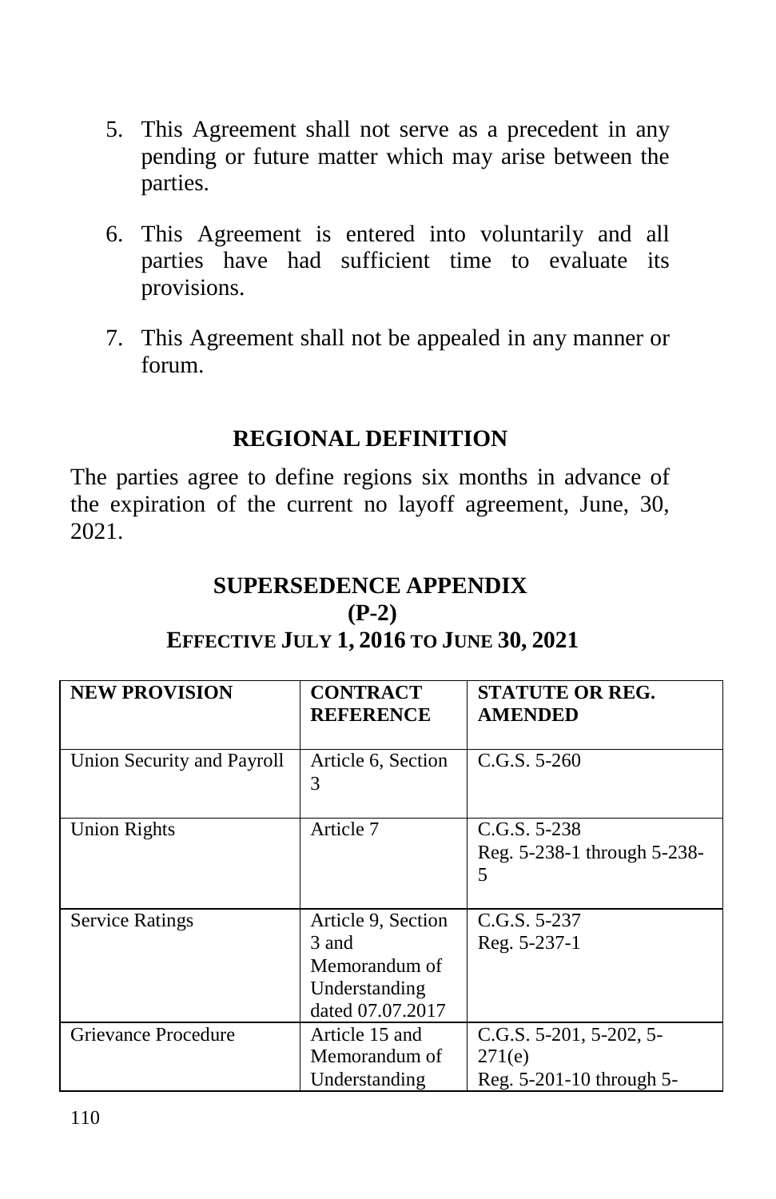5. This Agreement shall not serve as a precedent in any pending or future matter which may arise between the parties.

6. This Agreement is entered into voluntarily and all parties have had sufficient time to evaluate its provisions.

7. This Agreement shall not be appealed in any manner or forum.

## REGIONAL DEFINITION

The parties agree to define regions six months in advance of the expiration of the current no layoff agreement, June, 30, 2021.

## SUPERSEDENCE APPENDIX (P-2)

### EFFECTIVE JULY 1, 2016 TO JUNE 30, 2021

| NEW PROVISION | CONTRACT REFERENCE | STATUTE OR REG. AMENDED |
|---|---|---|
| Union Security and Payroll | Article 6, Section 3 | C.G.S. 5-260 |
| Union Rights | Article 7 | C.G.S. 5-238<br>Reg. 5-238-1 through 5-238-5 |
| Service Ratings | Article 9, Section 3 and Memorandum of Understanding dated 07.07.2017 | C.G.S. 5-237<br>Reg. 5-237-1 |
| Grievance Procedure | Article 15 and Memorandum of Understanding | C.G.S. 5-201, 5-202, 5-271(e)<br>Reg. 5-201-10 through 5- |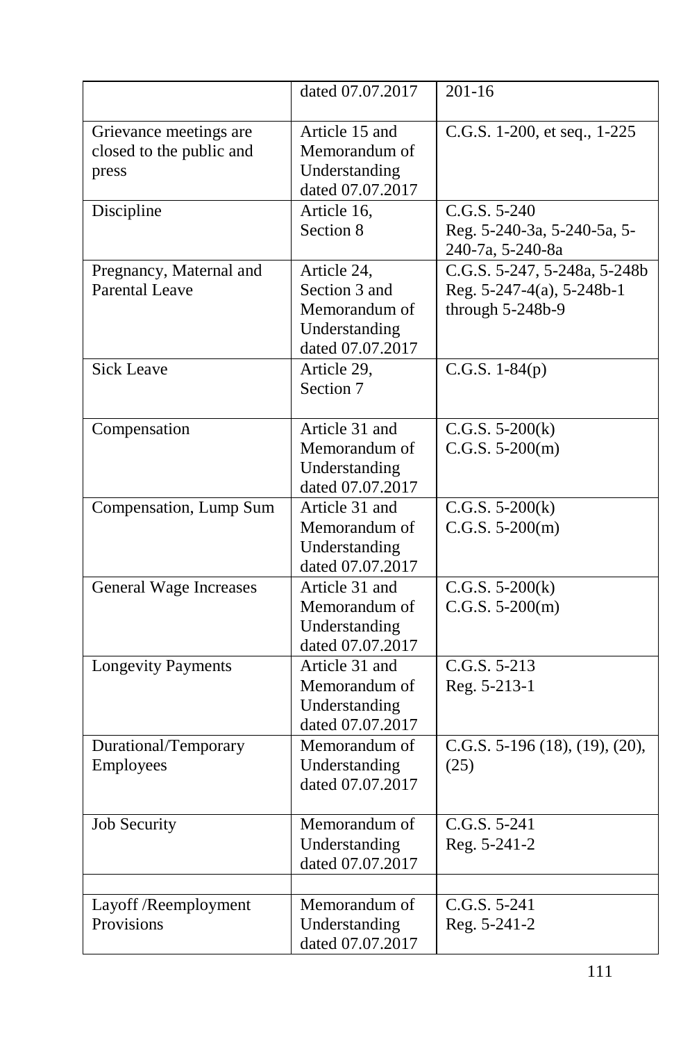| | | |
|---|---|---|
| | dated 07.07.2017 | 201-16 |
| Grievance meetings are closed to the public and press | Article 15 and Memorandum of Understanding dated 07.07.2017 | C.G.S. 1-200, et seq., 1-225 |
| Discipline | Article 16, Section 8 | C.G.S. 5-240<br>Reg. 5-240-3a, 5-240-5a, 5-240-7a, 5-240-8a |
| Pregnancy, Maternal and Parental Leave | Article 24, Section 3 and Memorandum of Understanding dated 07.07.2017 | C.G.S. 5-247, 5-248a, 5-248b<br>Reg. 5-247-4(a), 5-248b-1 through 5-248b-9 |
| Sick Leave | Article 29, Section 7 | C.G.S. 1-84(p) |
| Compensation | Article 31 and Memorandum of Understanding dated 07.07.2017 | C.G.S. 5-200(k)<br>C.G.S. 5-200(m) |
| Compensation, Lump Sum | Article 31 and Memorandum of Understanding dated 07.07.2017 | C.G.S. 5-200(k)<br>C.G.S. 5-200(m) |
| General Wage Increases | Article 31 and Memorandum of Understanding dated 07.07.2017 | C.G.S. 5-200(k)<br>C.G.S. 5-200(m) |
| Longevity Payments | Article 31 and Memorandum of Understanding dated 07.07.2017 | C.G.S. 5-213<br>Reg. 5-213-1 |
| Durational/Temporary Employees | Memorandum of Understanding dated 07.07.2017 | C.G.S. 5-196 (18), (19), (20), (25) |
| Job Security | Memorandum of Understanding dated 07.07.2017 | C.G.S. 5-241<br>Reg. 5-241-2 |
| | | |
| Layoff /Reemployment Provisions | Memorandum of Understanding dated 07.07.2017 | C.G.S. 5-241<br>Reg. 5-241-2 |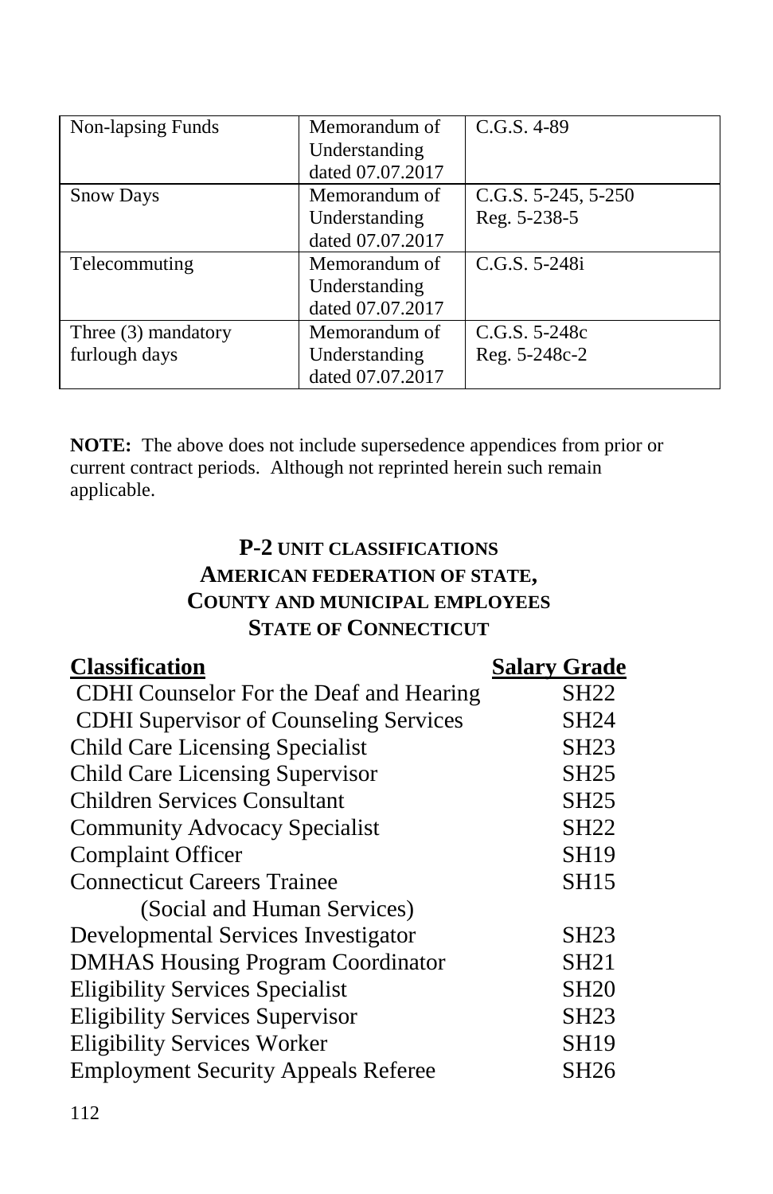| Non-lapsing Funds | Memorandum of Understanding dated 07.07.2017 | C.G.S. 4-89 |
|---|---|---|
| Snow Days | Memorandum of Understanding dated 07.07.2017 | C.G.S. 5-245, 5-250 Reg. 5-238-5 |
| Telecommuting | Memorandum of Understanding dated 07.07.2017 | C.G.S. 5-248i |
| Three (3) mandatory furlough days | Memorandum of Understanding dated 07.07.2017 | C.G.S. 5-248c Reg. 5-248c-2 |

**NOTE:** The above does not include supersedence appendices from prior or current contract periods. Although not reprinted herein such remain applicable.

## P-2 UNIT CLASSIFICATIONS
## AMERICAN FEDERATION OF STATE, COUNTY AND MUNICIPAL EMPLOYEES
## STATE OF CONNECTICUT

| Classification | Salary Grade |
|---|---|
| CDHI Counselor For the Deaf and Hearing | SH22 |
| CDHI Supervisor of Counseling Services | SH24 |
| Child Care Licensing Specialist | SH23 |
| Child Care Licensing Supervisor | SH25 |
| Children Services Consultant | SH25 |
| Community Advocacy Specialist | SH22 |
| Complaint Officer | SH19 |
| Connecticut Careers Trainee (Social and Human Services) | SH15 |
| Developmental Services Investigator | SH23 |
| DMHAS Housing Program Coordinator | SH21 |
| Eligibility Services Specialist | SH20 |
| Eligibility Services Supervisor | SH23 |
| Eligibility Services Worker | SH19 |
| Employment Security Appeals Referee | SH26 |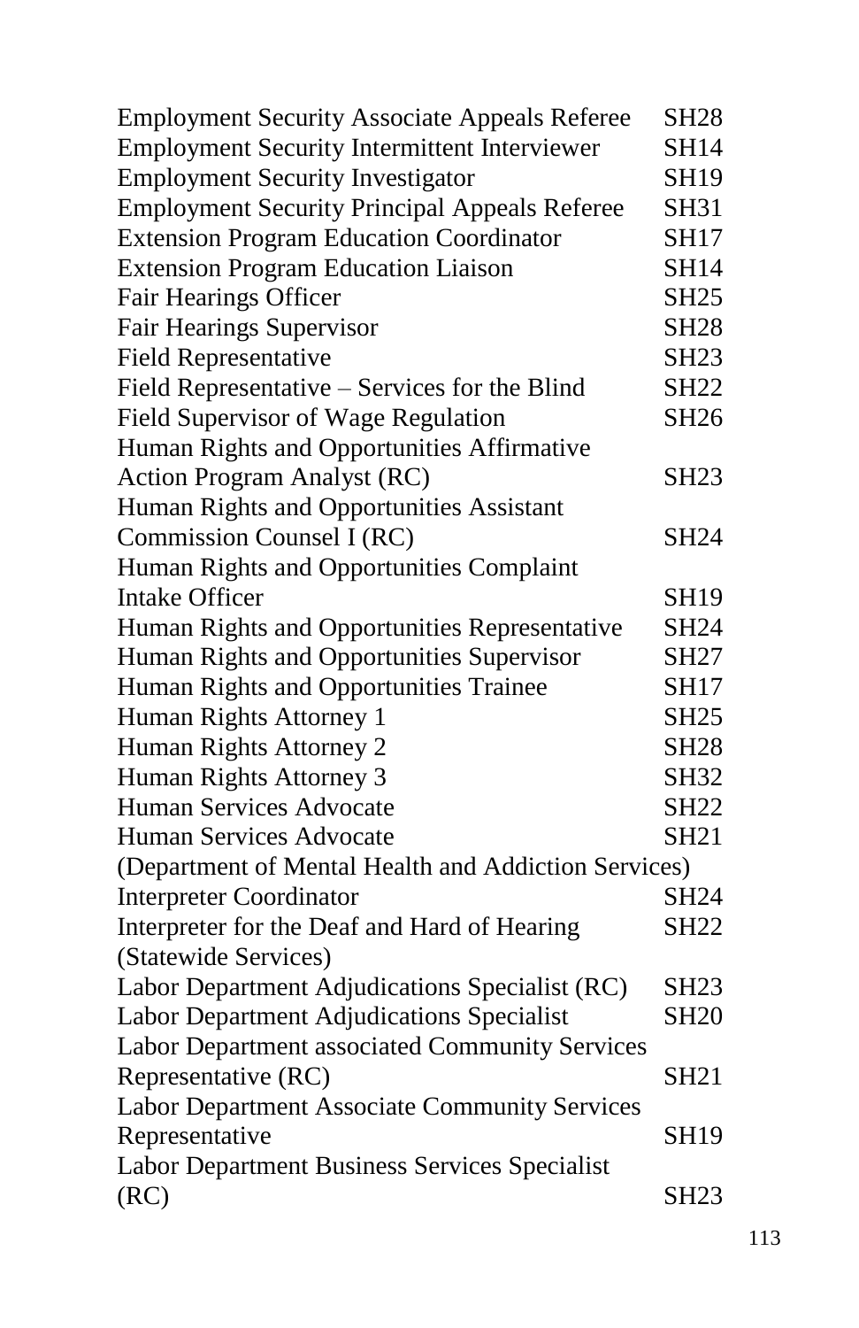| | |
|---|---|
| Employment Security Associate Appeals Referee | SH28 |
| Employment Security Intermittent Interviewer | SH14 |
| Employment Security Investigator | SH19 |
| Employment Security Principal Appeals Referee | SH31 |
| Extension Program Education Coordinator | SH17 |
| Extension Program Education Liaison | SH14 |
| Fair Hearings Officer | SH25 |
| Fair Hearings Supervisor | SH28 |
| Field Representative | SH23 |
| Field Representative – Services for the Blind | SH22 |
| Field Supervisor of Wage Regulation | SH26 |
| Human Rights and Opportunities Affirmative Action Program Analyst (RC) | SH23 |
| Human Rights and Opportunities Assistant Commission Counsel I (RC) | SH24 |
| Human Rights and Opportunities Complaint Intake Officer | SH19 |
| Human Rights and Opportunities Representative | SH24 |
| Human Rights and Opportunities Supervisor | SH27 |
| Human Rights and Opportunities Trainee | SH17 |
| Human Rights Attorney 1 | SH25 |
| Human Rights Attorney 2 | SH28 |
| Human Rights Attorney 3 | SH32 |
| Human Services Advocate | SH22 |
| Human Services Advocate (Department of Mental Health and Addiction Services) | SH21 |
| Interpreter Coordinator | SH24 |
| Interpreter for the Deaf and Hard of Hearing (Statewide Services) | SH22 |
| Labor Department Adjudications Specialist (RC) | SH23 |
| Labor Department Adjudications Specialist | SH20 |
| Labor Department associated Community Services Representative (RC) | SH21 |
| Labor Department Associate Community Services Representative | SH19 |
| Labor Department Business Services Specialist (RC) | SH23 |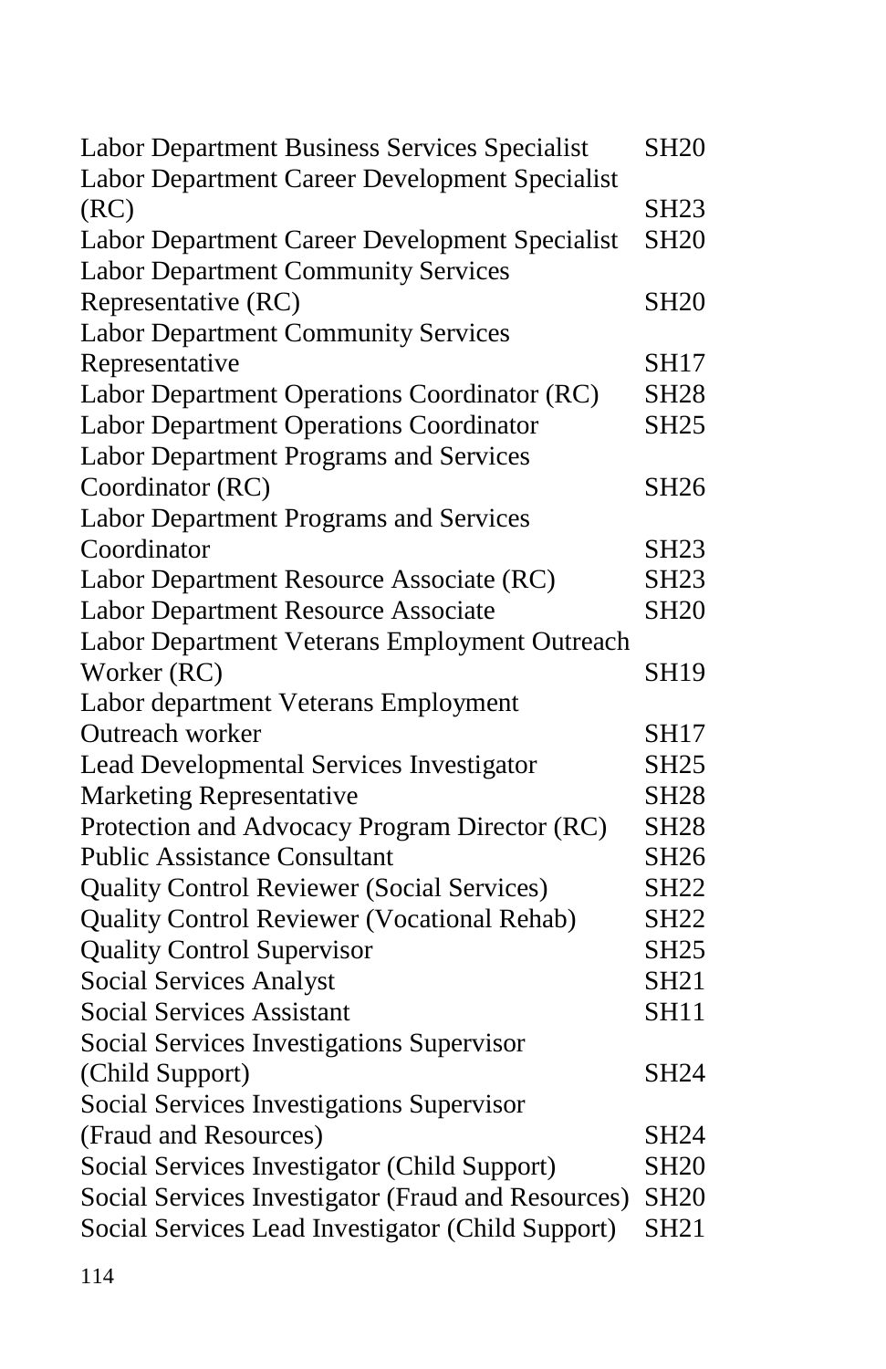| | |
|---|---|
| Labor Department Business Services Specialist | SH20 |
| Labor Department Career Development Specialist (RC) | SH23 |
| Labor Department Career Development Specialist | SH20 |
| Labor Department Community Services Representative (RC) | SH20 |
| Labor Department Community Services Representative | SH17 |
| Labor Department Operations Coordinator (RC) | SH28 |
| Labor Department Operations Coordinator | SH25 |
| Labor Department Programs and Services Coordinator (RC) | SH26 |
| Labor Department Programs and Services Coordinator | SH23 |
| Labor Department Resource Associate (RC) | SH23 |
| Labor Department Resource Associate | SH20 |
| Labor Department Veterans Employment Outreach Worker (RC) | SH19 |
| Labor department Veterans Employment Outreach worker | SH17 |
| Lead Developmental Services Investigator | SH25 |
| Marketing Representative | SH28 |
| Protection and Advocacy Program Director (RC) | SH28 |
| Public Assistance Consultant | SH26 |
| Quality Control Reviewer (Social Services) | SH22 |
| Quality Control Reviewer (Vocational Rehab) | SH22 |
| Quality Control Supervisor | SH25 |
| Social Services Analyst | SH21 |
| Social Services Assistant | SH11 |
| Social Services Investigations Supervisor (Child Support) | SH24 |
| Social Services Investigations Supervisor (Fraud and Resources) | SH24 |
| Social Services Investigator (Child Support) | SH20 |
| Social Services Investigator (Fraud and Resources) | SH20 |
| Social Services Lead Investigator (Child Support) | SH21 |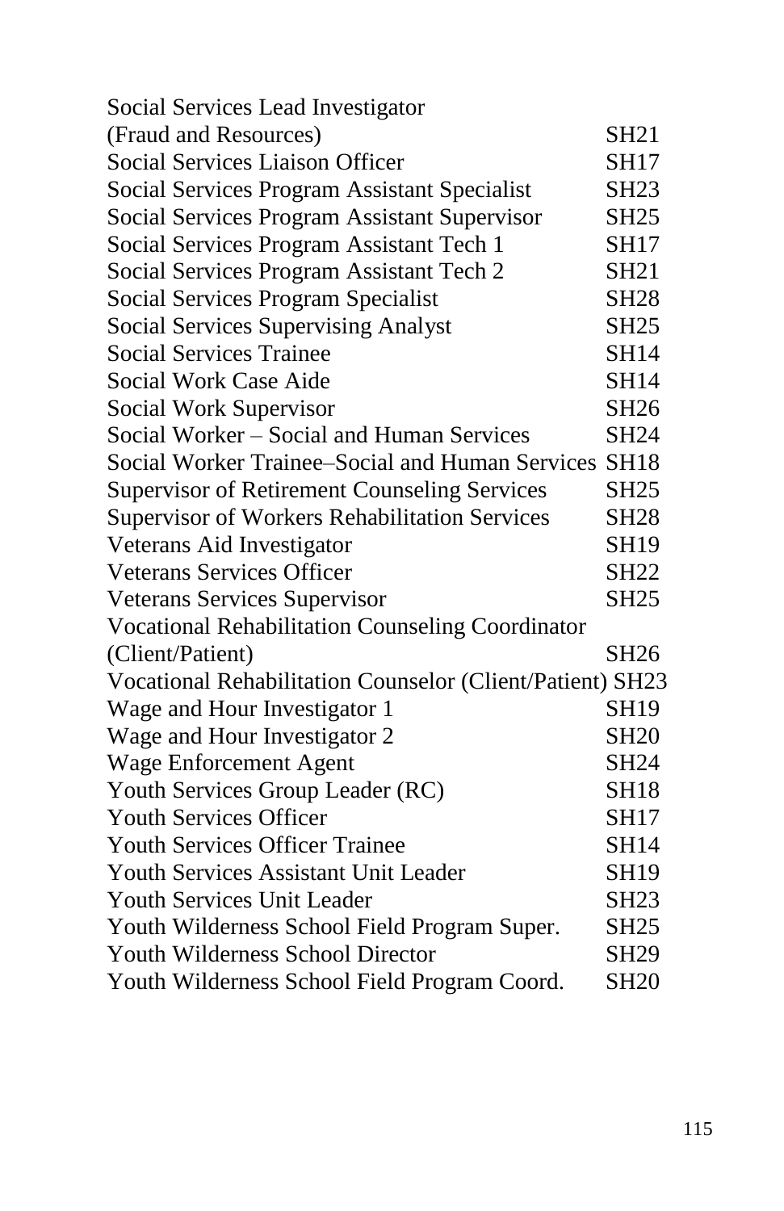| | |
|---|---|
| Social Services Lead Investigator (Fraud and Resources) | SH21 |
| Social Services Liaison Officer | SH17 |
| Social Services Program Assistant Specialist | SH23 |
| Social Services Program Assistant Supervisor | SH25 |
| Social Services Program Assistant Tech 1 | SH17 |
| Social Services Program Assistant Tech 2 | SH21 |
| Social Services Program Specialist | SH28 |
| Social Services Supervising Analyst | SH25 |
| Social Services Trainee | SH14 |
| Social Work Case Aide | SH14 |
| Social Work Supervisor | SH26 |
| Social Worker – Social and Human Services | SH24 |
| Social Worker Trainee–Social and Human Services | SH18 |
| Supervisor of Retirement Counseling Services | SH25 |
| Supervisor of Workers Rehabilitation Services | SH28 |
| Veterans Aid Investigator | SH19 |
| Veterans Services Officer | SH22 |
| Veterans Services Supervisor | SH25 |
| Vocational Rehabilitation Counseling Coordinator (Client/Patient) | SH26 |
| Vocational Rehabilitation Counselor (Client/Patient) | SH23 |
| Wage and Hour Investigator 1 | SH19 |
| Wage and Hour Investigator 2 | SH20 |
| Wage Enforcement Agent | SH24 |
| Youth Services Group Leader (RC) | SH18 |
| Youth Services Officer | SH17 |
| Youth Services Officer Trainee | SH14 |
| Youth Services Assistant Unit Leader | SH19 |
| Youth Services Unit Leader | SH23 |
| Youth Wilderness School Field Program Super. | SH25 |
| Youth Wilderness School Director | SH29 |
| Youth Wilderness School Field Program Coord. | SH20 |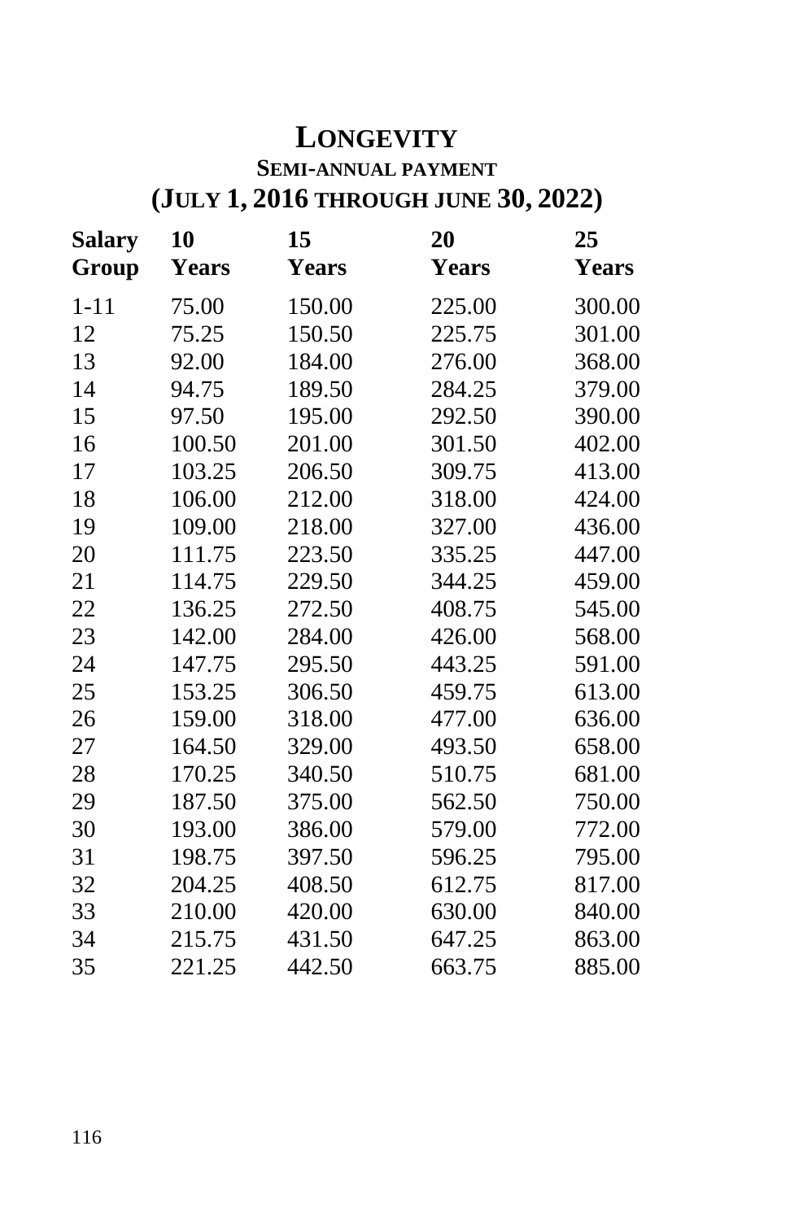# LONGEVITY

## SEMI-ANNUAL PAYMENT

## (JULY 1, 2016 THROUGH JUNE 30, 2022)

| Salary Group | 10 Years | 15 Years | 20 Years | 25 Years |
|---|---|---|---|---|
| 1-11 | 75.00 | 150.00 | 225.00 | 300.00 |
| 12 | 75.25 | 150.50 | 225.75 | 301.00 |
| 13 | 92.00 | 184.00 | 276.00 | 368.00 |
| 14 | 94.75 | 189.50 | 284.25 | 379.00 |
| 15 | 97.50 | 195.00 | 292.50 | 390.00 |
| 16 | 100.50 | 201.00 | 301.50 | 402.00 |
| 17 | 103.25 | 206.50 | 309.75 | 413.00 |
| 18 | 106.00 | 212.00 | 318.00 | 424.00 |
| 19 | 109.00 | 218.00 | 327.00 | 436.00 |
| 20 | 111.75 | 223.50 | 335.25 | 447.00 |
| 21 | 114.75 | 229.50 | 344.25 | 459.00 |
| 22 | 136.25 | 272.50 | 408.75 | 545.00 |
| 23 | 142.00 | 284.00 | 426.00 | 568.00 |
| 24 | 147.75 | 295.50 | 443.25 | 591.00 |
| 25 | 153.25 | 306.50 | 459.75 | 613.00 |
| 26 | 159.00 | 318.00 | 477.00 | 636.00 |
| 27 | 164.50 | 329.00 | 493.50 | 658.00 |
| 28 | 170.25 | 340.50 | 510.75 | 681.00 |
| 29 | 187.50 | 375.00 | 562.50 | 750.00 |
| 30 | 193.00 | 386.00 | 579.00 | 772.00 |
| 31 | 198.75 | 397.50 | 596.25 | 795.00 |
| 32 | 204.25 | 408.50 | 612.75 | 817.00 |
| 33 | 210.00 | 420.00 | 630.00 | 840.00 |
| 34 | 215.75 | 431.50 | 647.25 | 863.00 |
| 35 | 221.25 | 442.50 | 663.75 | 885.00 |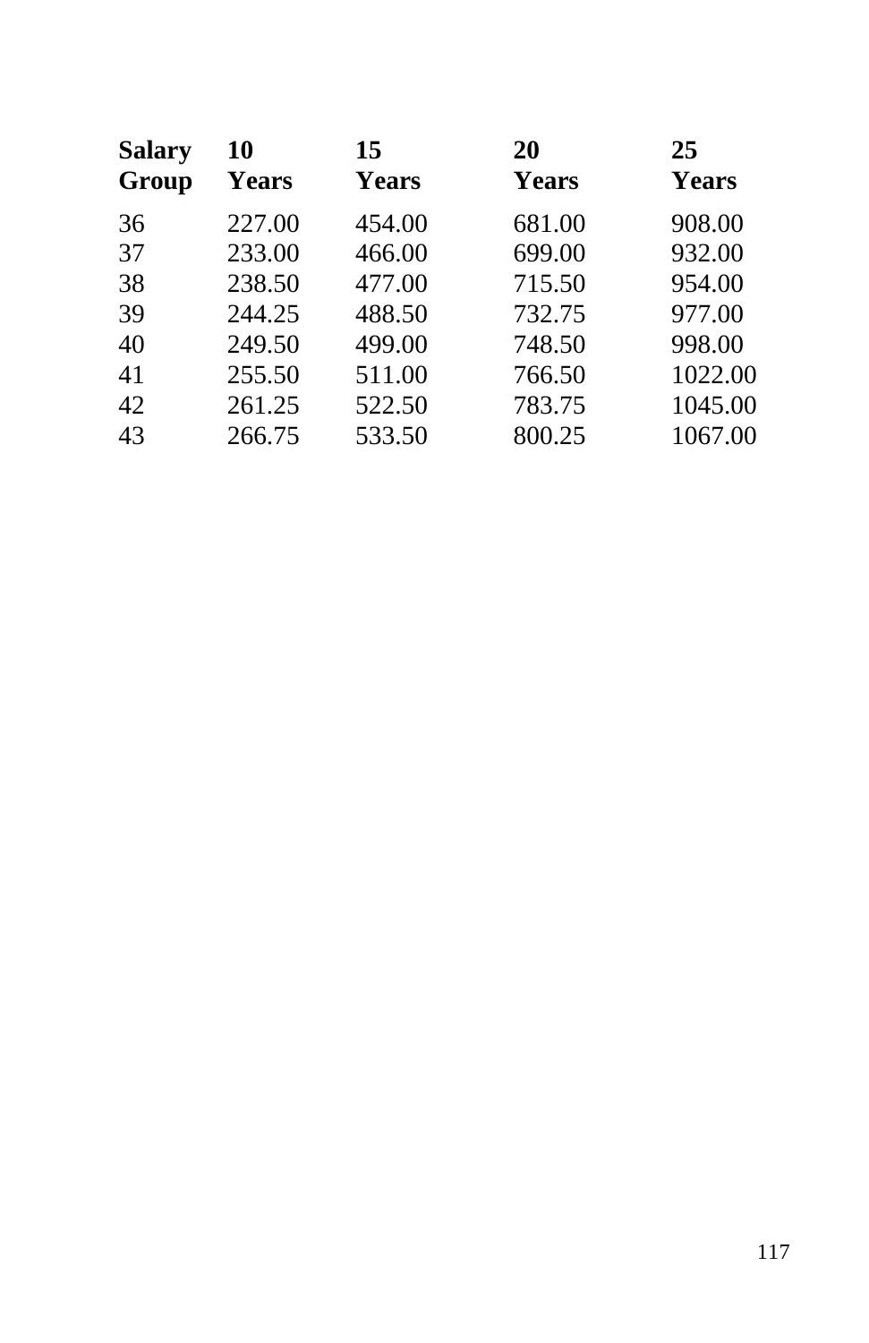| Salary Group | 10 Years | 15 Years | 20 Years | 25 Years |
|---|---|---|---|---|
| 36 | 227.00 | 454.00 | 681.00 | 908.00 |
| 37 | 233.00 | 466.00 | 699.00 | 932.00 |
| 38 | 238.50 | 477.00 | 715.50 | 954.00 |
| 39 | 244.25 | 488.50 | 732.75 | 977.00 |
| 40 | 249.50 | 499.00 | 748.50 | 998.00 |
| 41 | 255.50 | 511.00 | 766.50 | 1022.00 |
| 42 | 261.25 | 522.50 | 783.75 | 1045.00 |
| 43 | 266.75 | 533.50 | 800.25 | 1067.00 |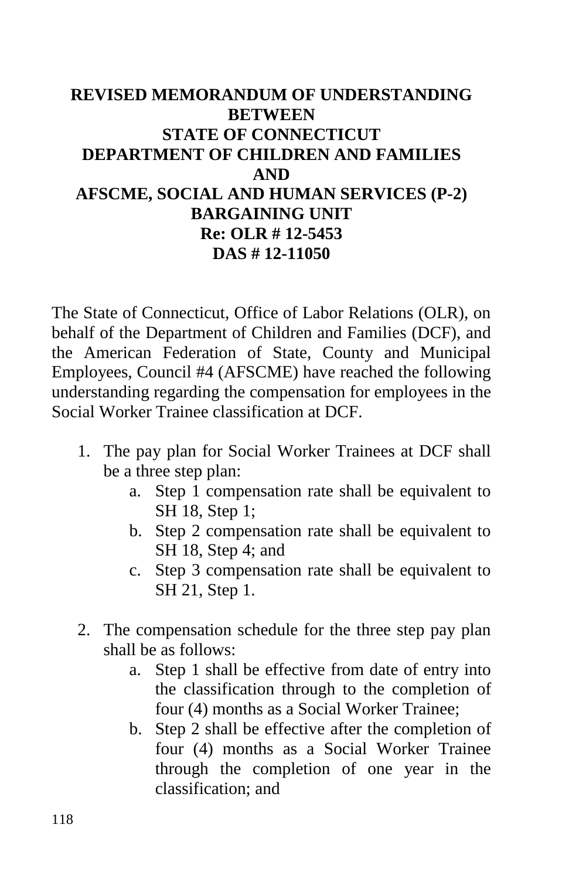# REVISED MEMORANDUM OF UNDERSTANDING BETWEEN STATE OF CONNECTICUT DEPARTMENT OF CHILDREN AND FAMILIES AND AFSCME, SOCIAL AND HUMAN SERVICES (P-2) BARGAINING UNIT

**Re: OLR # 12-5453**
**DAS # 12-11050**

The State of Connecticut, Office of Labor Relations (OLR), on behalf of the Department of Children and Families (DCF), and the American Federation of State, County and Municipal Employees, Council #4 (AFSCME) have reached the following understanding regarding the compensation for employees in the Social Worker Trainee classification at DCF.

1. The pay plan for Social Worker Trainees at DCF shall be a three step plan:
   a. Step 1 compensation rate shall be equivalent to SH 18, Step 1;
   b. Step 2 compensation rate shall be equivalent to SH 18, Step 4; and
   c. Step 3 compensation rate shall be equivalent to SH 21, Step 1.

2. The compensation schedule for the three step pay plan shall be as follows:
   a. Step 1 shall be effective from date of entry into the classification through to the completion of four (4) months as a Social Worker Trainee;
   b. Step 2 shall be effective after the completion of four (4) months as a Social Worker Trainee through the completion of one year in the classification; and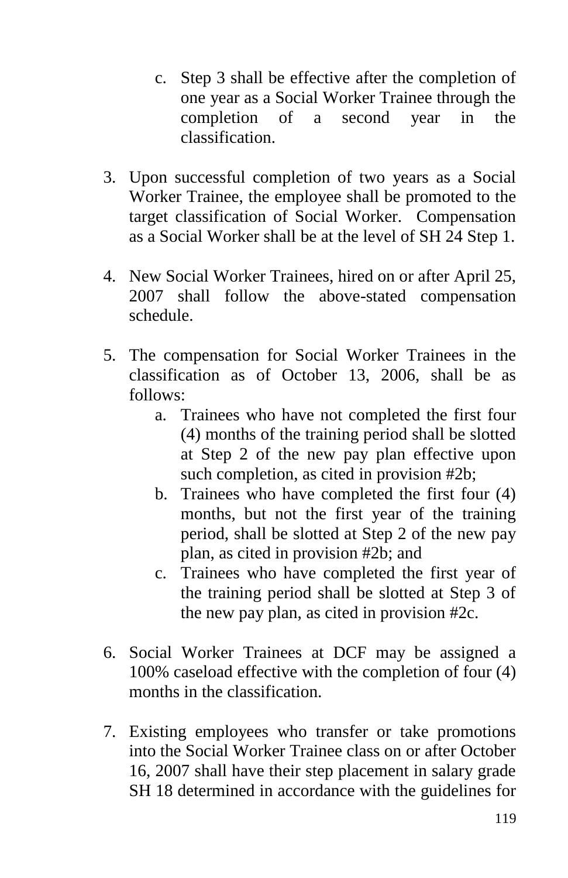c. Step 3 shall be effective after the completion of one year as a Social Worker Trainee through the completion of a second year in the classification.

3. Upon successful completion of two years as a Social Worker Trainee, the employee shall be promoted to the target classification of Social Worker. Compensation as a Social Worker shall be at the level of SH 24 Step 1.

4. New Social Worker Trainees, hired on or after April 25, 2007 shall follow the above-stated compensation schedule.

5. The compensation for Social Worker Trainees in the classification as of October 13, 2006, shall be as follows:
   a. Trainees who have not completed the first four (4) months of the training period shall be slotted at Step 2 of the new pay plan effective upon such completion, as cited in provision #2b;
   b. Trainees who have completed the first four (4) months, but not the first year of the training period, shall be slotted at Step 2 of the new pay plan, as cited in provision #2b; and
   c. Trainees who have completed the first year of the training period shall be slotted at Step 3 of the new pay plan, as cited in provision #2c.

6. Social Worker Trainees at DCF may be assigned a 100% caseload effective with the completion of four (4) months in the classification.

7. Existing employees who transfer or take promotions into the Social Worker Trainee class on or after October 16, 2007 shall have their step placement in salary grade SH 18 determined in accordance with the guidelines for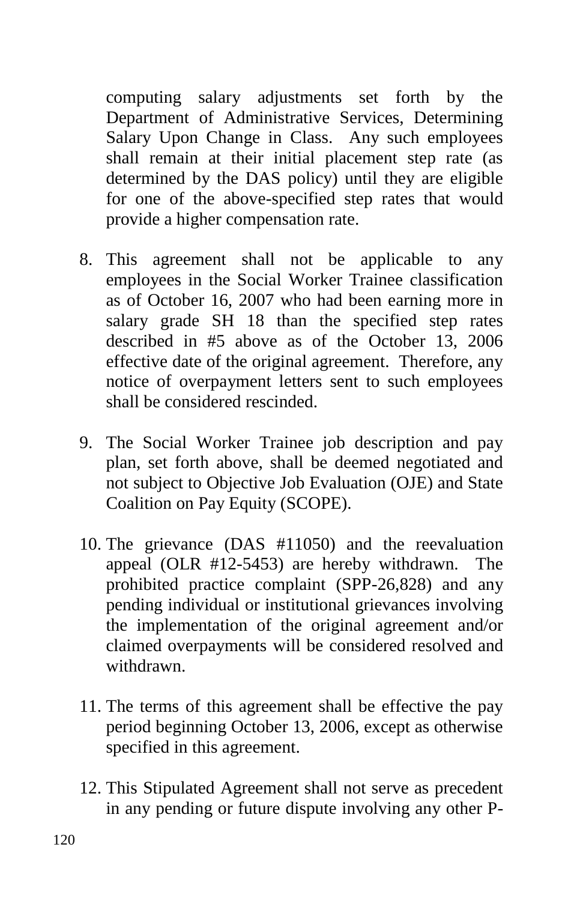computing salary adjustments set forth by the Department of Administrative Services, Determining Salary Upon Change in Class. Any such employees shall remain at their initial placement step rate (as determined by the DAS policy) until they are eligible for one of the above-specified step rates that would provide a higher compensation rate.

8. This agreement shall not be applicable to any employees in the Social Worker Trainee classification as of October 16, 2007 who had been earning more in salary grade SH 18 than the specified step rates described in #5 above as of the October 13, 2006 effective date of the original agreement. Therefore, any notice of overpayment letters sent to such employees shall be considered rescinded.

9. The Social Worker Trainee job description and pay plan, set forth above, shall be deemed negotiated and not subject to Objective Job Evaluation (OJE) and State Coalition on Pay Equity (SCOPE).

10. The grievance (DAS #11050) and the reevaluation appeal (OLR #12-5453) are hereby withdrawn. The prohibited practice complaint (SPP-26,828) and any pending individual or institutional grievances involving the implementation of the original agreement and/or claimed overpayments will be considered resolved and withdrawn.

11. The terms of this agreement shall be effective the pay period beginning October 13, 2006, except as otherwise specified in this agreement.

12. This Stipulated Agreement shall not serve as precedent in any pending or future dispute involving any other P-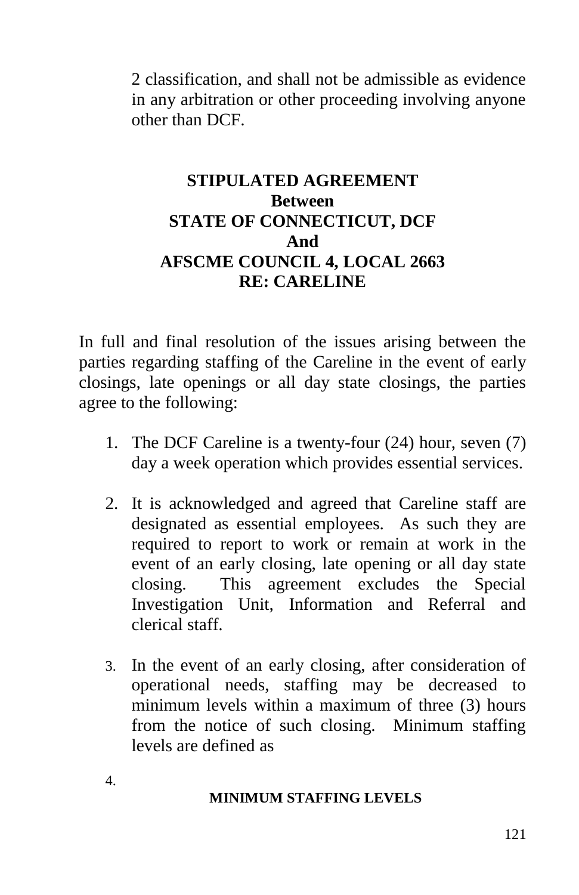2 classification, and shall not be admissible as evidence in any arbitration or other proceeding involving anyone other than DCF.

**STIPULATED AGREEMENT**
**Between**
**STATE OF CONNECTICUT, DCF**
**And**
**AFSCME COUNCIL 4, LOCAL 2663**
**RE: CARELINE**

In full and final resolution of the issues arising between the parties regarding staffing of the Careline in the event of early closings, late openings or all day state closings, the parties agree to the following:

1. The DCF Careline is a twenty-four (24) hour, seven (7) day a week operation which provides essential services.

2. It is acknowledged and agreed that Careline staff are designated as essential employees. As such they are required to report to work or remain at work in the event of an early closing, late opening or all day state closing. This agreement excludes the Special Investigation Unit, Information and Referral and clerical staff.

3. In the event of an early closing, after consideration of operational needs, staffing may be decreased to minimum levels within a maximum of three (3) hours from the notice of such closing. Minimum staffing levels are defined as

4. 

**MINIMUM STAFFING LEVELS**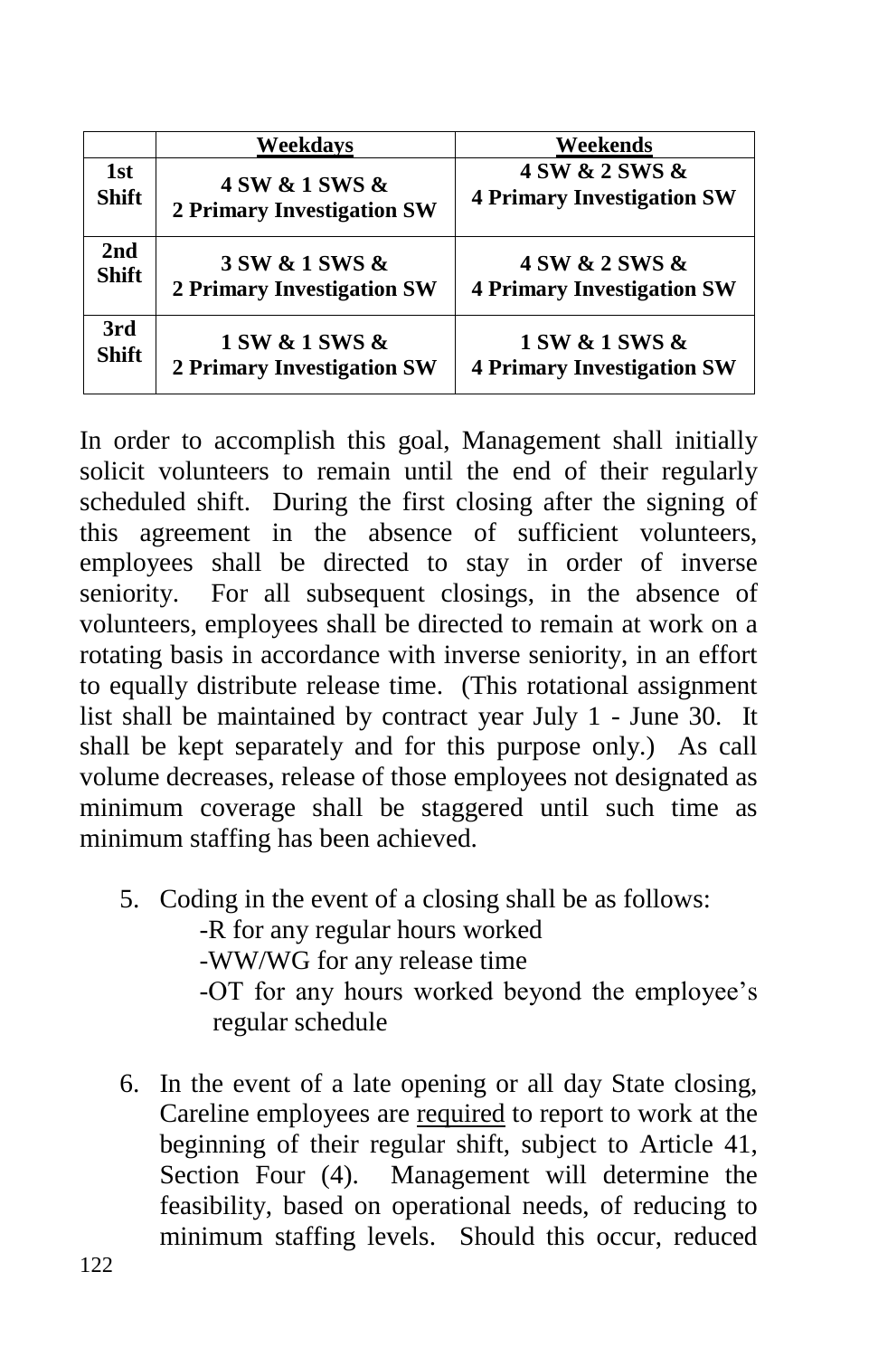| | Weekdays | Weekends |
|---|---|---|
| **1st Shift** | **4 SW & 1 SWS & 2 Primary Investigation SW** | **4 SW & 2 SWS & 4 Primary Investigation SW** |
| **2nd Shift** | **3 SW & 1 SWS & 2 Primary Investigation SW** | **4 SW & 2 SWS & 4 Primary Investigation SW** |
| **3rd Shift** | **1 SW & 1 SWS & 2 Primary Investigation SW** | **1 SW & 1 SWS & 4 Primary Investigation SW** |

In order to accomplish this goal, Management shall initially solicit volunteers to remain until the end of their regularly scheduled shift. During the first closing after the signing of this agreement in the absence of sufficient volunteers, employees shall be directed to stay in order of inverse seniority. For all subsequent closings, in the absence of volunteers, employees shall be directed to remain at work on a rotating basis in accordance with inverse seniority, in an effort to equally distribute release time. (This rotational assignment list shall be maintained by contract year July 1 - June 30. It shall be kept separately and for this purpose only.) As call volume decreases, release of those employees not designated as minimum coverage shall be staggered until such time as minimum staffing has been achieved.

5. Coding in the event of a closing shall be as follows:
   - -R for any regular hours worked
   - -WW/WG for any release time
   - -OT for any hours worked beyond the employee's regular schedule

6. In the event of a late opening or all day State closing, Careline employees are <u>required</u> to report to work at the beginning of their regular shift, subject to Article 41, Section Four (4). Management will determine the feasibility, based on operational needs, of reducing to minimum staffing levels. Should this occur, reduced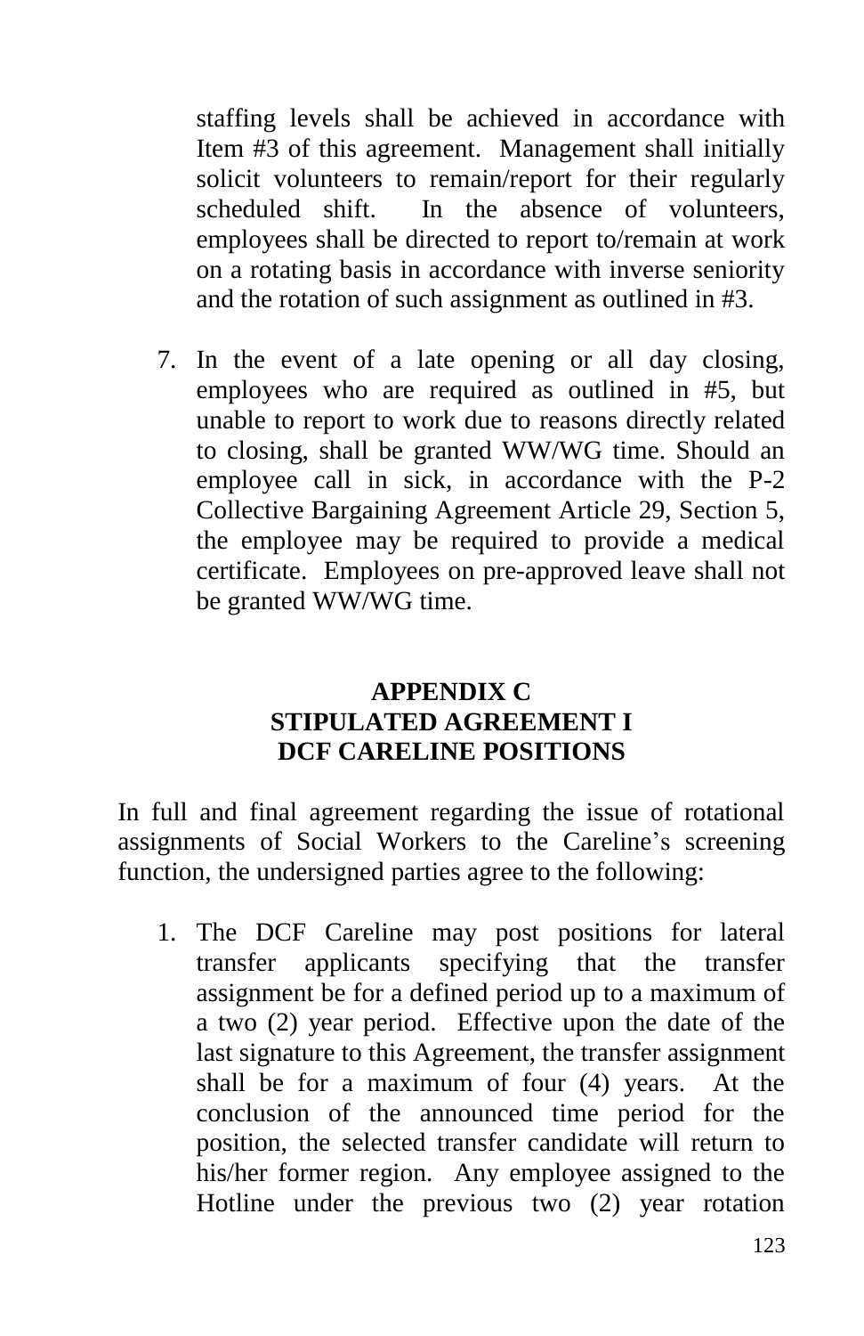staffing levels shall be achieved in accordance with Item #3 of this agreement. Management shall initially solicit volunteers to remain/report for their regularly scheduled shift. In the absence of volunteers, employees shall be directed to report to/remain at work on a rotating basis in accordance with inverse seniority and the rotation of such assignment as outlined in #3.

7. In the event of a late opening or all day closing, employees who are required as outlined in #5, but unable to report to work due to reasons directly related to closing, shall be granted WW/WG time. Should an employee call in sick, in accordance with the P-2 Collective Bargaining Agreement Article 29, Section 5, the employee may be required to provide a medical certificate. Employees on pre-approved leave shall not be granted WW/WG time.

## APPENDIX C
## STIPULATED AGREEMENT I
## DCF CARELINE POSITIONS

In full and final agreement regarding the issue of rotational assignments of Social Workers to the Careline's screening function, the undersigned parties agree to the following:

1. The DCF Careline may post positions for lateral transfer applicants specifying that the transfer assignment be for a defined period up to a maximum of a two (2) year period. Effective upon the date of the last signature to this Agreement, the transfer assignment shall be for a maximum of four (4) years. At the conclusion of the announced time period for the position, the selected transfer candidate will return to his/her former region. Any employee assigned to the Hotline under the previous two (2) year rotation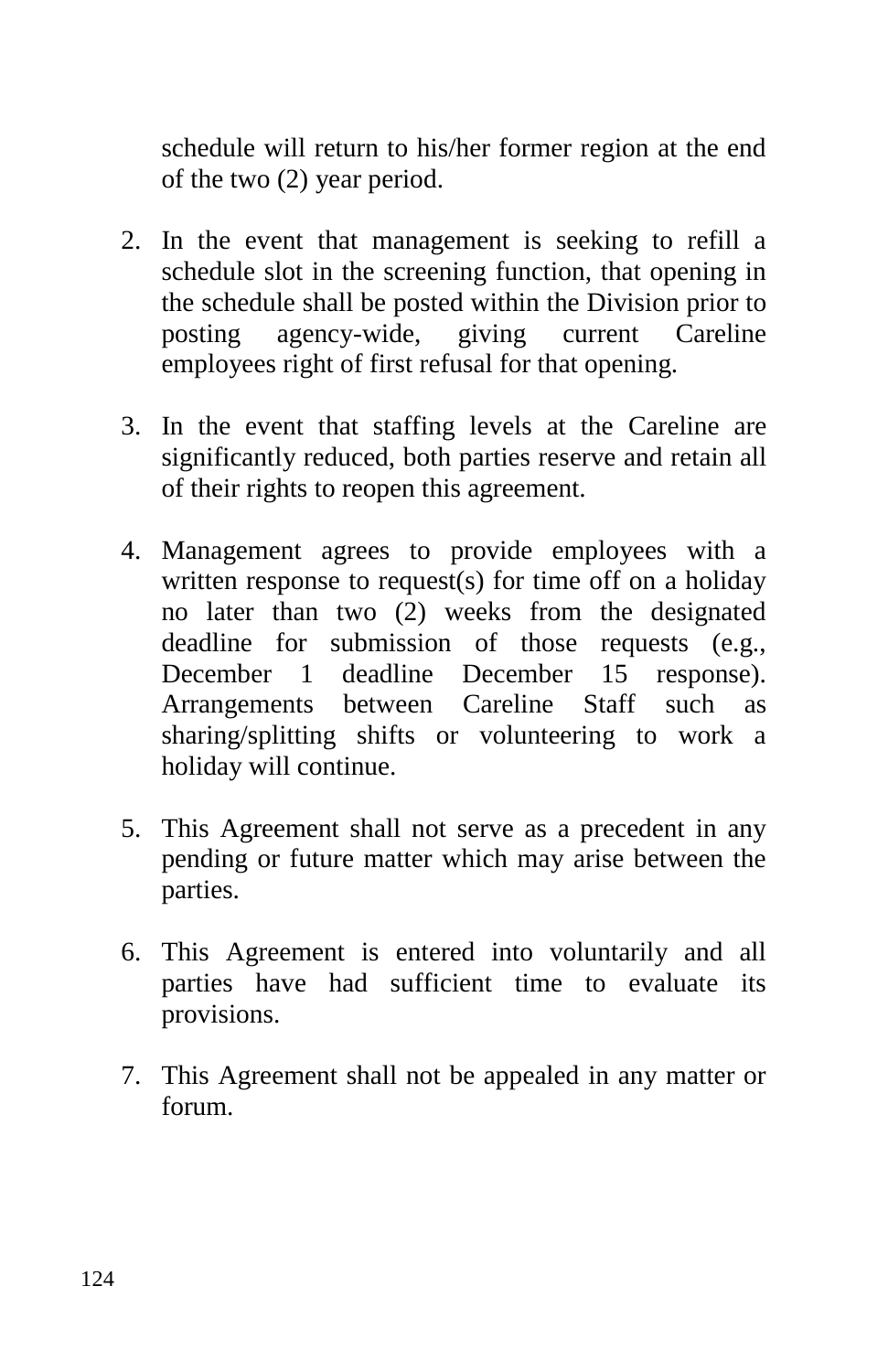schedule will return to his/her former region at the end of the two (2) year period.

2. In the event that management is seeking to refill a schedule slot in the screening function, that opening in the schedule shall be posted within the Division prior to posting agency-wide, giving current Careline employees right of first refusal for that opening.

3. In the event that staffing levels at the Careline are significantly reduced, both parties reserve and retain all of their rights to reopen this agreement.

4. Management agrees to provide employees with a written response to request(s) for time off on a holiday no later than two (2) weeks from the designated deadline for submission of those requests (e.g., December 1 deadline December 15 response). Arrangements between Careline Staff such as sharing/splitting shifts or volunteering to work a holiday will continue.

5. This Agreement shall not serve as a precedent in any pending or future matter which may arise between the parties.

6. This Agreement is entered into voluntarily and all parties have had sufficient time to evaluate its provisions.

7. This Agreement shall not be appealed in any matter or forum.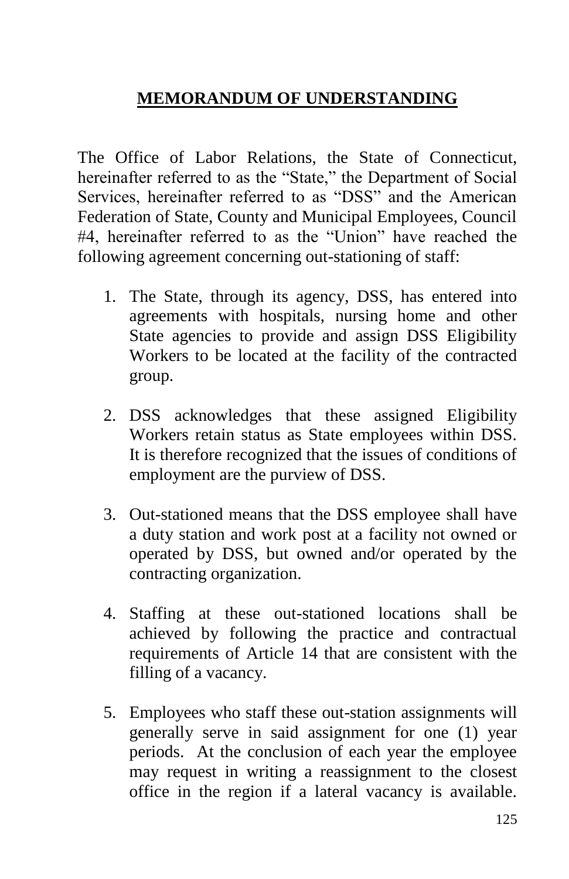## **MEMORANDUM OF UNDERSTANDING**

The Office of Labor Relations, the State of Connecticut, hereinafter referred to as the "State," the Department of Social Services, hereinafter referred to as "DSS" and the American Federation of State, County and Municipal Employees, Council #4, hereinafter referred to as the "Union" have reached the following agreement concerning out-stationing of staff:

1. The State, through its agency, DSS, has entered into agreements with hospitals, nursing home and other State agencies to provide and assign DSS Eligibility Workers to be located at the facility of the contracted group.

2. DSS acknowledges that these assigned Eligibility Workers retain status as State employees within DSS. It is therefore recognized that the issues of conditions of employment are the purview of DSS.

3. Out-stationed means that the DSS employee shall have a duty station and work post at a facility not owned or operated by DSS, but owned and/or operated by the contracting organization.

4. Staffing at these out-stationed locations shall be achieved by following the practice and contractual requirements of Article 14 that are consistent with the filling of a vacancy.

5. Employees who staff these out-station assignments will generally serve in said assignment for one (1) year periods. At the conclusion of each year the employee may request in writing a reassignment to the closest office in the region if a lateral vacancy is available.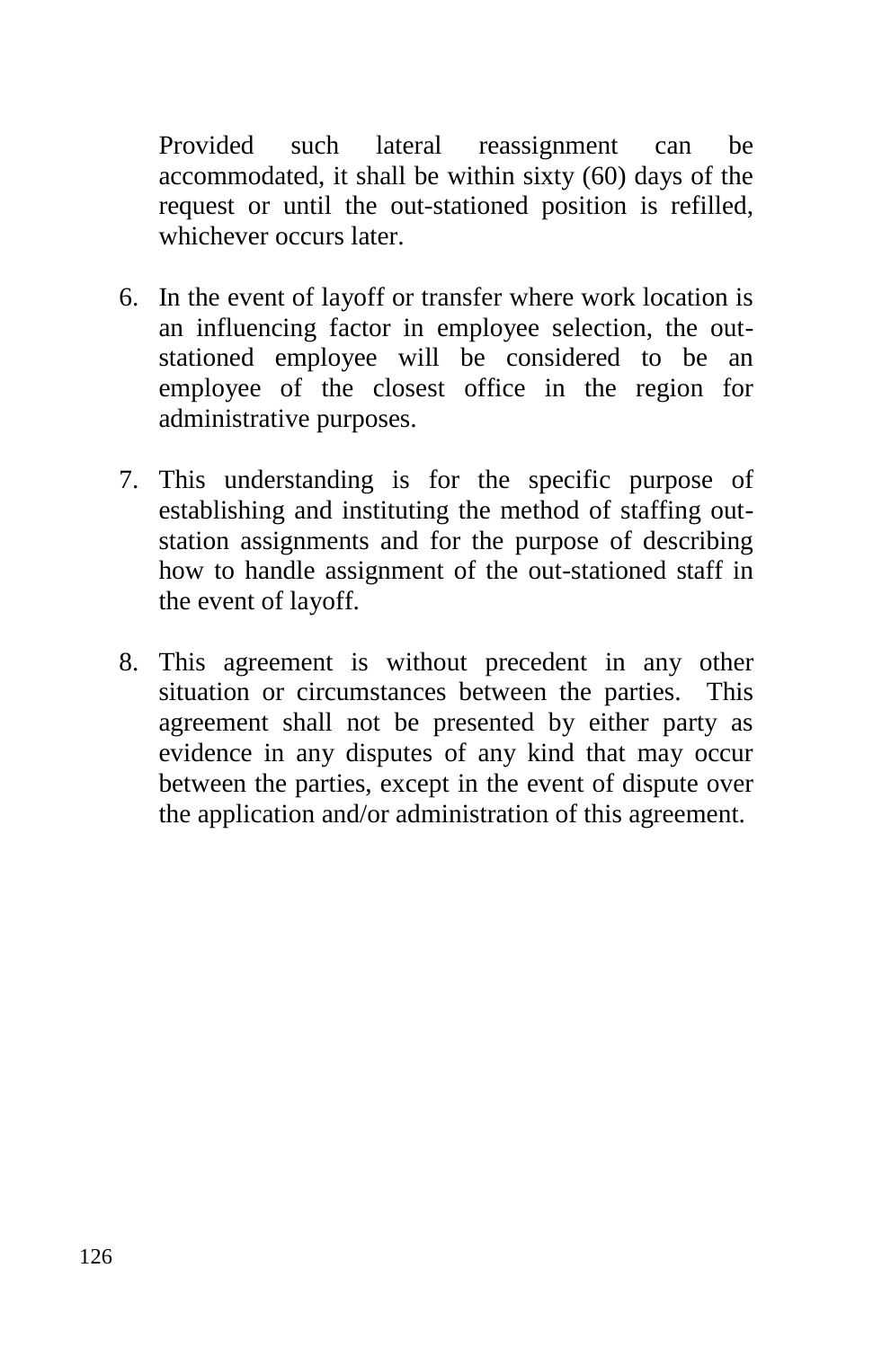Provided such lateral reassignment can be accommodated, it shall be within sixty (60) days of the request or until the out-stationed position is refilled, whichever occurs later.

6. In the event of layoff or transfer where work location is an influencing factor in employee selection, the out-stationed employee will be considered to be an employee of the closest office in the region for administrative purposes.

7. This understanding is for the specific purpose of establishing and instituting the method of staffing out-station assignments and for the purpose of describing how to handle assignment of the out-stationed staff in the event of layoff.

8. This agreement is without precedent in any other situation or circumstances between the parties. This agreement shall not be presented by either party as evidence in any disputes of any kind that may occur between the parties, except in the event of dispute over the application and/or administration of this agreement.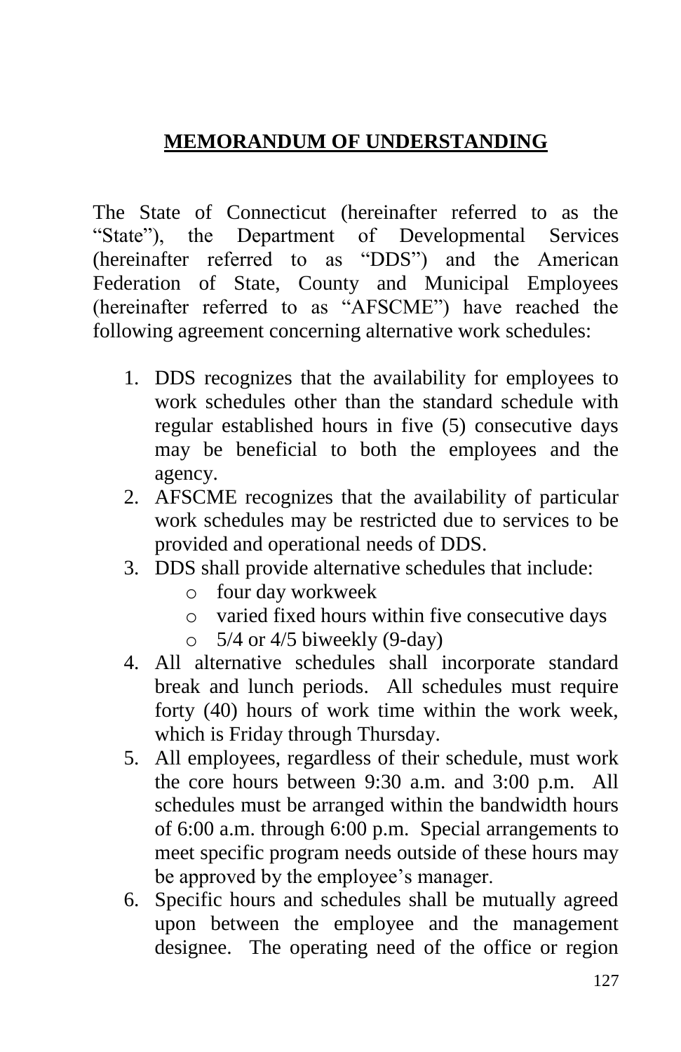## MEMORANDUM OF UNDERSTANDING

The State of Connecticut (hereinafter referred to as the "State"), the Department of Developmental Services (hereinafter referred to as "DDS") and the American Federation of State, County and Municipal Employees (hereinafter referred to as "AFSCME") have reached the following agreement concerning alternative work schedules:

1. DDS recognizes that the availability for employees to work schedules other than the standard schedule with regular established hours in five (5) consecutive days may be beneficial to both the employees and the agency.
2. AFSCME recognizes that the availability of particular work schedules may be restricted due to services to be provided and operational needs of DDS.
3. DDS shall provide alternative schedules that include:
   - four day workweek
   - varied fixed hours within five consecutive days
   - 5/4 or 4/5 biweekly (9-day)
4. All alternative schedules shall incorporate standard break and lunch periods. All schedules must require forty (40) hours of work time within the work week, which is Friday through Thursday.
5. All employees, regardless of their schedule, must work the core hours between 9:30 a.m. and 3:00 p.m. All schedules must be arranged within the bandwidth hours of 6:00 a.m. through 6:00 p.m. Special arrangements to meet specific program needs outside of these hours may be approved by the employee's manager.
6. Specific hours and schedules shall be mutually agreed upon between the employee and the management designee. The operating need of the office or region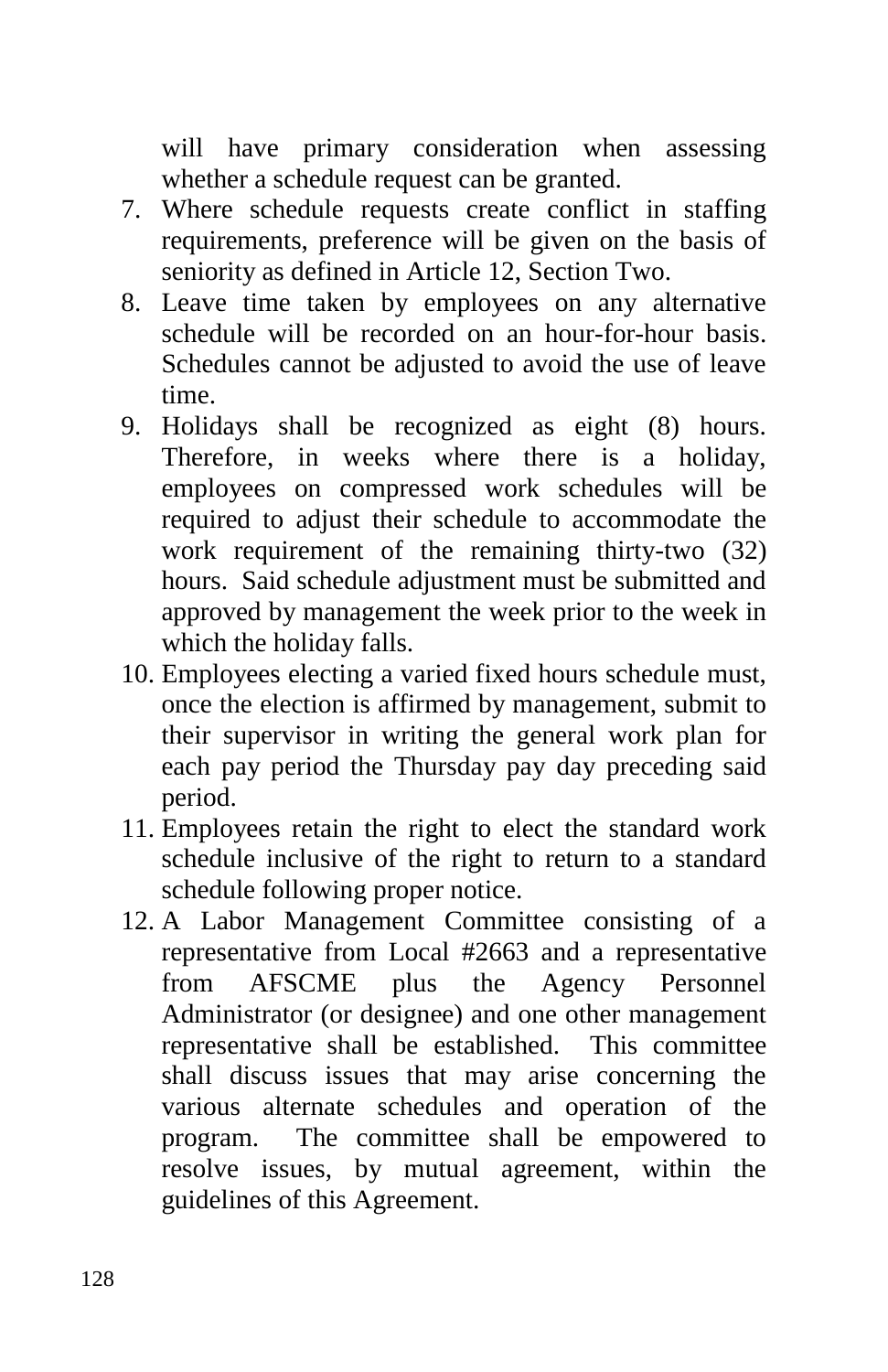will have primary consideration when assessing whether a schedule request can be granted.

7. Where schedule requests create conflict in staffing requirements, preference will be given on the basis of seniority as defined in Article 12, Section Two.
8. Leave time taken by employees on any alternative schedule will be recorded on an hour-for-hour basis. Schedules cannot be adjusted to avoid the use of leave time.
9. Holidays shall be recognized as eight (8) hours. Therefore, in weeks where there is a holiday, employees on compressed work schedules will be required to adjust their schedule to accommodate the work requirement of the remaining thirty-two (32) hours. Said schedule adjustment must be submitted and approved by management the week prior to the week in which the holiday falls.
10. Employees electing a varied fixed hours schedule must, once the election is affirmed by management, submit to their supervisor in writing the general work plan for each pay period the Thursday pay day preceding said period.
11. Employees retain the right to elect the standard work schedule inclusive of the right to return to a standard schedule following proper notice.
12. A Labor Management Committee consisting of a representative from Local #2663 and a representative from AFSCME plus the Agency Personnel Administrator (or designee) and one other management representative shall be established. This committee shall discuss issues that may arise concerning the various alternate schedules and operation of the program. The committee shall be empowered to resolve issues, by mutual agreement, within the guidelines of this Agreement.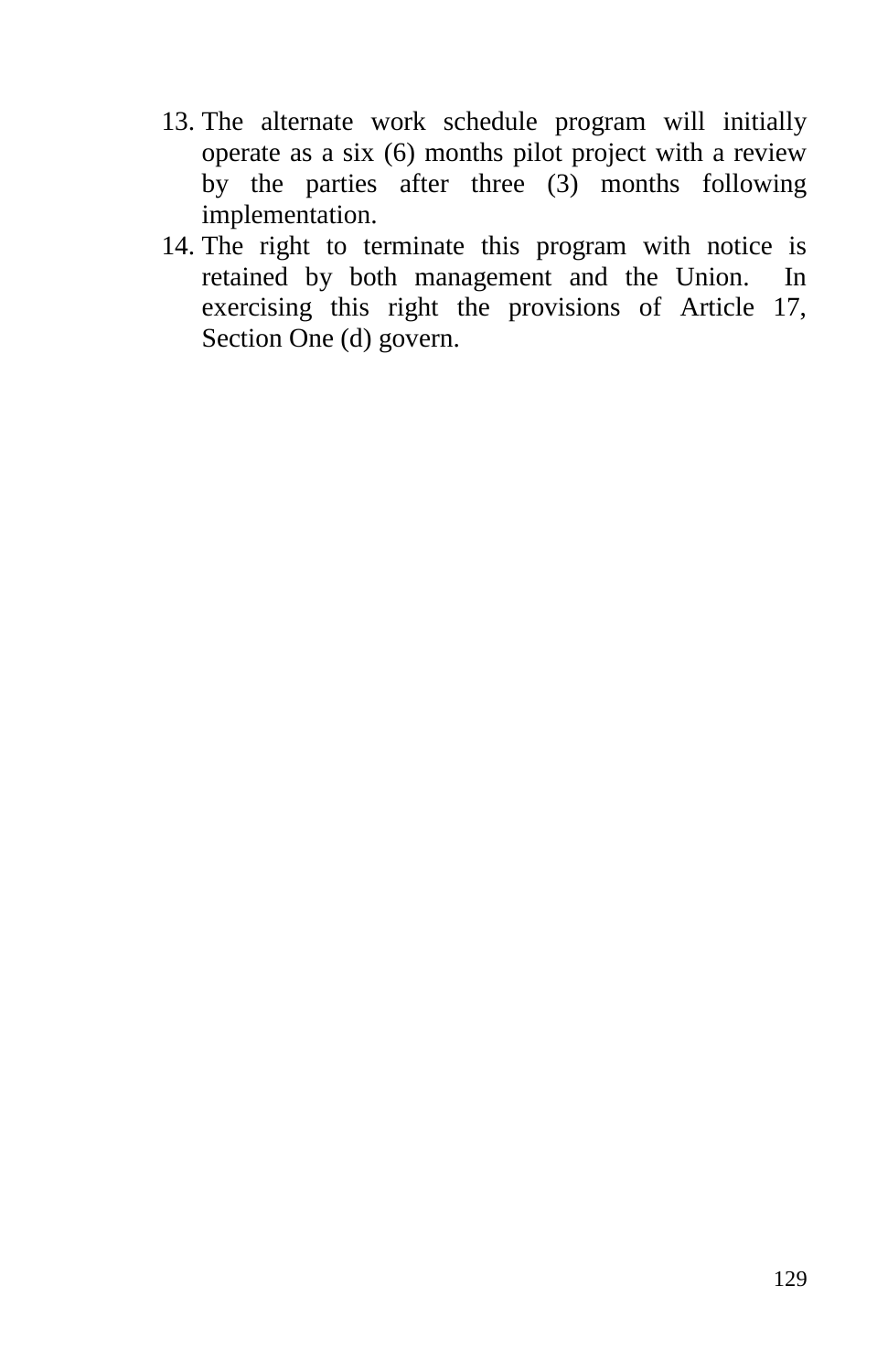13. The alternate work schedule program will initially operate as a six (6) months pilot project with a review by the parties after three (3) months following implementation.
14. The right to terminate this program with notice is retained by both management and the Union. In exercising this right the provisions of Article 17, Section One (d) govern.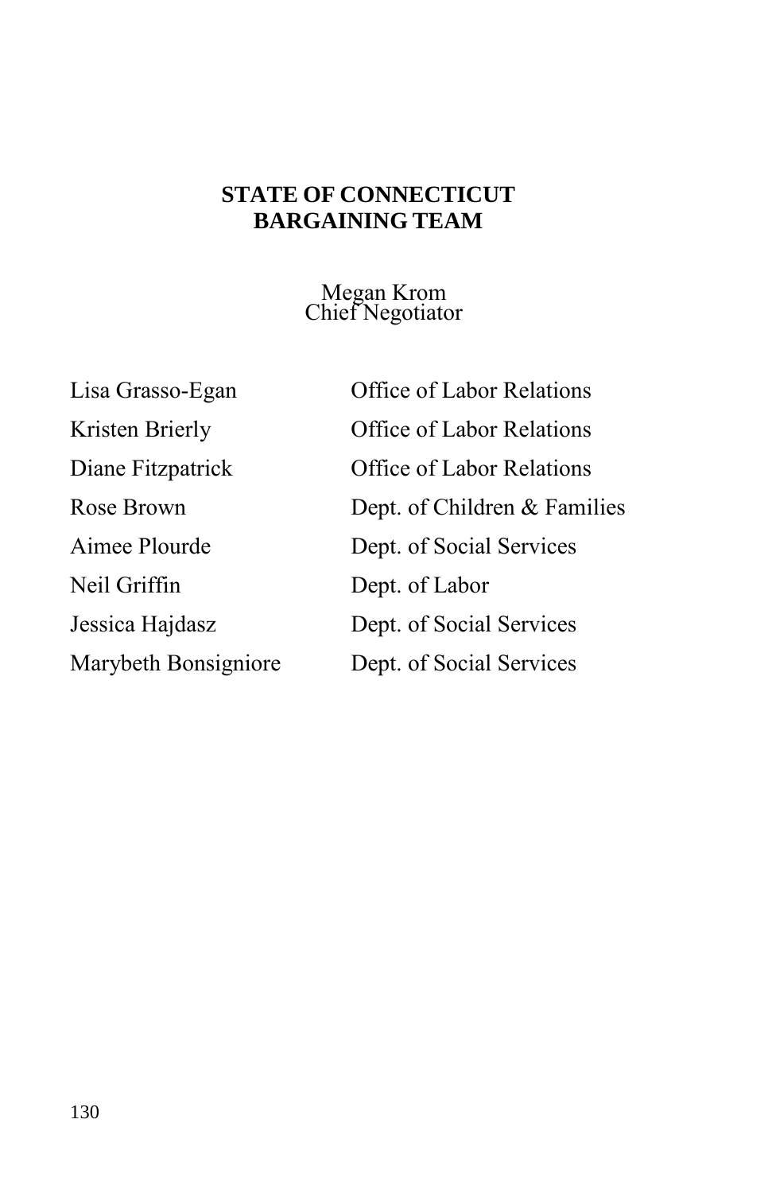**STATE OF CONNECTICUT**
**BARGAINING TEAM**

Megan Krom
Chief Negotiator

| | |
|---|---|
| Lisa Grasso-Egan | Office of Labor Relations |
| Kristen Brierly | Office of Labor Relations |
| Diane Fitzpatrick | Office of Labor Relations |
| Rose Brown | Dept. of Children & Families |
| Aimee Plourde | Dept. of Social Services |
| Neil Griffin | Dept. of Labor |
| Jessica Hajdasz | Dept. of Social Services |
| Marybeth Bonsigniore | Dept. of Social Services |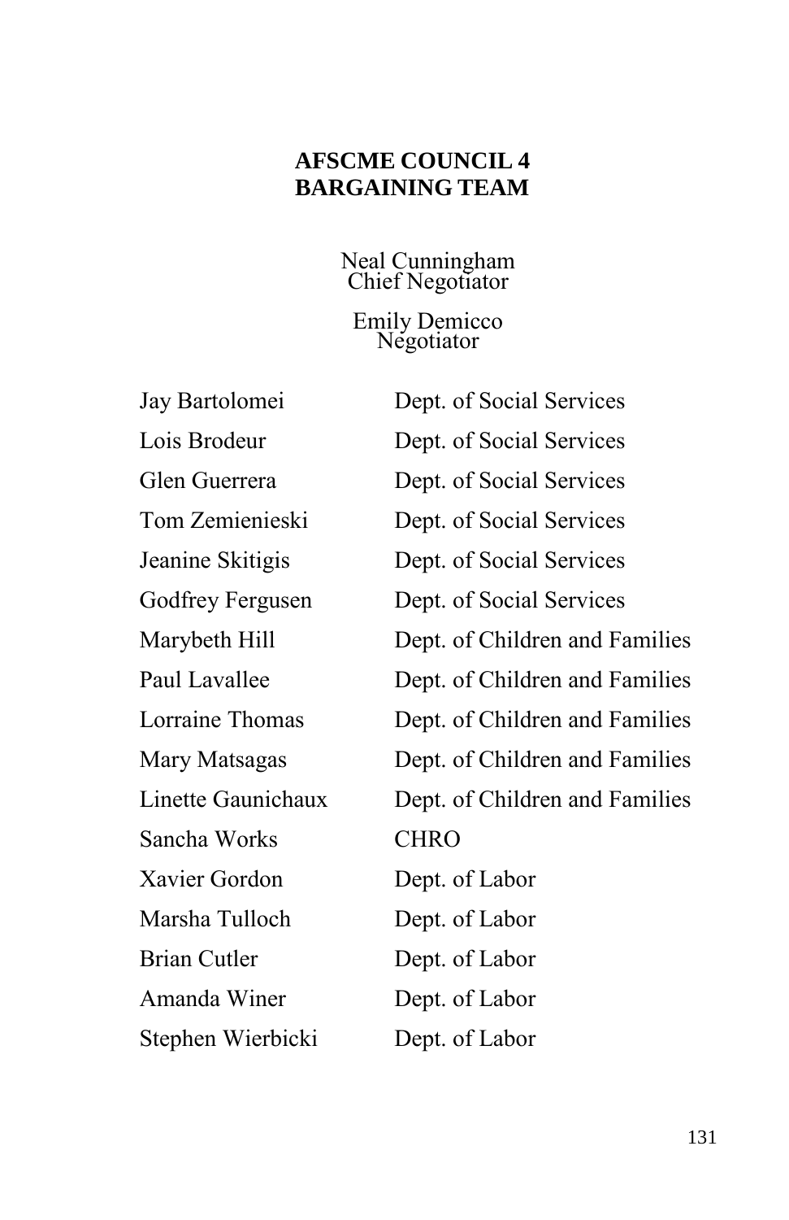# AFSCME COUNCIL 4
# BARGAINING TEAM

Neal Cunningham
Chief Negotiator

Emily Demicco
Negotiator

| | |
|---|---|
| Jay Bartolomei | Dept. of Social Services |
| Lois Brodeur | Dept. of Social Services |
| Glen Guerrera | Dept. of Social Services |
| Tom Zemienieski | Dept. of Social Services |
| Jeanine Skitigis | Dept. of Social Services |
| Godfrey Fergusen | Dept. of Social Services |
| Marybeth Hill | Dept. of Children and Families |
| Paul Lavallee | Dept. of Children and Families |
| Lorraine Thomas | Dept. of Children and Families |
| Mary Matsagas | Dept. of Children and Families |
| Linette Gaunichaux | Dept. of Children and Families |
| Sancha Works | CHRO |
| Xavier Gordon | Dept. of Labor |
| Marsha Tulloch | Dept. of Labor |
| Brian Cutler | Dept. of Labor |
| Amanda Winer | Dept. of Labor |
| Stephen Wierbicki | Dept. of Labor |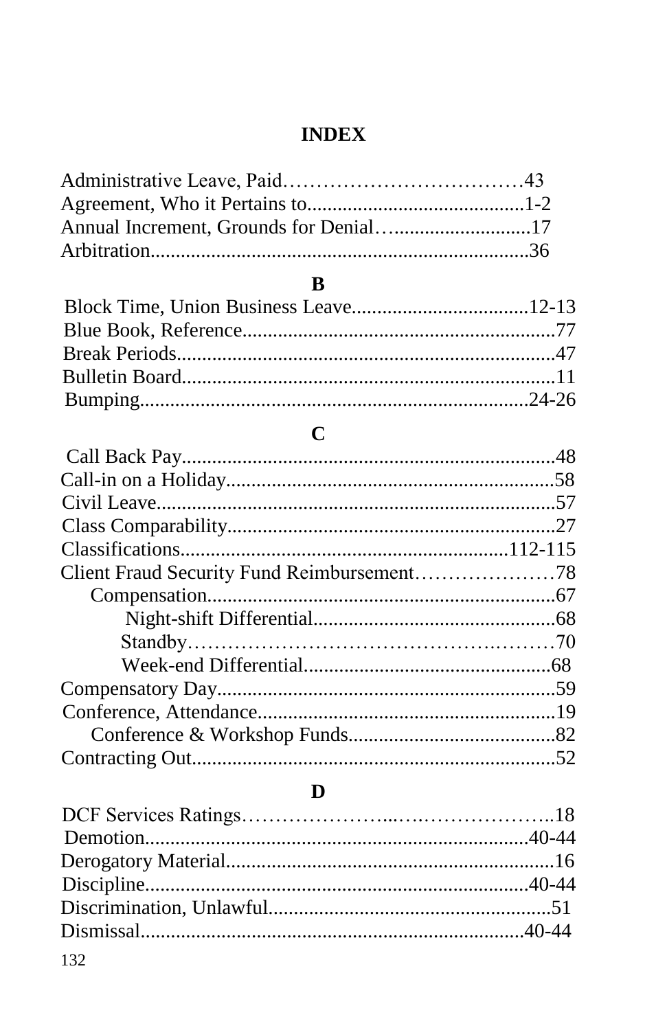# INDEX

Administrative Leave, Paid……………………………43
Agreement, Who it Pertains to...........................................1-2
Annual Increment, Grounds for Denial…...........................17
Arbitration.........................................................................36

**B**

Block Time, Union Business Leave..................................12-13
Blue Book, Reference.............................................................77
Break Periods..........................................................................47
Bulletin Board.........................................................................11
Bumping...........................................................................24-26

**C**

Call Back Pay.........................................................................48
Call-in on a Holiday................................................................58
Civil Leave..............................................................................57
Class Comparability................................................................27
Classifications..............................................................112-115
Client Fraud Security Fund Reimbursement…………………78
- Compensation....................................................................67
  - Night-shift Differential................................................68
  - Standby……………………………………………70
  - Week-end Differential................................................68

Compensatory Day..................................................................59
Conference, Attendance..........................................................19
- Conference & Workshop Funds.........................................82

Contracting Out......................................................................52

**D**

DCF Services Ratings…………………...…………………..18
Demotion..........................................................................40-44
Derogatory Material................................................................16
Discipline..........................................................................40-44
Discrimination, Unlawful.......................................................51
Dismissal..........................................................................40-44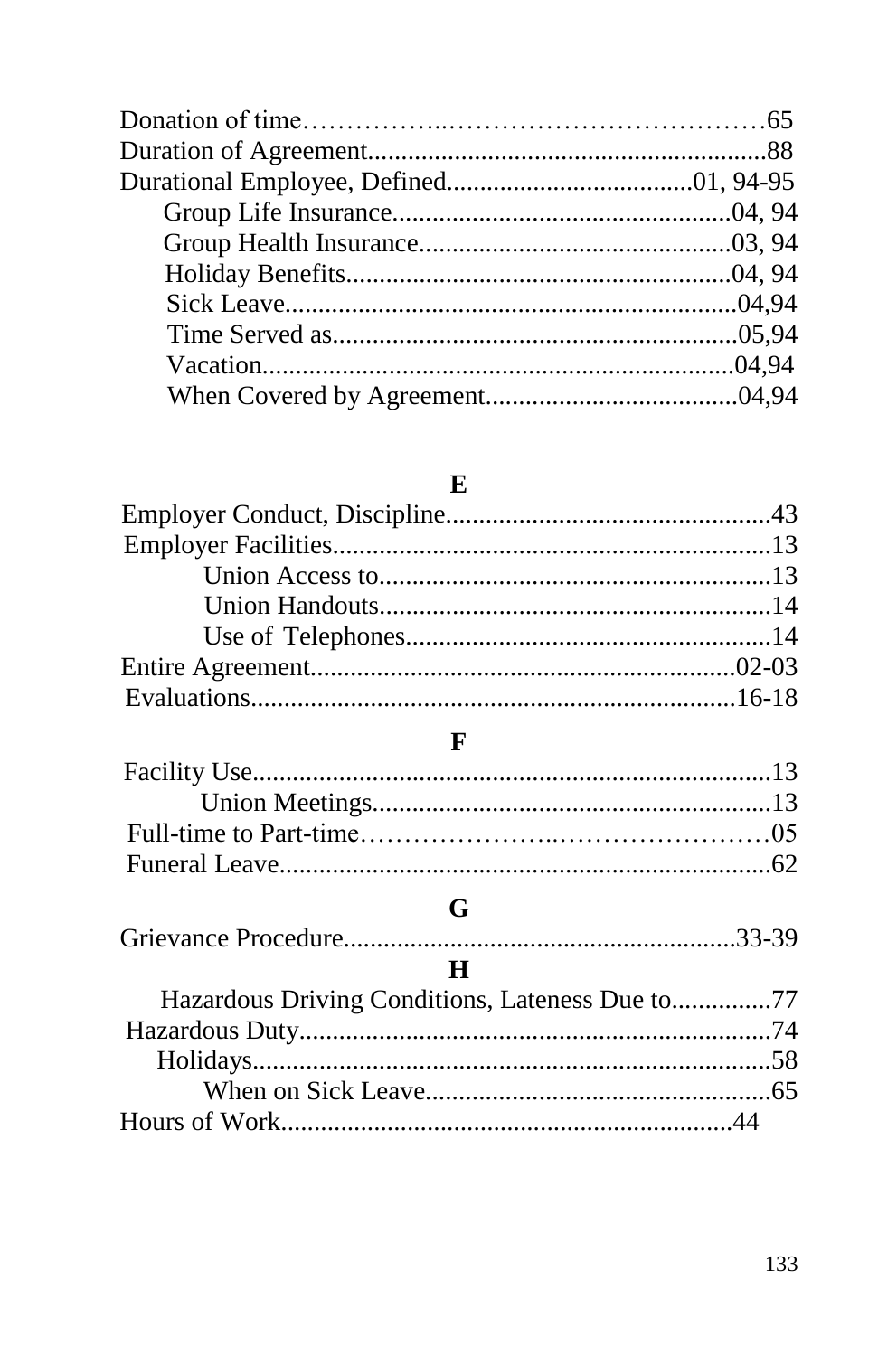Donation of time……………..……………………………65
Duration of Agreement..........................................................88
Durational Employee, Defined....................................01, 94-95
- Group Life Insurance..................................................04, 94
- Group Health Insurance..............................................03, 94
- Holiday Benefits..........................................................04, 94
- Sick Leave...................................................................04,94
- Time Served as............................................................05,94
- Vacation......................................................................04,94
- When Covered by Agreement......................................04,94

## E

Employer Conduct, Discipline................................................43
Employer Facilities.................................................................13
- Union Access to..........................................................13
- Union Handouts..........................................................14
- Use of Telephones......................................................14

Entire Agreement...............................................................02-03
Evaluations........................................................................16-18

## F

Facility Use............................................................................13
- Union Meetings............................................................13

Full-time to Part-time……………………..…………………05
Funeral Leave.........................................................................62

## G

Grievance Procedure...........................................................33-39

## H

Hazardous Driving Conditions, Lateness Due to...............77
Hazardous Duty......................................................................74
Holidays..................................................................................58
- When on Sick Leave....................................................65

Hours of Work....................................................................44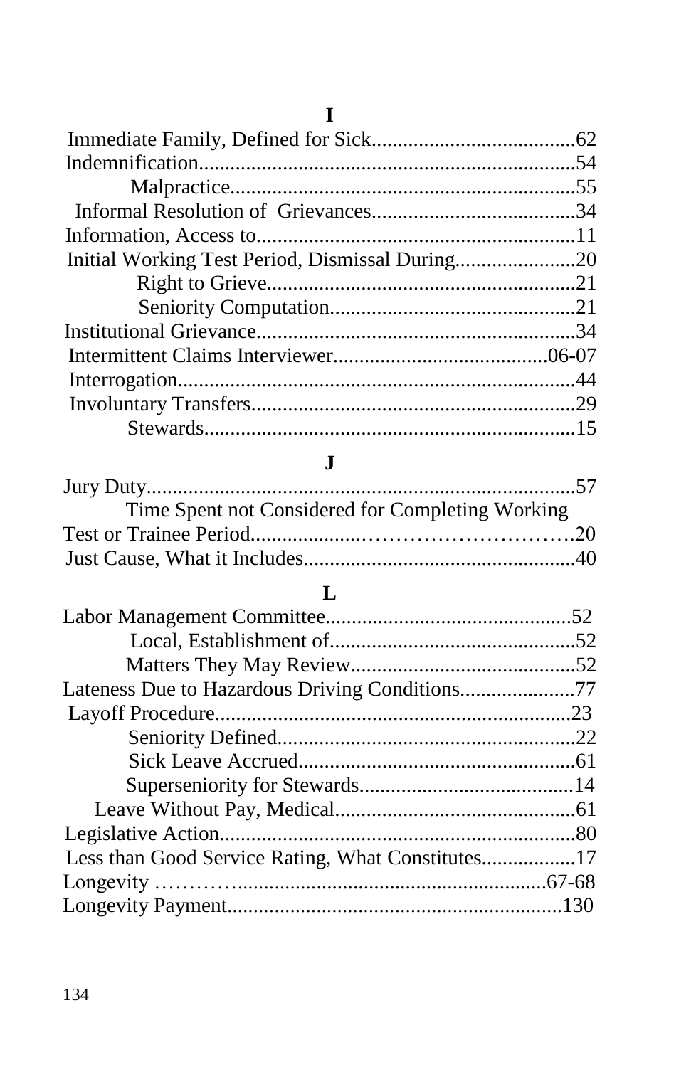## I

Immediate Family, Defined for Sick........................................62
Indemnification........................................................................54
Malpractice..................................................................55
Informal Resolution of Grievances........................................34
Information, Access to.............................................................11
Initial Working Test Period, Dismissal During........................20
Right to Grieve...........................................................21
Seniority Computation...............................................21
Institutional Grievance.............................................................34
Intermittent Claims Interviewer..........................................06-07
Interrogation............................................................................44
Involuntary Transfers...............................................................29
Stewards.......................................................................15

## J

Jury Duty..................................................................................57
Time Spent not Considered for Completing Working Test or Trainee Period...................................................20
Just Cause, What it Includes....................................................40

## L

Labor Management Committee...............................................52
Local, Establishment of...............................................52
Matters They May Review...........................................52
Lateness Due to Hazardous Driving Conditions......................77
Layoff Procedure....................................................................23
Seniority Defined.........................................................22
Sick Leave Accrued.....................................................61
Superseniority for Stewards.........................................14
Leave Without Pay, Medical..............................................61
Legislative Action....................................................................80
Less than Good Service Rating, What Constitutes..................17
Longevity ...........................................................................67-68
Longevity Payment.................................................................130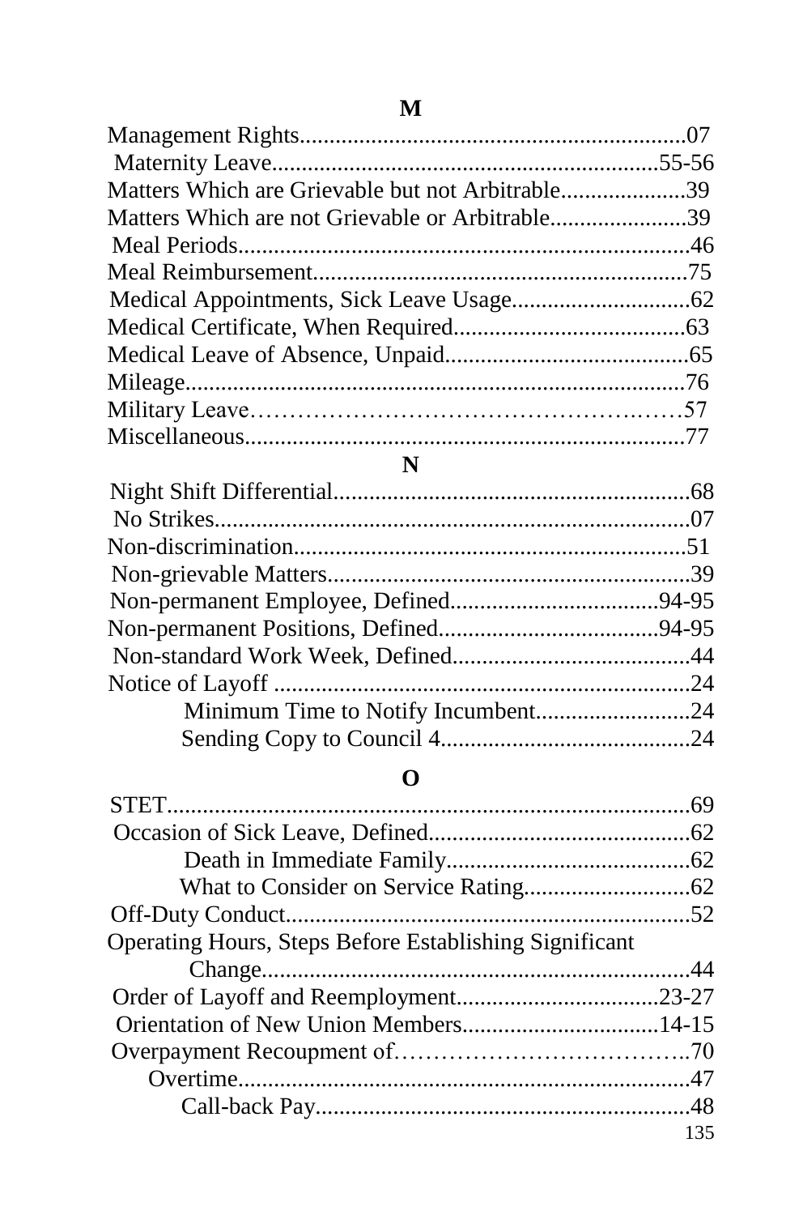## M

Management Rights.................................................................07
Maternity Leave.................................................................55-56
Matters Which are Grievable but not Arbitrable.....................39
Matters Which are not Grievable or Arbitrable.......................39
Meal Periods............................................................................46
Meal Reimbursement...............................................................75
Medical Appointments, Sick Leave Usage..............................62
Medical Certificate, When Required.......................................63
Medical Leave of Absence, Unpaid.........................................65
Mileage....................................................................................76
Military Leave……………………………………………57
Miscellaneous..........................................................................77

## N

Night Shift Differential............................................................68
No Strikes................................................................................07
Non-discrimination..................................................................51
Non-grievable Matters.............................................................39
Non-permanent Employee, Defined...................................94-95
Non-permanent Positions, Defined....................................94-95
Non-standard Work Week, Defined.........................................44
Notice of Layoff ......................................................................24
- Minimum Time to Notify Incumbent..........................24
- Sending Copy to Council 4..........................................24

## O

STET.........................................................................................69
Occasion of Sick Leave, Defined............................................62
- Death in Immediate Family.........................................62
- What to Consider on Service Rating............................62

Off-Duty Conduct....................................................................52
Operating Hours, Steps Before Establishing Significant Change........................................................................44
Order of Layoff and Reemployment..................................23-27
Orientation of New Union Members.................................14-15
Overpayment Recoupment of……………………………..70
Overtime...........................................................................47
- Call-back Pay...............................................................48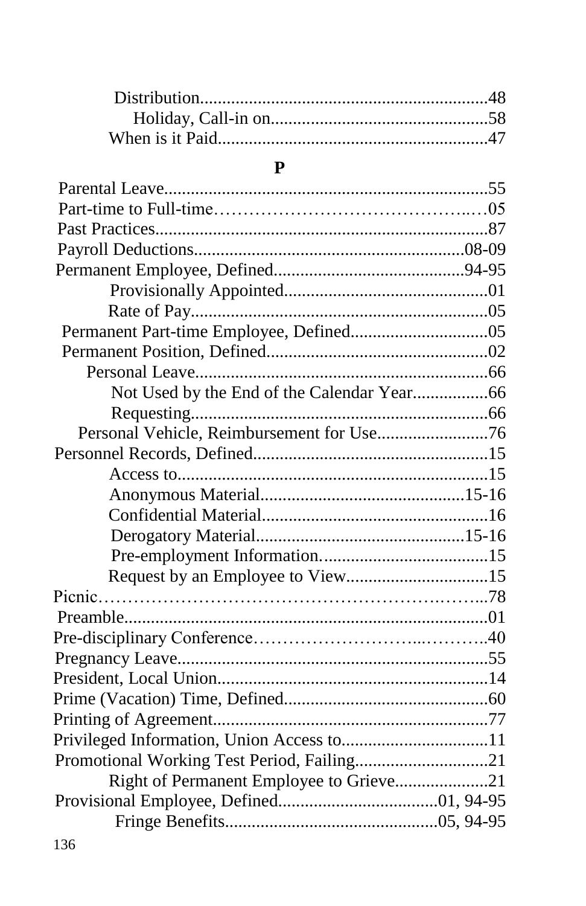Distribution....................................................................48
Holiday, Call-in on....................................................58
When is it Paid............................................................47

## P

Parental Leave.........................................................................55
Part-time to Full-time……………………………………..…05
Past Practices..........................................................................87
Payroll Deductions.............................................................08-09
Permanent Employee, Defined...........................................94-95
Provisionally Appointed..............................................01
Rate of Pay...................................................................05
Permanent Part-time Employee, Defined...............................05
Permanent Position, Defined.................................................02
Personal Leave.................................................................66
Not Used by the End of the Calendar Year.................66
Requesting..................................................................66
Personal Vehicle, Reimbursement for Use.........................76
Personnel Records, Defined....................................................15
Access to.....................................................................15
Anonymous Material..............................................15-16
Confidential Material..................................................16
Derogatory Material...............................................15-16
Pre-employment Information......................................15
Request by an Employee to View................................15
Picnic……………………………………………………...78
Preamble.................................................................................01
Pre-disciplinary Conference……………………..………..40
Pregnancy Leave......................................................................55
President, Local Union.............................................................14
Prime (Vacation) Time, Defined..............................................60
Printing of Agreement..............................................................77
Privileged Information, Union Access to.................................11
Promotional Working Test Period, Failing..............................21
Right of Permanent Employee to Grieve.....................21
Provisional Employee, Defined...................................01, 94-95
Fringe Benefits..............................................05, 94-95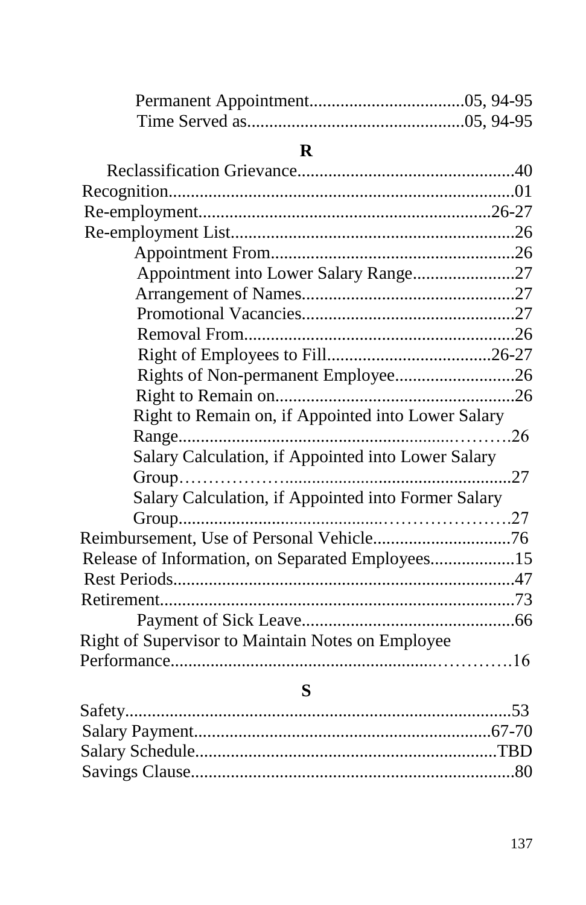Permanent Appointment..................................05, 94-95
Time Served as................................................05, 94-95

**R**

Reclassification Grievance................................................40
Recognition.............................................................................01
Re-employment.................................................................26-27
Re-employment List................................................................26
Appointment From.......................................................26
Appointment into Lower Salary Range.......................27
Arrangement of Names................................................27
Promotional Vacancies................................................27
Removal From.............................................................26
Right of Employees to Fill.....................................26-27
Rights of Non-permanent Employee...........................26
Right to Remain on......................................................26
Right to Remain on, if Appointed into Lower Salary Range...........................................................……….26
Salary Calculation, if Appointed into Lower Salary Group………………...................................................27
Salary Calculation, if Appointed into Former Salary Group............................................…………………..27
Reimbursement, Use of Personal Vehicle...............................76
Release of Information, on Separated Employees...................15
Rest Periods............................................................................47
Retirement...............................................................................73
Payment of Sick Leave................................................66
Right of Supervisor to Maintain Notes on Employee Performance.........................................................…………16

**S**

Safety......................................................................................53
Salary Payment..................................................................67-70
Salary Schedule....................................................................TBD
Savings Clause........................................................................80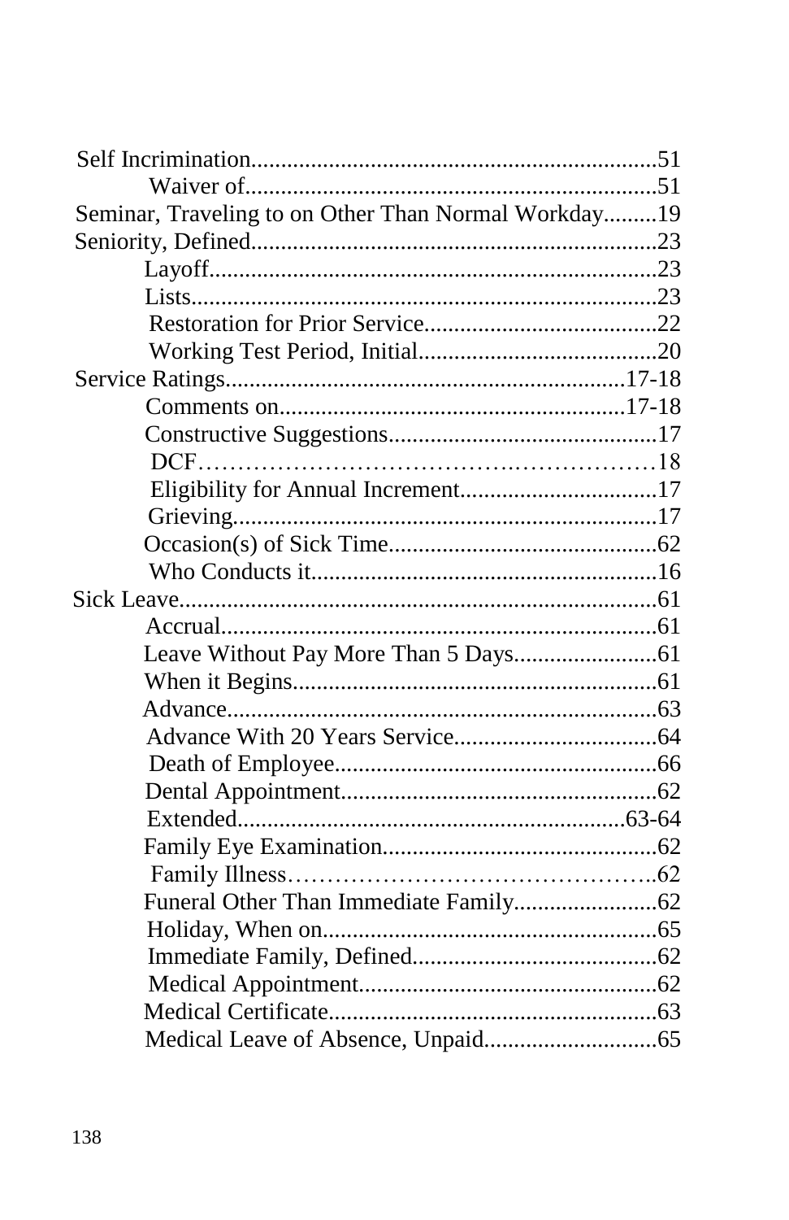Self Incrimination....................................................................51
- Waiver of....................................................................51

Seminar, Traveling to on Other Than Normal Workday.........19

Seniority, Defined....................................................................23
- Layoff..........................................................................23
- Lists.............................................................................23
- Restoration for Prior Service.......................................22
- Working Test Period, Initial........................................20

Service Ratings..................................................................17-18
- Comments on..........................................................17-18
- Constructive Suggestions.............................................17
- DCF……………………………………………………18
- Eligibility for Annual Increment.................................17
- Grieving......................................................................17
- Occasion(s) of Sick Time.............................................62
- Who Conducts it..........................................................16

Sick Leave...............................................................................61
- Accrual........................................................................61
- Leave Without Pay More Than 5 Days........................61
- When it Begins.............................................................61
- Advance.......................................................................63
- Advance With 20 Years Service..................................64
- Death of Employee......................................................66
- Dental Appointment....................................................62
- Extended................................................................63-64
- Family Eye Examination.............................................62
- Family Illness……………………………………..62
- Funeral Other Than Immediate Family........................62
- Holiday, When on........................................................65
- Immediate Family, Defined.........................................62
- Medical Appointment.................................................62
- Medical Certificate......................................................63
- Medical Leave of Absence, Unpaid............................65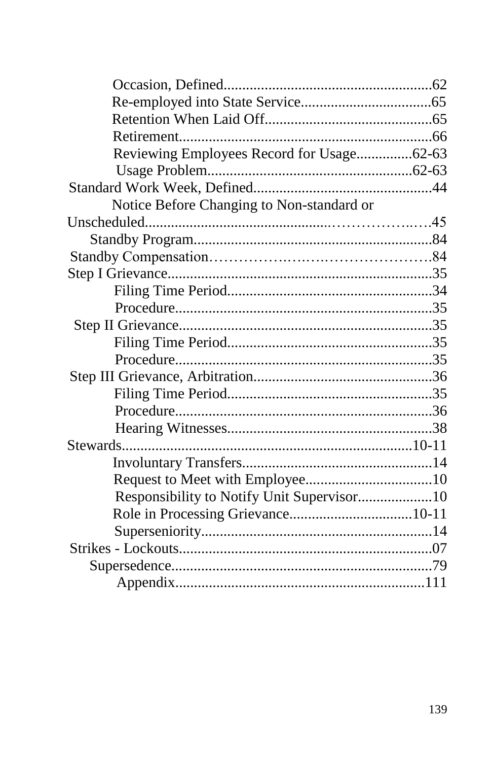Occasion, Defined........................................................62
Re-employed into State Service...................................65
Retention When Laid Off.............................................65
Retirement...................................................................66
Reviewing Employees Record for Usage...............62-63
Usage Problem.......................................................62-63

Standard Work Week, Defined................................................44
Notice Before Changing to Non-standard or Unscheduled..........................................................................45
Standby Program...............................................................84

Standby Compensation………………………………………84

Step I Grievance......................................................................35
Filing Time Period......................................................34
Procedure....................................................................35

Step II Grievance...................................................................35
Filing Time Period......................................................35
Procedure....................................................................35

Step III Grievance, Arbitration................................................36
Filing Time Period......................................................35
Procedure....................................................................36
Hearing Witnesses.......................................................38

Stewards..............................................................................10-11
Involuntary Transfers...................................................14
Request to Meet with Employee..................................10
Responsibility to Notify Unit Supervisor....................10
Role in Processing Grievance.................................10-11
Superseniority..............................................................14

Strikes - Lockouts....................................................................07

Supersedence......................................................................79
Appendix...................................................................111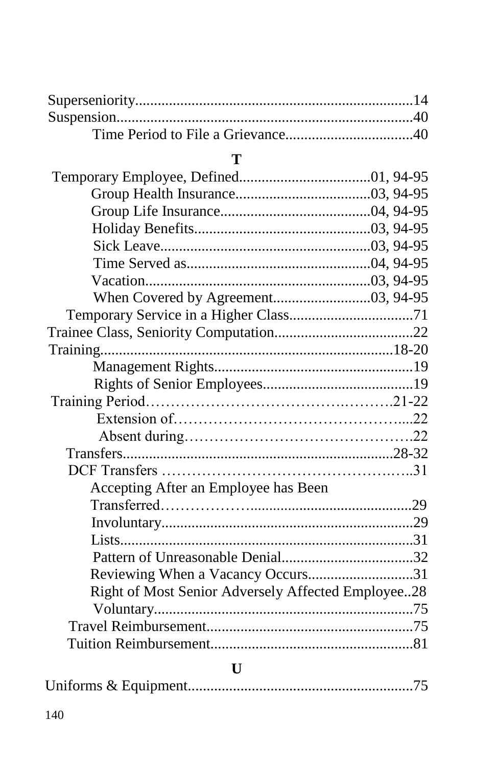Superseniority..........................................................................14
Suspension...............................................................................40
    Time Period to File a Grievance..................................40

**T**

Temporary Employee, Defined..................................01, 94-95
    Group Health Insurance....................................03, 94-95
    Group Life Insurance........................................04, 94-95
    Holiday Benefits...............................................03, 94-95
    Sick Leave.......................................................03, 94-95
    Time Served as.................................................04, 94-95
    Vacation...........................................................03, 94-95
    When Covered by Agreement..........................03, 94-95
Temporary Service in a Higher Class.................................71
Trainee Class, Seniority Computation.....................................22
Training........................................................................18-20
    Management Rights....................................................19
    Rights of Senior Employees........................................19
Training Period……………………………………….21-22
    Extension of……………………………………....22
    Absent during…………………………………….22
Transfers.......................................................................28-32
DCF Transfers …………………………………………..31
    Accepting After an Employee has Been Transferred…………….......................................29
    Involuntary..................................................................29
    Lists.............................................................................31
    Pattern of Unreasonable Denial...................................32
    Reviewing When a Vacancy Occurs............................31
    Right of Most Senior Adversely Affected Employee..28
    Voluntary....................................................................75
Travel Reimbursement.......................................................75
Tuition Reimbursement......................................................81

**U**

Uniforms & Equipment.............................................................75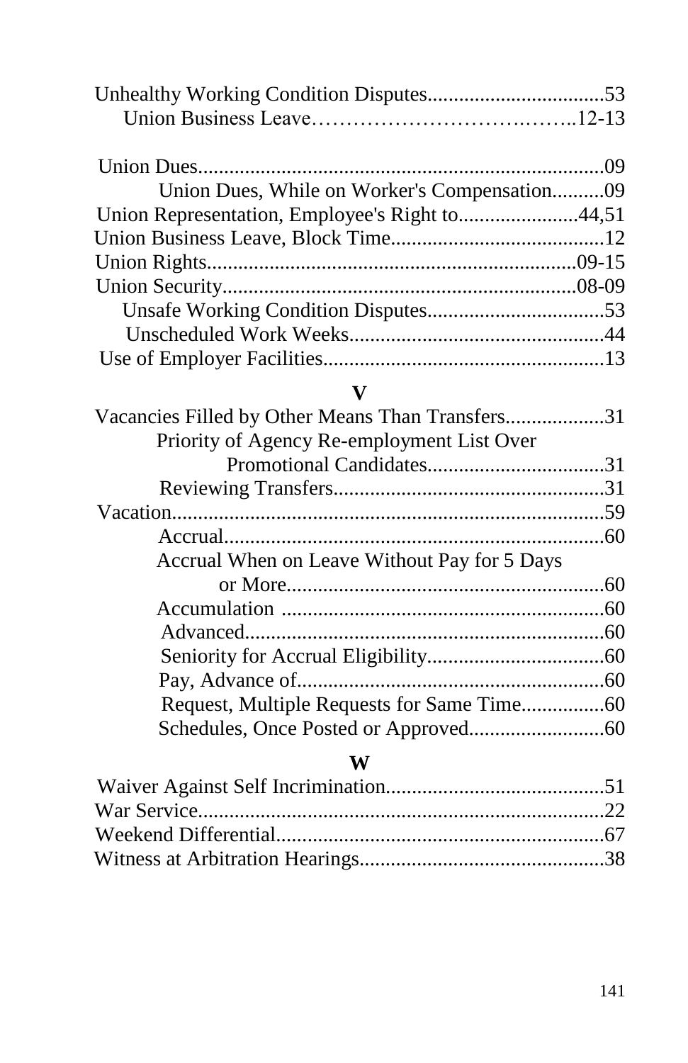Unhealthy Working Condition Disputes.................................53
Union Business Leave……………………………..……..12-13

Union Dues.............................................................................09
Union Dues, While on Worker's Compensation..........09
Union Representation, Employee's Right to.......................44,51
Union Business Leave, Block Time.........................................12
Union Rights.....................................................................09-15
Union Security..................................................................08-09
Unsafe Working Condition Disputes..................................53
Unscheduled Work Weeks.................................................44
Use of Employer Facilities.....................................................13

## V

Vacancies Filled by Other Means Than Transfers..................31
Priority of Agency Re-employment List Over Promotional Candidates..................................31
Reviewing Transfers...................................................31
Vacation..................................................................................59
Accrual........................................................................60
Accrual When on Leave Without Pay for 5 Days or More............................................................60
Accumulation ..............................................................60
Advanced....................................................................60
Seniority for Accrual Eligibility..................................60
Pay, Advance of..........................................................60
Request, Multiple Requests for Same Time................60
Schedules, Once Posted or Approved..........................60

## W

Waiver Against Self Incrimination..........................................51
War Service.............................................................................22
Weekend Differential...............................................................67
Witness at Arbitration Hearings...............................................38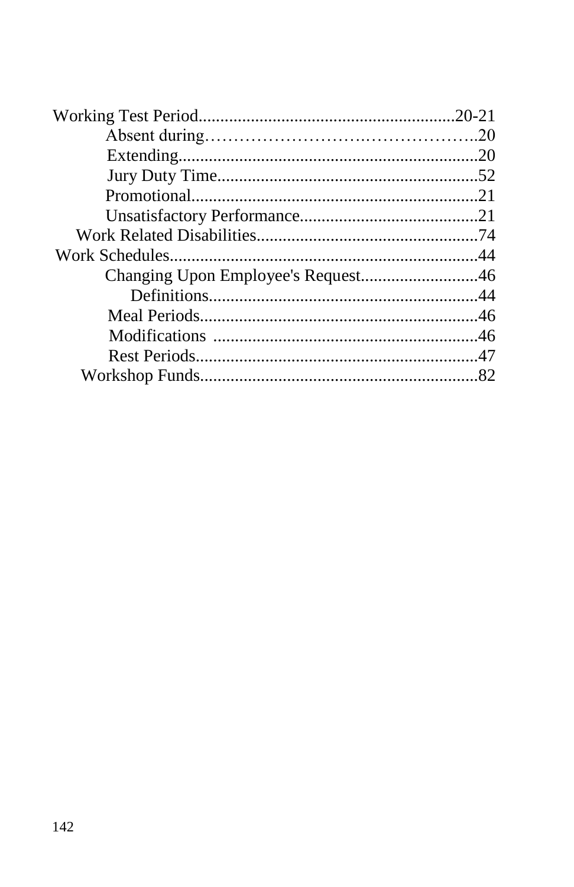Working Test Period..........................................................20-21
- Absent during………………………………………..20
- Extending....................................................................20
- Jury Duty Time............................................................52
- Promotional..................................................................21
- Unsatisfactory Performance.........................................21

Work Related Disabilities..................................................74

Work Schedules......................................................................44
- Changing Upon Employee's Request...........................46
- Definitions..............................................................44
- Meal Periods................................................................46
- Modifications .............................................................46
- Rest Periods.................................................................47

Workshop Funds.................................................................82